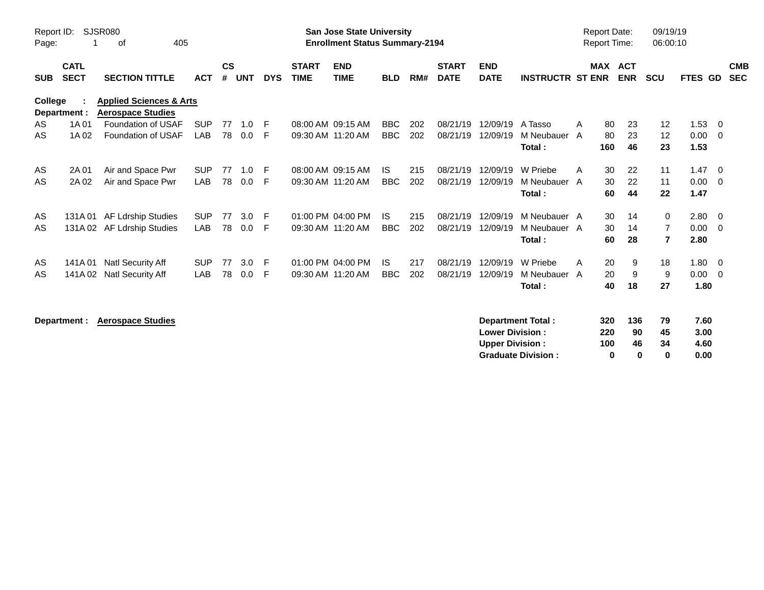Report ID: SJSR080
Page: 1 of 405

**San Jose State University**
**Enrollment Status Summary-2194**

Report Date: 09/19/19
Report Time: 06:00:10

**College : Applied Sciences & Arts**
**Department : Aerospace Studies**

| SUB | CATL SECT | SECTION TITTLE | ACT | CS # | UNT | DYS | START TIME | END TIME | BLD | RM# | START DATE | END DATE | INSTRUCTR | ST | MAX ENR | ACT ENR | SCU | FTES | GD | CMB SEC |
|---|---|---|---|---|---|---|---|---|---|---|---|---|---|---|---|---|---|---|---|---|
| AS | 1A 01 | Foundation of USAF | SUP | 77 | 1.0 | F | 08:00 AM | 09:15 AM | BBC | 202 | 08/21/19 | 12/09/19 | A Tasso | A | 80 | 23 | 12 | 1.53 | 0 | |
| AS | 1A 02 | Foundation of USAF | LAB | 78 | 0.0 | F | 09:30 AM | 11:20 AM | BBC | 202 | 08/21/19 | 12/09/19 | M Neubauer | A | 80 | 23 | 12 | 0.00 | 0 | |
| | | | | | | | | | | | | | **Total :** | | **160** | **46** | **23** | **1.53** | | |
| AS | 2A 01 | Air and Space Pwr | SUP | 77 | 1.0 | F | 08:00 AM | 09:15 AM | IS | 215 | 08/21/19 | 12/09/19 | W Priebe | A | 30 | 22 | 11 | 1.47 | 0 | |
| AS | 2A 02 | Air and Space Pwr | LAB | 78 | 0.0 | F | 09:30 AM | 11:20 AM | BBC | 202 | 08/21/19 | 12/09/19 | M Neubauer | A | 30 | 22 | 11 | 0.00 | 0 | |
| | | | | | | | | | | | | | **Total :** | | **60** | **44** | **22** | **1.47** | | |
| AS | 131A 01 | AF Ldrship Studies | SUP | 77 | 3.0 | F | 01:00 PM | 04:00 PM | IS | 215 | 08/21/19 | 12/09/19 | M Neubauer | A | 30 | 14 | 0 | 2.80 | 0 | |
| AS | 131A 02 | AF Ldrship Studies | LAB | 78 | 0.0 | F | 09:30 AM | 11:20 AM | BBC | 202 | 08/21/19 | 12/09/19 | M Neubauer | A | 30 | 14 | 7 | 0.00 | 0 | |
| | | | | | | | | | | | | | **Total :** | | **60** | **28** | **7** | **2.80** | | |
| AS | 141A 01 | Natl Security Aff | SUP | 77 | 3.0 | F | 01:00 PM | 04:00 PM | IS | 217 | 08/21/19 | 12/09/19 | W Priebe | A | 20 | 9 | 18 | 1.80 | 0 | |
| AS | 141A 02 | Natl Security Aff | LAB | 78 | 0.0 | F | 09:30 AM | 11:20 AM | BBC | 202 | 08/21/19 | 12/09/19 | M Neubauer | A | 20 | 9 | 9 | 0.00 | 0 | |
| | | | | | | | | | | | | | **Total :** | | **40** | **18** | **27** | **1.80** | | |

**Department : Aerospace Studies**

| | MAX ENR | ACT ENR | SCU | FTES |
|---|---|---|---|---|
| **Department Total :** | **320** | **136** | **79** | **7.60** |
| **Lower Division :** | **220** | **90** | **45** | **3.00** |
| **Upper Division :** | **100** | **46** | **34** | **4.60** |
| **Graduate Division :** | **0** | **0** | **0** | **0.00** |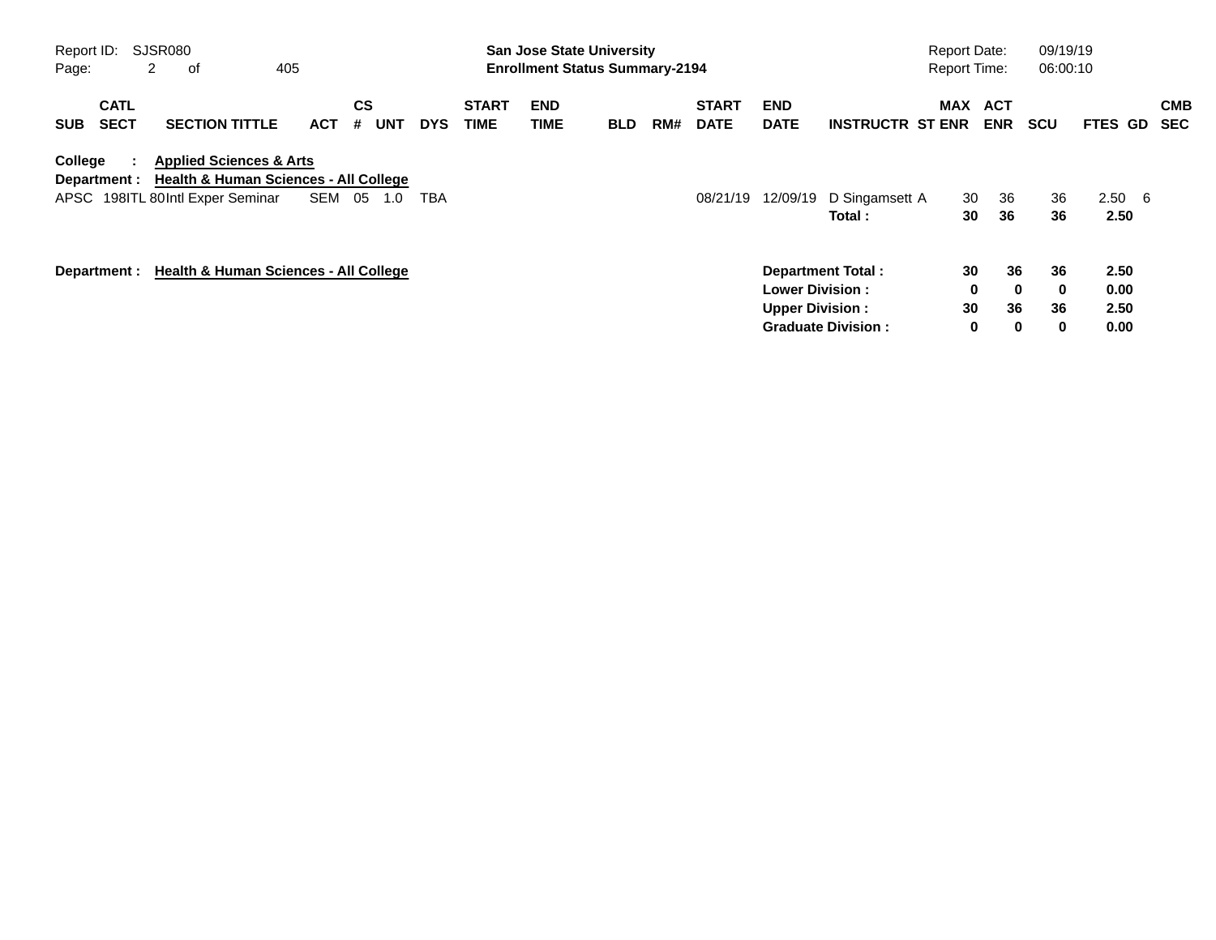San Jose State University
Enrollment Status Summary-2194

Report ID: SJSR080
Report Date: 09/19/19
Report Time: 06:00:10

**College : Applied Sciences & Arts**
**Department : Health & Human Sciences - All College**

| SUB | CATL SECT | SECTION TITTLE | ACT | CS # | UNT | DYS | START TIME | END TIME | BLD | RM# | START DATE | END DATE | INSTRUCTR | ST | MAX ENR | ACT ENR | SCU | FTES | GD | CMB SEC |
|---|---|---|---|---|---|---|---|---|---|---|---|---|---|---|---|---|---|---|---|---|
| APSC | 198ITL 80 | Intl Exper Seminar | SEM | 05 | 1.0 | TBA | | | | | 08/21/19 | 12/09/19 | D Singamsett | A | 30 | 36 | 36 | 2.50 | 6 | |
| | | | | | | | | | | | | | **Total :** | | **30** | **36** | **36** | **2.50** | | |

**Department : Health & Human Sciences - All College**

| | MAX ENR | ACT ENR | SCU | FTES |
|---|---|---|---|---|
| **Department Total :** | **30** | **36** | **36** | **2.50** |
| **Lower Division :** | **0** | **0** | **0** | **0.00** |
| **Upper Division :** | **30** | **36** | **36** | **2.50** |
| **Graduate Division :** | **0** | **0** | **0** | **0.00** |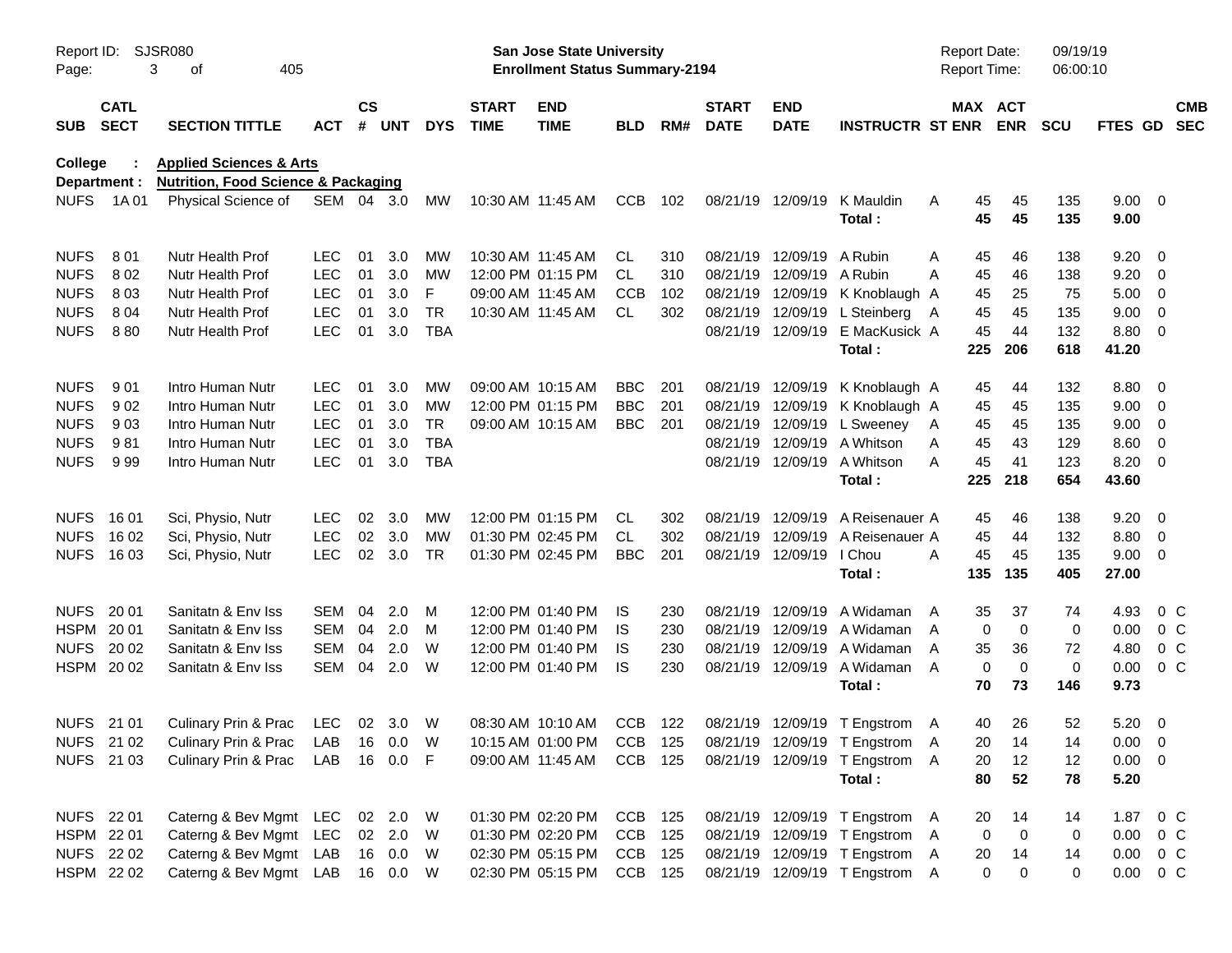Report ID: SJSR080
Page: 3 of 405

**San Jose State University**
**Enrollment Status Summary-2194**

Report Date: 09/19/19
Report Time: 06:00:10

**College : Applied Sciences & Arts**
**Department : Nutrition, Food Science & Packaging**

| SUB | CATL SECT | SECTION TITTLE | ACT | CS # | UNT | DYS | START TIME | END TIME | BLD | RM# | START DATE | END DATE | INSTRUCTR | ST | MAX ENR | ACT ENR | SCU | FTES | GD | CMB SEC |
|---|---|---|---|---|---|---|---|---|---|---|---|---|---|---|---|---|---|---|---|---|
| NUFS | 1A 01 | Physical Science of | SEM | 04 | 3.0 | MW | 10:30 AM | 11:45 AM | CCB | 102 | 08/21/19 | 12/09/19 | K Mauldin | A | 45 | 45 | 135 | 9.00 | 0 | |
| | | | | | | | | | | | | | **Total :** | | **45** | **45** | **135** | **9.00** | | |
| NUFS | 8 01 | Nutr Health Prof | LEC | 01 | 3.0 | MW | 10:30 AM | 11:45 AM | CL | 310 | 08/21/19 | 12/09/19 | A Rubin | A | 45 | 46 | 138 | 9.20 | 0 | |
| NUFS | 8 02 | Nutr Health Prof | LEC | 01 | 3.0 | MW | 12:00 PM | 01:15 PM | CL | 310 | 08/21/19 | 12/09/19 | A Rubin | A | 45 | 46 | 138 | 9.20 | 0 | |
| NUFS | 8 03 | Nutr Health Prof | LEC | 01 | 3.0 | F | 09:00 AM | 11:45 AM | CCB | 102 | 08/21/19 | 12/09/19 | K Knoblaugh | A | 45 | 25 | 75 | 5.00 | 0 | |
| NUFS | 8 04 | Nutr Health Prof | LEC | 01 | 3.0 | TR | 10:30 AM | 11:45 AM | CL | 302 | 08/21/19 | 12/09/19 | L Steinberg | A | 45 | 45 | 135 | 9.00 | 0 | |
| NUFS | 8 80 | Nutr Health Prof | LEC | 01 | 3.0 | TBA | | | | | 08/21/19 | 12/09/19 | E MacKusick | A | 45 | 44 | 132 | 8.80 | 0 | |
| | | | | | | | | | | | | | **Total :** | | **225** | **206** | **618** | **41.20** | | |
| NUFS | 9 01 | Intro Human Nutr | LEC | 01 | 3.0 | MW | 09:00 AM | 10:15 AM | BBC | 201 | 08/21/19 | 12/09/19 | K Knoblaugh | A | 45 | 44 | 132 | 8.80 | 0 | |
| NUFS | 9 02 | Intro Human Nutr | LEC | 01 | 3.0 | MW | 12:00 PM | 01:15 PM | BBC | 201 | 08/21/19 | 12/09/19 | K Knoblaugh | A | 45 | 45 | 135 | 9.00 | 0 | |
| NUFS | 9 03 | Intro Human Nutr | LEC | 01 | 3.0 | TR | 09:00 AM | 10:15 AM | BBC | 201 | 08/21/19 | 12/09/19 | L Sweeney | A | 45 | 45 | 135 | 9.00 | 0 | |
| NUFS | 9 81 | Intro Human Nutr | LEC | 01 | 3.0 | TBA | | | | | 08/21/19 | 12/09/19 | A Whitson | A | 45 | 43 | 129 | 8.60 | 0 | |
| NUFS | 9 99 | Intro Human Nutr | LEC | 01 | 3.0 | TBA | | | | | 08/21/19 | 12/09/19 | A Whitson | A | 45 | 41 | 123 | 8.20 | 0 | |
| | | | | | | | | | | | | | **Total :** | | **225** | **218** | **654** | **43.60** | | |
| NUFS | 16 01 | Sci, Physio, Nutr | LEC | 02 | 3.0 | MW | 12:00 PM | 01:15 PM | CL | 302 | 08/21/19 | 12/09/19 | A Reisenauer | A | 45 | 46 | 138 | 9.20 | 0 | |
| NUFS | 16 02 | Sci, Physio, Nutr | LEC | 02 | 3.0 | MW | 01:30 PM | 02:45 PM | CL | 302 | 08/21/19 | 12/09/19 | A Reisenauer | A | 45 | 44 | 132 | 8.80 | 0 | |
| NUFS | 16 03 | Sci, Physio, Nutr | LEC | 02 | 3.0 | TR | 01:30 PM | 02:45 PM | BBC | 201 | 08/21/19 | 12/09/19 | I Chou | A | 45 | 45 | 135 | 9.00 | 0 | |
| | | | | | | | | | | | | | **Total :** | | **135** | **135** | **405** | **27.00** | | |
| NUFS | 20 01 | Sanitatn & Env Iss | SEM | 04 | 2.0 | M | 12:00 PM | 01:40 PM | IS | 230 | 08/21/19 | 12/09/19 | A Widaman | A | 35 | 37 | 74 | 4.93 | 0 | C |
| HSPM | 20 01 | Sanitatn & Env Iss | SEM | 04 | 2.0 | M | 12:00 PM | 01:40 PM | IS | 230 | 08/21/19 | 12/09/19 | A Widaman | A | 0 | 0 | 0 | 0.00 | 0 | C |
| NUFS | 20 02 | Sanitatn & Env Iss | SEM | 04 | 2.0 | W | 12:00 PM | 01:40 PM | IS | 230 | 08/21/19 | 12/09/19 | A Widaman | A | 35 | 36 | 72 | 4.80 | 0 | C |
| HSPM | 20 02 | Sanitatn & Env Iss | SEM | 04 | 2.0 | W | 12:00 PM | 01:40 PM | IS | 230 | 08/21/19 | 12/09/19 | A Widaman | A | 0 | 0 | 0 | 0.00 | 0 | C |
| | | | | | | | | | | | | | **Total :** | | **70** | **73** | **146** | **9.73** | | |
| NUFS | 21 01 | Culinary Prin & Prac | LEC | 02 | 3.0 | W | 08:30 AM | 10:10 AM | CCB | 122 | 08/21/19 | 12/09/19 | T Engstrom | A | 40 | 26 | 52 | 5.20 | 0 | |
| NUFS | 21 02 | Culinary Prin & Prac | LAB | 16 | 0.0 | W | 10:15 AM | 01:00 PM | CCB | 125 | 08/21/19 | 12/09/19 | T Engstrom | A | 20 | 14 | 14 | 0.00 | 0 | |
| NUFS | 21 03 | Culinary Prin & Prac | LAB | 16 | 0.0 | F | 09:00 AM | 11:45 AM | CCB | 125 | 08/21/19 | 12/09/19 | T Engstrom | A | 20 | 12 | 12 | 0.00 | 0 | |
| | | | | | | | | | | | | | **Total :** | | **80** | **52** | **78** | **5.20** | | |
| NUFS | 22 01 | Caterng & Bev Mgmt | LEC | 02 | 2.0 | W | 01:30 PM | 02:20 PM | CCB | 125 | 08/21/19 | 12/09/19 | T Engstrom | A | 20 | 14 | 14 | 1.87 | 0 | C |
| HSPM | 22 01 | Caterng & Bev Mgmt | LEC | 02 | 2.0 | W | 01:30 PM | 02:20 PM | CCB | 125 | 08/21/19 | 12/09/19 | T Engstrom | A | 0 | 0 | 0 | 0.00 | 0 | C |
| NUFS | 22 02 | Caterng & Bev Mgmt | LAB | 16 | 0.0 | W | 02:30 PM | 05:15 PM | CCB | 125 | 08/21/19 | 12/09/19 | T Engstrom | A | 20 | 14 | 14 | 0.00 | 0 | C |
| HSPM | 22 02 | Caterng & Bev Mgmt | LAB | 16 | 0.0 | W | 02:30 PM | 05:15 PM | CCB | 125 | 08/21/19 | 12/09/19 | T Engstrom | A | 0 | 0 | 0 | 0.00 | 0 | C |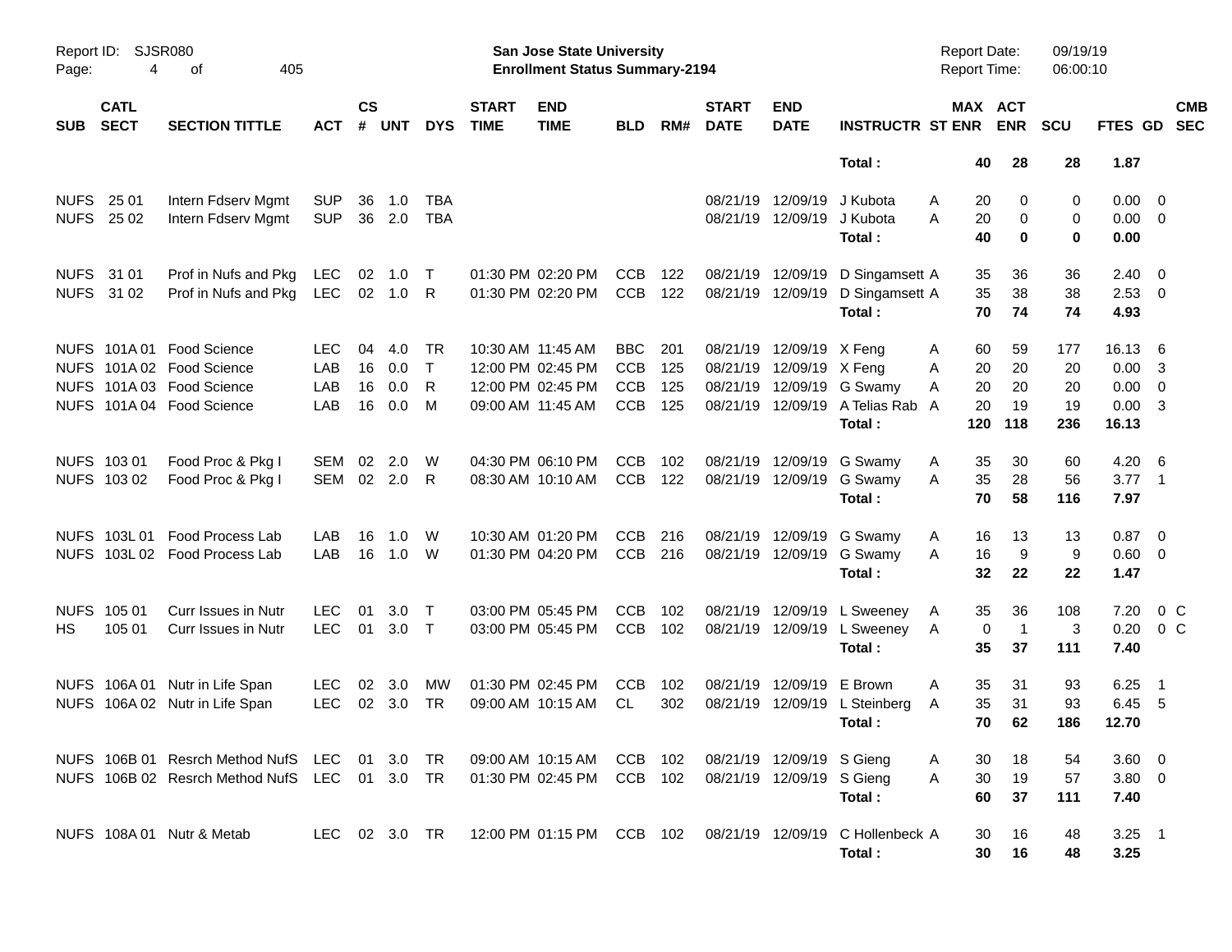| SUB | CATL SECT | SECTION TITTLE | ACT | CS # | UNT | DYS | START TIME | END TIME | BLD | RM# | START DATE | END DATE | INSTRUCTR | ST | MAX ENR | ACT ENR | SCU | FTES | GD | CMB SEC |
|---|---|---|---|---|---|---|---|---|---|---|---|---|---|---|---|---|---|---|---|---|
| | | | | | | | | | | | | | **Total :** | | **40** | **28** | **28** | **1.87** | | |
| NUFS | 25 01 | Intern Fdserv Mgmt | SUP | 36 | 1.0 | TBA | | | | | 08/21/19 | 12/09/19 | J Kubota | A | 20 | 0 | 0 | 0.00 | 0 | |
| NUFS | 25 02 | Intern Fdserv Mgmt | SUP | 36 | 2.0 | TBA | | | | | 08/21/19 | 12/09/19 | J Kubota | A | 20 | 0 | 0 | 0.00 | 0 | |
| | | | | | | | | | | | | | **Total :** | | **40** | **0** | **0** | **0.00** | | |
| NUFS | 31 01 | Prof in Nufs and Pkg | LEC | 02 | 1.0 | T | 01:30 PM | 02:20 PM | CCB | 122 | 08/21/19 | 12/09/19 | D Singamsett | A | 35 | 36 | 36 | 2.40 | 0 | |
| NUFS | 31 02 | Prof in Nufs and Pkg | LEC | 02 | 1.0 | R | 01:30 PM | 02:20 PM | CCB | 122 | 08/21/19 | 12/09/19 | D Singamsett | A | 35 | 38 | 38 | 2.53 | 0 | |
| | | | | | | | | | | | | | **Total :** | | **70** | **74** | **74** | **4.93** | | |
| NUFS | 101A 01 | Food Science | LEC | 04 | 4.0 | TR | 10:30 AM | 11:45 AM | BBC | 201 | 08/21/19 | 12/09/19 | X Feng | A | 60 | 59 | 177 | 16.13 | 6 | |
| NUFS | 101A 02 | Food Science | LAB | 16 | 0.0 | T | 12:00 PM | 02:45 PM | CCB | 125 | 08/21/19 | 12/09/19 | X Feng | A | 20 | 20 | 20 | 0.00 | 3 | |
| NUFS | 101A 03 | Food Science | LAB | 16 | 0.0 | R | 12:00 PM | 02:45 PM | CCB | 125 | 08/21/19 | 12/09/19 | G Swamy | A | 20 | 20 | 20 | 0.00 | 0 | |
| NUFS | 101A 04 | Food Science | LAB | 16 | 0.0 | M | 09:00 AM | 11:45 AM | CCB | 125 | 08/21/19 | 12/09/19 | A Telias Rab | A | 20 | 19 | 19 | 0.00 | 3 | |
| | | | | | | | | | | | | | **Total :** | | **120** | **118** | **236** | **16.13** | | |
| NUFS | 103 01 | Food Proc & Pkg I | SEM | 02 | 2.0 | W | 04:30 PM | 06:10 PM | CCB | 102 | 08/21/19 | 12/09/19 | G Swamy | A | 35 | 30 | 60 | 4.20 | 6 | |
| NUFS | 103 02 | Food Proc & Pkg I | SEM | 02 | 2.0 | R | 08:30 AM | 10:10 AM | CCB | 122 | 08/21/19 | 12/09/19 | G Swamy | A | 35 | 28 | 56 | 3.77 | 1 | |
| | | | | | | | | | | | | | **Total :** | | **70** | **58** | **116** | **7.97** | | |
| NUFS | 103L 01 | Food Process Lab | LAB | 16 | 1.0 | W | 10:30 AM | 01:20 PM | CCB | 216 | 08/21/19 | 12/09/19 | G Swamy | A | 16 | 13 | 13 | 0.87 | 0 | |
| NUFS | 103L 02 | Food Process Lab | LAB | 16 | 1.0 | W | 01:30 PM | 04:20 PM | CCB | 216 | 08/21/19 | 12/09/19 | G Swamy | A | 16 | 9 | 9 | 0.60 | 0 | |
| | | | | | | | | | | | | | **Total :** | | **32** | **22** | **22** | **1.47** | | |
| NUFS | 105 01 | Curr Issues in Nutr | LEC | 01 | 3.0 | T | 03:00 PM | 05:45 PM | CCB | 102 | 08/21/19 | 12/09/19 | L Sweeney | A | 35 | 36 | 108 | 7.20 | 0 | C |
| HS | 105 01 | Curr Issues in Nutr | LEC | 01 | 3.0 | T | 03:00 PM | 05:45 PM | CCB | 102 | 08/21/19 | 12/09/19 | L Sweeney | A | 0 | 1 | 3 | 0.20 | 0 | C |
| | | | | | | | | | | | | | **Total :** | | **35** | **37** | **111** | **7.40** | | |
| NUFS | 106A 01 | Nutr in Life Span | LEC | 02 | 3.0 | MW | 01:30 PM | 02:45 PM | CCB | 102 | 08/21/19 | 12/09/19 | E Brown | A | 35 | 31 | 93 | 6.25 | 1 | |
| NUFS | 106A 02 | Nutr in Life Span | LEC | 02 | 3.0 | TR | 09:00 AM | 10:15 AM | CL | 302 | 08/21/19 | 12/09/19 | L Steinberg | A | 35 | 31 | 93 | 6.45 | 5 | |
| | | | | | | | | | | | | | **Total :** | | **70** | **62** | **186** | **12.70** | | |
| NUFS | 106B 01 | Resrch Method NufS | LEC | 01 | 3.0 | TR | 09:00 AM | 10:15 AM | CCB | 102 | 08/21/19 | 12/09/19 | S Gieng | A | 30 | 18 | 54 | 3.60 | 0 | |
| NUFS | 106B 02 | Resrch Method NufS | LEC | 01 | 3.0 | TR | 01:30 PM | 02:45 PM | CCB | 102 | 08/21/19 | 12/09/19 | S Gieng | A | 30 | 19 | 57 | 3.80 | 0 | |
| | | | | | | | | | | | | | **Total :** | | **60** | **37** | **111** | **7.40** | | |
| NUFS | 108A 01 | Nutr & Metab | LEC | 02 | 3.0 | TR | 12:00 PM | 01:15 PM | CCB | 102 | 08/21/19 | 12/09/19 | C Hollenbeck | A | 30 | 16 | 48 | 3.25 | 1 | |
| | | | | | | | | | | | | | **Total :** | | **30** | **16** | **48** | **3.25** | | |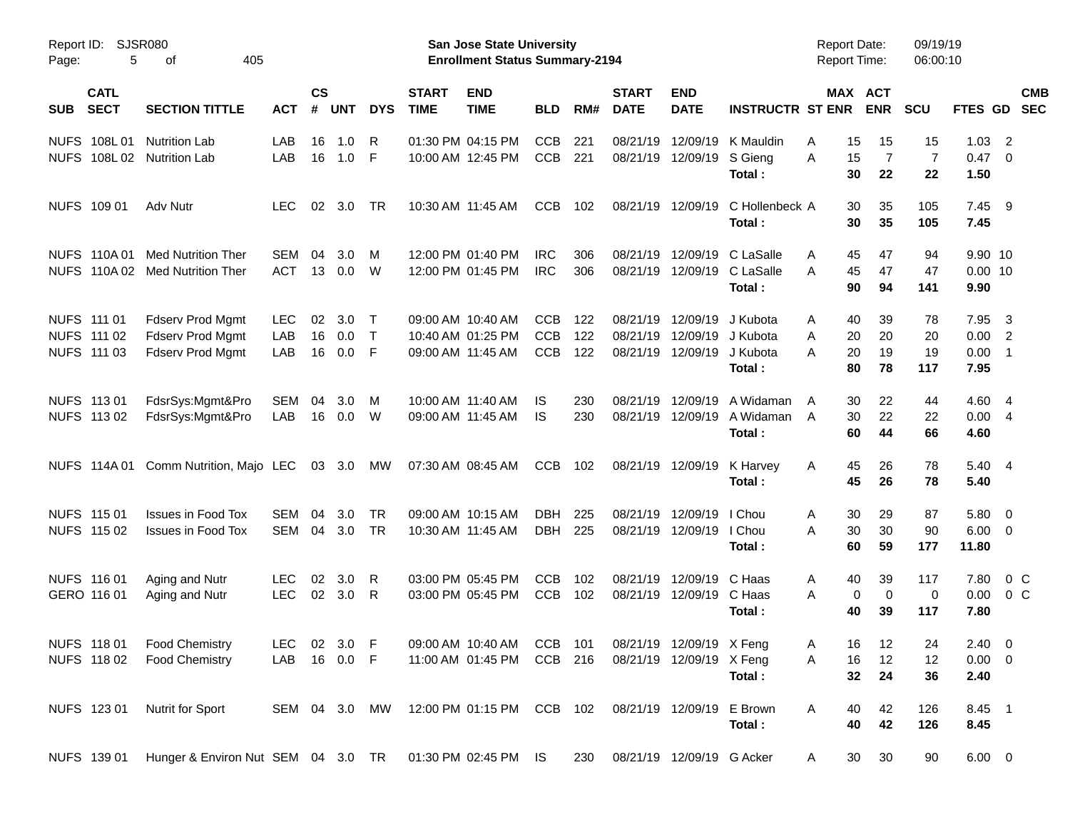| SUB | CATL SECT | SECTION TITTLE | ACT | CS # | UNT | DYS | START TIME | END TIME | BLD | RM# | START DATE | END DATE | INSTRUCTR | ST | MAX ENR | ACT ENR | SCU | FTES | GD | CMB SEC |
|---|---|---|---|---|---|---|---|---|---|---|---|---|---|---|---|---|---|---|---|---|
| NUFS | 108L 01 | Nutrition Lab | LAB | 16 | 1.0 | R | 01:30 PM | 04:15 PM | CCB | 221 | 08/21/19 | 12/09/19 | K Mauldin | A | 15 | 15 | 15 | 1.03 | 2 | |
| NUFS | 108L 02 | Nutrition Lab | LAB | 16 | 1.0 | F | 10:00 AM | 12:45 PM | CCB | 221 | 08/21/19 | 12/09/19 | S Gieng | A | 15 | 7 | 7 | 0.47 | 0 | |
| | | | | | | | | | | | | | **Total :** | | **30** | **22** | **22** | **1.50** | | |
| NUFS | 109 01 | Adv Nutr | LEC | 02 | 3.0 | TR | 10:30 AM | 11:45 AM | CCB | 102 | 08/21/19 | 12/09/19 | C Hollenbeck | A | 30 | 35 | 105 | 7.45 | 9 | |
| | | | | | | | | | | | | | **Total :** | | **30** | **35** | **105** | **7.45** | | |
| NUFS | 110A 01 | Med Nutrition Ther | SEM | 04 | 3.0 | M | 12:00 PM | 01:40 PM | IRC | 306 | 08/21/19 | 12/09/19 | C LaSalle | A | 45 | 47 | 94 | 9.90 | 10 | |
| NUFS | 110A 02 | Med Nutrition Ther | ACT | 13 | 0.0 | W | 12:00 PM | 01:45 PM | IRC | 306 | 08/21/19 | 12/09/19 | C LaSalle | A | 45 | 47 | 47 | 0.00 | 10 | |
| | | | | | | | | | | | | | **Total :** | | **90** | **94** | **141** | **9.90** | | |
| NUFS | 111 01 | Fdserv Prod Mgmt | LEC | 02 | 3.0 | T | 09:00 AM | 10:40 AM | CCB | 122 | 08/21/19 | 12/09/19 | J Kubota | A | 40 | 39 | 78 | 7.95 | 3 | |
| NUFS | 111 02 | Fdserv Prod Mgmt | LAB | 16 | 0.0 | T | 10:40 AM | 01:25 PM | CCB | 122 | 08/21/19 | 12/09/19 | J Kubota | A | 20 | 20 | 20 | 0.00 | 2 | |
| NUFS | 111 03 | Fdserv Prod Mgmt | LAB | 16 | 0.0 | F | 09:00 AM | 11:45 AM | CCB | 122 | 08/21/19 | 12/09/19 | J Kubota | A | 20 | 19 | 19 | 0.00 | 1 | |
| | | | | | | | | | | | | | **Total :** | | **80** | **78** | **117** | **7.95** | | |
| NUFS | 113 01 | FdsrSys:Mgmt&Pro | SEM | 04 | 3.0 | M | 10:00 AM | 11:40 AM | IS | 230 | 08/21/19 | 12/09/19 | A Widaman | A | 30 | 22 | 44 | 4.60 | 4 | |
| NUFS | 113 02 | FdsrSys:Mgmt&Pro | LAB | 16 | 0.0 | W | 09:00 AM | 11:45 AM | IS | 230 | 08/21/19 | 12/09/19 | A Widaman | A | 30 | 22 | 22 | 0.00 | 4 | |
| | | | | | | | | | | | | | **Total :** | | **60** | **44** | **66** | **4.60** | | |
| NUFS | 114A 01 | Comm Nutrition, Majo | LEC | 03 | 3.0 | MW | 07:30 AM | 08:45 AM | CCB | 102 | 08/21/19 | 12/09/19 | K Harvey | A | 45 | 26 | 78 | 5.40 | 4 | |
| | | | | | | | | | | | | | **Total :** | | **45** | **26** | **78** | **5.40** | | |
| NUFS | 115 01 | Issues in Food Tox | SEM | 04 | 3.0 | TR | 09:00 AM | 10:15 AM | DBH | 225 | 08/21/19 | 12/09/19 | I Chou | A | 30 | 29 | 87 | 5.80 | 0 | |
| NUFS | 115 02 | Issues in Food Tox | SEM | 04 | 3.0 | TR | 10:30 AM | 11:45 AM | DBH | 225 | 08/21/19 | 12/09/19 | I Chou | A | 30 | 30 | 90 | 6.00 | 0 | |
| | | | | | | | | | | | | | **Total :** | | **60** | **59** | **177** | **11.80** | | |
| NUFS | 116 01 | Aging and Nutr | LEC | 02 | 3.0 | R | 03:00 PM | 05:45 PM | CCB | 102 | 08/21/19 | 12/09/19 | C Haas | A | 40 | 39 | 117 | 7.80 | 0 | C |
| GERO | 116 01 | Aging and Nutr | LEC | 02 | 3.0 | R | 03:00 PM | 05:45 PM | CCB | 102 | 08/21/19 | 12/09/19 | C Haas | A | 0 | 0 | 0 | 0.00 | 0 | C |
| | | | | | | | | | | | | | **Total :** | | **40** | **39** | **117** | **7.80** | | |
| NUFS | 118 01 | Food Chemistry | LEC | 02 | 3.0 | F | 09:00 AM | 10:40 AM | CCB | 101 | 08/21/19 | 12/09/19 | X Feng | A | 16 | 12 | 24 | 2.40 | 0 | |
| NUFS | 118 02 | Food Chemistry | LAB | 16 | 0.0 | F | 11:00 AM | 01:45 PM | CCB | 216 | 08/21/19 | 12/09/19 | X Feng | A | 16 | 12 | 12 | 0.00 | 0 | |
| | | | | | | | | | | | | | **Total :** | | **32** | **24** | **36** | **2.40** | | |
| NUFS | 123 01 | Nutrit for Sport | SEM | 04 | 3.0 | MW | 12:00 PM | 01:15 PM | CCB | 102 | 08/21/19 | 12/09/19 | E Brown | A | 40 | 42 | 126 | 8.45 | 1 | |
| | | | | | | | | | | | | | **Total :** | | **40** | **42** | **126** | **8.45** | | |
| NUFS | 139 01 | Hunger & Environ Nut | SEM | 04 | 3.0 | TR | 01:30 PM | 02:45 PM | IS | 230 | 08/21/19 | 12/09/19 | G Acker | A | 30 | 30 | 90 | 6.00 | 0 | |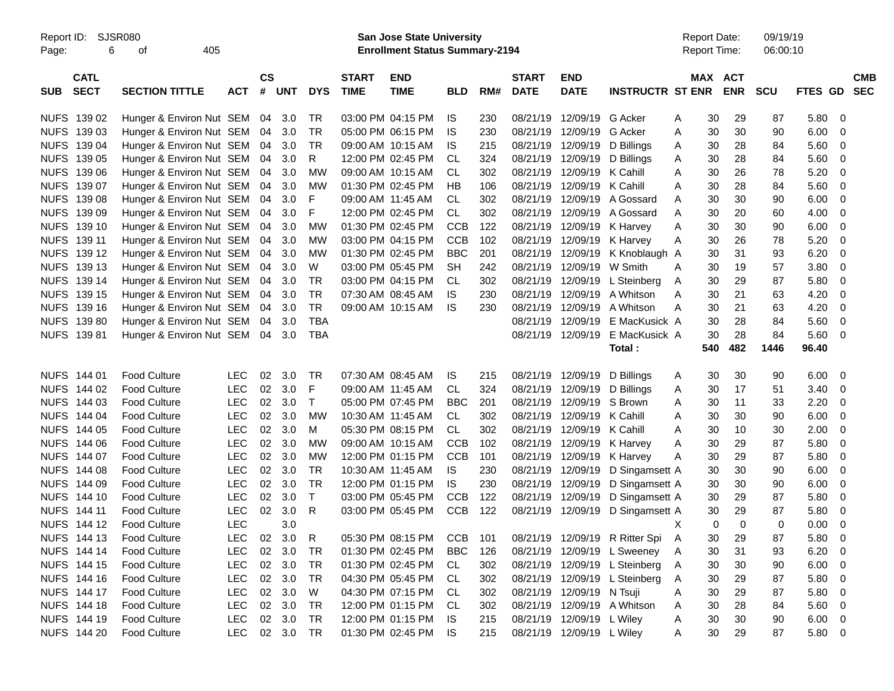Report ID: SJSR080
San Jose State University
Enrollment Status Summary-2194
Report Date: 09/19/19
Report Time: 06:00:10

| SUB | CATL SECT | SECTION TITTLE | ACT | CS # | UNT | DYS | START TIME | END TIME | BLD | RM# | START DATE | END DATE | INSTRUCTR | ST | MAX ENR | ACT ENR | SCU | FTES | GD | CMB SEC |
|---|---|---|---|---|---|---|---|---|---|---|---|---|---|---|---|---|---|---|---|---|
| NUFS | 139 02 | Hunger & Environ Nut | SEM | 04 | 3.0 | TR | 03:00 PM | 04:15 PM | IS | 230 | 08/21/19 | 12/09/19 | G Acker | A | 30 | 29 | 87 | 5.80 | 0 | |
| NUFS | 139 03 | Hunger & Environ Nut | SEM | 04 | 3.0 | TR | 05:00 PM | 06:15 PM | IS | 230 | 08/21/19 | 12/09/19 | G Acker | A | 30 | 30 | 90 | 6.00 | 0 | |
| NUFS | 139 04 | Hunger & Environ Nut | SEM | 04 | 3.0 | TR | 09:00 AM | 10:15 AM | IS | 215 | 08/21/19 | 12/09/19 | D Billings | A | 30 | 28 | 84 | 5.60 | 0 | |
| NUFS | 139 05 | Hunger & Environ Nut | SEM | 04 | 3.0 | R | 12:00 PM | 02:45 PM | CL | 324 | 08/21/19 | 12/09/19 | D Billings | A | 30 | 28 | 84 | 5.60 | 0 | |
| NUFS | 139 06 | Hunger & Environ Nut | SEM | 04 | 3.0 | MW | 09:00 AM | 10:15 AM | CL | 302 | 08/21/19 | 12/09/19 | K Cahill | A | 30 | 26 | 78 | 5.20 | 0 | |
| NUFS | 139 07 | Hunger & Environ Nut | SEM | 04 | 3.0 | MW | 01:30 PM | 02:45 PM | HB | 106 | 08/21/19 | 12/09/19 | K Cahill | A | 30 | 28 | 84 | 5.60 | 0 | |
| NUFS | 139 08 | Hunger & Environ Nut | SEM | 04 | 3.0 | F | 09:00 AM | 11:45 AM | CL | 302 | 08/21/19 | 12/09/19 | A Gossard | A | 30 | 30 | 90 | 6.00 | 0 | |
| NUFS | 139 09 | Hunger & Environ Nut | SEM | 04 | 3.0 | F | 12:00 PM | 02:45 PM | CL | 302 | 08/21/19 | 12/09/19 | A Gossard | A | 30 | 20 | 60 | 4.00 | 0 | |
| NUFS | 139 10 | Hunger & Environ Nut | SEM | 04 | 3.0 | MW | 01:30 PM | 02:45 PM | CCB | 122 | 08/21/19 | 12/09/19 | K Harvey | A | 30 | 30 | 90 | 6.00 | 0 | |
| NUFS | 139 11 | Hunger & Environ Nut | SEM | 04 | 3.0 | MW | 03:00 PM | 04:15 PM | CCB | 102 | 08/21/19 | 12/09/19 | K Harvey | A | 30 | 26 | 78 | 5.20 | 0 | |
| NUFS | 139 12 | Hunger & Environ Nut | SEM | 04 | 3.0 | MW | 01:30 PM | 02:45 PM | BBC | 201 | 08/21/19 | 12/09/19 | K Knoblaugh | A | 30 | 31 | 93 | 6.20 | 0 | |
| NUFS | 139 13 | Hunger & Environ Nut | SEM | 04 | 3.0 | W | 03:00 PM | 05:45 PM | SH | 242 | 08/21/19 | 12/09/19 | W Smith | A | 30 | 19 | 57 | 3.80 | 0 | |
| NUFS | 139 14 | Hunger & Environ Nut | SEM | 04 | 3.0 | TR | 03:00 PM | 04:15 PM | CL | 302 | 08/21/19 | 12/09/19 | L Steinberg | A | 30 | 29 | 87 | 5.80 | 0 | |
| NUFS | 139 15 | Hunger & Environ Nut | SEM | 04 | 3.0 | TR | 07:30 AM | 08:45 AM | IS | 230 | 08/21/19 | 12/09/19 | A Whitson | A | 30 | 21 | 63 | 4.20 | 0 | |
| NUFS | 139 16 | Hunger & Environ Nut | SEM | 04 | 3.0 | TR | 09:00 AM | 10:15 AM | IS | 230 | 08/21/19 | 12/09/19 | A Whitson | A | 30 | 21 | 63 | 4.20 | 0 | |
| NUFS | 139 80 | Hunger & Environ Nut | SEM | 04 | 3.0 | TBA | | | | | 08/21/19 | 12/09/19 | E MacKusick | A | 30 | 28 | 84 | 5.60 | 0 | |
| NUFS | 139 81 | Hunger & Environ Nut | SEM | 04 | 3.0 | TBA | | | | | 08/21/19 | 12/09/19 | E MacKusick | A | 30 | 28 | 84 | 5.60 | 0 | |
| | | | | | | | | | | | | | Total : | | 540 | 482 | 1446 | 96.40 | | |
| NUFS | 144 01 | Food Culture | LEC | 02 | 3.0 | TR | 07:30 AM | 08:45 AM | IS | 215 | 08/21/19 | 12/09/19 | D Billings | A | 30 | 30 | 90 | 6.00 | 0 | |
| NUFS | 144 02 | Food Culture | LEC | 02 | 3.0 | F | 09:00 AM | 11:45 AM | CL | 324 | 08/21/19 | 12/09/19 | D Billings | A | 30 | 17 | 51 | 3.40 | 0 | |
| NUFS | 144 03 | Food Culture | LEC | 02 | 3.0 | T | 05:00 PM | 07:45 PM | BBC | 201 | 08/21/19 | 12/09/19 | S Brown | A | 30 | 11 | 33 | 2.20 | 0 | |
| NUFS | 144 04 | Food Culture | LEC | 02 | 3.0 | MW | 10:30 AM | 11:45 AM | CL | 302 | 08/21/19 | 12/09/19 | K Cahill | A | 30 | 30 | 90 | 6.00 | 0 | |
| NUFS | 144 05 | Food Culture | LEC | 02 | 3.0 | M | 05:30 PM | 08:15 PM | CL | 302 | 08/21/19 | 12/09/19 | K Cahill | A | 30 | 10 | 30 | 2.00 | 0 | |
| NUFS | 144 06 | Food Culture | LEC | 02 | 3.0 | MW | 09:00 AM | 10:15 AM | CCB | 102 | 08/21/19 | 12/09/19 | K Harvey | A | 30 | 29 | 87 | 5.80 | 0 | |
| NUFS | 144 07 | Food Culture | LEC | 02 | 3.0 | MW | 12:00 PM | 01:15 PM | CCB | 101 | 08/21/19 | 12/09/19 | K Harvey | A | 30 | 29 | 87 | 5.80 | 0 | |
| NUFS | 144 08 | Food Culture | LEC | 02 | 3.0 | TR | 10:30 AM | 11:45 AM | IS | 230 | 08/21/19 | 12/09/19 | D Singamsett | A | 30 | 30 | 90 | 6.00 | 0 | |
| NUFS | 144 09 | Food Culture | LEC | 02 | 3.0 | TR | 12:00 PM | 01:15 PM | IS | 230 | 08/21/19 | 12/09/19 | D Singamsett | A | 30 | 30 | 90 | 6.00 | 0 | |
| NUFS | 144 10 | Food Culture | LEC | 02 | 3.0 | T | 03:00 PM | 05:45 PM | CCB | 122 | 08/21/19 | 12/09/19 | D Singamsett | A | 30 | 29 | 87 | 5.80 | 0 | |
| NUFS | 144 11 | Food Culture | LEC | 02 | 3.0 | R | 03:00 PM | 05:45 PM | CCB | 122 | 08/21/19 | 12/09/19 | D Singamsett | A | 30 | 29 | 87 | 5.80 | 0 | |
| NUFS | 144 12 | Food Culture | LEC | | 3.0 | | | | | | | | | X | 0 | 0 | 0 | 0.00 | 0 | |
| NUFS | 144 13 | Food Culture | LEC | 02 | 3.0 | R | 05:30 PM | 08:15 PM | CCB | 101 | 08/21/19 | 12/09/19 | R Ritter Spi | A | 30 | 29 | 87 | 5.80 | 0 | |
| NUFS | 144 14 | Food Culture | LEC | 02 | 3.0 | TR | 01:30 PM | 02:45 PM | BBC | 126 | 08/21/19 | 12/09/19 | L Sweeney | A | 30 | 31 | 93 | 6.20 | 0 | |
| NUFS | 144 15 | Food Culture | LEC | 02 | 3.0 | TR | 01:30 PM | 02:45 PM | CL | 302 | 08/21/19 | 12/09/19 | L Steinberg | A | 30 | 30 | 90 | 6.00 | 0 | |
| NUFS | 144 16 | Food Culture | LEC | 02 | 3.0 | TR | 04:30 PM | 05:45 PM | CL | 302 | 08/21/19 | 12/09/19 | L Steinberg | A | 30 | 29 | 87 | 5.80 | 0 | |
| NUFS | 144 17 | Food Culture | LEC | 02 | 3.0 | W | 04:30 PM | 07:15 PM | CL | 302 | 08/21/19 | 12/09/19 | N Tsuji | A | 30 | 29 | 87 | 5.80 | 0 | |
| NUFS | 144 18 | Food Culture | LEC | 02 | 3.0 | TR | 12:00 PM | 01:15 PM | CL | 302 | 08/21/19 | 12/09/19 | A Whitson | A | 30 | 28 | 84 | 5.60 | 0 | |
| NUFS | 144 19 | Food Culture | LEC | 02 | 3.0 | TR | 12:00 PM | 01:15 PM | IS | 215 | 08/21/19 | 12/09/19 | L Wiley | A | 30 | 30 | 90 | 6.00 | 0 | |
| NUFS | 144 20 | Food Culture | LEC | 02 | 3.0 | TR | 01:30 PM | 02:45 PM | IS | 215 | 08/21/19 | 12/09/19 | L Wiley | A | 30 | 29 | 87 | 5.80 | 0 | |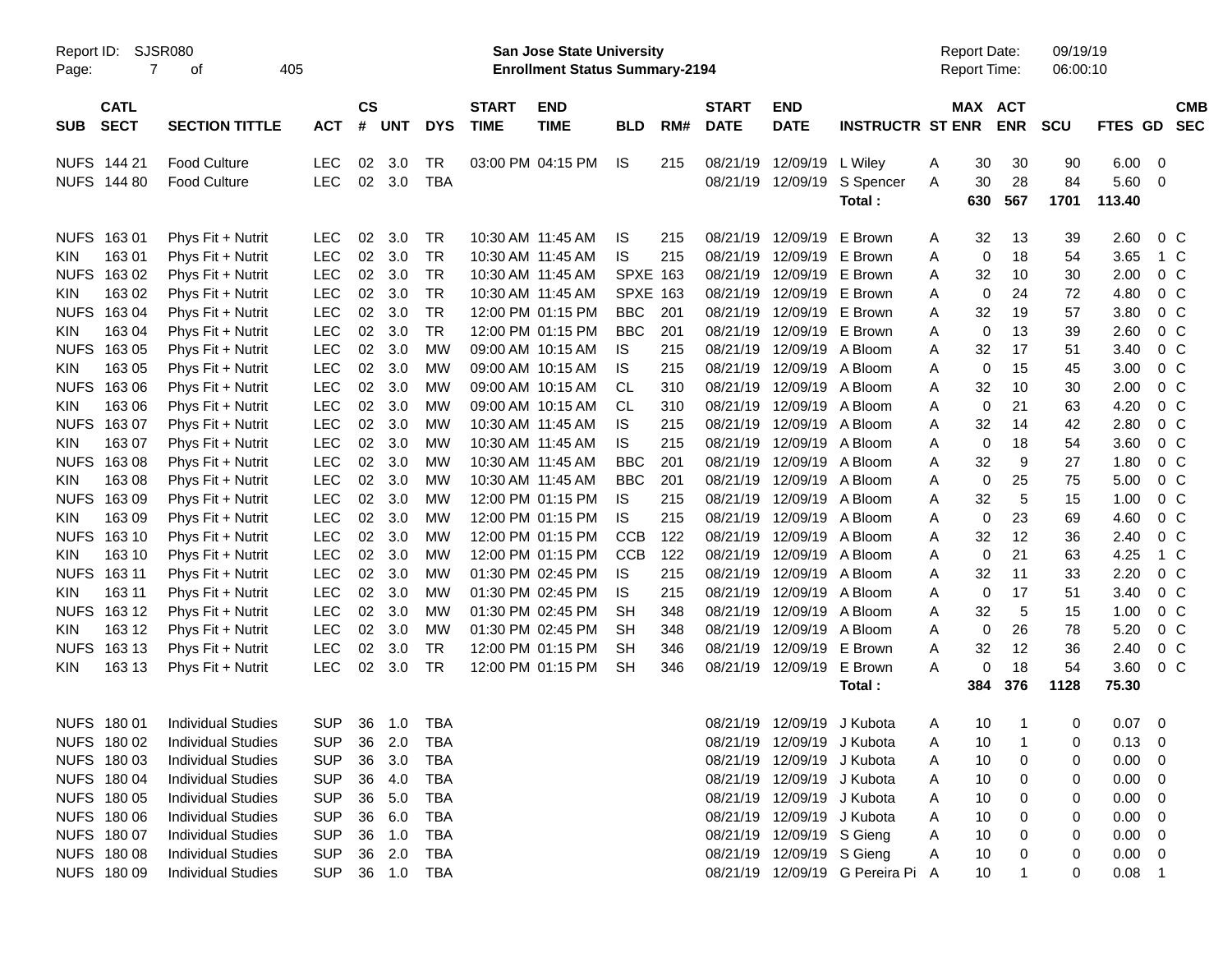| SUB | CATL SECT | SECTION TITTLE | ACT | CS # | UNT | DYS | START TIME | END TIME | BLD | RM# | START DATE | END DATE | INSTRUCTR | ST | MAX ENR | ACT ENR | SCU | FTES | GD | CMB SEC |
|---|---|---|---|---|---|---|---|---|---|---|---|---|---|---|---|---|---|---|---|---|
| NUFS | 144 21 | Food Culture | LEC | 02 | 3.0 | TR | 03:00 PM | 04:15 PM | IS | 215 | 08/21/19 | 12/09/19 | L Wiley | A | 30 | 30 | 90 | 6.00 | 0 | |
| NUFS | 144 80 | Food Culture | LEC | 02 | 3.0 | TBA | | | | | 08/21/19 | 12/09/19 | S Spencer | A | 30 | 28 | 84 | 5.60 | 0 | |
| | | | | | | | | | | | | | Total : | | 630 | 567 | 1701 | 113.40 | | |
| NUFS | 163 01 | Phys Fit + Nutrit | LEC | 02 | 3.0 | TR | 10:30 AM | 11:45 AM | IS | 215 | 08/21/19 | 12/09/19 | E Brown | A | 32 | 13 | 39 | 2.60 | 0 | C |
| KIN | 163 01 | Phys Fit + Nutrit | LEC | 02 | 3.0 | TR | 10:30 AM | 11:45 AM | IS | 215 | 08/21/19 | 12/09/19 | E Brown | A | 0 | 18 | 54 | 3.65 | 1 | C |
| NUFS | 163 02 | Phys Fit + Nutrit | LEC | 02 | 3.0 | TR | 10:30 AM | 11:45 AM | SPXE | 163 | 08/21/19 | 12/09/19 | E Brown | A | 32 | 10 | 30 | 2.00 | 0 | C |
| KIN | 163 02 | Phys Fit + Nutrit | LEC | 02 | 3.0 | TR | 10:30 AM | 11:45 AM | SPXE | 163 | 08/21/19 | 12/09/19 | E Brown | A | 0 | 24 | 72 | 4.80 | 0 | C |
| NUFS | 163 04 | Phys Fit + Nutrit | LEC | 02 | 3.0 | TR | 12:00 PM | 01:15 PM | BBC | 201 | 08/21/19 | 12/09/19 | E Brown | A | 32 | 19 | 57 | 3.80 | 0 | C |
| KIN | 163 04 | Phys Fit + Nutrit | LEC | 02 | 3.0 | TR | 12:00 PM | 01:15 PM | BBC | 201 | 08/21/19 | 12/09/19 | E Brown | A | 0 | 13 | 39 | 2.60 | 0 | C |
| NUFS | 163 05 | Phys Fit + Nutrit | LEC | 02 | 3.0 | MW | 09:00 AM | 10:15 AM | IS | 215 | 08/21/19 | 12/09/19 | A Bloom | A | 32 | 17 | 51 | 3.40 | 0 | C |
| KIN | 163 05 | Phys Fit + Nutrit | LEC | 02 | 3.0 | MW | 09:00 AM | 10:15 AM | IS | 215 | 08/21/19 | 12/09/19 | A Bloom | A | 0 | 15 | 45 | 3.00 | 0 | C |
| NUFS | 163 06 | Phys Fit + Nutrit | LEC | 02 | 3.0 | MW | 09:00 AM | 10:15 AM | CL | 310 | 08/21/19 | 12/09/19 | A Bloom | A | 32 | 10 | 30 | 2.00 | 0 | C |
| KIN | 163 06 | Phys Fit + Nutrit | LEC | 02 | 3.0 | MW | 09:00 AM | 10:15 AM | CL | 310 | 08/21/19 | 12/09/19 | A Bloom | A | 0 | 21 | 63 | 4.20 | 0 | C |
| NUFS | 163 07 | Phys Fit + Nutrit | LEC | 02 | 3.0 | MW | 10:30 AM | 11:45 AM | IS | 215 | 08/21/19 | 12/09/19 | A Bloom | A | 32 | 14 | 42 | 2.80 | 0 | C |
| KIN | 163 07 | Phys Fit + Nutrit | LEC | 02 | 3.0 | MW | 10:30 AM | 11:45 AM | IS | 215 | 08/21/19 | 12/09/19 | A Bloom | A | 0 | 18 | 54 | 3.60 | 0 | C |
| NUFS | 163 08 | Phys Fit + Nutrit | LEC | 02 | 3.0 | MW | 10:30 AM | 11:45 AM | BBC | 201 | 08/21/19 | 12/09/19 | A Bloom | A | 32 | 9 | 27 | 1.80 | 0 | C |
| KIN | 163 08 | Phys Fit + Nutrit | LEC | 02 | 3.0 | MW | 10:30 AM | 11:45 AM | BBC | 201 | 08/21/19 | 12/09/19 | A Bloom | A | 0 | 25 | 75 | 5.00 | 0 | C |
| NUFS | 163 09 | Phys Fit + Nutrit | LEC | 02 | 3.0 | MW | 12:00 PM | 01:15 PM | IS | 215 | 08/21/19 | 12/09/19 | A Bloom | A | 32 | 5 | 15 | 1.00 | 0 | C |
| KIN | 163 09 | Phys Fit + Nutrit | LEC | 02 | 3.0 | MW | 12:00 PM | 01:15 PM | IS | 215 | 08/21/19 | 12/09/19 | A Bloom | A | 0 | 23 | 69 | 4.60 | 0 | C |
| NUFS | 163 10 | Phys Fit + Nutrit | LEC | 02 | 3.0 | MW | 12:00 PM | 01:15 PM | CCB | 122 | 08/21/19 | 12/09/19 | A Bloom | A | 32 | 12 | 36 | 2.40 | 0 | C |
| KIN | 163 10 | Phys Fit + Nutrit | LEC | 02 | 3.0 | MW | 12:00 PM | 01:15 PM | CCB | 122 | 08/21/19 | 12/09/19 | A Bloom | A | 0 | 21 | 63 | 4.25 | 1 | C |
| NUFS | 163 11 | Phys Fit + Nutrit | LEC | 02 | 3.0 | MW | 01:30 PM | 02:45 PM | IS | 215 | 08/21/19 | 12/09/19 | A Bloom | A | 32 | 11 | 33 | 2.20 | 0 | C |
| KIN | 163 11 | Phys Fit + Nutrit | LEC | 02 | 3.0 | MW | 01:30 PM | 02:45 PM | IS | 215 | 08/21/19 | 12/09/19 | A Bloom | A | 0 | 17 | 51 | 3.40 | 0 | C |
| NUFS | 163 12 | Phys Fit + Nutrit | LEC | 02 | 3.0 | MW | 01:30 PM | 02:45 PM | SH | 348 | 08/21/19 | 12/09/19 | A Bloom | A | 32 | 5 | 15 | 1.00 | 0 | C |
| KIN | 163 12 | Phys Fit + Nutrit | LEC | 02 | 3.0 | MW | 01:30 PM | 02:45 PM | SH | 348 | 08/21/19 | 12/09/19 | A Bloom | A | 0 | 26 | 78 | 5.20 | 0 | C |
| NUFS | 163 13 | Phys Fit + Nutrit | LEC | 02 | 3.0 | TR | 12:00 PM | 01:15 PM | SH | 346 | 08/21/19 | 12/09/19 | E Brown | A | 32 | 12 | 36 | 2.40 | 0 | C |
| KIN | 163 13 | Phys Fit + Nutrit | LEC | 02 | 3.0 | TR | 12:00 PM | 01:15 PM | SH | 346 | 08/21/19 | 12/09/19 | E Brown | A | 0 | 18 | 54 | 3.60 | 0 | C |
| | | | | | | | | | | | | | Total : | | 384 | 376 | 1128 | 75.30 | | |
| NUFS | 180 01 | Individual Studies | SUP | 36 | 1.0 | TBA | | | | | 08/21/19 | 12/09/19 | J Kubota | A | 10 | 1 | 0 | 0.07 | 0 | |
| NUFS | 180 02 | Individual Studies | SUP | 36 | 2.0 | TBA | | | | | 08/21/19 | 12/09/19 | J Kubota | A | 10 | 1 | 0 | 0.13 | 0 | |
| NUFS | 180 03 | Individual Studies | SUP | 36 | 3.0 | TBA | | | | | 08/21/19 | 12/09/19 | J Kubota | A | 10 | 0 | 0 | 0.00 | 0 | |
| NUFS | 180 04 | Individual Studies | SUP | 36 | 4.0 | TBA | | | | | 08/21/19 | 12/09/19 | J Kubota | A | 10 | 0 | 0 | 0.00 | 0 | |
| NUFS | 180 05 | Individual Studies | SUP | 36 | 5.0 | TBA | | | | | 08/21/19 | 12/09/19 | J Kubota | A | 10 | 0 | 0 | 0.00 | 0 | |
| NUFS | 180 06 | Individual Studies | SUP | 36 | 6.0 | TBA | | | | | 08/21/19 | 12/09/19 | J Kubota | A | 10 | 0 | 0 | 0.00 | 0 | |
| NUFS | 180 07 | Individual Studies | SUP | 36 | 1.0 | TBA | | | | | 08/21/19 | 12/09/19 | S Gieng | A | 10 | 0 | 0 | 0.00 | 0 | |
| NUFS | 180 08 | Individual Studies | SUP | 36 | 2.0 | TBA | | | | | 08/21/19 | 12/09/19 | S Gieng | A | 10 | 0 | 0 | 0.00 | 0 | |
| NUFS | 180 09 | Individual Studies | SUP | 36 | 1.0 | TBA | | | | | 08/21/19 | 12/09/19 | G Pereira Pi | A | 10 | 1 | 0 | 0.08 | 1 | |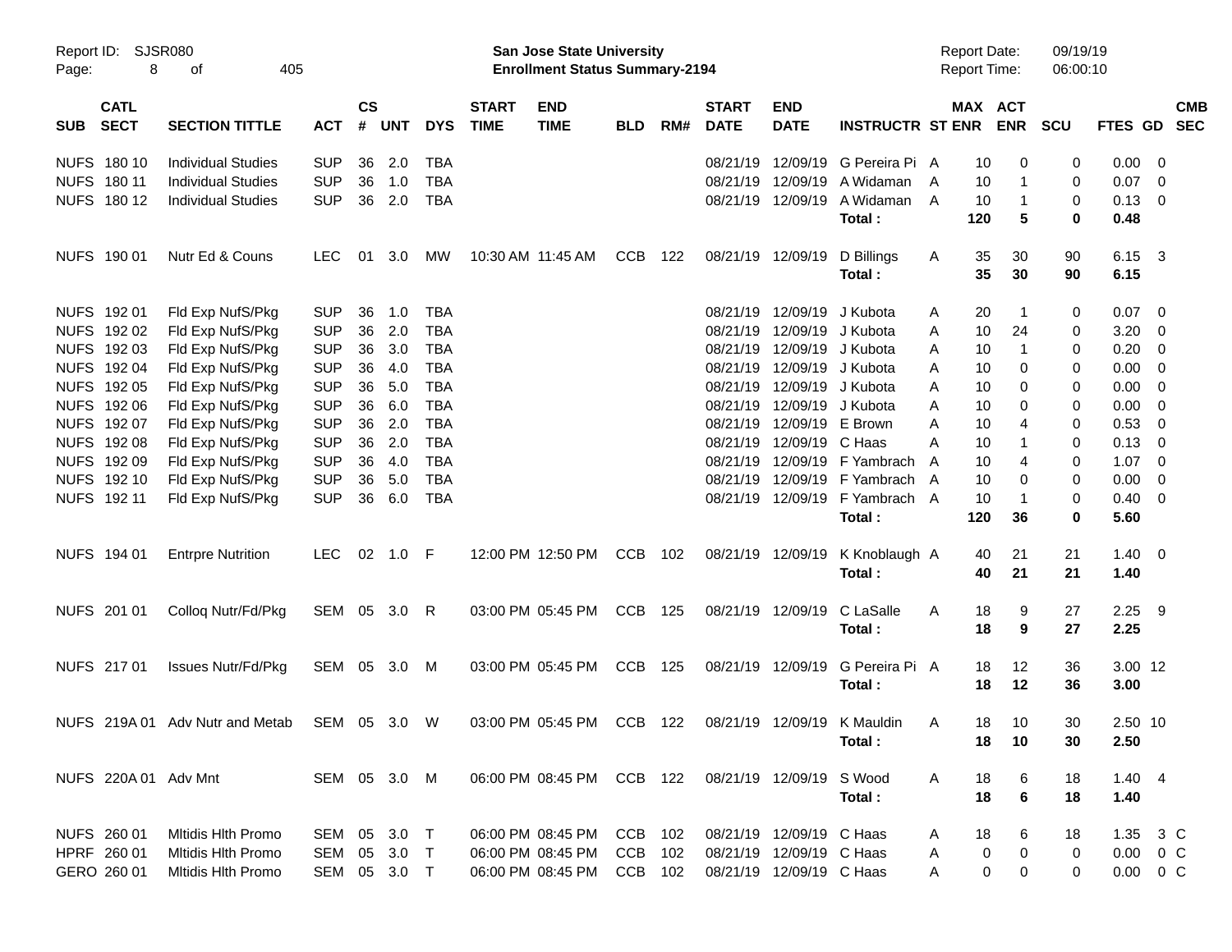| SUB | CATL SECT | SECTION TITTLE | ACT | CS # | UNT | DYS | START TIME | END TIME | BLD | RM# | START DATE | END DATE | INSTRUCTR | ST | MAX ENR | ACT ENR | SCU | FTES | GD | CMB SEC |
|---|---|---|---|---|---|---|---|---|---|---|---|---|---|---|---|---|---|---|---|---|
| NUFS | 180 10 | Individual Studies | SUP | 36 | 2.0 | TBA | | | | | 08/21/19 | 12/09/19 | G Pereira Pi | A | 10 | 0 | 0 | 0.00 | 0 | |
| NUFS | 180 11 | Individual Studies | SUP | 36 | 1.0 | TBA | | | | | 08/21/19 | 12/09/19 | A Widaman | A | 10 | 1 | 0 | 0.07 | 0 | |
| NUFS | 180 12 | Individual Studies | SUP | 36 | 2.0 | TBA | | | | | 08/21/19 | 12/09/19 | A Widaman | A | 10 | 1 | 0 | 0.13 | 0 | |
| | | | | | | | | | | | | | **Total :** | | **120** | **5** | **0** | **0.48** | | |
| NUFS | 190 01 | Nutr Ed & Couns | LEC | 01 | 3.0 | MW | 10:30 AM | 11:45 AM | CCB | 122 | 08/21/19 | 12/09/19 | D Billings | A | 35 | 30 | 90 | 6.15 | 3 | |
| | | | | | | | | | | | | | **Total :** | | **35** | **30** | **90** | **6.15** | | |
| NUFS | 192 01 | Fld Exp NufS/Pkg | SUP | 36 | 1.0 | TBA | | | | | 08/21/19 | 12/09/19 | J Kubota | A | 20 | 1 | 0 | 0.07 | 0 | |
| NUFS | 192 02 | Fld Exp NufS/Pkg | SUP | 36 | 2.0 | TBA | | | | | 08/21/19 | 12/09/19 | J Kubota | A | 10 | 24 | 0 | 3.20 | 0 | |
| NUFS | 192 03 | Fld Exp NufS/Pkg | SUP | 36 | 3.0 | TBA | | | | | 08/21/19 | 12/09/19 | J Kubota | A | 10 | 1 | 0 | 0.20 | 0 | |
| NUFS | 192 04 | Fld Exp NufS/Pkg | SUP | 36 | 4.0 | TBA | | | | | 08/21/19 | 12/09/19 | J Kubota | A | 10 | 0 | 0 | 0.00 | 0 | |
| NUFS | 192 05 | Fld Exp NufS/Pkg | SUP | 36 | 5.0 | TBA | | | | | 08/21/19 | 12/09/19 | J Kubota | A | 10 | 0 | 0 | 0.00 | 0 | |
| NUFS | 192 06 | Fld Exp NufS/Pkg | SUP | 36 | 6.0 | TBA | | | | | 08/21/19 | 12/09/19 | J Kubota | A | 10 | 0 | 0 | 0.00 | 0 | |
| NUFS | 192 07 | Fld Exp NufS/Pkg | SUP | 36 | 2.0 | TBA | | | | | 08/21/19 | 12/09/19 | E Brown | A | 10 | 4 | 0 | 0.53 | 0 | |
| NUFS | 192 08 | Fld Exp NufS/Pkg | SUP | 36 | 2.0 | TBA | | | | | 08/21/19 | 12/09/19 | C Haas | A | 10 | 1 | 0 | 0.13 | 0 | |
| NUFS | 192 09 | Fld Exp NufS/Pkg | SUP | 36 | 4.0 | TBA | | | | | 08/21/19 | 12/09/19 | F Yambrach | A | 10 | 4 | 0 | 1.07 | 0 | |
| NUFS | 192 10 | Fld Exp NufS/Pkg | SUP | 36 | 5.0 | TBA | | | | | 08/21/19 | 12/09/19 | F Yambrach | A | 10 | 0 | 0 | 0.00 | 0 | |
| NUFS | 192 11 | Fld Exp NufS/Pkg | SUP | 36 | 6.0 | TBA | | | | | 08/21/19 | 12/09/19 | F Yambrach | A | 10 | 1 | 0 | 0.40 | 0 | |
| | | | | | | | | | | | | | **Total :** | | **120** | **36** | **0** | **5.60** | | |
| NUFS | 194 01 | Entrpre Nutrition | LEC | 02 | 1.0 | F | 12:00 PM | 12:50 PM | CCB | 102 | 08/21/19 | 12/09/19 | K Knoblaugh | A | 40 | 21 | 21 | 1.40 | 0 | |
| | | | | | | | | | | | | | **Total :** | | **40** | **21** | **21** | **1.40** | | |
| NUFS | 201 01 | Colloq Nutr/Fd/Pkg | SEM | 05 | 3.0 | R | 03:00 PM | 05:45 PM | CCB | 125 | 08/21/19 | 12/09/19 | C LaSalle | A | 18 | 9 | 27 | 2.25 | 9 | |
| | | | | | | | | | | | | | **Total :** | | **18** | **9** | **27** | **2.25** | | |
| NUFS | 217 01 | Issues Nutr/Fd/Pkg | SEM | 05 | 3.0 | M | 03:00 PM | 05:45 PM | CCB | 125 | 08/21/19 | 12/09/19 | G Pereira Pi | A | 18 | 12 | 36 | 3.00 | 12 | |
| | | | | | | | | | | | | | **Total :** | | **18** | **12** | **36** | **3.00** | | |
| NUFS | 219A 01 | Adv Nutr and Metab | SEM | 05 | 3.0 | W | 03:00 PM | 05:45 PM | CCB | 122 | 08/21/19 | 12/09/19 | K Mauldin | A | 18 | 10 | 30 | 2.50 | 10 | |
| | | | | | | | | | | | | | **Total :** | | **18** | **10** | **30** | **2.50** | | |
| NUFS | 220A 01 | Adv Mnt | SEM | 05 | 3.0 | M | 06:00 PM | 08:45 PM | CCB | 122 | 08/21/19 | 12/09/19 | S Wood | A | 18 | 6 | 18 | 1.40 | 4 | |
| | | | | | | | | | | | | | **Total :** | | **18** | **6** | **18** | **1.40** | | |
| NUFS | 260 01 | Mltidis Hlth Promo | SEM | 05 | 3.0 | T | 06:00 PM | 08:45 PM | CCB | 102 | 08/21/19 | 12/09/19 | C Haas | A | 18 | 6 | 18 | 1.35 | 3 | C |
| HPRF | 260 01 | Mltidis Hlth Promo | SEM | 05 | 3.0 | T | 06:00 PM | 08:45 PM | CCB | 102 | 08/21/19 | 12/09/19 | C Haas | A | 0 | 0 | 0 | 0.00 | 0 | C |
| GERO | 260 01 | Mltidis Hlth Promo | SEM | 05 | 3.0 | T | 06:00 PM | 08:45 PM | CCB | 102 | 08/21/19 | 12/09/19 | C Haas | A | 0 | 0 | 0 | 0.00 | 0 | C |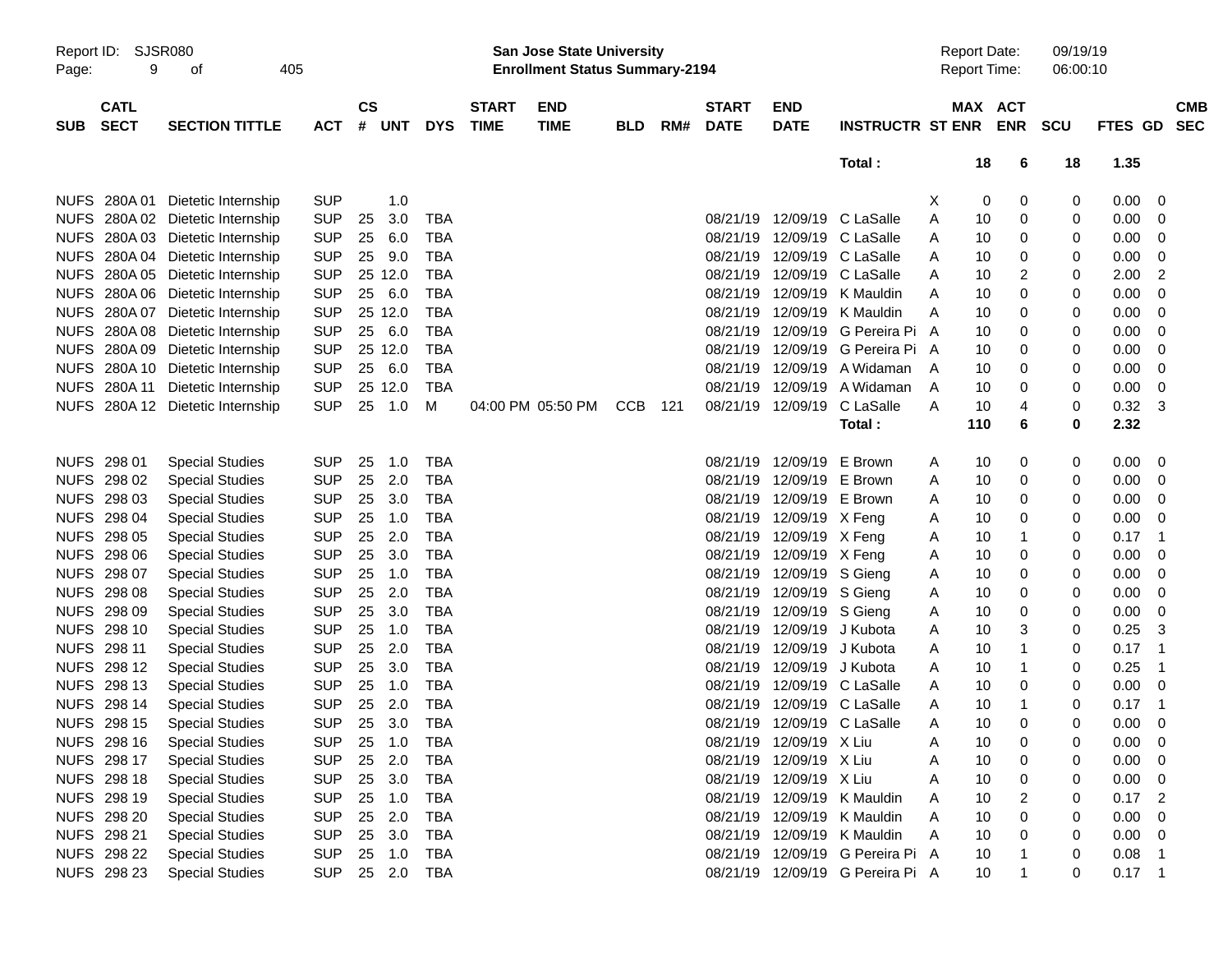| SUB | CATL SECT | SECTION TITTLE | ACT | CS # | UNT | DYS | START TIME | END TIME | BLD | RM# | START DATE | END DATE | INSTRUCTR | ST | MAX ENR | ACT ENR | SCU | FTES | GD | CMB SEC |
|---|---|---|---|---|---|---|---|---|---|---|---|---|---|---|---|---|---|---|---|---|
| | | | | | | | | | | | | | Total : | | 18 | 6 | 18 | 1.35 | | |
| NUFS | 280A 01 | Dietetic Internship | SUP | | 1.0 | | | | | | | | | X | 0 | 0 | 0 | 0.00 | 0 | |
| NUFS | 280A 02 | Dietetic Internship | SUP | 25 | 3.0 | TBA | | | | | 08/21/19 | 12/09/19 | C LaSalle | A | 10 | 0 | 0 | 0.00 | 0 | |
| NUFS | 280A 03 | Dietetic Internship | SUP | 25 | 6.0 | TBA | | | | | 08/21/19 | 12/09/19 | C LaSalle | A | 10 | 0 | 0 | 0.00 | 0 | |
| NUFS | 280A 04 | Dietetic Internship | SUP | 25 | 9.0 | TBA | | | | | 08/21/19 | 12/09/19 | C LaSalle | A | 10 | 0 | 0 | 0.00 | 0 | |
| NUFS | 280A 05 | Dietetic Internship | SUP | 25 | 12.0 | TBA | | | | | 08/21/19 | 12/09/19 | C LaSalle | A | 10 | 2 | 0 | 2.00 | 2 | |
| NUFS | 280A 06 | Dietetic Internship | SUP | 25 | 6.0 | TBA | | | | | 08/21/19 | 12/09/19 | K Mauldin | A | 10 | 0 | 0 | 0.00 | 0 | |
| NUFS | 280A 07 | Dietetic Internship | SUP | 25 | 12.0 | TBA | | | | | 08/21/19 | 12/09/19 | K Mauldin | A | 10 | 0 | 0 | 0.00 | 0 | |
| NUFS | 280A 08 | Dietetic Internship | SUP | 25 | 6.0 | TBA | | | | | 08/21/19 | 12/09/19 | G Pereira Pi | A | 10 | 0 | 0 | 0.00 | 0 | |
| NUFS | 280A 09 | Dietetic Internship | SUP | 25 | 12.0 | TBA | | | | | 08/21/19 | 12/09/19 | G Pereira Pi | A | 10 | 0 | 0 | 0.00 | 0 | |
| NUFS | 280A 10 | Dietetic Internship | SUP | 25 | 6.0 | TBA | | | | | 08/21/19 | 12/09/19 | A Widaman | A | 10 | 0 | 0 | 0.00 | 0 | |
| NUFS | 280A 11 | Dietetic Internship | SUP | 25 | 12.0 | TBA | | | | | 08/21/19 | 12/09/19 | A Widaman | A | 10 | 0 | 0 | 0.00 | 0 | |
| NUFS | 280A 12 | Dietetic Internship | SUP | 25 | 1.0 | M | 04:00 PM | 05:50 PM | CCB | 121 | 08/21/19 | 12/09/19 | C LaSalle | A | 10 | 4 | 0 | 0.32 | 3 | |
| | | | | | | | | | | | | | Total : | | 110 | 6 | 0 | 2.32 | | |
| NUFS | 298 01 | Special Studies | SUP | 25 | 1.0 | TBA | | | | | 08/21/19 | 12/09/19 | E Brown | A | 10 | 0 | 0 | 0.00 | 0 | |
| NUFS | 298 02 | Special Studies | SUP | 25 | 2.0 | TBA | | | | | 08/21/19 | 12/09/19 | E Brown | A | 10 | 0 | 0 | 0.00 | 0 | |
| NUFS | 298 03 | Special Studies | SUP | 25 | 3.0 | TBA | | | | | 08/21/19 | 12/09/19 | E Brown | A | 10 | 0 | 0 | 0.00 | 0 | |
| NUFS | 298 04 | Special Studies | SUP | 25 | 1.0 | TBA | | | | | 08/21/19 | 12/09/19 | X Feng | A | 10 | 0 | 0 | 0.00 | 0 | |
| NUFS | 298 05 | Special Studies | SUP | 25 | 2.0 | TBA | | | | | 08/21/19 | 12/09/19 | X Feng | A | 10 | 1 | 0 | 0.17 | 1 | |
| NUFS | 298 06 | Special Studies | SUP | 25 | 3.0 | TBA | | | | | 08/21/19 | 12/09/19 | X Feng | A | 10 | 0 | 0 | 0.00 | 0 | |
| NUFS | 298 07 | Special Studies | SUP | 25 | 1.0 | TBA | | | | | 08/21/19 | 12/09/19 | S Gieng | A | 10 | 0 | 0 | 0.00 | 0 | |
| NUFS | 298 08 | Special Studies | SUP | 25 | 2.0 | TBA | | | | | 08/21/19 | 12/09/19 | S Gieng | A | 10 | 0 | 0 | 0.00 | 0 | |
| NUFS | 298 09 | Special Studies | SUP | 25 | 3.0 | TBA | | | | | 08/21/19 | 12/09/19 | S Gieng | A | 10 | 0 | 0 | 0.00 | 0 | |
| NUFS | 298 10 | Special Studies | SUP | 25 | 1.0 | TBA | | | | | 08/21/19 | 12/09/19 | J Kubota | A | 10 | 3 | 0 | 0.25 | 3 | |
| NUFS | 298 11 | Special Studies | SUP | 25 | 2.0 | TBA | | | | | 08/21/19 | 12/09/19 | J Kubota | A | 10 | 1 | 0 | 0.17 | 1 | |
| NUFS | 298 12 | Special Studies | SUP | 25 | 3.0 | TBA | | | | | 08/21/19 | 12/09/19 | J Kubota | A | 10 | 1 | 0 | 0.25 | 1 | |
| NUFS | 298 13 | Special Studies | SUP | 25 | 1.0 | TBA | | | | | 08/21/19 | 12/09/19 | C LaSalle | A | 10 | 0 | 0 | 0.00 | 0 | |
| NUFS | 298 14 | Special Studies | SUP | 25 | 2.0 | TBA | | | | | 08/21/19 | 12/09/19 | C LaSalle | A | 10 | 1 | 0 | 0.17 | 1 | |
| NUFS | 298 15 | Special Studies | SUP | 25 | 3.0 | TBA | | | | | 08/21/19 | 12/09/19 | C LaSalle | A | 10 | 0 | 0 | 0.00 | 0 | |
| NUFS | 298 16 | Special Studies | SUP | 25 | 1.0 | TBA | | | | | 08/21/19 | 12/09/19 | X Liu | A | 10 | 0 | 0 | 0.00 | 0 | |
| NUFS | 298 17 | Special Studies | SUP | 25 | 2.0 | TBA | | | | | 08/21/19 | 12/09/19 | X Liu | A | 10 | 0 | 0 | 0.00 | 0 | |
| NUFS | 298 18 | Special Studies | SUP | 25 | 3.0 | TBA | | | | | 08/21/19 | 12/09/19 | X Liu | A | 10 | 0 | 0 | 0.00 | 0 | |
| NUFS | 298 19 | Special Studies | SUP | 25 | 1.0 | TBA | | | | | 08/21/19 | 12/09/19 | K Mauldin | A | 10 | 2 | 0 | 0.17 | 2 | |
| NUFS | 298 20 | Special Studies | SUP | 25 | 2.0 | TBA | | | | | 08/21/19 | 12/09/19 | K Mauldin | A | 10 | 0 | 0 | 0.00 | 0 | |
| NUFS | 298 21 | Special Studies | SUP | 25 | 3.0 | TBA | | | | | 08/21/19 | 12/09/19 | K Mauldin | A | 10 | 0 | 0 | 0.00 | 0 | |
| NUFS | 298 22 | Special Studies | SUP | 25 | 1.0 | TBA | | | | | 08/21/19 | 12/09/19 | G Pereira Pi | A | 10 | 1 | 0 | 0.08 | 1 | |
| NUFS | 298 23 | Special Studies | SUP | 25 | 2.0 | TBA | | | | | 08/21/19 | 12/09/19 | G Pereira Pi | A | 10 | 1 | 0 | 0.17 | 1 | |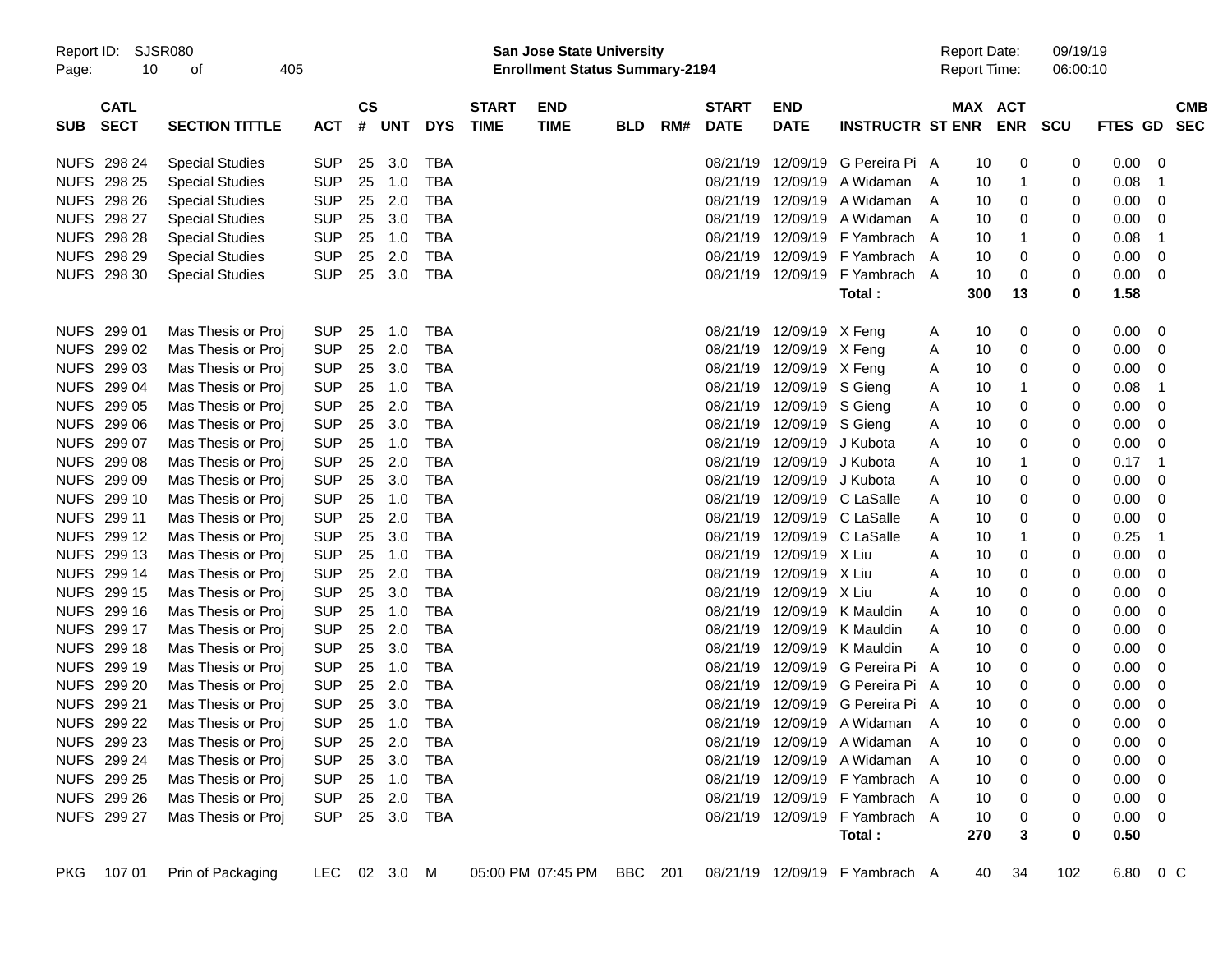| SUB | CATL SECT | SECTION TITTLE | ACT | CS # | UNT | DYS | START TIME | END TIME | BLD | RM# | START DATE | END DATE | INSTRUCTR | ST | MAX ENR | ACT ENR | SCU | FTES | GD | CMB SEC |
|---|---|---|---|---|---|---|---|---|---|---|---|---|---|---|---|---|---|---|---|---|
| NUFS | 298 24 | Special Studies | SUP | 25 | 3.0 | TBA | | | | | 08/21/19 | 12/09/19 | G Pereira Pi | A | 10 | 0 | 0 | 0.00 | 0 | |
| NUFS | 298 25 | Special Studies | SUP | 25 | 1.0 | TBA | | | | | 08/21/19 | 12/09/19 | A Widaman | A | 10 | 1 | 0 | 0.08 | 1 | |
| NUFS | 298 26 | Special Studies | SUP | 25 | 2.0 | TBA | | | | | 08/21/19 | 12/09/19 | A Widaman | A | 10 | 0 | 0 | 0.00 | 0 | |
| NUFS | 298 27 | Special Studies | SUP | 25 | 3.0 | TBA | | | | | 08/21/19 | 12/09/19 | A Widaman | A | 10 | 0 | 0 | 0.00 | 0 | |
| NUFS | 298 28 | Special Studies | SUP | 25 | 1.0 | TBA | | | | | 08/21/19 | 12/09/19 | F Yambrach | A | 10 | 1 | 0 | 0.08 | 1 | |
| NUFS | 298 29 | Special Studies | SUP | 25 | 2.0 | TBA | | | | | 08/21/19 | 12/09/19 | F Yambrach | A | 10 | 0 | 0 | 0.00 | 0 | |
| NUFS | 298 30 | Special Studies | SUP | 25 | 3.0 | TBA | | | | | 08/21/19 | 12/09/19 | F Yambrach | A | 10 | 0 | 0 | 0.00 | 0 | |
| | | | | | | | | | | | | | **Total :** | | **300** | **13** | **0** | **1.58** | | |
| NUFS | 299 01 | Mas Thesis or Proj | SUP | 25 | 1.0 | TBA | | | | | 08/21/19 | 12/09/19 | X Feng | A | 10 | 0 | 0 | 0.00 | 0 | |
| NUFS | 299 02 | Mas Thesis or Proj | SUP | 25 | 2.0 | TBA | | | | | 08/21/19 | 12/09/19 | X Feng | A | 10 | 0 | 0 | 0.00 | 0 | |
| NUFS | 299 03 | Mas Thesis or Proj | SUP | 25 | 3.0 | TBA | | | | | 08/21/19 | 12/09/19 | X Feng | A | 10 | 0 | 0 | 0.00 | 0 | |
| NUFS | 299 04 | Mas Thesis or Proj | SUP | 25 | 1.0 | TBA | | | | | 08/21/19 | 12/09/19 | S Gieng | A | 10 | 1 | 0 | 0.08 | 1 | |
| NUFS | 299 05 | Mas Thesis or Proj | SUP | 25 | 2.0 | TBA | | | | | 08/21/19 | 12/09/19 | S Gieng | A | 10 | 0 | 0 | 0.00 | 0 | |
| NUFS | 299 06 | Mas Thesis or Proj | SUP | 25 | 3.0 | TBA | | | | | 08/21/19 | 12/09/19 | S Gieng | A | 10 | 0 | 0 | 0.00 | 0 | |
| NUFS | 299 07 | Mas Thesis or Proj | SUP | 25 | 1.0 | TBA | | | | | 08/21/19 | 12/09/19 | J Kubota | A | 10 | 0 | 0 | 0.00 | 0 | |
| NUFS | 299 08 | Mas Thesis or Proj | SUP | 25 | 2.0 | TBA | | | | | 08/21/19 | 12/09/19 | J Kubota | A | 10 | 1 | 0 | 0.17 | 1 | |
| NUFS | 299 09 | Mas Thesis or Proj | SUP | 25 | 3.0 | TBA | | | | | 08/21/19 | 12/09/19 | J Kubota | A | 10 | 0 | 0 | 0.00 | 0 | |
| NUFS | 299 10 | Mas Thesis or Proj | SUP | 25 | 1.0 | TBA | | | | | 08/21/19 | 12/09/19 | C LaSalle | A | 10 | 0 | 0 | 0.00 | 0 | |
| NUFS | 299 11 | Mas Thesis or Proj | SUP | 25 | 2.0 | TBA | | | | | 08/21/19 | 12/09/19 | C LaSalle | A | 10 | 0 | 0 | 0.00 | 0 | |
| NUFS | 299 12 | Mas Thesis or Proj | SUP | 25 | 3.0 | TBA | | | | | 08/21/19 | 12/09/19 | C LaSalle | A | 10 | 1 | 0 | 0.25 | 1 | |
| NUFS | 299 13 | Mas Thesis or Proj | SUP | 25 | 1.0 | TBA | | | | | 08/21/19 | 12/09/19 | X Liu | A | 10 | 0 | 0 | 0.00 | 0 | |
| NUFS | 299 14 | Mas Thesis or Proj | SUP | 25 | 2.0 | TBA | | | | | 08/21/19 | 12/09/19 | X Liu | A | 10 | 0 | 0 | 0.00 | 0 | |
| NUFS | 299 15 | Mas Thesis or Proj | SUP | 25 | 3.0 | TBA | | | | | 08/21/19 | 12/09/19 | X Liu | A | 10 | 0 | 0 | 0.00 | 0 | |
| NUFS | 299 16 | Mas Thesis or Proj | SUP | 25 | 1.0 | TBA | | | | | 08/21/19 | 12/09/19 | K Mauldin | A | 10 | 0 | 0 | 0.00 | 0 | |
| NUFS | 299 17 | Mas Thesis or Proj | SUP | 25 | 2.0 | TBA | | | | | 08/21/19 | 12/09/19 | K Mauldin | A | 10 | 0 | 0 | 0.00 | 0 | |
| NUFS | 299 18 | Mas Thesis or Proj | SUP | 25 | 3.0 | TBA | | | | | 08/21/19 | 12/09/19 | K Mauldin | A | 10 | 0 | 0 | 0.00 | 0 | |
| NUFS | 299 19 | Mas Thesis or Proj | SUP | 25 | 1.0 | TBA | | | | | 08/21/19 | 12/09/19 | G Pereira Pi | A | 10 | 0 | 0 | 0.00 | 0 | |
| NUFS | 299 20 | Mas Thesis or Proj | SUP | 25 | 2.0 | TBA | | | | | 08/21/19 | 12/09/19 | G Pereira Pi | A | 10 | 0 | 0 | 0.00 | 0 | |
| NUFS | 299 21 | Mas Thesis or Proj | SUP | 25 | 3.0 | TBA | | | | | 08/21/19 | 12/09/19 | G Pereira Pi | A | 10 | 0 | 0 | 0.00 | 0 | |
| NUFS | 299 22 | Mas Thesis or Proj | SUP | 25 | 1.0 | TBA | | | | | 08/21/19 | 12/09/19 | A Widaman | A | 10 | 0 | 0 | 0.00 | 0 | |
| NUFS | 299 23 | Mas Thesis or Proj | SUP | 25 | 2.0 | TBA | | | | | 08/21/19 | 12/09/19 | A Widaman | A | 10 | 0 | 0 | 0.00 | 0 | |
| NUFS | 299 24 | Mas Thesis or Proj | SUP | 25 | 3.0 | TBA | | | | | 08/21/19 | 12/09/19 | A Widaman | A | 10 | 0 | 0 | 0.00 | 0 | |
| NUFS | 299 25 | Mas Thesis or Proj | SUP | 25 | 1.0 | TBA | | | | | 08/21/19 | 12/09/19 | F Yambrach | A | 10 | 0 | 0 | 0.00 | 0 | |
| NUFS | 299 26 | Mas Thesis or Proj | SUP | 25 | 2.0 | TBA | | | | | 08/21/19 | 12/09/19 | F Yambrach | A | 10 | 0 | 0 | 0.00 | 0 | |
| NUFS | 299 27 | Mas Thesis or Proj | SUP | 25 | 3.0 | TBA | | | | | 08/21/19 | 12/09/19 | F Yambrach | A | 10 | 0 | 0 | 0.00 | 0 | |
| | | | | | | | | | | | | | **Total :** | | **270** | **3** | **0** | **0.50** | | |
| PKG | 107 01 | Prin of Packaging | LEC | 02 | 3.0 | M | 05:00 PM | 07:45 PM | BBC | 201 | 08/21/19 | 12/09/19 | F Yambrach | A | 40 | 34 | 102 | 6.80 | 0 | C |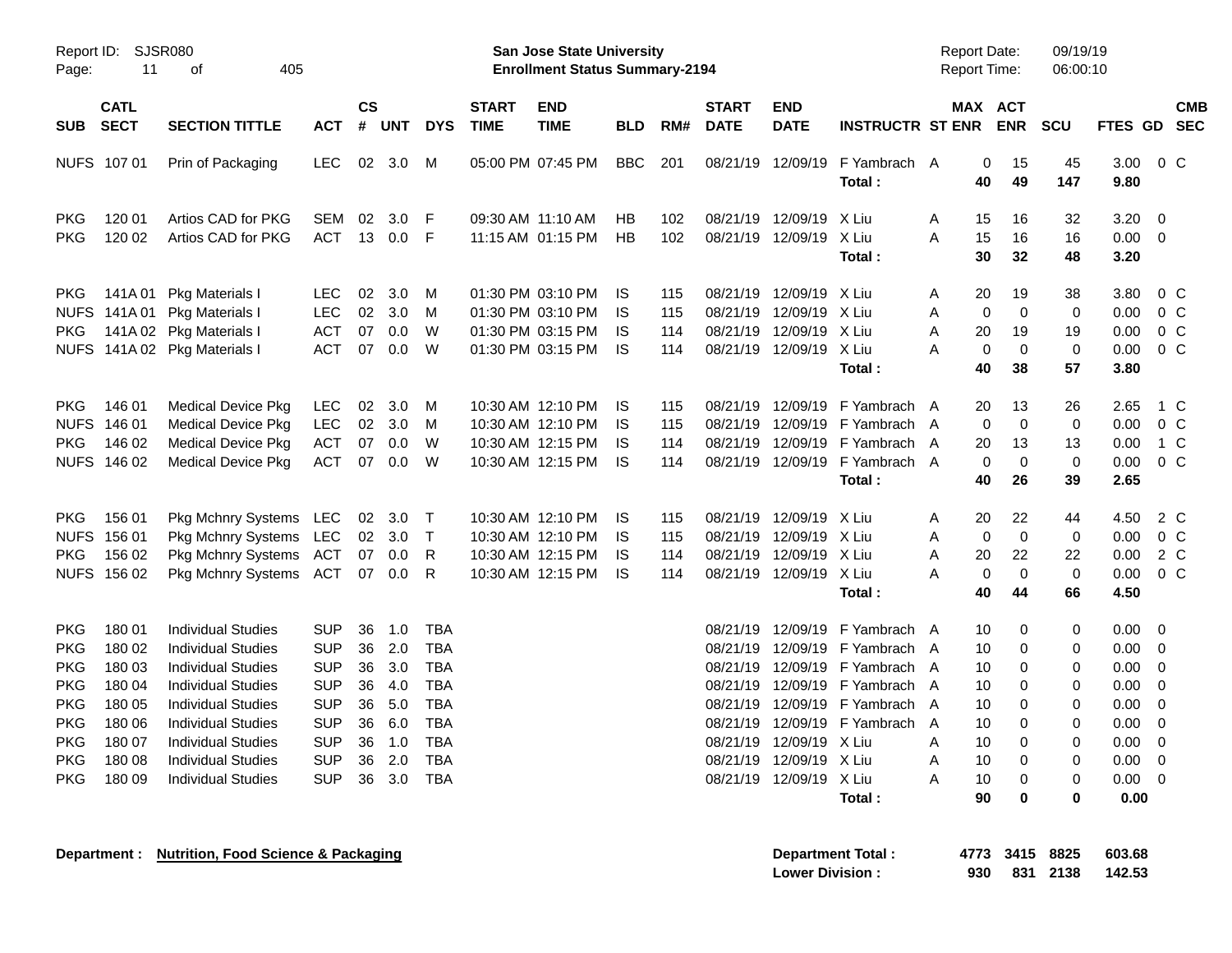Report ID: SJSR080

**San Jose State University**
**Enrollment Status Summary-2194**

Report Date: 09/19/19
Report Time: 06:00:10

| SUB | CATL SECT | SECTION TITTLE | ACT | CS # | UNT | DYS | START TIME | END TIME | BLD | RM# | START DATE | END DATE | INSTRUCTR | ST | MAX ENR | ACT ENR | SCU | FTES | GD | CMB SEC |
|---|---|---|---|---|---|---|---|---|---|---|---|---|---|---|---|---|---|---|---|---|
| NUFS | 107 01 | Prin of Packaging | LEC | 02 | 3.0 | M | 05:00 PM | 07:45 PM | BBC | 201 | 08/21/19 | 12/09/19 | F Yambrach | A | 0 | 15 | 45 | 3.00 | 0 | C |
| | | | | | | | | | | | | | **Total :** | | **40** | **49** | **147** | **9.80** | | |
| PKG | 120 01 | Artios CAD for PKG | SEM | 02 | 3.0 | F | 09:30 AM | 11:10 AM | HB | 102 | 08/21/19 | 12/09/19 | X Liu | A | 15 | 16 | 32 | 3.20 | 0 | |
| PKG | 120 02 | Artios CAD for PKG | ACT | 13 | 0.0 | F | 11:15 AM | 01:15 PM | HB | 102 | 08/21/19 | 12/09/19 | X Liu | A | 15 | 16 | 16 | 0.00 | 0 | |
| | | | | | | | | | | | | | **Total :** | | **30** | **32** | **48** | **3.20** | | |
| PKG | 141A 01 | Pkg Materials I | LEC | 02 | 3.0 | M | 01:30 PM | 03:10 PM | IS | 115 | 08/21/19 | 12/09/19 | X Liu | A | 20 | 19 | 38 | 3.80 | 0 | C |
| NUFS | 141A 01 | Pkg Materials I | LEC | 02 | 3.0 | M | 01:30 PM | 03:10 PM | IS | 115 | 08/21/19 | 12/09/19 | X Liu | A | 0 | 0 | 0 | 0.00 | 0 | C |
| PKG | 141A 02 | Pkg Materials I | ACT | 07 | 0.0 | W | 01:30 PM | 03:15 PM | IS | 114 | 08/21/19 | 12/09/19 | X Liu | A | 20 | 19 | 19 | 0.00 | 0 | C |
| NUFS | 141A 02 | Pkg Materials I | ACT | 07 | 0.0 | W | 01:30 PM | 03:15 PM | IS | 114 | 08/21/19 | 12/09/19 | X Liu | A | 0 | 0 | 0 | 0.00 | 0 | C |
| | | | | | | | | | | | | | **Total :** | | **40** | **38** | **57** | **3.80** | | |
| PKG | 146 01 | Medical Device Pkg | LEC | 02 | 3.0 | M | 10:30 AM | 12:10 PM | IS | 115 | 08/21/19 | 12/09/19 | F Yambrach | A | 20 | 13 | 26 | 2.65 | 1 | C |
| NUFS | 146 01 | Medical Device Pkg | LEC | 02 | 3.0 | M | 10:30 AM | 12:10 PM | IS | 115 | 08/21/19 | 12/09/19 | F Yambrach | A | 0 | 0 | 0 | 0.00 | 0 | C |
| PKG | 146 02 | Medical Device Pkg | ACT | 07 | 0.0 | W | 10:30 AM | 12:15 PM | IS | 114 | 08/21/19 | 12/09/19 | F Yambrach | A | 20 | 13 | 13 | 0.00 | 1 | C |
| NUFS | 146 02 | Medical Device Pkg | ACT | 07 | 0.0 | W | 10:30 AM | 12:15 PM | IS | 114 | 08/21/19 | 12/09/19 | F Yambrach | A | 0 | 0 | 0 | 0.00 | 0 | C |
| | | | | | | | | | | | | | **Total :** | | **40** | **26** | **39** | **2.65** | | |
| PKG | 156 01 | Pkg Mchnry Systems | LEC | 02 | 3.0 | T | 10:30 AM | 12:10 PM | IS | 115 | 08/21/19 | 12/09/19 | X Liu | A | 20 | 22 | 44 | 4.50 | 2 | C |
| NUFS | 156 01 | Pkg Mchnry Systems | LEC | 02 | 3.0 | T | 10:30 AM | 12:10 PM | IS | 115 | 08/21/19 | 12/09/19 | X Liu | A | 0 | 0 | 0 | 0.00 | 0 | C |
| PKG | 156 02 | Pkg Mchnry Systems | ACT | 07 | 0.0 | R | 10:30 AM | 12:15 PM | IS | 114 | 08/21/19 | 12/09/19 | X Liu | A | 20 | 22 | 22 | 0.00 | 2 | C |
| NUFS | 156 02 | Pkg Mchnry Systems | ACT | 07 | 0.0 | R | 10:30 AM | 12:15 PM | IS | 114 | 08/21/19 | 12/09/19 | X Liu | A | 0 | 0 | 0 | 0.00 | 0 | C |
| | | | | | | | | | | | | | **Total :** | | **40** | **44** | **66** | **4.50** | | |
| PKG | 180 01 | Individual Studies | SUP | 36 | 1.0 | TBA | | | | | 08/21/19 | 12/09/19 | F Yambrach | A | 10 | 0 | 0 | 0.00 | 0 | |
| PKG | 180 02 | Individual Studies | SUP | 36 | 2.0 | TBA | | | | | 08/21/19 | 12/09/19 | F Yambrach | A | 10 | 0 | 0 | 0.00 | 0 | |
| PKG | 180 03 | Individual Studies | SUP | 36 | 3.0 | TBA | | | | | 08/21/19 | 12/09/19 | F Yambrach | A | 10 | 0 | 0 | 0.00 | 0 | |
| PKG | 180 04 | Individual Studies | SUP | 36 | 4.0 | TBA | | | | | 08/21/19 | 12/09/19 | F Yambrach | A | 10 | 0 | 0 | 0.00 | 0 | |
| PKG | 180 05 | Individual Studies | SUP | 36 | 5.0 | TBA | | | | | 08/21/19 | 12/09/19 | F Yambrach | A | 10 | 0 | 0 | 0.00 | 0 | |
| PKG | 180 06 | Individual Studies | SUP | 36 | 6.0 | TBA | | | | | 08/21/19 | 12/09/19 | F Yambrach | A | 10 | 0 | 0 | 0.00 | 0 | |
| PKG | 180 07 | Individual Studies | SUP | 36 | 1.0 | TBA | | | | | 08/21/19 | 12/09/19 | X Liu | A | 10 | 0 | 0 | 0.00 | 0 | |
| PKG | 180 08 | Individual Studies | SUP | 36 | 2.0 | TBA | | | | | 08/21/19 | 12/09/19 | X Liu | A | 10 | 0 | 0 | 0.00 | 0 | |
| PKG | 180 09 | Individual Studies | SUP | 36 | 3.0 | TBA | | | | | 08/21/19 | 12/09/19 | X Liu | A | 10 | 0 | 0 | 0.00 | 0 | |
| | | | | | | | | | | | | | **Total :** | | **90** | **0** | **0** | **0.00** | | |

**Department : Nutrition, Food Science & Packaging**

| | MAX ENR | ACT ENR | SCU | FTES |
|---|---|---|---|---|
| **Department Total :** | **4773** | **3415** | **8825** | **603.68** |
| **Lower Division :** | **930** | **831** | **2138** | **142.53** |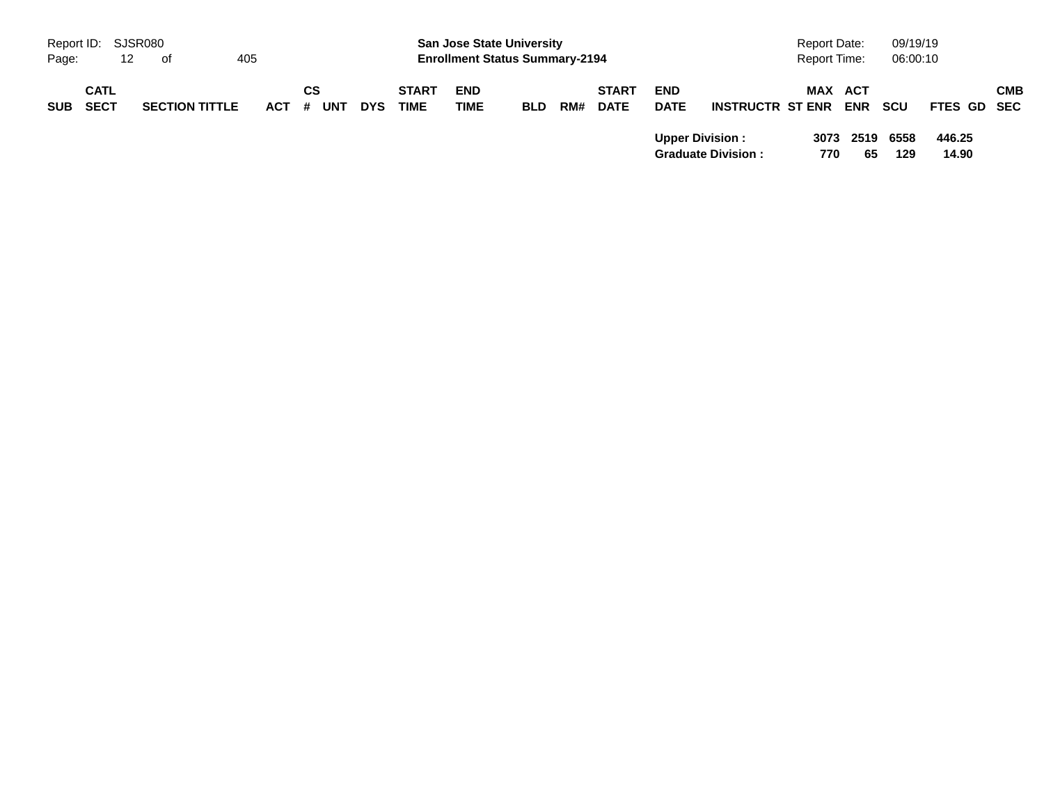| SUB | CATL SECT | SECTION TITTLE | ACT | CS # | UNT | DYS | START TIME | END TIME | BLD | RM# | START DATE | END DATE | INSTRUCTR | ST | MAX ENR | ACT ENR | SCU | FTES | GD | CMB SEC |
|---|---|---|---|---|---|---|---|---|---|---|---|---|---|---|---|---|---|---|---|---|
| | | | | | | | | | | | | Upper Division : | | | 3073 | 2519 | 6558 | 446.25 | | |
| | | | | | | | | | | | | Graduate Division : | | | 770 | 65 | 129 | 14.90 | | |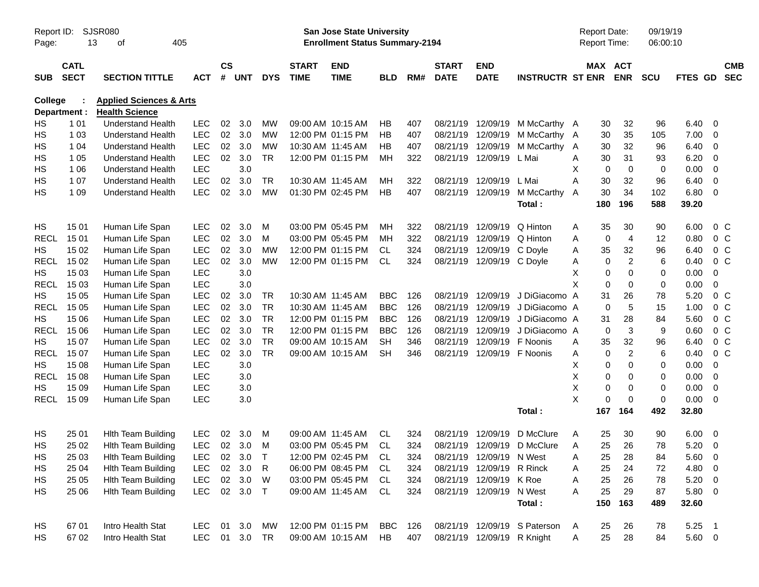Report ID: SJSR080 | San Jose State University | Report Date: 09/19/19
Page: 13 of 405 | Enrollment Status Summary-2194 | Report Time: 06:00:10

**College : Applied Sciences & Arts**
**Department : Health Science**

| SUB | CATL SECT | SECTION TITTLE | ACT | CS # | UNT | DYS | START TIME | END TIME | BLD | RM# | START DATE | END DATE | INSTRUCTR | ST | MAX ENR | ACT ENR | SCU | FTES | GD | CMB SEC |
|---|---|---|---|---|---|---|---|---|---|---|---|---|---|---|---|---|---|---|---|---|
| HS | 1 01 | Understand Health | LEC | 02 | 3.0 | MW | 09:00 AM | 10:15 AM | HB | 407 | 08/21/19 | 12/09/19 | M McCarthy | A | 30 | 32 | 96 | 6.40 | 0 | |
| HS | 1 03 | Understand Health | LEC | 02 | 3.0 | MW | 12:00 PM | 01:15 PM | HB | 407 | 08/21/19 | 12/09/19 | M McCarthy | A | 30 | 35 | 105 | 7.00 | 0 | |
| HS | 1 04 | Understand Health | LEC | 02 | 3.0 | MW | 10:30 AM | 11:45 AM | HB | 407 | 08/21/19 | 12/09/19 | M McCarthy | A | 30 | 32 | 96 | 6.40 | 0 | |
| HS | 1 05 | Understand Health | LEC | 02 | 3.0 | TR | 12:00 PM | 01:15 PM | MH | 322 | 08/21/19 | 12/09/19 | L Mai | A | 30 | 31 | 93 | 6.20 | 0 | |
| HS | 1 06 | Understand Health | LEC | | 3.0 | | | | | | | | | X | 0 | 0 | 0 | 0.00 | 0 | |
| HS | 1 07 | Understand Health | LEC | 02 | 3.0 | TR | 10:30 AM | 11:45 AM | MH | 322 | 08/21/19 | 12/09/19 | L Mai | A | 30 | 32 | 96 | 6.40 | 0 | |
| HS | 1 09 | Understand Health | LEC | 02 | 3.0 | MW | 01:30 PM | 02:45 PM | HB | 407 | 08/21/19 | 12/09/19 | M McCarthy | A | 30 | 34 | 102 | 6.80 | 0 | |
| | | | | | | | | | | | | | Total : | | 180 | 196 | 588 | 39.20 | | |
| HS | 15 01 | Human Life Span | LEC | 02 | 3.0 | M | 03:00 PM | 05:45 PM | MH | 322 | 08/21/19 | 12/09/19 | Q Hinton | A | 35 | 30 | 90 | 6.00 | 0 | C |
| RECL | 15 01 | Human Life Span | LEC | 02 | 3.0 | M | 03:00 PM | 05:45 PM | MH | 322 | 08/21/19 | 12/09/19 | Q Hinton | A | 0 | 4 | 12 | 0.80 | 0 | C |
| HS | 15 02 | Human Life Span | LEC | 02 | 3.0 | MW | 12:00 PM | 01:15 PM | CL | 324 | 08/21/19 | 12/09/19 | C Doyle | A | 35 | 32 | 96 | 6.40 | 0 | C |
| RECL | 15 02 | Human Life Span | LEC | 02 | 3.0 | MW | 12:00 PM | 01:15 PM | CL | 324 | 08/21/19 | 12/09/19 | C Doyle | A | 0 | 2 | 6 | 0.40 | 0 | C |
| HS | 15 03 | Human Life Span | LEC | | 3.0 | | | | | | | | | X | 0 | 0 | 0 | 0.00 | 0 | |
| RECL | 15 03 | Human Life Span | LEC | | 3.0 | | | | | | | | | X | 0 | 0 | 0 | 0.00 | 0 | |
| HS | 15 05 | Human Life Span | LEC | 02 | 3.0 | TR | 10:30 AM | 11:45 AM | BBC | 126 | 08/21/19 | 12/09/19 | J DiGiacomo | A | 31 | 26 | 78 | 5.20 | 0 | C |
| RECL | 15 05 | Human Life Span | LEC | 02 | 3.0 | TR | 10:30 AM | 11:45 AM | BBC | 126 | 08/21/19 | 12/09/19 | J DiGiacomo | A | 0 | 5 | 15 | 1.00 | 0 | C |
| HS | 15 06 | Human Life Span | LEC | 02 | 3.0 | TR | 12:00 PM | 01:15 PM | BBC | 126 | 08/21/19 | 12/09/19 | J DiGiacomo | A | 31 | 28 | 84 | 5.60 | 0 | C |
| RECL | 15 06 | Human Life Span | LEC | 02 | 3.0 | TR | 12:00 PM | 01:15 PM | BBC | 126 | 08/21/19 | 12/09/19 | J DiGiacomo | A | 0 | 3 | 9 | 0.60 | 0 | C |
| HS | 15 07 | Human Life Span | LEC | 02 | 3.0 | TR | 09:00 AM | 10:15 AM | SH | 346 | 08/21/19 | 12/09/19 | F Noonis | A | 35 | 32 | 96 | 6.40 | 0 | C |
| RECL | 15 07 | Human Life Span | LEC | 02 | 3.0 | TR | 09:00 AM | 10:15 AM | SH | 346 | 08/21/19 | 12/09/19 | F Noonis | A | 0 | 2 | 6 | 0.40 | 0 | C |
| HS | 15 08 | Human Life Span | LEC | | 3.0 | | | | | | | | | X | 0 | 0 | 0 | 0.00 | 0 | |
| RECL | 15 08 | Human Life Span | LEC | | 3.0 | | | | | | | | | X | 0 | 0 | 0 | 0.00 | 0 | |
| HS | 15 09 | Human Life Span | LEC | | 3.0 | | | | | | | | | X | 0 | 0 | 0 | 0.00 | 0 | |
| RECL | 15 09 | Human Life Span | LEC | | 3.0 | | | | | | | | | X | 0 | 0 | 0 | 0.00 | 0 | |
| | | | | | | | | | | | | | Total : | | 167 | 164 | 492 | 32.80 | | |
| HS | 25 01 | Hlth Team Building | LEC | 02 | 3.0 | M | 09:00 AM | 11:45 AM | CL | 324 | 08/21/19 | 12/09/19 | D McClure | A | 25 | 30 | 90 | 6.00 | 0 | |
| HS | 25 02 | Hlth Team Building | LEC | 02 | 3.0 | M | 03:00 PM | 05:45 PM | CL | 324 | 08/21/19 | 12/09/19 | D McClure | A | 25 | 26 | 78 | 5.20 | 0 | |
| HS | 25 03 | Hlth Team Building | LEC | 02 | 3.0 | T | 12:00 PM | 02:45 PM | CL | 324 | 08/21/19 | 12/09/19 | N West | A | 25 | 28 | 84 | 5.60 | 0 | |
| HS | 25 04 | Hlth Team Building | LEC | 02 | 3.0 | R | 06:00 PM | 08:45 PM | CL | 324 | 08/21/19 | 12/09/19 | R Rinck | A | 25 | 24 | 72 | 4.80 | 0 | |
| HS | 25 05 | Hlth Team Building | LEC | 02 | 3.0 | W | 03:00 PM | 05:45 PM | CL | 324 | 08/21/19 | 12/09/19 | K Roe | A | 25 | 26 | 78 | 5.20 | 0 | |
| HS | 25 06 | Hlth Team Building | LEC | 02 | 3.0 | T | 09:00 AM | 11:45 AM | CL | 324 | 08/21/19 | 12/09/19 | N West | A | 25 | 29 | 87 | 5.80 | 0 | |
| | | | | | | | | | | | | | Total : | | 150 | 163 | 489 | 32.60 | | |
| HS | 67 01 | Intro Health Stat | LEC | 01 | 3.0 | MW | 12:00 PM | 01:15 PM | BBC | 126 | 08/21/19 | 12/09/19 | S Paterson | A | 25 | 26 | 78 | 5.25 | 1 | |
| HS | 67 02 | Intro Health Stat | LEC | 01 | 3.0 | TR | 09:00 AM | 10:15 AM | HB | 407 | 08/21/19 | 12/09/19 | R Knight | A | 25 | 28 | 84 | 5.60 | 0 | |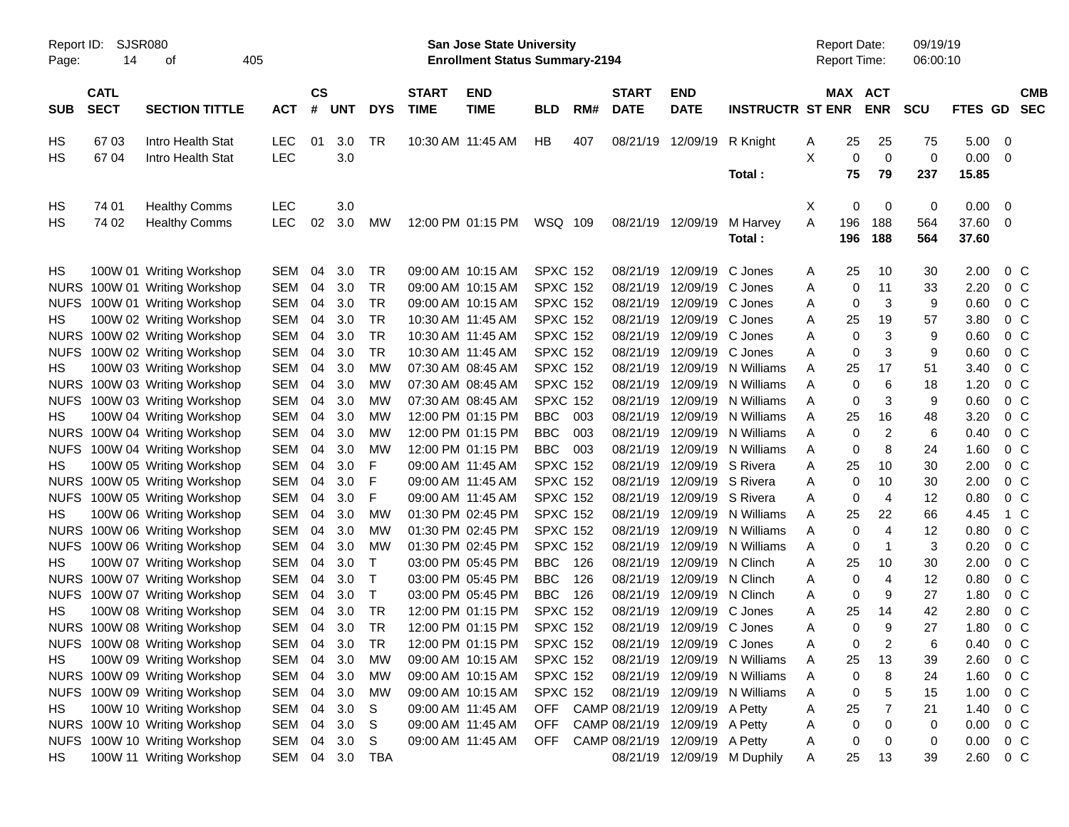Report ID: SJSR080
Page: 14 of 405

**San Jose State University**
**Enrollment Status Summary-2194**

Report Date: 09/19/19
Report Time: 06:00:10

| SUB | CATL SECT | SECTION TITTLE | ACT | CS # | UNT | DYS | START TIME | END TIME | BLD | RM# | START DATE | END DATE | INSTRUCTR | ST | MAX ENR | ACT ENR | SCU | FTES | GD | CMB SEC |
|---|---|---|---|---|---|---|---|---|---|---|---|---|---|---|---|---|---|---|---|---|
| HS | 67 03 | Intro Health Stat | LEC | 01 | 3.0 | TR | 10:30 AM | 11:45 AM | HB | 407 | 08/21/19 | 12/09/19 | R Knight | A | 25 | 25 | 75 | 5.00 | 0 | |
| HS | 67 04 | Intro Health Stat | LEC | | 3.0 | | | | | | | | | X | 0 | 0 | 0 | 0.00 | 0 | |
| | | | | | | | | | | | | | Total : | | 75 | 79 | 237 | 15.85 | | |
| HS | 74 01 | Healthy Comms | LEC | | 3.0 | | | | | | | | | X | 0 | 0 | 0 | 0.00 | 0 | |
| HS | 74 02 | Healthy Comms | LEC | 02 | 3.0 | MW | 12:00 PM | 01:15 PM | WSQ | 109 | 08/21/19 | 12/09/19 | M Harvey | A | 196 | 188 | 564 | 37.60 | 0 | |
| | | | | | | | | | | | | | Total : | | 196 | 188 | 564 | 37.60 | | |
| HS | 100W 01 | Writing Workshop | SEM | 04 | 3.0 | TR | 09:00 AM | 10:15 AM | SPXC | 152 | 08/21/19 | 12/09/19 | C Jones | A | 25 | 10 | 30 | 2.00 | 0 | C |
| NURS | 100W 01 | Writing Workshop | SEM | 04 | 3.0 | TR | 09:00 AM | 10:15 AM | SPXC | 152 | 08/21/19 | 12/09/19 | C Jones | A | 0 | 11 | 33 | 2.20 | 0 | C |
| NUFS | 100W 01 | Writing Workshop | SEM | 04 | 3.0 | TR | 09:00 AM | 10:15 AM | SPXC | 152 | 08/21/19 | 12/09/19 | C Jones | A | 0 | 3 | 9 | 0.60 | 0 | C |
| HS | 100W 02 | Writing Workshop | SEM | 04 | 3.0 | TR | 10:30 AM | 11:45 AM | SPXC | 152 | 08/21/19 | 12/09/19 | C Jones | A | 25 | 19 | 57 | 3.80 | 0 | C |
| NURS | 100W 02 | Writing Workshop | SEM | 04 | 3.0 | TR | 10:30 AM | 11:45 AM | SPXC | 152 | 08/21/19 | 12/09/19 | C Jones | A | 0 | 3 | 9 | 0.60 | 0 | C |
| NUFS | 100W 02 | Writing Workshop | SEM | 04 | 3.0 | TR | 10:30 AM | 11:45 AM | SPXC | 152 | 08/21/19 | 12/09/19 | C Jones | A | 0 | 3 | 9 | 0.60 | 0 | C |
| HS | 100W 03 | Writing Workshop | SEM | 04 | 3.0 | MW | 07:30 AM | 08:45 AM | SPXC | 152 | 08/21/19 | 12/09/19 | N Williams | A | 25 | 17 | 51 | 3.40 | 0 | C |
| NURS | 100W 03 | Writing Workshop | SEM | 04 | 3.0 | MW | 07:30 AM | 08:45 AM | SPXC | 152 | 08/21/19 | 12/09/19 | N Williams | A | 0 | 6 | 18 | 1.20 | 0 | C |
| NUFS | 100W 03 | Writing Workshop | SEM | 04 | 3.0 | MW | 07:30 AM | 08:45 AM | SPXC | 152 | 08/21/19 | 12/09/19 | N Williams | A | 0 | 3 | 9 | 0.60 | 0 | C |
| HS | 100W 04 | Writing Workshop | SEM | 04 | 3.0 | MW | 12:00 PM | 01:15 PM | BBC | 003 | 08/21/19 | 12/09/19 | N Williams | A | 25 | 16 | 48 | 3.20 | 0 | C |
| NURS | 100W 04 | Writing Workshop | SEM | 04 | 3.0 | MW | 12:00 PM | 01:15 PM | BBC | 003 | 08/21/19 | 12/09/19 | N Williams | A | 0 | 2 | 6 | 0.40 | 0 | C |
| NUFS | 100W 04 | Writing Workshop | SEM | 04 | 3.0 | MW | 12:00 PM | 01:15 PM | BBC | 003 | 08/21/19 | 12/09/19 | N Williams | A | 0 | 8 | 24 | 1.60 | 0 | C |
| HS | 100W 05 | Writing Workshop | SEM | 04 | 3.0 | F | 09:00 AM | 11:45 AM | SPXC | 152 | 08/21/19 | 12/09/19 | S Rivera | A | 25 | 10 | 30 | 2.00 | 0 | C |
| NURS | 100W 05 | Writing Workshop | SEM | 04 | 3.0 | F | 09:00 AM | 11:45 AM | SPXC | 152 | 08/21/19 | 12/09/19 | S Rivera | A | 0 | 10 | 30 | 2.00 | 0 | C |
| NUFS | 100W 05 | Writing Workshop | SEM | 04 | 3.0 | F | 09:00 AM | 11:45 AM | SPXC | 152 | 08/21/19 | 12/09/19 | S Rivera | A | 0 | 4 | 12 | 0.80 | 0 | C |
| HS | 100W 06 | Writing Workshop | SEM | 04 | 3.0 | MW | 01:30 PM | 02:45 PM | SPXC | 152 | 08/21/19 | 12/09/19 | N Williams | A | 25 | 22 | 66 | 4.45 | 1 | C |
| NURS | 100W 06 | Writing Workshop | SEM | 04 | 3.0 | MW | 01:30 PM | 02:45 PM | SPXC | 152 | 08/21/19 | 12/09/19 | N Williams | A | 0 | 4 | 12 | 0.80 | 0 | C |
| NUFS | 100W 06 | Writing Workshop | SEM | 04 | 3.0 | MW | 01:30 PM | 02:45 PM | SPXC | 152 | 08/21/19 | 12/09/19 | N Williams | A | 0 | 1 | 3 | 0.20 | 0 | C |
| HS | 100W 07 | Writing Workshop | SEM | 04 | 3.0 | T | 03:00 PM | 05:45 PM | BBC | 126 | 08/21/19 | 12/09/19 | N Clinch | A | 25 | 10 | 30 | 2.00 | 0 | C |
| NURS | 100W 07 | Writing Workshop | SEM | 04 | 3.0 | T | 03:00 PM | 05:45 PM | BBC | 126 | 08/21/19 | 12/09/19 | N Clinch | A | 0 | 4 | 12 | 0.80 | 0 | C |
| NUFS | 100W 07 | Writing Workshop | SEM | 04 | 3.0 | T | 03:00 PM | 05:45 PM | BBC | 126 | 08/21/19 | 12/09/19 | N Clinch | A | 0 | 9 | 27 | 1.80 | 0 | C |
| HS | 100W 08 | Writing Workshop | SEM | 04 | 3.0 | TR | 12:00 PM | 01:15 PM | SPXC | 152 | 08/21/19 | 12/09/19 | C Jones | A | 25 | 14 | 42 | 2.80 | 0 | C |
| NURS | 100W 08 | Writing Workshop | SEM | 04 | 3.0 | TR | 12:00 PM | 01:15 PM | SPXC | 152 | 08/21/19 | 12/09/19 | C Jones | A | 0 | 9 | 27 | 1.80 | 0 | C |
| NUFS | 100W 08 | Writing Workshop | SEM | 04 | 3.0 | TR | 12:00 PM | 01:15 PM | SPXC | 152 | 08/21/19 | 12/09/19 | C Jones | A | 0 | 2 | 6 | 0.40 | 0 | C |
| HS | 100W 09 | Writing Workshop | SEM | 04 | 3.0 | MW | 09:00 AM | 10:15 AM | SPXC | 152 | 08/21/19 | 12/09/19 | N Williams | A | 25 | 13 | 39 | 2.60 | 0 | C |
| NURS | 100W 09 | Writing Workshop | SEM | 04 | 3.0 | MW | 09:00 AM | 10:15 AM | SPXC | 152 | 08/21/19 | 12/09/19 | N Williams | A | 0 | 8 | 24 | 1.60 | 0 | C |
| NUFS | 100W 09 | Writing Workshop | SEM | 04 | 3.0 | MW | 09:00 AM | 10:15 AM | SPXC | 152 | 08/21/19 | 12/09/19 | N Williams | A | 0 | 5 | 15 | 1.00 | 0 | C |
| HS | 100W 10 | Writing Workshop | SEM | 04 | 3.0 | S | 09:00 AM | 11:45 AM | OFF | CAMP | 08/21/19 | 12/09/19 | A Petty | A | 25 | 7 | 21 | 1.40 | 0 | C |
| NURS | 100W 10 | Writing Workshop | SEM | 04 | 3.0 | S | 09:00 AM | 11:45 AM | OFF | CAMP | 08/21/19 | 12/09/19 | A Petty | A | 0 | 0 | 0 | 0.00 | 0 | C |
| NUFS | 100W 10 | Writing Workshop | SEM | 04 | 3.0 | S | 09:00 AM | 11:45 AM | OFF | CAMP | 08/21/19 | 12/09/19 | A Petty | A | 0 | 0 | 0 | 0.00 | 0 | C |
| HS | 100W 11 | Writing Workshop | SEM | 04 | 3.0 | TBA | | | | | 08/21/19 | 12/09/19 | M Duphily | A | 25 | 13 | 39 | 2.60 | 0 | C |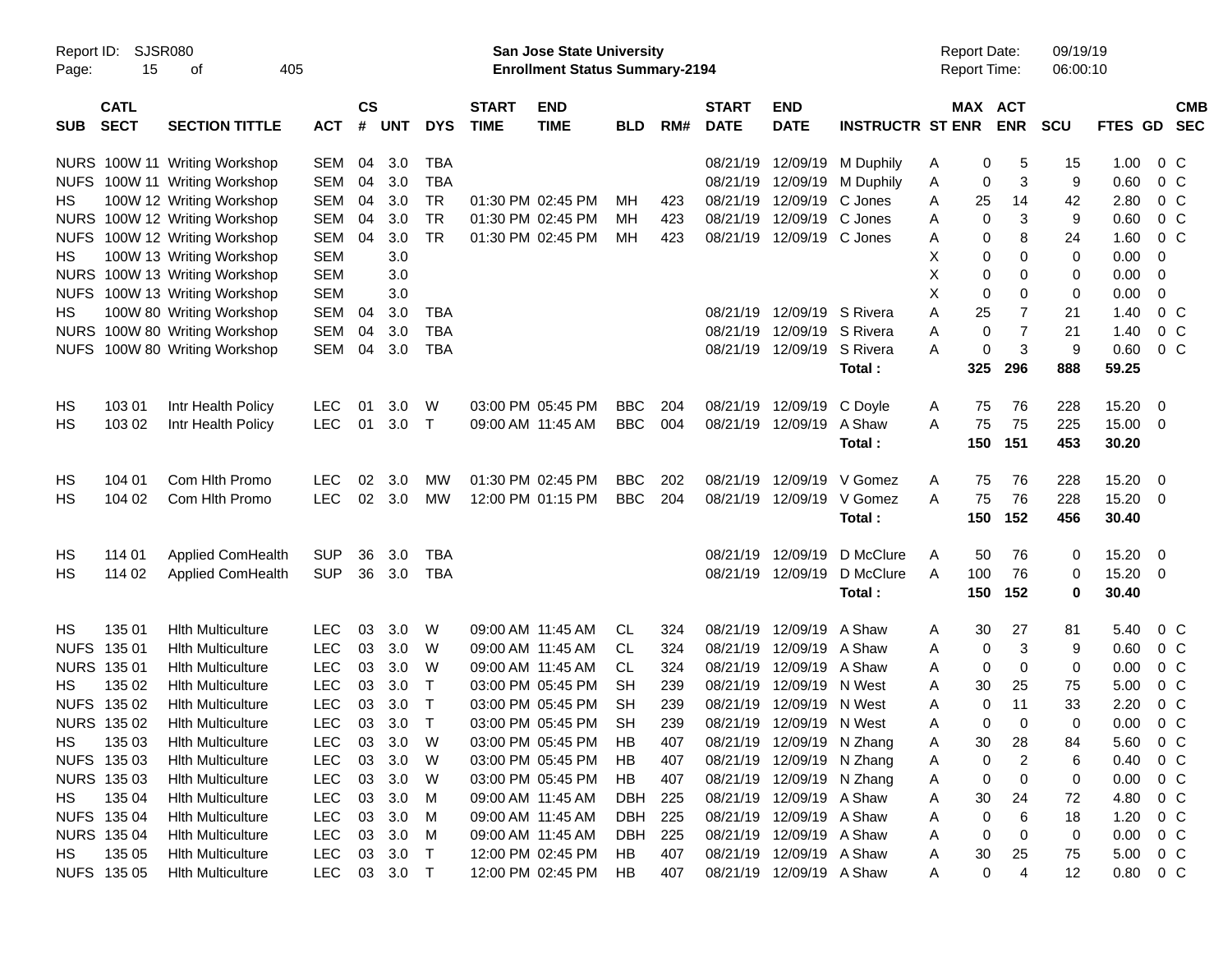Report ID: SJSR080
San Jose State University
Enrollment Status Summary-2194
Report Date: 09/19/19
Report Time: 06:00:10

| SUB | CATL SECT | SECTION TITTLE | ACT | CS # | UNT | DYS | START TIME | END TIME | BLD | RM# | START DATE | END DATE | INSTRUCTR | ST | MAX ENR | ACT ENR | SCU | FTES | GD | CMB SEC |
|---|---|---|---|---|---|---|---|---|---|---|---|---|---|---|---|---|---|---|---|---|
| NURS | 100W 11 | Writing Workshop | SEM | 04 | 3.0 | TBA | | | | | 08/21/19 | 12/09/19 | M Duphily | A | 0 | 5 | 15 | 1.00 | 0 | C |
| NUFS | 100W 11 | Writing Workshop | SEM | 04 | 3.0 | TBA | | | | | 08/21/19 | 12/09/19 | M Duphily | A | 0 | 3 | 9 | 0.60 | 0 | C |
| HS | 100W 12 | Writing Workshop | SEM | 04 | 3.0 | TR | 01:30 PM | 02:45 PM | MH | 423 | 08/21/19 | 12/09/19 | C Jones | A | 25 | 14 | 42 | 2.80 | 0 | C |
| NURS | 100W 12 | Writing Workshop | SEM | 04 | 3.0 | TR | 01:30 PM | 02:45 PM | MH | 423 | 08/21/19 | 12/09/19 | C Jones | A | 0 | 3 | 9 | 0.60 | 0 | C |
| NUFS | 100W 12 | Writing Workshop | SEM | 04 | 3.0 | TR | 01:30 PM | 02:45 PM | MH | 423 | 08/21/19 | 12/09/19 | C Jones | A | 0 | 8 | 24 | 1.60 | 0 | C |
| HS | 100W 13 | Writing Workshop | SEM | | 3.0 | | | | | | | | | X | 0 | 0 | 0 | 0.00 | 0 | |
| NURS | 100W 13 | Writing Workshop | SEM | | 3.0 | | | | | | | | | X | 0 | 0 | 0 | 0.00 | 0 | |
| NUFS | 100W 13 | Writing Workshop | SEM | | 3.0 | | | | | | | | | X | 0 | 0 | 0 | 0.00 | 0 | |
| HS | 100W 80 | Writing Workshop | SEM | 04 | 3.0 | TBA | | | | | 08/21/19 | 12/09/19 | S Rivera | A | 25 | 7 | 21 | 1.40 | 0 | C |
| NURS | 100W 80 | Writing Workshop | SEM | 04 | 3.0 | TBA | | | | | 08/21/19 | 12/09/19 | S Rivera | A | 0 | 7 | 21 | 1.40 | 0 | C |
| NUFS | 100W 80 | Writing Workshop | SEM | 04 | 3.0 | TBA | | | | | 08/21/19 | 12/09/19 | S Rivera | A | 0 | 3 | 9 | 0.60 | 0 | C |
| | | | | | | | | | | | | | **Total :** | | **325** | **296** | **888** | **59.25** | | |
| HS | 103 01 | Intr Health Policy | LEC | 01 | 3.0 | W | 03:00 PM | 05:45 PM | BBC | 204 | 08/21/19 | 12/09/19 | C Doyle | A | 75 | 76 | 228 | 15.20 | 0 | |
| HS | 103 02 | Intr Health Policy | LEC | 01 | 3.0 | T | 09:00 AM | 11:45 AM | BBC | 004 | 08/21/19 | 12/09/19 | A Shaw | A | 75 | 75 | 225 | 15.00 | 0 | |
| | | | | | | | | | | | | | **Total :** | | **150** | **151** | **453** | **30.20** | | |
| HS | 104 01 | Com Hlth Promo | LEC | 02 | 3.0 | MW | 01:30 PM | 02:45 PM | BBC | 202 | 08/21/19 | 12/09/19 | V Gomez | A | 75 | 76 | 228 | 15.20 | 0 | |
| HS | 104 02 | Com Hlth Promo | LEC | 02 | 3.0 | MW | 12:00 PM | 01:15 PM | BBC | 204 | 08/21/19 | 12/09/19 | V Gomez | A | 75 | 76 | 228 | 15.20 | 0 | |
| | | | | | | | | | | | | | **Total :** | | **150** | **152** | **456** | **30.40** | | |
| HS | 114 01 | Applied ComHealth | SUP | 36 | 3.0 | TBA | | | | | 08/21/19 | 12/09/19 | D McClure | A | 50 | 76 | 0 | 15.20 | 0 | |
| HS | 114 02 | Applied ComHealth | SUP | 36 | 3.0 | TBA | | | | | 08/21/19 | 12/09/19 | D McClure | A | 100 | 76 | 0 | 15.20 | 0 | |
| | | | | | | | | | | | | | **Total :** | | **150** | **152** | **0** | **30.40** | | |
| HS | 135 01 | Hlth Multiculture | LEC | 03 | 3.0 | W | 09:00 AM | 11:45 AM | CL | 324 | 08/21/19 | 12/09/19 | A Shaw | A | 30 | 27 | 81 | 5.40 | 0 | C |
| NUFS | 135 01 | Hlth Multiculture | LEC | 03 | 3.0 | W | 09:00 AM | 11:45 AM | CL | 324 | 08/21/19 | 12/09/19 | A Shaw | A | 0 | 3 | 9 | 0.60 | 0 | C |
| NURS | 135 01 | Hlth Multiculture | LEC | 03 | 3.0 | W | 09:00 AM | 11:45 AM | CL | 324 | 08/21/19 | 12/09/19 | A Shaw | A | 0 | 0 | 0 | 0.00 | 0 | C |
| HS | 135 02 | Hlth Multiculture | LEC | 03 | 3.0 | T | 03:00 PM | 05:45 PM | SH | 239 | 08/21/19 | 12/09/19 | N West | A | 30 | 25 | 75 | 5.00 | 0 | C |
| NUFS | 135 02 | Hlth Multiculture | LEC | 03 | 3.0 | T | 03:00 PM | 05:45 PM | SH | 239 | 08/21/19 | 12/09/19 | N West | A | 0 | 11 | 33 | 2.20 | 0 | C |
| NURS | 135 02 | Hlth Multiculture | LEC | 03 | 3.0 | T | 03:00 PM | 05:45 PM | SH | 239 | 08/21/19 | 12/09/19 | N West | A | 0 | 0 | 0 | 0.00 | 0 | C |
| HS | 135 03 | Hlth Multiculture | LEC | 03 | 3.0 | W | 03:00 PM | 05:45 PM | HB | 407 | 08/21/19 | 12/09/19 | N Zhang | A | 30 | 28 | 84 | 5.60 | 0 | C |
| NUFS | 135 03 | Hlth Multiculture | LEC | 03 | 3.0 | W | 03:00 PM | 05:45 PM | HB | 407 | 08/21/19 | 12/09/19 | N Zhang | A | 0 | 2 | 6 | 0.40 | 0 | C |
| NURS | 135 03 | Hlth Multiculture | LEC | 03 | 3.0 | W | 03:00 PM | 05:45 PM | HB | 407 | 08/21/19 | 12/09/19 | N Zhang | A | 0 | 0 | 0 | 0.00 | 0 | C |
| HS | 135 04 | Hlth Multiculture | LEC | 03 | 3.0 | M | 09:00 AM | 11:45 AM | DBH | 225 | 08/21/19 | 12/09/19 | A Shaw | A | 30 | 24 | 72 | 4.80 | 0 | C |
| NUFS | 135 04 | Hlth Multiculture | LEC | 03 | 3.0 | M | 09:00 AM | 11:45 AM | DBH | 225 | 08/21/19 | 12/09/19 | A Shaw | A | 0 | 6 | 18 | 1.20 | 0 | C |
| NURS | 135 04 | Hlth Multiculture | LEC | 03 | 3.0 | M | 09:00 AM | 11:45 AM | DBH | 225 | 08/21/19 | 12/09/19 | A Shaw | A | 0 | 0 | 0 | 0.00 | 0 | C |
| HS | 135 05 | Hlth Multiculture | LEC | 03 | 3.0 | T | 12:00 PM | 02:45 PM | HB | 407 | 08/21/19 | 12/09/19 | A Shaw | A | 30 | 25 | 75 | 5.00 | 0 | C |
| NUFS | 135 05 | Hlth Multiculture | LEC | 03 | 3.0 | T | 12:00 PM | 02:45 PM | HB | 407 | 08/21/19 | 12/09/19 | A Shaw | A | 0 | 4 | 12 | 0.80 | 0 | C |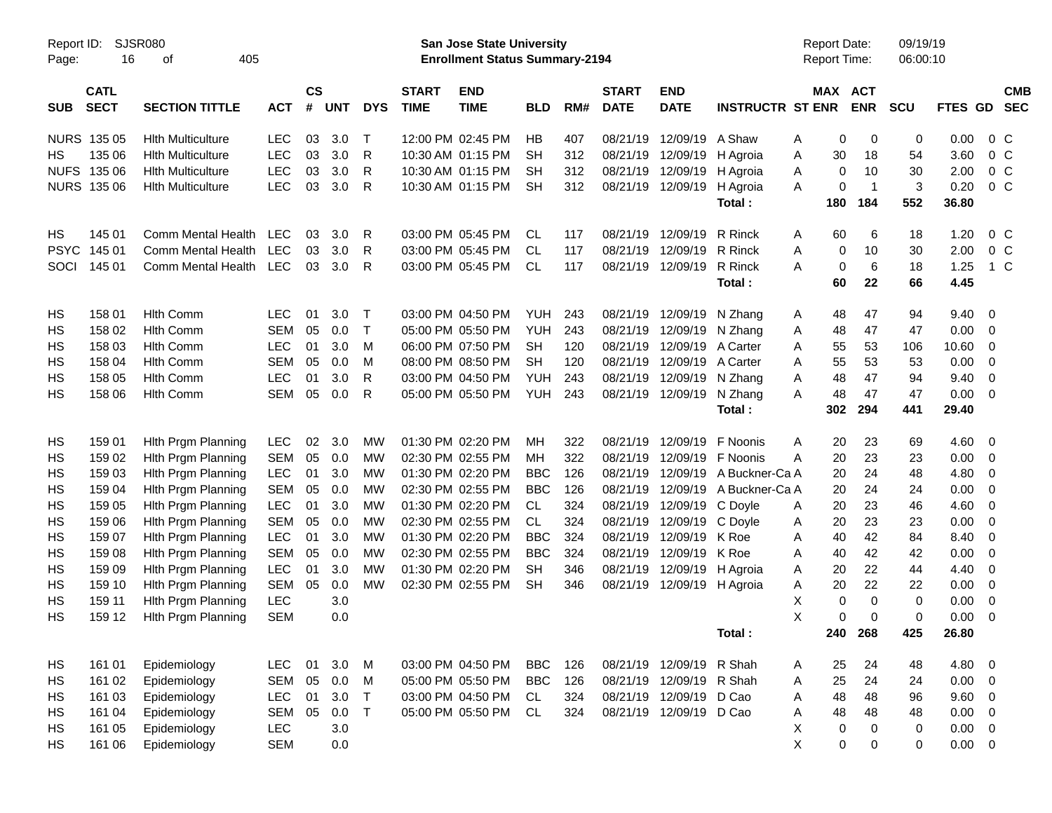| SUB | CATL SECT | SECTION TITTLE | ACT | CS # | UNT | DYS | START TIME | END TIME | BLD | RM# | START DATE | END DATE | INSTRUCTR | ST | MAX ENR | ACT ENR | SCU | FTES | GD | CMB SEC |
|---|---|---|---|---|---|---|---|---|---|---|---|---|---|---|---|---|---|---|---|---|
| NURS | 135 05 | Hlth Multiculture | LEC | 03 | 3.0 | T | 12:00 PM | 02:45 PM | HB | 407 | 08/21/19 | 12/09/19 | A Shaw | A | 0 | 0 | 0 | 0.00 | 0 | C |
| HS | 135 06 | Hlth Multiculture | LEC | 03 | 3.0 | R | 10:30 AM | 01:15 PM | SH | 312 | 08/21/19 | 12/09/19 | H Agroia | A | 30 | 18 | 54 | 3.60 | 0 | C |
| NUFS | 135 06 | Hlth Multiculture | LEC | 03 | 3.0 | R | 10:30 AM | 01:15 PM | SH | 312 | 08/21/19 | 12/09/19 | H Agroia | A | 0 | 10 | 30 | 2.00 | 0 | C |
| NURS | 135 06 | Hlth Multiculture | LEC | 03 | 3.0 | R | 10:30 AM | 01:15 PM | SH | 312 | 08/21/19 | 12/09/19 | H Agroia | A | 0 | 1 | 3 | 0.20 | 0 | C |
| | | | | | | | | | | | | | **Total :** | | **180** | **184** | **552** | **36.80** | | |
| HS | 145 01 | Comm Mental Health | LEC | 03 | 3.0 | R | 03:00 PM | 05:45 PM | CL | 117 | 08/21/19 | 12/09/19 | R Rinck | A | 60 | 6 | 18 | 1.20 | 0 | C |
| PSYC | 145 01 | Comm Mental Health | LEC | 03 | 3.0 | R | 03:00 PM | 05:45 PM | CL | 117 | 08/21/19 | 12/09/19 | R Rinck | A | 0 | 10 | 30 | 2.00 | 0 | C |
| SOCI | 145 01 | Comm Mental Health | LEC | 03 | 3.0 | R | 03:00 PM | 05:45 PM | CL | 117 | 08/21/19 | 12/09/19 | R Rinck | A | 0 | 6 | 18 | 1.25 | 1 | C |
| | | | | | | | | | | | | | **Total :** | | **60** | **22** | **66** | **4.45** | | |
| HS | 158 01 | Hlth Comm | LEC | 01 | 3.0 | T | 03:00 PM | 04:50 PM | YUH | 243 | 08/21/19 | 12/09/19 | N Zhang | A | 48 | 47 | 94 | 9.40 | 0 | |
| HS | 158 02 | Hlth Comm | SEM | 05 | 0.0 | T | 05:00 PM | 05:50 PM | YUH | 243 | 08/21/19 | 12/09/19 | N Zhang | A | 48 | 47 | 47 | 0.00 | 0 | |
| HS | 158 03 | Hlth Comm | LEC | 01 | 3.0 | M | 06:00 PM | 07:50 PM | SH | 120 | 08/21/19 | 12/09/19 | A Carter | A | 55 | 53 | 106 | 10.60 | 0 | |
| HS | 158 04 | Hlth Comm | SEM | 05 | 0.0 | M | 08:00 PM | 08:50 PM | SH | 120 | 08/21/19 | 12/09/19 | A Carter | A | 55 | 53 | 53 | 0.00 | 0 | |
| HS | 158 05 | Hlth Comm | LEC | 01 | 3.0 | R | 03:00 PM | 04:50 PM | YUH | 243 | 08/21/19 | 12/09/19 | N Zhang | A | 48 | 47 | 94 | 9.40 | 0 | |
| HS | 158 06 | Hlth Comm | SEM | 05 | 0.0 | R | 05:00 PM | 05:50 PM | YUH | 243 | 08/21/19 | 12/09/19 | N Zhang | A | 48 | 47 | 47 | 0.00 | 0 | |
| | | | | | | | | | | | | | **Total :** | | **302** | **294** | **441** | **29.40** | | |
| HS | 159 01 | Hlth Prgm Planning | LEC | 02 | 3.0 | MW | 01:30 PM | 02:20 PM | MH | 322 | 08/21/19 | 12/09/19 | F Noonis | A | 20 | 23 | 69 | 4.60 | 0 | |
| HS | 159 02 | Hlth Prgm Planning | SEM | 05 | 0.0 | MW | 02:30 PM | 02:55 PM | MH | 322 | 08/21/19 | 12/09/19 | F Noonis | A | 20 | 23 | 23 | 0.00 | 0 | |
| HS | 159 03 | Hlth Prgm Planning | LEC | 01 | 3.0 | MW | 01:30 PM | 02:20 PM | BBC | 126 | 08/21/19 | 12/09/19 | A Buckner-Ca | A | 20 | 24 | 48 | 4.80 | 0 | |
| HS | 159 04 | Hlth Prgm Planning | SEM | 05 | 0.0 | MW | 02:30 PM | 02:55 PM | BBC | 126 | 08/21/19 | 12/09/19 | A Buckner-Ca | A | 20 | 24 | 24 | 0.00 | 0 | |
| HS | 159 05 | Hlth Prgm Planning | LEC | 01 | 3.0 | MW | 01:30 PM | 02:20 PM | CL | 324 | 08/21/19 | 12/09/19 | C Doyle | A | 20 | 23 | 46 | 4.60 | 0 | |
| HS | 159 06 | Hlth Prgm Planning | SEM | 05 | 0.0 | MW | 02:30 PM | 02:55 PM | CL | 324 | 08/21/19 | 12/09/19 | C Doyle | A | 20 | 23 | 23 | 0.00 | 0 | |
| HS | 159 07 | Hlth Prgm Planning | LEC | 01 | 3.0 | MW | 01:30 PM | 02:20 PM | BBC | 324 | 08/21/19 | 12/09/19 | K Roe | A | 40 | 42 | 84 | 8.40 | 0 | |
| HS | 159 08 | Hlth Prgm Planning | SEM | 05 | 0.0 | MW | 02:30 PM | 02:55 PM | BBC | 324 | 08/21/19 | 12/09/19 | K Roe | A | 40 | 42 | 42 | 0.00 | 0 | |
| HS | 159 09 | Hlth Prgm Planning | LEC | 01 | 3.0 | MW | 01:30 PM | 02:20 PM | SH | 346 | 08/21/19 | 12/09/19 | H Agroia | A | 20 | 22 | 44 | 4.40 | 0 | |
| HS | 159 10 | Hlth Prgm Planning | SEM | 05 | 0.0 | MW | 02:30 PM | 02:55 PM | SH | 346 | 08/21/19 | 12/09/19 | H Agroia | A | 20 | 22 | 22 | 0.00 | 0 | |
| HS | 159 11 | Hlth Prgm Planning | LEC | | 3.0 | | | | | | | | | X | 0 | 0 | 0 | 0.00 | 0 | |
| HS | 159 12 | Hlth Prgm Planning | SEM | | 0.0 | | | | | | | | | X | 0 | 0 | 0 | 0.00 | 0 | |
| | | | | | | | | | | | | | **Total :** | | **240** | **268** | **425** | **26.80** | | |
| HS | 161 01 | Epidemiology | LEC | 01 | 3.0 | M | 03:00 PM | 04:50 PM | BBC | 126 | 08/21/19 | 12/09/19 | R Shah | A | 25 | 24 | 48 | 4.80 | 0 | |
| HS | 161 02 | Epidemiology | SEM | 05 | 0.0 | M | 05:00 PM | 05:50 PM | BBC | 126 | 08/21/19 | 12/09/19 | R Shah | A | 25 | 24 | 24 | 0.00 | 0 | |
| HS | 161 03 | Epidemiology | LEC | 01 | 3.0 | T | 03:00 PM | 04:50 PM | CL | 324 | 08/21/19 | 12/09/19 | D Cao | A | 48 | 48 | 96 | 9.60 | 0 | |
| HS | 161 04 | Epidemiology | SEM | 05 | 0.0 | T | 05:00 PM | 05:50 PM | CL | 324 | 08/21/19 | 12/09/19 | D Cao | A | 48 | 48 | 48 | 0.00 | 0 | |
| HS | 161 05 | Epidemiology | LEC | | 3.0 | | | | | | | | | X | 0 | 0 | 0 | 0.00 | 0 | |
| HS | 161 06 | Epidemiology | SEM | | 0.0 | | | | | | | | | X | 0 | 0 | 0 | 0.00 | 0 | |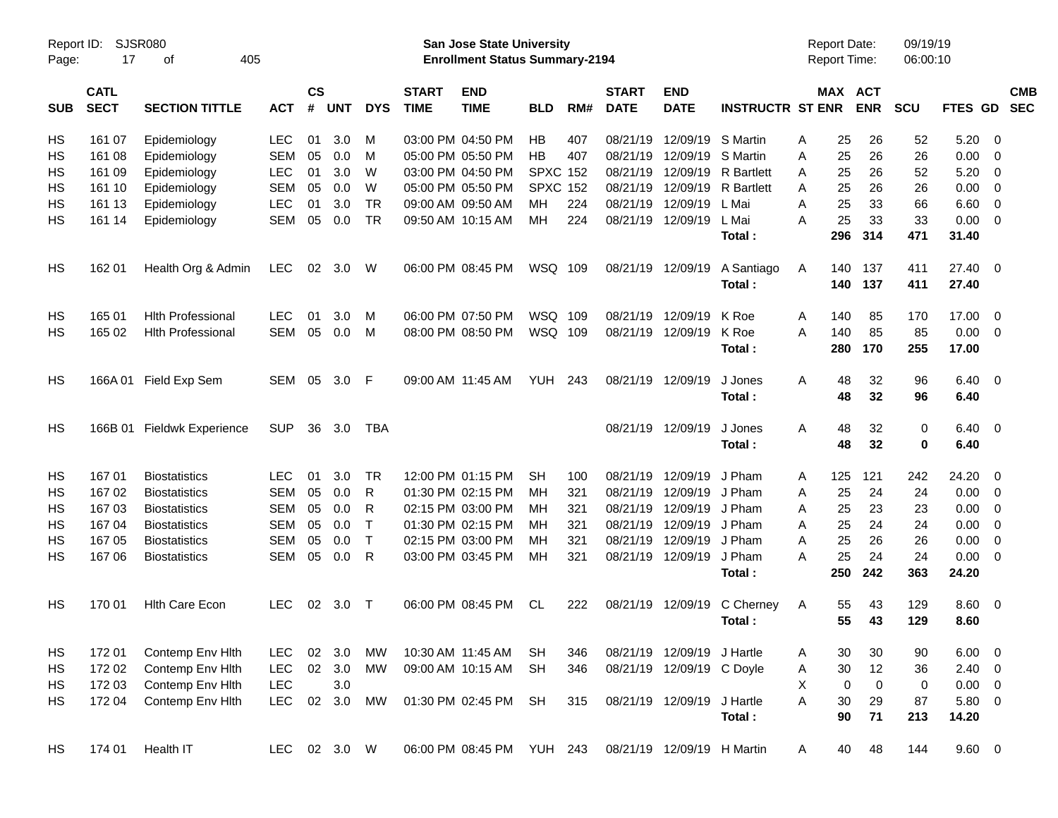Report ID: SJSR080

**San Jose State University**
**Enrollment Status Summary-2194**

Report Date: 09/19/19
Report Time: 06:00:10

| SUB | CATL SECT | SECTION TITTLE | ACT | CS # | UNT | DYS | START TIME | END TIME | BLD | RM# | START DATE | END DATE | INSTRUCTR | ST | MAX ENR | ACT ENR | SCU | FTES | GD | CMB SEC |
|---|---|---|---|---|---|---|---|---|---|---|---|---|---|---|---|---|---|---|---|---|
| HS | 161 07 | Epidemiology | LEC | 01 | 3.0 | M | 03:00 PM | 04:50 PM | HB | 407 | 08/21/19 | 12/09/19 | S Martin | A | 25 | 26 | 52 | 5.20 | 0 | |
| HS | 161 08 | Epidemiology | SEM | 05 | 0.0 | M | 05:00 PM | 05:50 PM | HB | 407 | 08/21/19 | 12/09/19 | S Martin | A | 25 | 26 | 26 | 0.00 | 0 | |
| HS | 161 09 | Epidemiology | LEC | 01 | 3.0 | W | 03:00 PM | 04:50 PM | SPXC | 152 | 08/21/19 | 12/09/19 | R Bartlett | A | 25 | 26 | 52 | 5.20 | 0 | |
| HS | 161 10 | Epidemiology | SEM | 05 | 0.0 | W | 05:00 PM | 05:50 PM | SPXC | 152 | 08/21/19 | 12/09/19 | R Bartlett | A | 25 | 26 | 26 | 0.00 | 0 | |
| HS | 161 13 | Epidemiology | LEC | 01 | 3.0 | TR | 09:00 AM | 09:50 AM | MH | 224 | 08/21/19 | 12/09/19 | L Mai | A | 25 | 33 | 66 | 6.60 | 0 | |
| HS | 161 14 | Epidemiology | SEM | 05 | 0.0 | TR | 09:50 AM | 10:15 AM | MH | 224 | 08/21/19 | 12/09/19 | L Mai | A | 25 | 33 | 33 | 0.00 | 0 | |
| | | | | | | | | | | | | | **Total :** | | **296** | **314** | **471** | **31.40** | | |
| HS | 162 01 | Health Org & Admin | LEC | 02 | 3.0 | W | 06:00 PM | 08:45 PM | WSQ | 109 | 08/21/19 | 12/09/19 | A Santiago | A | 140 | 137 | 411 | 27.40 | 0 | |
| | | | | | | | | | | | | | **Total :** | | **140** | **137** | **411** | **27.40** | | |
| HS | 165 01 | Hlth Professional | LEC | 01 | 3.0 | M | 06:00 PM | 07:50 PM | WSQ | 109 | 08/21/19 | 12/09/19 | K Roe | A | 140 | 85 | 170 | 17.00 | 0 | |
| HS | 165 02 | Hlth Professional | SEM | 05 | 0.0 | M | 08:00 PM | 08:50 PM | WSQ | 109 | 08/21/19 | 12/09/19 | K Roe | A | 140 | 85 | 85 | 0.00 | 0 | |
| | | | | | | | | | | | | | **Total :** | | **280** | **170** | **255** | **17.00** | | |
| HS | 166A 01 | Field Exp Sem | SEM | 05 | 3.0 | F | 09:00 AM | 11:45 AM | YUH | 243 | 08/21/19 | 12/09/19 | J Jones | A | 48 | 32 | 96 | 6.40 | 0 | |
| | | | | | | | | | | | | | **Total :** | | **48** | **32** | **96** | **6.40** | | |
| HS | 166B 01 | Fieldwk Experience | SUP | 36 | 3.0 | TBA | | | | | 08/21/19 | 12/09/19 | J Jones | A | 48 | 32 | 0 | 6.40 | 0 | |
| | | | | | | | | | | | | | **Total :** | | **48** | **32** | **0** | **6.40** | | |
| HS | 167 01 | Biostatistics | LEC | 01 | 3.0 | TR | 12:00 PM | 01:15 PM | SH | 100 | 08/21/19 | 12/09/19 | J Pham | A | 125 | 121 | 242 | 24.20 | 0 | |
| HS | 167 02 | Biostatistics | SEM | 05 | 0.0 | R | 01:30 PM | 02:15 PM | MH | 321 | 08/21/19 | 12/09/19 | J Pham | A | 25 | 24 | 24 | 0.00 | 0 | |
| HS | 167 03 | Biostatistics | SEM | 05 | 0.0 | R | 02:15 PM | 03:00 PM | MH | 321 | 08/21/19 | 12/09/19 | J Pham | A | 25 | 23 | 23 | 0.00 | 0 | |
| HS | 167 04 | Biostatistics | SEM | 05 | 0.0 | T | 01:30 PM | 02:15 PM | MH | 321 | 08/21/19 | 12/09/19 | J Pham | A | 25 | 24 | 24 | 0.00 | 0 | |
| HS | 167 05 | Biostatistics | SEM | 05 | 0.0 | T | 02:15 PM | 03:00 PM | MH | 321 | 08/21/19 | 12/09/19 | J Pham | A | 25 | 26 | 26 | 0.00 | 0 | |
| HS | 167 06 | Biostatistics | SEM | 05 | 0.0 | R | 03:00 PM | 03:45 PM | MH | 321 | 08/21/19 | 12/09/19 | J Pham | A | 25 | 24 | 24 | 0.00 | 0 | |
| | | | | | | | | | | | | | **Total :** | | **250** | **242** | **363** | **24.20** | | |
| HS | 170 01 | Hlth Care Econ | LEC | 02 | 3.0 | T | 06:00 PM | 08:45 PM | CL | 222 | 08/21/19 | 12/09/19 | C Cherney | A | 55 | 43 | 129 | 8.60 | 0 | |
| | | | | | | | | | | | | | **Total :** | | **55** | **43** | **129** | **8.60** | | |
| HS | 172 01 | Contemp Env Hlth | LEC | 02 | 3.0 | MW | 10:30 AM | 11:45 AM | SH | 346 | 08/21/19 | 12/09/19 | J Hartle | A | 30 | 30 | 90 | 6.00 | 0 | |
| HS | 172 02 | Contemp Env Hlth | LEC | 02 | 3.0 | MW | 09:00 AM | 10:15 AM | SH | 346 | 08/21/19 | 12/09/19 | C Doyle | A | 30 | 12 | 36 | 2.40 | 0 | |
| HS | 172 03 | Contemp Env Hlth | LEC | | 3.0 | | | | | | | | | X | 0 | 0 | 0 | 0.00 | 0 | |
| HS | 172 04 | Contemp Env Hlth | LEC | 02 | 3.0 | MW | 01:30 PM | 02:45 PM | SH | 315 | 08/21/19 | 12/09/19 | J Hartle | A | 30 | 29 | 87 | 5.80 | 0 | |
| | | | | | | | | | | | | | **Total :** | | **90** | **71** | **213** | **14.20** | | |
| HS | 174 01 | Health IT | LEC | 02 | 3.0 | W | 06:00 PM | 08:45 PM | YUH | 243 | 08/21/19 | 12/09/19 | H Martin | A | 40 | 48 | 144 | 9.60 | 0 | |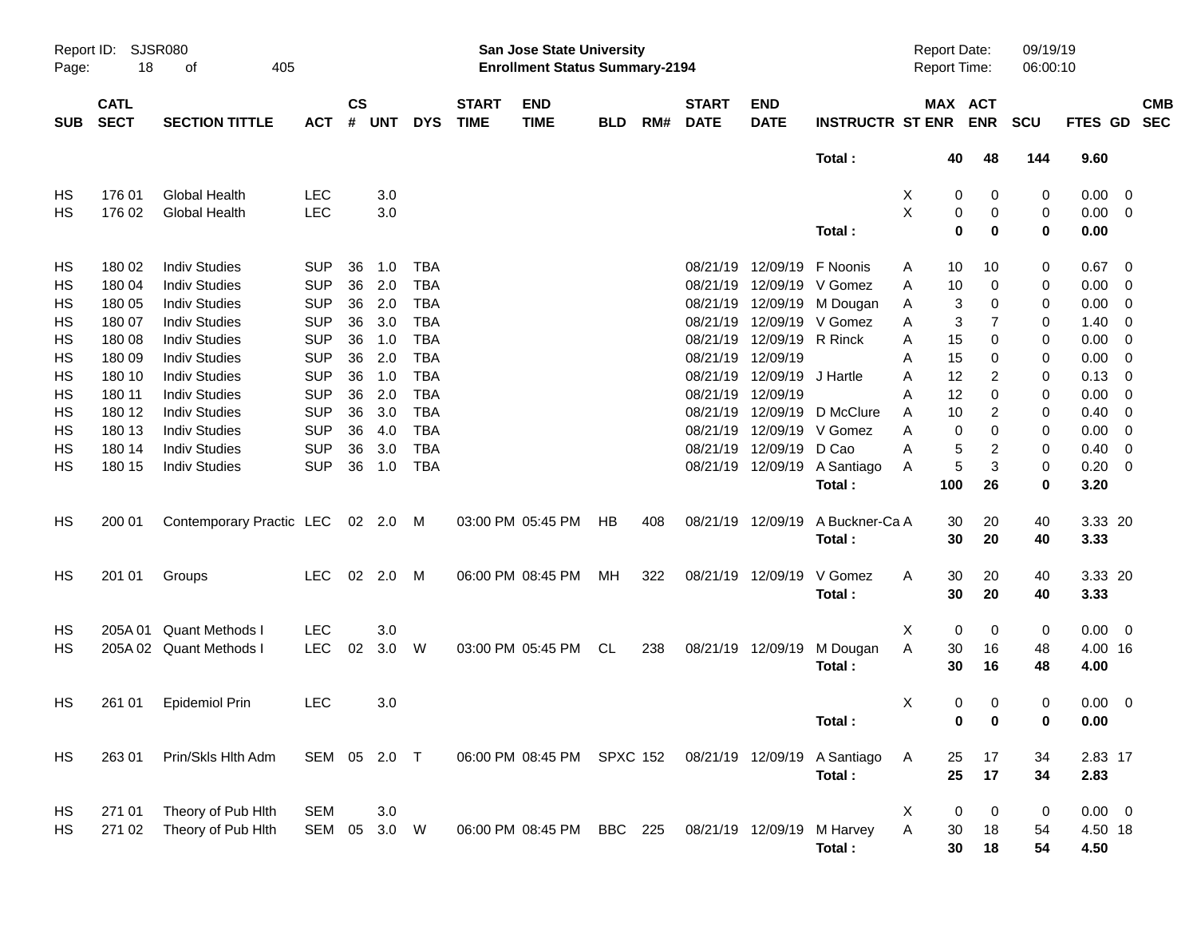| SUB | CATL SECT | SECTION TITTLE | ACT | CS # | UNT | DYS | START TIME | END TIME | BLD | RM# | START DATE | END DATE | INSTRUCTR | ST | MAX ENR | ACT ENR | SCU | FTES | GD | CMB SEC |
|---|---|---|---|---|---|---|---|---|---|---|---|---|---|---|---|---|---|---|---|---|
| | | | | | | | | | | | | | **Total :** | | **40** | **48** | **144** | **9.60** | | |
| HS | 176 01 | Global Health | LEC | | 3.0 | | | | | | | | | X | 0 | 0 | 0 | 0.00 | 0 | |
| HS | 176 02 | Global Health | LEC | | 3.0 | | | | | | | | | X | 0 | 0 | 0 | 0.00 | 0 | |
| | | | | | | | | | | | | | **Total :** | | **0** | **0** | **0** | **0.00** | | |
| HS | 180 02 | Indiv Studies | SUP | 36 | 1.0 | TBA | | | | | 08/21/19 | 12/09/19 | F Noonis | A | 10 | 10 | 0 | 0.67 | 0 | |
| HS | 180 04 | Indiv Studies | SUP | 36 | 2.0 | TBA | | | | | 08/21/19 | 12/09/19 | V Gomez | A | 10 | 0 | 0 | 0.00 | 0 | |
| HS | 180 05 | Indiv Studies | SUP | 36 | 2.0 | TBA | | | | | 08/21/19 | 12/09/19 | M Dougan | A | 3 | 0 | 0 | 0.00 | 0 | |
| HS | 180 07 | Indiv Studies | SUP | 36 | 3.0 | TBA | | | | | 08/21/19 | 12/09/19 | V Gomez | A | 3 | 7 | 0 | 1.40 | 0 | |
| HS | 180 08 | Indiv Studies | SUP | 36 | 1.0 | TBA | | | | | 08/21/19 | 12/09/19 | R Rinck | A | 15 | 0 | 0 | 0.00 | 0 | |
| HS | 180 09 | Indiv Studies | SUP | 36 | 2.0 | TBA | | | | | 08/21/19 | 12/09/19 | | A | 15 | 0 | 0 | 0.00 | 0 | |
| HS | 180 10 | Indiv Studies | SUP | 36 | 1.0 | TBA | | | | | 08/21/19 | 12/09/19 | J Hartle | A | 12 | 2 | 0 | 0.13 | 0 | |
| HS | 180 11 | Indiv Studies | SUP | 36 | 2.0 | TBA | | | | | 08/21/19 | 12/09/19 | | A | 12 | 0 | 0 | 0.00 | 0 | |
| HS | 180 12 | Indiv Studies | SUP | 36 | 3.0 | TBA | | | | | 08/21/19 | 12/09/19 | D McClure | A | 10 | 2 | 0 | 0.40 | 0 | |
| HS | 180 13 | Indiv Studies | SUP | 36 | 4.0 | TBA | | | | | 08/21/19 | 12/09/19 | V Gomez | A | 0 | 0 | 0 | 0.00 | 0 | |
| HS | 180 14 | Indiv Studies | SUP | 36 | 3.0 | TBA | | | | | 08/21/19 | 12/09/19 | D Cao | A | 5 | 2 | 0 | 0.40 | 0 | |
| HS | 180 15 | Indiv Studies | SUP | 36 | 1.0 | TBA | | | | | 08/21/19 | 12/09/19 | A Santiago | A | 5 | 3 | 0 | 0.20 | 0 | |
| | | | | | | | | | | | | | **Total :** | | **100** | **26** | **0** | **3.20** | | |
| HS | 200 01 | Contemporary Practic | LEC | 02 | 2.0 | M | 03:00 PM | 05:45 PM | HB | 408 | 08/21/19 | 12/09/19 | A Buckner-Ca | A | 30 | 20 | 40 | 3.33 | 20 | |
| | | | | | | | | | | | | | **Total :** | | **30** | **20** | **40** | **3.33** | | |
| HS | 201 01 | Groups | LEC | 02 | 2.0 | M | 06:00 PM | 08:45 PM | MH | 322 | 08/21/19 | 12/09/19 | V Gomez | A | 30 | 20 | 40 | 3.33 | 20 | |
| | | | | | | | | | | | | | **Total :** | | **30** | **20** | **40** | **3.33** | | |
| HS | 205A 01 | Quant Methods I | LEC | | 3.0 | | | | | | | | | X | 0 | 0 | 0 | 0.00 | 0 | |
| HS | 205A 02 | Quant Methods I | LEC | 02 | 3.0 | W | 03:00 PM | 05:45 PM | CL | 238 | 08/21/19 | 12/09/19 | M Dougan | A | 30 | 16 | 48 | 4.00 | 16 | |
| | | | | | | | | | | | | | **Total :** | | **30** | **16** | **48** | **4.00** | | |
| HS | 261 01 | Epidemiol Prin | LEC | | 3.0 | | | | | | | | | X | 0 | 0 | 0 | 0.00 | 0 | |
| | | | | | | | | | | | | | **Total :** | | **0** | **0** | **0** | **0.00** | | |
| HS | 263 01 | Prin/Skls Hlth Adm | SEM | 05 | 2.0 | T | 06:00 PM | 08:45 PM | SPXC | 152 | 08/21/19 | 12/09/19 | A Santiago | A | 25 | 17 | 34 | 2.83 | 17 | |
| | | | | | | | | | | | | | **Total :** | | **25** | **17** | **34** | **2.83** | | |
| HS | 271 01 | Theory of Pub Hlth | SEM | | 3.0 | | | | | | | | | X | 0 | 0 | 0 | 0.00 | 0 | |
| HS | 271 02 | Theory of Pub Hlth | SEM | 05 | 3.0 | W | 06:00 PM | 08:45 PM | BBC | 225 | 08/21/19 | 12/09/19 | M Harvey | A | 30 | 18 | 54 | 4.50 | 18 | |
| | | | | | | | | | | | | | **Total :** | | **30** | **18** | **54** | **4.50** | | |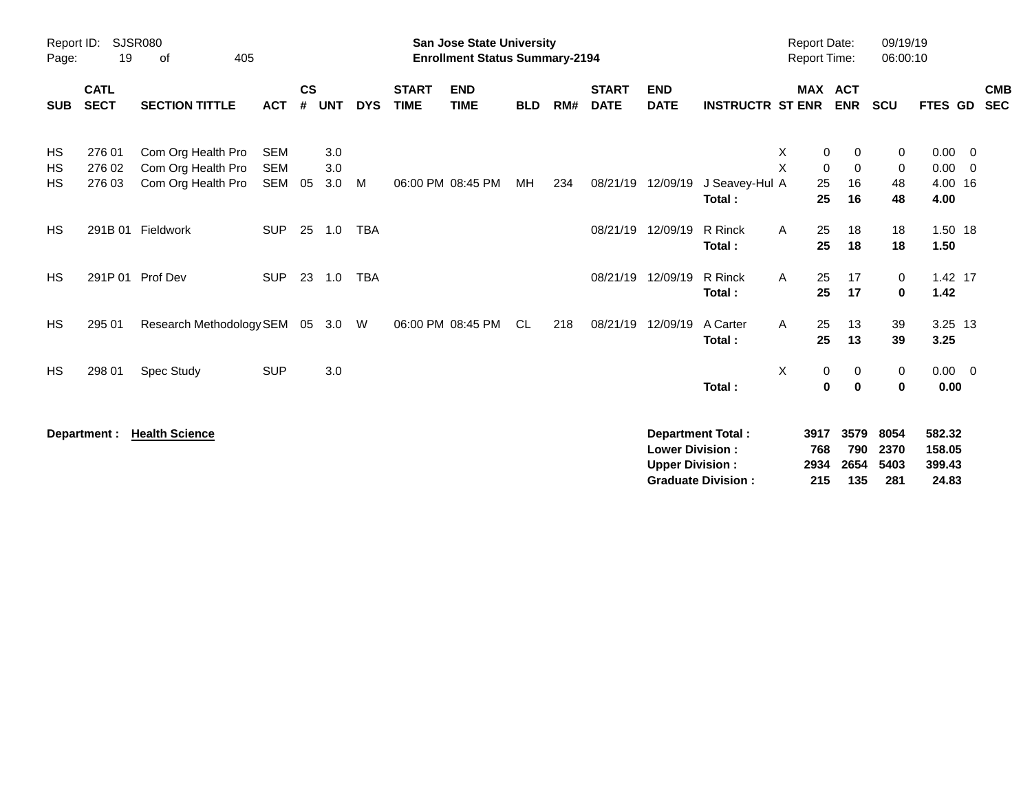**San Jose State University**
**Enrollment Status Summary-2194**

Report ID: SJSR080
Report Date: 09/19/19
Report Time: 06:00:10

| SUB | CATL SECT | SECTION TITTLE | ACT | CS # | UNT | DYS | START TIME | END TIME | BLD | RM# | START DATE | END DATE | INSTRUCTR | ST | MAX ENR | ACT ENR | SCU | FTES | GD | CMB SEC |
|---|---|---|---|---|---|---|---|---|---|---|---|---|---|---|---|---|---|---|---|---|
| HS | 276 01 | Com Org Health Pro | SEM | | 3.0 | | | | | | | | | X | 0 | 0 | 0 | 0.00 | 0 | |
| HS | 276 02 | Com Org Health Pro | SEM | | 3.0 | | | | | | | | | X | 0 | 0 | 0 | 0.00 | 0 | |
| HS | 276 03 | Com Org Health Pro | SEM | 05 | 3.0 | M | 06:00 PM | 08:45 PM | MH | 234 | 08/21/19 | 12/09/19 | J Seavey-Hul | A | 25 | 16 | 48 | 4.00 | 16 | |
| | | | | | | | | | | | | | **Total :** | | **25** | **16** | **48** | **4.00** | | |
| HS | 291B 01 | Fieldwork | SUP | 25 | 1.0 | TBA | | | | | 08/21/19 | 12/09/19 | R Rinck | A | 25 | 18 | 18 | 1.50 | 18 | |
| | | | | | | | | | | | | | **Total :** | | **25** | **18** | **18** | **1.50** | | |
| HS | 291P 01 | Prof Dev | SUP | 23 | 1.0 | TBA | | | | | 08/21/19 | 12/09/19 | R Rinck | A | 25 | 17 | 0 | 1.42 | 17 | |
| | | | | | | | | | | | | | **Total :** | | **25** | **17** | **0** | **1.42** | | |
| HS | 295 01 | Research Methodology | SEM | 05 | 3.0 | W | 06:00 PM | 08:45 PM | CL | 218 | 08/21/19 | 12/09/19 | A Carter | A | 25 | 13 | 39 | 3.25 | 13 | |
| | | | | | | | | | | | | | **Total :** | | **25** | **13** | **39** | **3.25** | | |
| HS | 298 01 | Spec Study | SUP | | 3.0 | | | | | | | | | X | 0 | 0 | 0 | 0.00 | 0 | |
| | | | | | | | | | | | | | **Total :** | | **0** | **0** | **0** | **0.00** | | |

**Department : Health Science**

| | MAX ENR | ACT ENR | SCU | FTES |
|---|---|---|---|---|
| **Department Total :** | **3917** | **3579** | **8054** | **582.32** |
| **Lower Division :** | **768** | **790** | **2370** | **158.05** |
| **Upper Division :** | **2934** | **2654** | **5403** | **399.43** |
| **Graduate Division :** | **215** | **135** | **281** | **24.83** |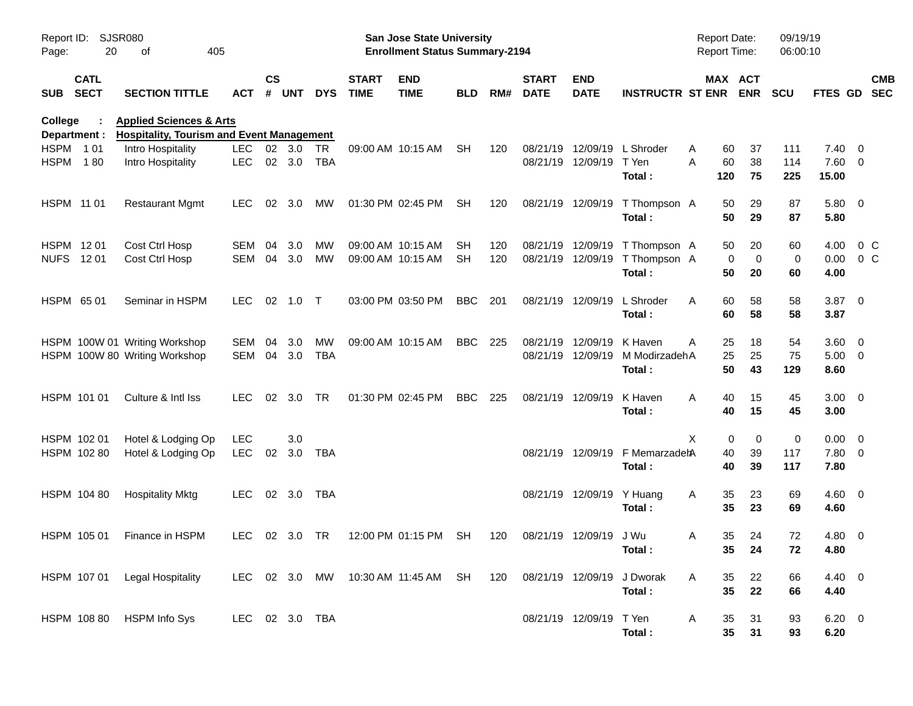Report ID: SJSR080

**San Jose State University**
**Enrollment Status Summary-2194**

Report Date: 09/19/19
Report Time: 06:00:10

College : **Applied Sciences & Arts**
Department : **Hospitality, Tourism and Event Management**

| SUB | CATL SECT | SECTION TITTLE | ACT | CS # | UNT | DYS | START TIME | END TIME | BLD | RM# | START DATE | END DATE | INSTRUCTR | ST | MAX ENR | ACT ENR | SCU | FTES | GD | CMB SEC |
|---|---|---|---|---|---|---|---|---|---|---|---|---|---|---|---|---|---|---|---|---|
| HSPM | 1 01 | Intro Hospitality | LEC | 02 | 3.0 | TR | 09:00 AM | 10:15 AM | SH | 120 | 08/21/19 | 12/09/19 | L Shroder | A | 60 | 37 | 111 | 7.40 | 0 | |
| HSPM | 1 80 | Intro Hospitality | LEC | 02 | 3.0 | TBA | | | | | 08/21/19 | 12/09/19 | T Yen | A | 60 | 38 | 114 | 7.60 | 0 | |
| | | | | | | | | | | | | | **Total :** | | **120** | **75** | **225** | **15.00** | | |
| HSPM | 11 01 | Restaurant Mgmt | LEC | 02 | 3.0 | MW | 01:30 PM | 02:45 PM | SH | 120 | 08/21/19 | 12/09/19 | T Thompson | A | 50 | 29 | 87 | 5.80 | 0 | |
| | | | | | | | | | | | | | **Total :** | | **50** | **29** | **87** | **5.80** | | |
| HSPM | 12 01 | Cost Ctrl Hosp | SEM | 04 | 3.0 | MW | 09:00 AM | 10:15 AM | SH | 120 | 08/21/19 | 12/09/19 | T Thompson | A | 50 | 20 | 60 | 4.00 | 0 | C |
| NUFS | 12 01 | Cost Ctrl Hosp | SEM | 04 | 3.0 | MW | 09:00 AM | 10:15 AM | SH | 120 | 08/21/19 | 12/09/19 | T Thompson | A | 0 | 0 | 0 | 0.00 | 0 | C |
| | | | | | | | | | | | | | **Total :** | | **50** | **20** | **60** | **4.00** | | |
| HSPM | 65 01 | Seminar in HSPM | LEC | 02 | 1.0 | T | 03:00 PM | 03:50 PM | BBC | 201 | 08/21/19 | 12/09/19 | L Shroder | A | 60 | 58 | 58 | 3.87 | 0 | |
| | | | | | | | | | | | | | **Total :** | | **60** | **58** | **58** | **3.87** | | |
| HSPM | 100W 01 | Writing Workshop | SEM | 04 | 3.0 | MW | 09:00 AM | 10:15 AM | BBC | 225 | 08/21/19 | 12/09/19 | K Haven | A | 25 | 18 | 54 | 3.60 | 0 | |
| HSPM | 100W 80 | Writing Workshop | SEM | 04 | 3.0 | TBA | | | | | 08/21/19 | 12/09/19 | M Modirzadeh | A | 25 | 25 | 75 | 5.00 | 0 | |
| | | | | | | | | | | | | | **Total :** | | **50** | **43** | **129** | **8.60** | | |
| HSPM | 101 01 | Culture & Intl Iss | LEC | 02 | 3.0 | TR | 01:30 PM | 02:45 PM | BBC | 225 | 08/21/19 | 12/09/19 | K Haven | A | 40 | 15 | 45 | 3.00 | 0 | |
| | | | | | | | | | | | | | **Total :** | | **40** | **15** | **45** | **3.00** | | |
| HSPM | 102 01 | Hotel & Lodging Op | LEC | | 3.0 | | | | | | | | | X | 0 | 0 | 0 | 0.00 | 0 | |
| HSPM | 102 80 | Hotel & Lodging Op | LEC | 02 | 3.0 | TBA | | | | | 08/21/19 | 12/09/19 | F Memarzadeh | A | 40 | 39 | 117 | 7.80 | 0 | |
| | | | | | | | | | | | | | **Total :** | | **40** | **39** | **117** | **7.80** | | |
| HSPM | 104 80 | Hospitality Mktg | LEC | 02 | 3.0 | TBA | | | | | 08/21/19 | 12/09/19 | Y Huang | A | 35 | 23 | 69 | 4.60 | 0 | |
| | | | | | | | | | | | | | **Total :** | | **35** | **23** | **69** | **4.60** | | |
| HSPM | 105 01 | Finance in HSPM | LEC | 02 | 3.0 | TR | 12:00 PM | 01:15 PM | SH | 120 | 08/21/19 | 12/09/19 | J Wu | A | 35 | 24 | 72 | 4.80 | 0 | |
| | | | | | | | | | | | | | **Total :** | | **35** | **24** | **72** | **4.80** | | |
| HSPM | 107 01 | Legal Hospitality | LEC | 02 | 3.0 | MW | 10:30 AM | 11:45 AM | SH | 120 | 08/21/19 | 12/09/19 | J Dworak | A | 35 | 22 | 66 | 4.40 | 0 | |
| | | | | | | | | | | | | | **Total :** | | **35** | **22** | **66** | **4.40** | | |
| HSPM | 108 80 | HSPM Info Sys | LEC | 02 | 3.0 | TBA | | | | | 08/21/19 | 12/09/19 | T Yen | A | 35 | 31 | 93 | 6.20 | 0 | |
| | | | | | | | | | | | | | **Total :** | | **35** | **31** | **93** | **6.20** | | |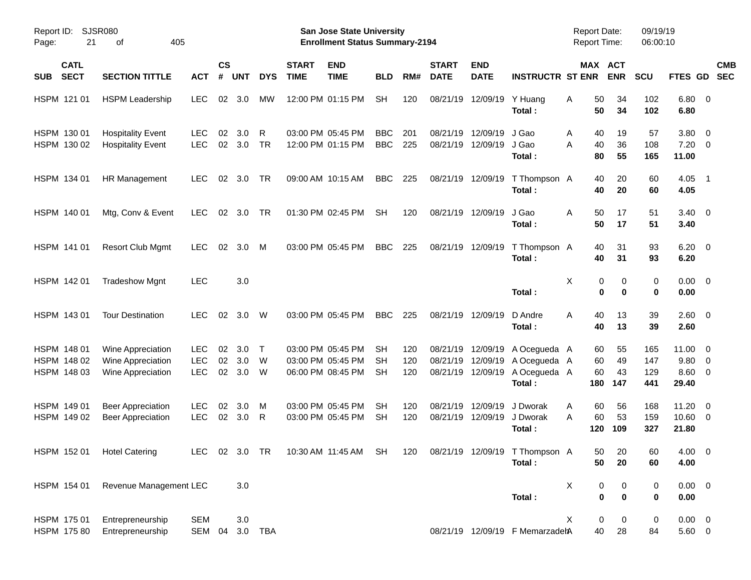Report ID: SJSR080 | San Jose State University | Report Date: 09/19/19
Page: 21 of 405 | **Enrollment Status Summary-2194** | Report Time: 06:00:10

| SUB | CATL SECT | SECTION TITTLE | ACT | CS # | UNT | DYS | START TIME | END TIME | BLD | RM# | START DATE | END DATE | INSTRUCTR | ST | MAX ENR | ACT ENR | SCU | FTES | GD | CMB SEC |
|---|---|---|---|---|---|---|---|---|---|---|---|---|---|---|---|---|---|---|---|---|
| HSPM | 121 01 | HSPM Leadership | LEC | 02 | 3.0 | MW | 12:00 PM | 01:15 PM | SH | 120 | 08/21/19 | 12/09/19 | Y Huang | A | 50 | 34 | 102 | 6.80 | 0 | |
| | | | | | | | | | | | | | **Total :** | | **50** | **34** | **102** | **6.80** | | |
| HSPM | 130 01 | Hospitality Event | LEC | 02 | 3.0 | R | 03:00 PM | 05:45 PM | BBC | 201 | 08/21/19 | 12/09/19 | J Gao | A | 40 | 19 | 57 | 3.80 | 0 | |
| HSPM | 130 02 | Hospitality Event | LEC | 02 | 3.0 | TR | 12:00 PM | 01:15 PM | BBC | 225 | 08/21/19 | 12/09/19 | J Gao | A | 40 | 36 | 108 | 7.20 | 0 | |
| | | | | | | | | | | | | | **Total :** | | **80** | **55** | **165** | **11.00** | | |
| HSPM | 134 01 | HR Management | LEC | 02 | 3.0 | TR | 09:00 AM | 10:15 AM | BBC | 225 | 08/21/19 | 12/09/19 | T Thompson | A | 40 | 20 | 60 | 4.05 | 1 | |
| | | | | | | | | | | | | | **Total :** | | **40** | **20** | **60** | **4.05** | | |
| HSPM | 140 01 | Mtg, Conv & Event | LEC | 02 | 3.0 | TR | 01:30 PM | 02:45 PM | SH | 120 | 08/21/19 | 12/09/19 | J Gao | A | 50 | 17 | 51 | 3.40 | 0 | |
| | | | | | | | | | | | | | **Total :** | | **50** | **17** | **51** | **3.40** | | |
| HSPM | 141 01 | Resort Club Mgmt | LEC | 02 | 3.0 | M | 03:00 PM | 05:45 PM | BBC | 225 | 08/21/19 | 12/09/19 | T Thompson | A | 40 | 31 | 93 | 6.20 | 0 | |
| | | | | | | | | | | | | | **Total :** | | **40** | **31** | **93** | **6.20** | | |
| HSPM | 142 01 | Tradeshow Mgnt | LEC | | 3.0 | | | | | | | | | X | 0 | 0 | 0 | 0.00 | 0 | |
| | | | | | | | | | | | | | **Total :** | | **0** | **0** | **0** | **0.00** | | |
| HSPM | 143 01 | Tour Destination | LEC | 02 | 3.0 | W | 03:00 PM | 05:45 PM | BBC | 225 | 08/21/19 | 12/09/19 | D Andre | A | 40 | 13 | 39 | 2.60 | 0 | |
| | | | | | | | | | | | | | **Total :** | | **40** | **13** | **39** | **2.60** | | |
| HSPM | 148 01 | Wine Appreciation | LEC | 02 | 3.0 | T | 03:00 PM | 05:45 PM | SH | 120 | 08/21/19 | 12/09/19 | A Ocegueda | A | 60 | 55 | 165 | 11.00 | 0 | |
| HSPM | 148 02 | Wine Appreciation | LEC | 02 | 3.0 | W | 03:00 PM | 05:45 PM | SH | 120 | 08/21/19 | 12/09/19 | A Ocegueda | A | 60 | 49 | 147 | 9.80 | 0 | |
| HSPM | 148 03 | Wine Appreciation | LEC | 02 | 3.0 | W | 06:00 PM | 08:45 PM | SH | 120 | 08/21/19 | 12/09/19 | A Ocegueda | A | 60 | 43 | 129 | 8.60 | 0 | |
| | | | | | | | | | | | | | **Total :** | | **180** | **147** | **441** | **29.40** | | |
| HSPM | 149 01 | Beer Appreciation | LEC | 02 | 3.0 | M | 03:00 PM | 05:45 PM | SH | 120 | 08/21/19 | 12/09/19 | J Dworak | A | 60 | 56 | 168 | 11.20 | 0 | |
| HSPM | 149 02 | Beer Appreciation | LEC | 02 | 3.0 | R | 03:00 PM | 05:45 PM | SH | 120 | 08/21/19 | 12/09/19 | J Dworak | A | 60 | 53 | 159 | 10.60 | 0 | |
| | | | | | | | | | | | | | **Total :** | | **120** | **109** | **327** | **21.80** | | |
| HSPM | 152 01 | Hotel Catering | LEC | 02 | 3.0 | TR | 10:30 AM | 11:45 AM | SH | 120 | 08/21/19 | 12/09/19 | T Thompson | A | 50 | 20 | 60 | 4.00 | 0 | |
| | | | | | | | | | | | | | **Total :** | | **50** | **20** | **60** | **4.00** | | |
| HSPM | 154 01 | Revenue Management | LEC | | 3.0 | | | | | | | | | X | 0 | 0 | 0 | 0.00 | 0 | |
| | | | | | | | | | | | | | **Total :** | | **0** | **0** | **0** | **0.00** | | |
| HSPM | 175 01 | Entrepreneurship | SEM | | 3.0 | | | | | | | | | X | 0 | 0 | 0 | 0.00 | 0 | |
| HSPM | 175 80 | Entrepreneurship | SEM | 04 | 3.0 | TBA | | | | | 08/21/19 | 12/09/19 | F Memarzadeh | A | 40 | 28 | 84 | 5.60 | 0 | |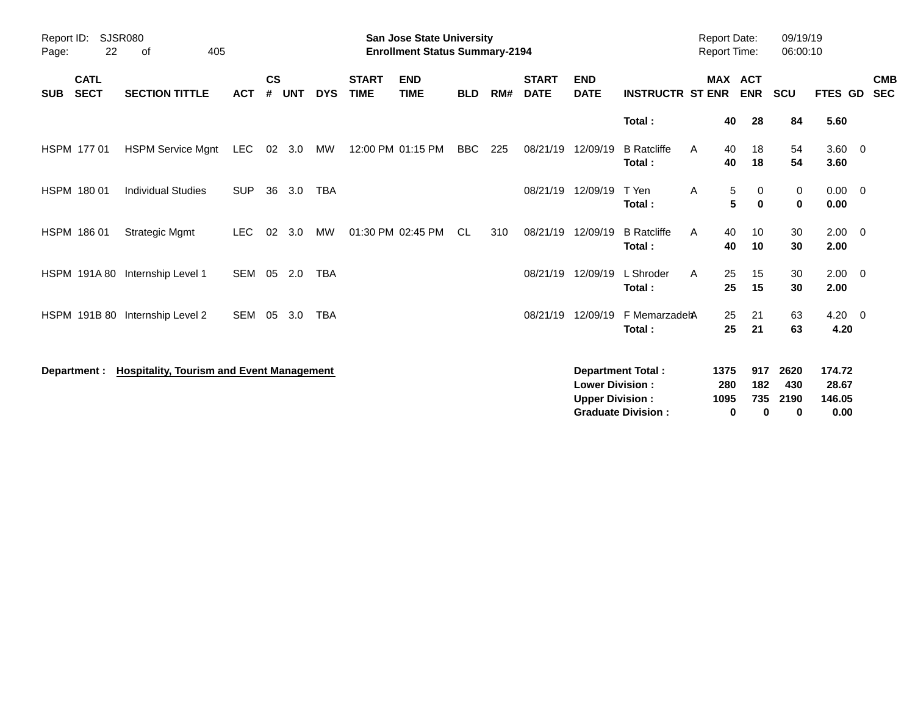Report ID: SJSR080
Page: 22 of 405

**San Jose State University**
**Enrollment Status Summary-2194**

Report Date: 09/19/19
Report Time: 06:00:10

| SUB | CATL SECT | SECTION TITTLE | ACT | CS # | UNT | DYS | START TIME | END TIME | BLD | RM# | START DATE | END DATE | INSTRUCTR | ST | MAX ENR | ACT ENR | SCU | FTES | GD | CMB SEC |
|---|---|---|---|---|---|---|---|---|---|---|---|---|---|---|---|---|---|---|---|---|
| | | | | | | | | | | | | | **Total :** | | **40** | **28** | **84** | **5.60** | | |
| HSPM | 177 01 | HSPM Service Mgnt | LEC | 02 | 3.0 | MW | 12:00 PM | 01:15 PM | BBC | 225 | 08/21/19 | 12/09/19 | B Ratcliffe | A | 40 | 18 | 54 | 3.60 | 0 | |
| | | | | | | | | | | | | | **Total :** | | **40** | **18** | **54** | **3.60** | | |
| HSPM | 180 01 | Individual Studies | SUP | 36 | 3.0 | TBA | | | | | 08/21/19 | 12/09/19 | T Yen | A | 5 | 0 | 0 | 0.00 | 0 | |
| | | | | | | | | | | | | | **Total :** | | **5** | **0** | **0** | **0.00** | | |
| HSPM | 186 01 | Strategic Mgmt | LEC | 02 | 3.0 | MW | 01:30 PM | 02:45 PM | CL | 310 | 08/21/19 | 12/09/19 | B Ratcliffe | A | 40 | 10 | 30 | 2.00 | 0 | |
| | | | | | | | | | | | | | **Total :** | | **40** | **10** | **30** | **2.00** | | |
| HSPM | 191A 80 | Internship Level 1 | SEM | 05 | 2.0 | TBA | | | | | 08/21/19 | 12/09/19 | L Shroder | A | 25 | 15 | 30 | 2.00 | 0 | |
| | | | | | | | | | | | | | **Total :** | | **25** | **15** | **30** | **2.00** | | |
| HSPM | 191B 80 | Internship Level 2 | SEM | 05 | 3.0 | TBA | | | | | 08/21/19 | 12/09/19 | F Memarzadeh | A | 25 | 21 | 63 | 4.20 | 0 | |
| | | | | | | | | | | | | | **Total :** | | **25** | **21** | **63** | **4.20** | | |

**Department :** **Hospitality, Tourism and Event Management**

| | MAX ENR | ACT ENR | SCU | FTES |
|---|---|---|---|---|
| **Department Total :** | **1375** | **917** | **2620** | **174.72** |
| **Lower Division :** | **280** | **182** | **430** | **28.67** |
| **Upper Division :** | **1095** | **735** | **2190** | **146.05** |
| **Graduate Division :** | **0** | **0** | **0** | **0.00** |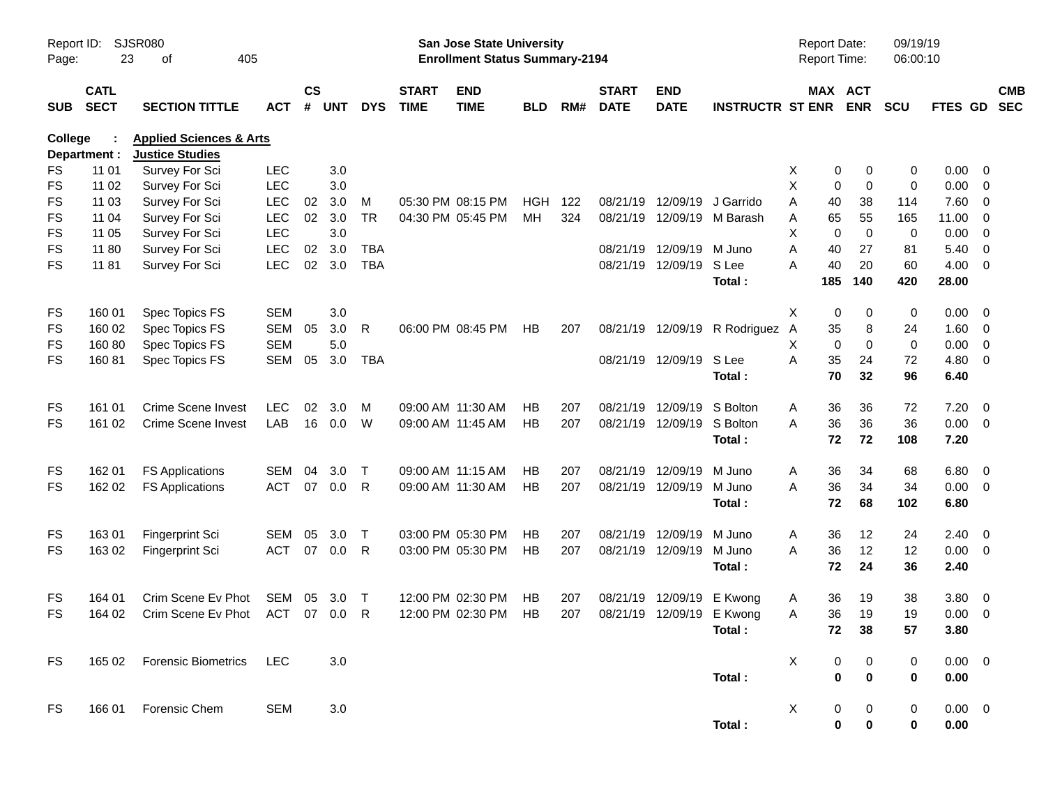Report ID: SJSR080
Page: 23 of 405

**San Jose State University**
**Enrollment Status Summary-2194**

Report Date: 09/19/19
Report Time: 06:00:10

College : **Applied Sciences & Arts**
Department : **Justice Studies**

| SUB | CATL SECT | SECTION TITTLE | ACT | CS # | UNT | DYS | START TIME | END TIME | BLD | RM# | START DATE | END DATE | INSTRUCTR | ST | MAX ENR | ACT ENR | SCU | FTES | GD | CMB SEC |
|---|---|---|---|---|---|---|---|---|---|---|---|---|---|---|---|---|---|---|---|---|
| FS | 11 01 | Survey For Sci | LEC | | 3.0 | | | | | | | | | X | 0 | 0 | 0 | 0.00 | 0 | |
| FS | 11 02 | Survey For Sci | LEC | | 3.0 | | | | | | | | | X | 0 | 0 | 0 | 0.00 | 0 | |
| FS | 11 03 | Survey For Sci | LEC | 02 | 3.0 | M | 05:30 PM | 08:15 PM | HGH | 122 | 08/21/19 | 12/09/19 | J Garrido | A | 40 | 38 | 114 | 7.60 | 0 | |
| FS | 11 04 | Survey For Sci | LEC | 02 | 3.0 | TR | 04:30 PM | 05:45 PM | MH | 324 | 08/21/19 | 12/09/19 | M Barash | A | 65 | 55 | 165 | 11.00 | 0 | |
| FS | 11 05 | Survey For Sci | LEC | | 3.0 | | | | | | | | | X | 0 | 0 | 0 | 0.00 | 0 | |
| FS | 11 80 | Survey For Sci | LEC | 02 | 3.0 | TBA | | | | | 08/21/19 | 12/09/19 | M Juno | A | 40 | 27 | 81 | 5.40 | 0 | |
| FS | 11 81 | Survey For Sci | LEC | 02 | 3.0 | TBA | | | | | 08/21/19 | 12/09/19 | S Lee | A | 40 | 20 | 60 | 4.00 | 0 | |
| | | | | | | | | | | | | | **Total :** | | **185** | **140** | **420** | **28.00** | | |
| FS | 160 01 | Spec Topics FS | SEM | | 3.0 | | | | | | | | | X | 0 | 0 | 0 | 0.00 | 0 | |
| FS | 160 02 | Spec Topics FS | SEM | 05 | 3.0 | R | 06:00 PM | 08:45 PM | HB | 207 | 08/21/19 | 12/09/19 | R Rodriguez | A | 35 | 8 | 24 | 1.60 | 0 | |
| FS | 160 80 | Spec Topics FS | SEM | | 5.0 | | | | | | | | | X | 0 | 0 | 0 | 0.00 | 0 | |
| FS | 160 81 | Spec Topics FS | SEM | 05 | 3.0 | TBA | | | | | 08/21/19 | 12/09/19 | S Lee | A | 35 | 24 | 72 | 4.80 | 0 | |
| | | | | | | | | | | | | | **Total :** | | **70** | **32** | **96** | **6.40** | | |
| FS | 161 01 | Crime Scene Invest | LEC | 02 | 3.0 | M | 09:00 AM | 11:30 AM | HB | 207 | 08/21/19 | 12/09/19 | S Bolton | A | 36 | 36 | 72 | 7.20 | 0 | |
| FS | 161 02 | Crime Scene Invest | LAB | 16 | 0.0 | W | 09:00 AM | 11:45 AM | HB | 207 | 08/21/19 | 12/09/19 | S Bolton | A | 36 | 36 | 36 | 0.00 | 0 | |
| | | | | | | | | | | | | | **Total :** | | **72** | **72** | **108** | **7.20** | | |
| FS | 162 01 | FS Applications | SEM | 04 | 3.0 | T | 09:00 AM | 11:15 AM | HB | 207 | 08/21/19 | 12/09/19 | M Juno | A | 36 | 34 | 68 | 6.80 | 0 | |
| FS | 162 02 | FS Applications | ACT | 07 | 0.0 | R | 09:00 AM | 11:30 AM | HB | 207 | 08/21/19 | 12/09/19 | M Juno | A | 36 | 34 | 34 | 0.00 | 0 | |
| | | | | | | | | | | | | | **Total :** | | **72** | **68** | **102** | **6.80** | | |
| FS | 163 01 | Fingerprint Sci | SEM | 05 | 3.0 | T | 03:00 PM | 05:30 PM | HB | 207 | 08/21/19 | 12/09/19 | M Juno | A | 36 | 12 | 24 | 2.40 | 0 | |
| FS | 163 02 | Fingerprint Sci | ACT | 07 | 0.0 | R | 03:00 PM | 05:30 PM | HB | 207 | 08/21/19 | 12/09/19 | M Juno | A | 36 | 12 | 12 | 0.00 | 0 | |
| | | | | | | | | | | | | | **Total :** | | **72** | **24** | **36** | **2.40** | | |
| FS | 164 01 | Crim Scene Ev Phot | SEM | 05 | 3.0 | T | 12:00 PM | 02:30 PM | HB | 207 | 08/21/19 | 12/09/19 | E Kwong | A | 36 | 19 | 38 | 3.80 | 0 | |
| FS | 164 02 | Crim Scene Ev Phot | ACT | 07 | 0.0 | R | 12:00 PM | 02:30 PM | HB | 207 | 08/21/19 | 12/09/19 | E Kwong | A | 36 | 19 | 19 | 0.00 | 0 | |
| | | | | | | | | | | | | | **Total :** | | **72** | **38** | **57** | **3.80** | | |
| FS | 165 02 | Forensic Biometrics | LEC | | 3.0 | | | | | | | | | X | 0 | 0 | 0 | 0.00 | 0 | |
| | | | | | | | | | | | | | **Total :** | | **0** | **0** | **0** | **0.00** | | |
| FS | 166 01 | Forensic Chem | SEM | | 3.0 | | | | | | | | | X | 0 | 0 | 0 | 0.00 | 0 | |
| | | | | | | | | | | | | | **Total :** | | **0** | **0** | **0** | **0.00** | | |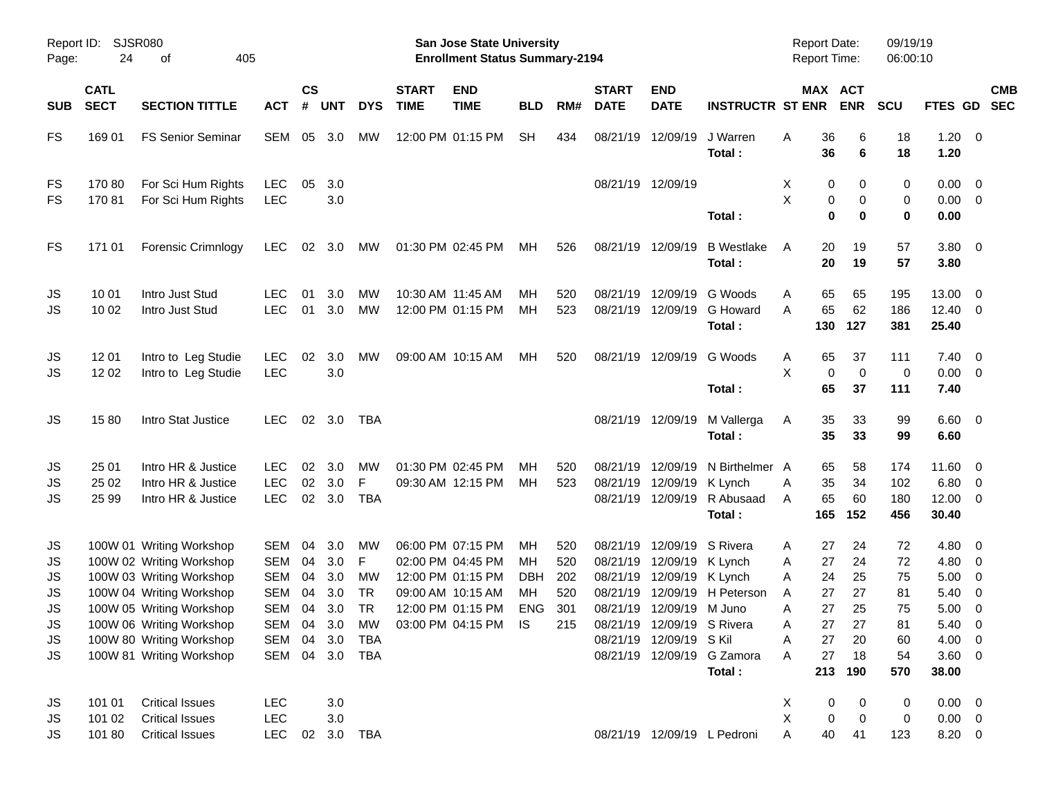Report ID: SJSR080
Page: 24 of 405

**San Jose State University**
**Enrollment Status Summary-2194**

Report Date: 09/19/19
Report Time: 06:00:10

| SUB | CATL SECT | SECTION TITTLE | ACT | CS # | UNT | DYS | START TIME | END TIME | BLD | RM# | START DATE | END DATE | INSTRUCTR | ST | MAX ENR | ACT ENR | SCU | FTES | GD | CMB SEC |
|---|---|---|---|---|---|---|---|---|---|---|---|---|---|---|---|---|---|---|---|---|
| FS | 169 01 | FS Senior Seminar | SEM | 05 | 3.0 | MW | 12:00 PM | 01:15 PM | SH | 434 | 08/21/19 | 12/09/19 | J Warren | A | 36 | 6 | 18 | 1.20 | 0 | |
| | | | | | | | | | | | | | **Total :** | | **36** | **6** | **18** | **1.20** | | |
| FS | 170 80 | For Sci Hum Rights | LEC | 05 | 3.0 | | | | | | 08/21/19 | 12/09/19 | | X | 0 | 0 | 0 | 0.00 | 0 | |
| FS | 170 81 | For Sci Hum Rights | LEC | | 3.0 | | | | | | | | | X | 0 | 0 | 0 | 0.00 | 0 | |
| | | | | | | | | | | | | | **Total :** | | **0** | **0** | **0** | **0.00** | | |
| FS | 171 01 | Forensic Crimnlogy | LEC | 02 | 3.0 | MW | 01:30 PM | 02:45 PM | MH | 526 | 08/21/19 | 12/09/19 | B Westlake | A | 20 | 19 | 57 | 3.80 | 0 | |
| | | | | | | | | | | | | | **Total :** | | **20** | **19** | **57** | **3.80** | | |
| JS | 10 01 | Intro Just Stud | LEC | 01 | 3.0 | MW | 10:30 AM | 11:45 AM | MH | 520 | 08/21/19 | 12/09/19 | G Woods | A | 65 | 65 | 195 | 13.00 | 0 | |
| JS | 10 02 | Intro Just Stud | LEC | 01 | 3.0 | MW | 12:00 PM | 01:15 PM | MH | 523 | 08/21/19 | 12/09/19 | G Howard | A | 65 | 62 | 186 | 12.40 | 0 | |
| | | | | | | | | | | | | | **Total :** | | **130** | **127** | **381** | **25.40** | | |
| JS | 12 01 | Intro to Leg Studie | LEC | 02 | 3.0 | MW | 09:00 AM | 10:15 AM | MH | 520 | 08/21/19 | 12/09/19 | G Woods | A | 65 | 37 | 111 | 7.40 | 0 | |
| JS | 12 02 | Intro to Leg Studie | LEC | | 3.0 | | | | | | | | | X | 0 | 0 | 0 | 0.00 | 0 | |
| | | | | | | | | | | | | | **Total :** | | **65** | **37** | **111** | **7.40** | | |
| JS | 15 80 | Intro Stat Justice | LEC | 02 | 3.0 | TBA | | | | | 08/21/19 | 12/09/19 | M Vallerga | A | 35 | 33 | 99 | 6.60 | 0 | |
| | | | | | | | | | | | | | **Total :** | | **35** | **33** | **99** | **6.60** | | |
| JS | 25 01 | Intro HR & Justice | LEC | 02 | 3.0 | MW | 01:30 PM | 02:45 PM | MH | 520 | 08/21/19 | 12/09/19 | N Birthelmer | A | 65 | 58 | 174 | 11.60 | 0 | |
| JS | 25 02 | Intro HR & Justice | LEC | 02 | 3.0 | F | 09:30 AM | 12:15 PM | MH | 523 | 08/21/19 | 12/09/19 | K Lynch | A | 35 | 34 | 102 | 6.80 | 0 | |
| JS | 25 99 | Intro HR & Justice | LEC | 02 | 3.0 | TBA | | | | | 08/21/19 | 12/09/19 | R Abusaad | A | 65 | 60 | 180 | 12.00 | 0 | |
| | | | | | | | | | | | | | **Total :** | | **165** | **152** | **456** | **30.40** | | |
| JS | 100W 01 | Writing Workshop | SEM | 04 | 3.0 | MW | 06:00 PM | 07:15 PM | MH | 520 | 08/21/19 | 12/09/19 | S Rivera | A | 27 | 24 | 72 | 4.80 | 0 | |
| JS | 100W 02 | Writing Workshop | SEM | 04 | 3.0 | F | 02:00 PM | 04:45 PM | MH | 520 | 08/21/19 | 12/09/19 | K Lynch | A | 27 | 24 | 72 | 4.80 | 0 | |
| JS | 100W 03 | Writing Workshop | SEM | 04 | 3.0 | MW | 12:00 PM | 01:15 PM | DBH | 202 | 08/21/19 | 12/09/19 | K Lynch | A | 24 | 25 | 75 | 5.00 | 0 | |
| JS | 100W 04 | Writing Workshop | SEM | 04 | 3.0 | TR | 09:00 AM | 10:15 AM | MH | 520 | 08/21/19 | 12/09/19 | H Peterson | A | 27 | 27 | 81 | 5.40 | 0 | |
| JS | 100W 05 | Writing Workshop | SEM | 04 | 3.0 | TR | 12:00 PM | 01:15 PM | ENG | 301 | 08/21/19 | 12/09/19 | M Juno | A | 27 | 25 | 75 | 5.00 | 0 | |
| JS | 100W 06 | Writing Workshop | SEM | 04 | 3.0 | MW | 03:00 PM | 04:15 PM | IS | 215 | 08/21/19 | 12/09/19 | S Rivera | A | 27 | 27 | 81 | 5.40 | 0 | |
| JS | 100W 80 | Writing Workshop | SEM | 04 | 3.0 | TBA | | | | | 08/21/19 | 12/09/19 | S Kil | A | 27 | 20 | 60 | 4.00 | 0 | |
| JS | 100W 81 | Writing Workshop | SEM | 04 | 3.0 | TBA | | | | | 08/21/19 | 12/09/19 | G Zamora | A | 27 | 18 | 54 | 3.60 | 0 | |
| | | | | | | | | | | | | | **Total :** | | **213** | **190** | **570** | **38.00** | | |
| JS | 101 01 | Critical Issues | LEC | | 3.0 | | | | | | | | | X | 0 | 0 | 0 | 0.00 | 0 | |
| JS | 101 02 | Critical Issues | LEC | | 3.0 | | | | | | | | | X | 0 | 0 | 0 | 0.00 | 0 | |
| JS | 101 80 | Critical Issues | LEC | 02 | 3.0 | TBA | | | | | 08/21/19 | 12/09/19 | L Pedroni | A | 40 | 41 | 123 | 8.20 | 0 | |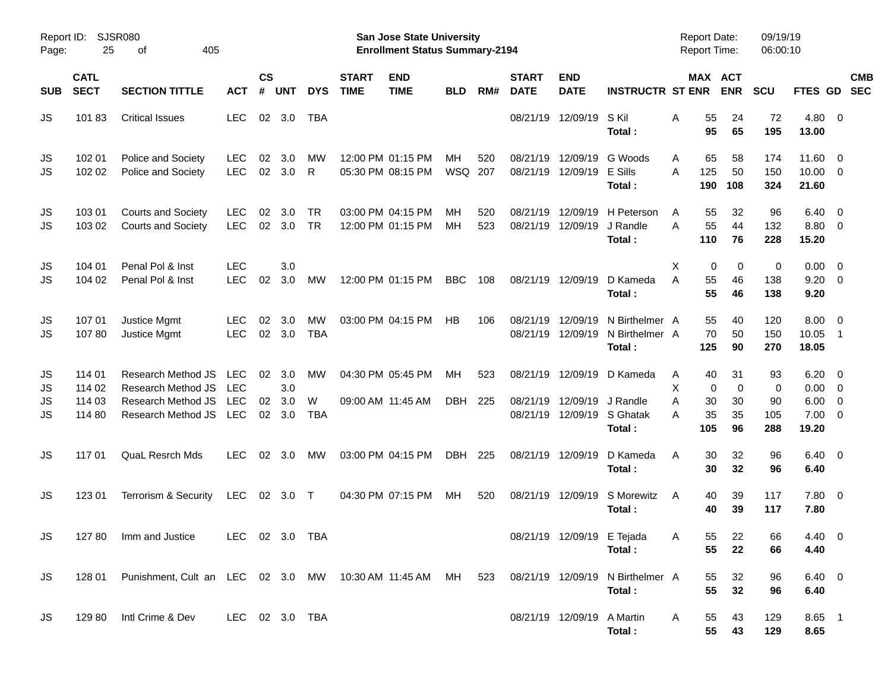| SUB | CATL SECT | SECTION TITTLE | ACT | CS # | UNT | DYS | START TIME | END TIME | BLD | RM# | START DATE | END DATE | INSTRUCTR | ST | MAX ENR | ACT ENR | SCU | FTES | GD | CMB SEC |
|---|---|---|---|---|---|---|---|---|---|---|---|---|---|---|---|---|---|---|---|---|
| JS | 101 83 | Critical Issues | LEC | 02 | 3.0 | TBA | | | | | 08/21/19 | 12/09/19 | S Kil | A | 55 | 24 | 72 | 4.80 | 0 | |
| | | | | | | | | | | | | | **Total :** | | **95** | **65** | **195** | **13.00** | | |
| JS | 102 01 | Police and Society | LEC | 02 | 3.0 | MW | 12:00 PM | 01:15 PM | MH | 520 | 08/21/19 | 12/09/19 | G Woods | A | 65 | 58 | 174 | 11.60 | 0 | |
| JS | 102 02 | Police and Society | LEC | 02 | 3.0 | R | 05:30 PM | 08:15 PM | WSQ | 207 | 08/21/19 | 12/09/19 | E Sills | A | 125 | 50 | 150 | 10.00 | 0 | |
| | | | | | | | | | | | | | **Total :** | | **190** | **108** | **324** | **21.60** | | |
| JS | 103 01 | Courts and Society | LEC | 02 | 3.0 | TR | 03:00 PM | 04:15 PM | MH | 520 | 08/21/19 | 12/09/19 | H Peterson | A | 55 | 32 | 96 | 6.40 | 0 | |
| JS | 103 02 | Courts and Society | LEC | 02 | 3.0 | TR | 12:00 PM | 01:15 PM | MH | 523 | 08/21/19 | 12/09/19 | J Randle | A | 55 | 44 | 132 | 8.80 | 0 | |
| | | | | | | | | | | | | | **Total :** | | **110** | **76** | **228** | **15.20** | | |
| JS | 104 01 | Penal Pol & Inst | LEC | | 3.0 | | | | | | | | | X | 0 | 0 | 0 | 0.00 | 0 | |
| JS | 104 02 | Penal Pol & Inst | LEC | 02 | 3.0 | MW | 12:00 PM | 01:15 PM | BBC | 108 | 08/21/19 | 12/09/19 | D Kameda | A | 55 | 46 | 138 | 9.20 | 0 | |
| | | | | | | | | | | | | | **Total :** | | **55** | **46** | **138** | **9.20** | | |
| JS | 107 01 | Justice Mgmt | LEC | 02 | 3.0 | MW | 03:00 PM | 04:15 PM | HB | 106 | 08/21/19 | 12/09/19 | N Birthelmer | A | 55 | 40 | 120 | 8.00 | 0 | |
| JS | 107 80 | Justice Mgmt | LEC | 02 | 3.0 | TBA | | | | | 08/21/19 | 12/09/19 | N Birthelmer | A | 70 | 50 | 150 | 10.05 | 1 | |
| | | | | | | | | | | | | | **Total :** | | **125** | **90** | **270** | **18.05** | | |
| JS | 114 01 | Research Method JS | LEC | 02 | 3.0 | MW | 04:30 PM | 05:45 PM | MH | 523 | 08/21/19 | 12/09/19 | D Kameda | A | 40 | 31 | 93 | 6.20 | 0 | |
| JS | 114 02 | Research Method JS | LEC | | 3.0 | | | | | | | | | X | 0 | 0 | 0 | 0.00 | 0 | |
| JS | 114 03 | Research Method JS | LEC | 02 | 3.0 | W | 09:00 AM | 11:45 AM | DBH | 225 | 08/21/19 | 12/09/19 | J Randle | A | 30 | 30 | 90 | 6.00 | 0 | |
| JS | 114 80 | Research Method JS | LEC | 02 | 3.0 | TBA | | | | | 08/21/19 | 12/09/19 | S Ghatak | A | 35 | 35 | 105 | 7.00 | 0 | |
| | | | | | | | | | | | | | **Total :** | | **105** | **96** | **288** | **19.20** | | |
| JS | 117 01 | QuaL Resrch Mds | LEC | 02 | 3.0 | MW | 03:00 PM | 04:15 PM | DBH | 225 | 08/21/19 | 12/09/19 | D Kameda | A | 30 | 32 | 96 | 6.40 | 0 | |
| | | | | | | | | | | | | | **Total :** | | **30** | **32** | **96** | **6.40** | | |
| JS | 123 01 | Terrorism & Security | LEC | 02 | 3.0 | T | 04:30 PM | 07:15 PM | MH | 520 | 08/21/19 | 12/09/19 | S Morewitz | A | 40 | 39 | 117 | 7.80 | 0 | |
| | | | | | | | | | | | | | **Total :** | | **40** | **39** | **117** | **7.80** | | |
| JS | 127 80 | Imm and Justice | LEC | 02 | 3.0 | TBA | | | | | 08/21/19 | 12/09/19 | E Tejada | A | 55 | 22 | 66 | 4.40 | 0 | |
| | | | | | | | | | | | | | **Total :** | | **55** | **22** | **66** | **4.40** | | |
| JS | 128 01 | Punishment, Cult an | LEC | 02 | 3.0 | MW | 10:30 AM | 11:45 AM | MH | 523 | 08/21/19 | 12/09/19 | N Birthelmer | A | 55 | 32 | 96 | 6.40 | 0 | |
| | | | | | | | | | | | | | **Total :** | | **55** | **32** | **96** | **6.40** | | |
| JS | 129 80 | Intl Crime & Dev | LEC | 02 | 3.0 | TBA | | | | | 08/21/19 | 12/09/19 | A Martin | A | 55 | 43 | 129 | 8.65 | 1 | |
| | | | | | | | | | | | | | **Total :** | | **55** | **43** | **129** | **8.65** | | |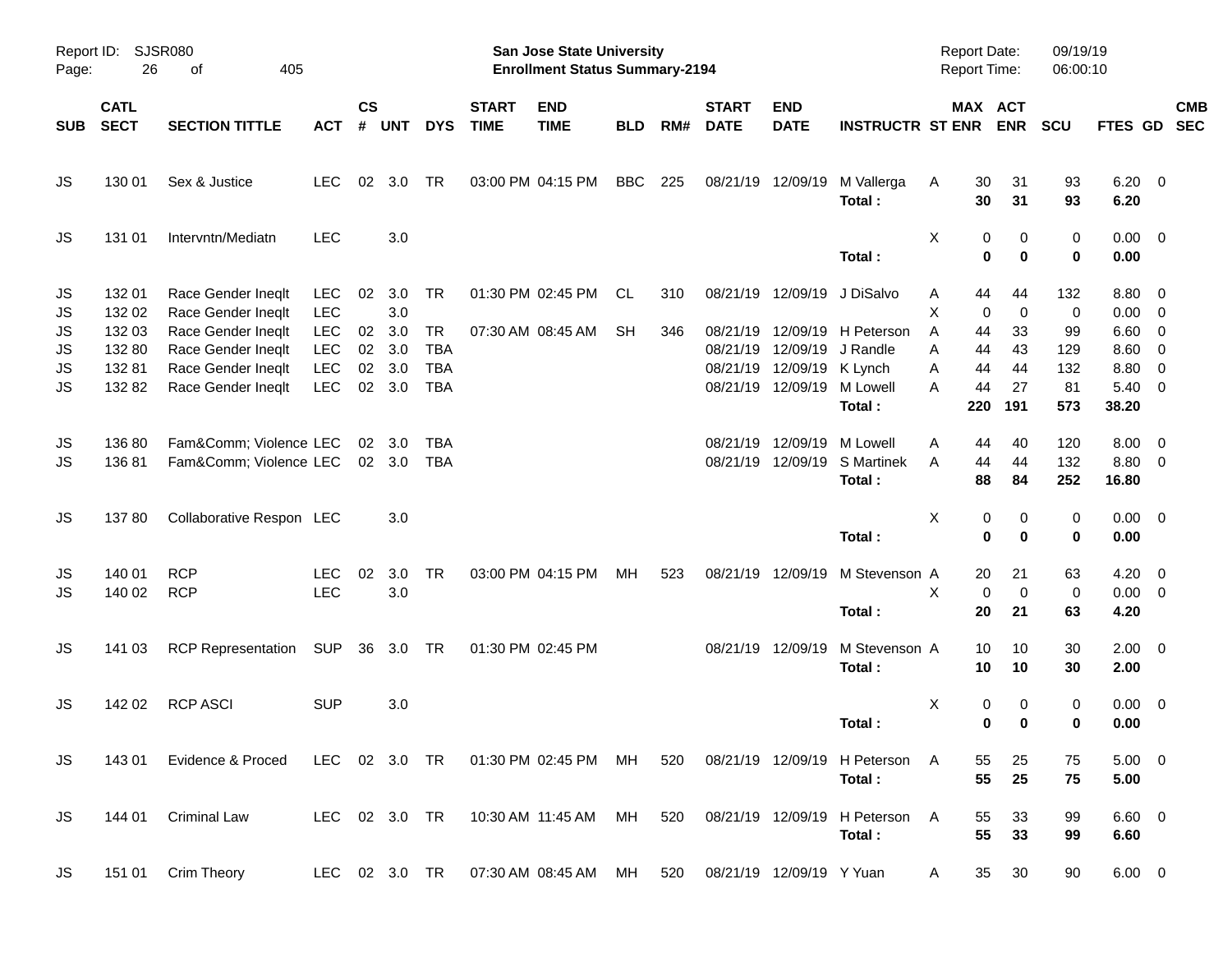Report ID: SJSR080 | San Jose State University | Report Date: 09/19/19
Page: 26 of 405 | Enrollment Status Summary-2194 | Report Time: 06:00:10

| SUB | CATL SECT | SECTION TITTLE | ACT | CS # | UNT | DYS | START TIME | END TIME | BLD | RM# | START DATE | END DATE | INSTRUCTR | ST | MAX ENR | ACT ENR | SCU | FTES | GD | CMB SEC |
|---|---|---|---|---|---|---|---|---|---|---|---|---|---|---|---|---|---|---|---|---|
| JS | 130 01 | Sex & Justice | LEC | 02 | 3.0 | TR | 03:00 PM | 04:15 PM | BBC | 225 | 08/21/19 | 12/09/19 | M Vallerga | A | 30 | 31 | 93 | 6.20 | 0 | |
| | | | | | | | | | | | | | **Total :** | | **30** | **31** | **93** | **6.20** | | |
| JS | 131 01 | Intervntn/Mediatn | LEC | | 3.0 | | | | | | | | | X | 0 | 0 | 0 | 0.00 | 0 | |
| | | | | | | | | | | | | | **Total :** | | **0** | **0** | **0** | **0.00** | | |
| JS | 132 01 | Race Gender Ineqlt | LEC | 02 | 3.0 | TR | 01:30 PM | 02:45 PM | CL | 310 | 08/21/19 | 12/09/19 | J DiSalvo | A | 44 | 44 | 132 | 8.80 | 0 | |
| JS | 132 02 | Race Gender Ineqlt | LEC | | 3.0 | | | | | | | | | X | 0 | 0 | 0 | 0.00 | 0 | |
| JS | 132 03 | Race Gender Ineqlt | LEC | 02 | 3.0 | TR | 07:30 AM | 08:45 AM | SH | 346 | 08/21/19 | 12/09/19 | H Peterson | A | 44 | 33 | 99 | 6.60 | 0 | |
| JS | 132 80 | Race Gender Ineqlt | LEC | 02 | 3.0 | TBA | | | | | 08/21/19 | 12/09/19 | J Randle | A | 44 | 43 | 129 | 8.60 | 0 | |
| JS | 132 81 | Race Gender Ineqlt | LEC | 02 | 3.0 | TBA | | | | | 08/21/19 | 12/09/19 | K Lynch | A | 44 | 44 | 132 | 8.80 | 0 | |
| JS | 132 82 | Race Gender Ineqlt | LEC | 02 | 3.0 | TBA | | | | | 08/21/19 | 12/09/19 | M Lowell | A | 44 | 27 | 81 | 5.40 | 0 | |
| | | | | | | | | | | | | | **Total :** | | **220** | **191** | **573** | **38.20** | | |
| JS | 136 80 | Fam&Comm; Violence | LEC | 02 | 3.0 | TBA | | | | | 08/21/19 | 12/09/19 | M Lowell | A | 44 | 40 | 120 | 8.00 | 0 | |
| JS | 136 81 | Fam&Comm; Violence | LEC | 02 | 3.0 | TBA | | | | | 08/21/19 | 12/09/19 | S Martinek | A | 44 | 44 | 132 | 8.80 | 0 | |
| | | | | | | | | | | | | | **Total :** | | **88** | **84** | **252** | **16.80** | | |
| JS | 137 80 | Collaborative Respon | LEC | | 3.0 | | | | | | | | | X | 0 | 0 | 0 | 0.00 | 0 | |
| | | | | | | | | | | | | | **Total :** | | **0** | **0** | **0** | **0.00** | | |
| JS | 140 01 | RCP | LEC | 02 | 3.0 | TR | 03:00 PM | 04:15 PM | MH | 523 | 08/21/19 | 12/09/19 | M Stevenson | A | 20 | 21 | 63 | 4.20 | 0 | |
| JS | 140 02 | RCP | LEC | | 3.0 | | | | | | | | | X | 0 | 0 | 0 | 0.00 | 0 | |
| | | | | | | | | | | | | | **Total :** | | **20** | **21** | **63** | **4.20** | | |
| JS | 141 03 | RCP Representation | SUP | 36 | 3.0 | TR | 01:30 PM | 02:45 PM | | | 08/21/19 | 12/09/19 | M Stevenson | A | 10 | 10 | 30 | 2.00 | 0 | |
| | | | | | | | | | | | | | **Total :** | | **10** | **10** | **30** | **2.00** | | |
| JS | 142 02 | RCP ASCI | SUP | | 3.0 | | | | | | | | | X | 0 | 0 | 0 | 0.00 | 0 | |
| | | | | | | | | | | | | | **Total :** | | **0** | **0** | **0** | **0.00** | | |
| JS | 143 01 | Evidence & Proced | LEC | 02 | 3.0 | TR | 01:30 PM | 02:45 PM | MH | 520 | 08/21/19 | 12/09/19 | H Peterson | A | 55 | 25 | 75 | 5.00 | 0 | |
| | | | | | | | | | | | | | **Total :** | | **55** | **25** | **75** | **5.00** | | |
| JS | 144 01 | Criminal Law | LEC | 02 | 3.0 | TR | 10:30 AM | 11:45 AM | MH | 520 | 08/21/19 | 12/09/19 | H Peterson | A | 55 | 33 | 99 | 6.60 | 0 | |
| | | | | | | | | | | | | | **Total :** | | **55** | **33** | **99** | **6.60** | | |
| JS | 151 01 | Crim Theory | LEC | 02 | 3.0 | TR | 07:30 AM | 08:45 AM | MH | 520 | 08/21/19 | 12/09/19 | Y Yuan | A | 35 | 30 | 90 | 6.00 | 0 | |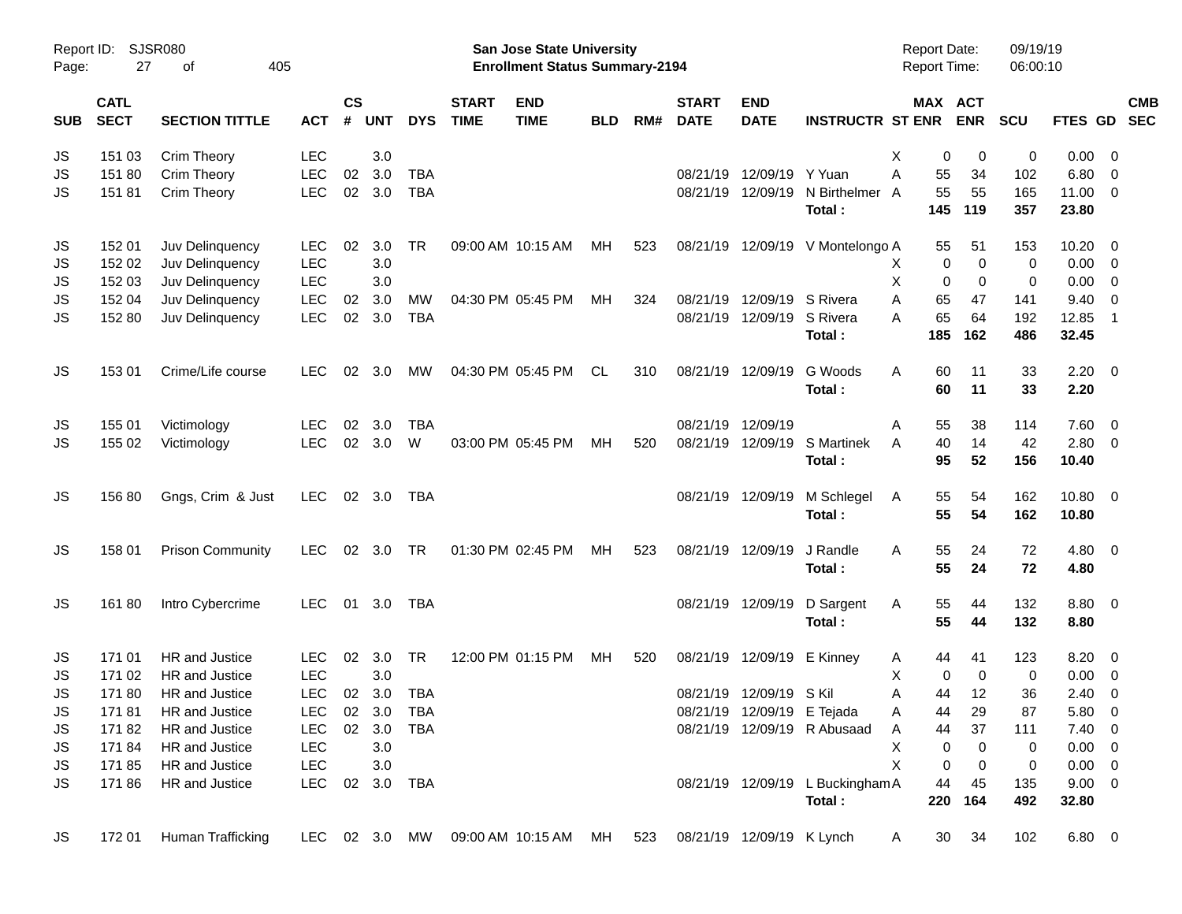Report ID: SJSR080
Page: 27 of 405

**San Jose State University**
**Enrollment Status Summary-2194**

Report Date: 09/19/19
Report Time: 06:00:10

| SUB | CATL SECT | SECTION TITTLE | ACT | CS # | UNT | DYS | START TIME | END TIME | BLD | RM# | START DATE | END DATE | INSTRUCTR | ST | MAX ENR | ACT ENR | SCU | FTES | GD | CMB SEC |
|---|---|---|---|---|---|---|---|---|---|---|---|---|---|---|---|---|---|---|---|---|
| JS | 151 03 | Crim Theory | LEC | | 3.0 | | | | | | | | | X | 0 | 0 | 0 | 0.00 | 0 | |
| JS | 151 80 | Crim Theory | LEC | 02 | 3.0 | TBA | | | | | 08/21/19 | 12/09/19 | Y Yuan | A | 55 | 34 | 102 | 6.80 | 0 | |
| JS | 151 81 | Crim Theory | LEC | 02 | 3.0 | TBA | | | | | 08/21/19 | 12/09/19 | N Birthelmer | A | 55 | 55 | 165 | 11.00 | 0 | |
| | | | | | | | | | | | | | **Total :** | | **145** | **119** | **357** | **23.80** | | |
| JS | 152 01 | Juv Delinquency | LEC | 02 | 3.0 | TR | 09:00 AM | 10:15 AM | MH | 523 | 08/21/19 | 12/09/19 | V Montelongo | A | 55 | 51 | 153 | 10.20 | 0 | |
| JS | 152 02 | Juv Delinquency | LEC | | 3.0 | | | | | | | | | X | 0 | 0 | 0 | 0.00 | 0 | |
| JS | 152 03 | Juv Delinquency | LEC | | 3.0 | | | | | | | | | X | 0 | 0 | 0 | 0.00 | 0 | |
| JS | 152 04 | Juv Delinquency | LEC | 02 | 3.0 | MW | 04:30 PM | 05:45 PM | MH | 324 | 08/21/19 | 12/09/19 | S Rivera | A | 65 | 47 | 141 | 9.40 | 0 | |
| JS | 152 80 | Juv Delinquency | LEC | 02 | 3.0 | TBA | | | | | 08/21/19 | 12/09/19 | S Rivera | A | 65 | 64 | 192 | 12.85 | 1 | |
| | | | | | | | | | | | | | **Total :** | | **185** | **162** | **486** | **32.45** | | |
| JS | 153 01 | Crime/Life course | LEC | 02 | 3.0 | MW | 04:30 PM | 05:45 PM | CL | 310 | 08/21/19 | 12/09/19 | G Woods | A | 60 | 11 | 33 | 2.20 | 0 | |
| | | | | | | | | | | | | | **Total :** | | **60** | **11** | **33** | **2.20** | | |
| JS | 155 01 | Victimology | LEC | 02 | 3.0 | TBA | | | | | 08/21/19 | 12/09/19 | | A | 55 | 38 | 114 | 7.60 | 0 | |
| JS | 155 02 | Victimology | LEC | 02 | 3.0 | W | 03:00 PM | 05:45 PM | MH | 520 | 08/21/19 | 12/09/19 | S Martinek | A | 40 | 14 | 42 | 2.80 | 0 | |
| | | | | | | | | | | | | | **Total :** | | **95** | **52** | **156** | **10.40** | | |
| JS | 156 80 | Gngs, Crim & Just | LEC | 02 | 3.0 | TBA | | | | | 08/21/19 | 12/09/19 | M Schlegel | A | 55 | 54 | 162 | 10.80 | 0 | |
| | | | | | | | | | | | | | **Total :** | | **55** | **54** | **162** | **10.80** | | |
| JS | 158 01 | Prison Community | LEC | 02 | 3.0 | TR | 01:30 PM | 02:45 PM | MH | 523 | 08/21/19 | 12/09/19 | J Randle | A | 55 | 24 | 72 | 4.80 | 0 | |
| | | | | | | | | | | | | | **Total :** | | **55** | **24** | **72** | **4.80** | | |
| JS | 161 80 | Intro Cybercrime | LEC | 01 | 3.0 | TBA | | | | | 08/21/19 | 12/09/19 | D Sargent | A | 55 | 44 | 132 | 8.80 | 0 | |
| | | | | | | | | | | | | | **Total :** | | **55** | **44** | **132** | **8.80** | | |
| JS | 171 01 | HR and Justice | LEC | 02 | 3.0 | TR | 12:00 PM | 01:15 PM | MH | 520 | 08/21/19 | 12/09/19 | E Kinney | A | 44 | 41 | 123 | 8.20 | 0 | |
| JS | 171 02 | HR and Justice | LEC | | 3.0 | | | | | | | | | X | 0 | 0 | 0 | 0.00 | 0 | |
| JS | 171 80 | HR and Justice | LEC | 02 | 3.0 | TBA | | | | | 08/21/19 | 12/09/19 | S Kil | A | 44 | 12 | 36 | 2.40 | 0 | |
| JS | 171 81 | HR and Justice | LEC | 02 | 3.0 | TBA | | | | | 08/21/19 | 12/09/19 | E Tejada | A | 44 | 29 | 87 | 5.80 | 0 | |
| JS | 171 82 | HR and Justice | LEC | 02 | 3.0 | TBA | | | | | 08/21/19 | 12/09/19 | R Abusaad | A | 44 | 37 | 111 | 7.40 | 0 | |
| JS | 171 84 | HR and Justice | LEC | | 3.0 | | | | | | | | | X | 0 | 0 | 0 | 0.00 | 0 | |
| JS | 171 85 | HR and Justice | LEC | | 3.0 | | | | | | | | | X | 0 | 0 | 0 | 0.00 | 0 | |
| JS | 171 86 | HR and Justice | LEC | 02 | 3.0 | TBA | | | | | 08/21/19 | 12/09/19 | L Buckingham | A | 44 | 45 | 135 | 9.00 | 0 | |
| | | | | | | | | | | | | | **Total :** | | **220** | **164** | **492** | **32.80** | | |
| JS | 172 01 | Human Trafficking | LEC | 02 | 3.0 | MW | 09:00 AM | 10:15 AM | MH | 523 | 08/21/19 | 12/09/19 | K Lynch | A | 30 | 34 | 102 | 6.80 | 0 | |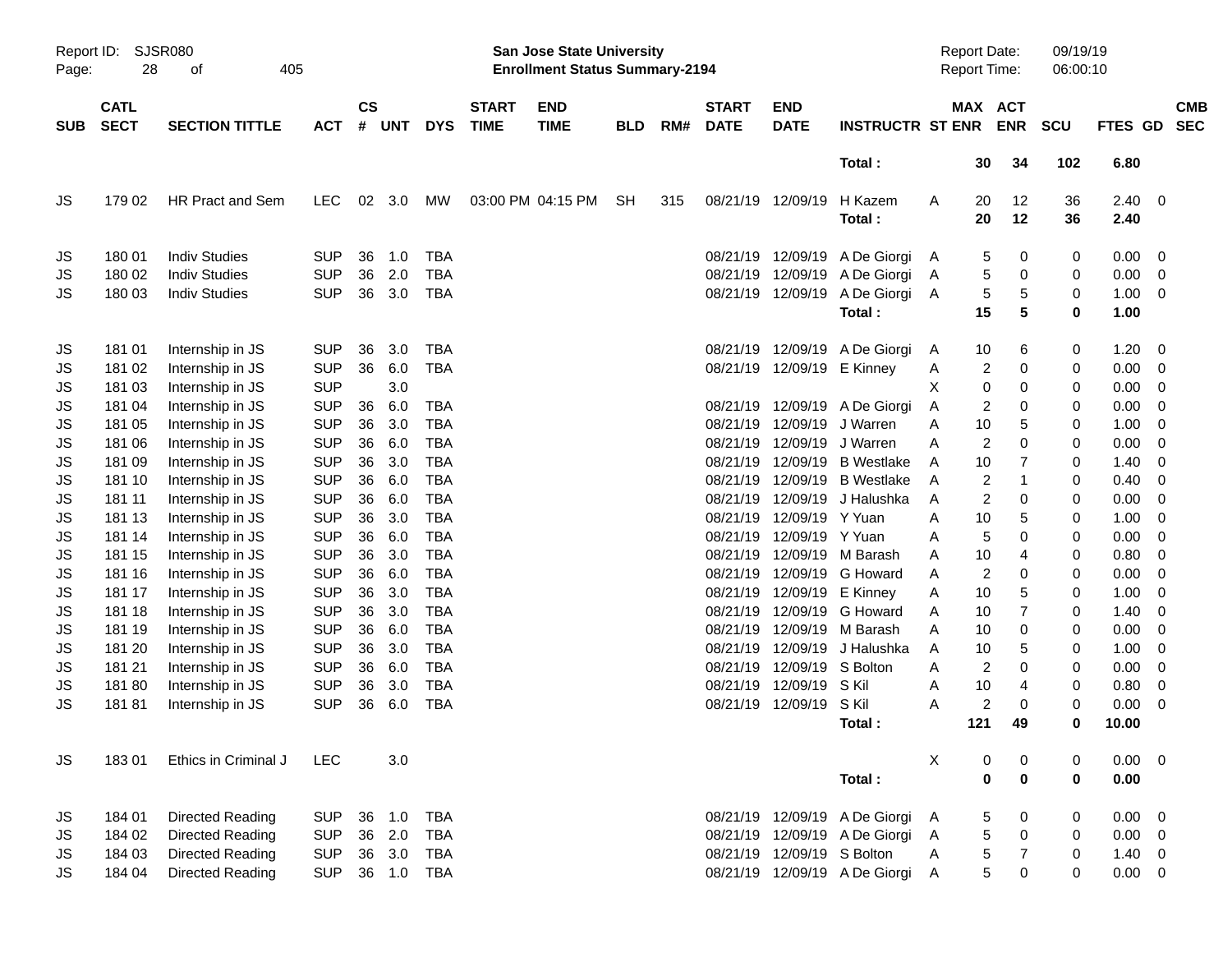| SUB | CATL SECT | SECTION TITTLE | ACT | CS # | UNT | DYS | START TIME | END TIME | BLD | RM# | START DATE | END DATE | INSTRUCTR | ST | MAX ENR | ACT ENR | SCU | FTES | GD | CMB SEC |
|---|---|---|---|---|---|---|---|---|---|---|---|---|---|---|---|---|---|---|---|---|
| | | | | | | | | | | | | | Total : | | 30 | 34 | 102 | 6.80 | | |
| JS | 179 02 | HR Pract and Sem | LEC | 02 | 3.0 | MW | 03:00 PM | 04:15 PM | SH | 315 | 08/21/19 | 12/09/19 | H Kazem | A | 20 | 12 | 36 | 2.40 | 0 | |
| | | | | | | | | | | | | | Total : | | 20 | 12 | 36 | 2.40 | | |
| JS | 180 01 | Indiv Studies | SUP | 36 | 1.0 | TBA | | | | | 08/21/19 | 12/09/19 | A De Giorgi | A | 5 | 0 | 0 | 0.00 | 0 | |
| JS | 180 02 | Indiv Studies | SUP | 36 | 2.0 | TBA | | | | | 08/21/19 | 12/09/19 | A De Giorgi | A | 5 | 0 | 0 | 0.00 | 0 | |
| JS | 180 03 | Indiv Studies | SUP | 36 | 3.0 | TBA | | | | | 08/21/19 | 12/09/19 | A De Giorgi | A | 5 | 5 | 0 | 1.00 | 0 | |
| | | | | | | | | | | | | | Total : | | 15 | 5 | 0 | 1.00 | | |
| JS | 181 01 | Internship in JS | SUP | 36 | 3.0 | TBA | | | | | 08/21/19 | 12/09/19 | A De Giorgi | A | 10 | 6 | 0 | 1.20 | 0 | |
| JS | 181 02 | Internship in JS | SUP | 36 | 6.0 | TBA | | | | | 08/21/19 | 12/09/19 | E Kinney | A | 2 | 0 | 0 | 0.00 | 0 | |
| JS | 181 03 | Internship in JS | SUP | | 3.0 | | | | | | | | | X | 0 | 0 | 0 | 0.00 | 0 | |
| JS | 181 04 | Internship in JS | SUP | 36 | 6.0 | TBA | | | | | 08/21/19 | 12/09/19 | A De Giorgi | A | 2 | 0 | 0 | 0.00 | 0 | |
| JS | 181 05 | Internship in JS | SUP | 36 | 3.0 | TBA | | | | | 08/21/19 | 12/09/19 | J Warren | A | 10 | 5 | 0 | 1.00 | 0 | |
| JS | 181 06 | Internship in JS | SUP | 36 | 6.0 | TBA | | | | | 08/21/19 | 12/09/19 | J Warren | A | 2 | 0 | 0 | 0.00 | 0 | |
| JS | 181 09 | Internship in JS | SUP | 36 | 3.0 | TBA | | | | | 08/21/19 | 12/09/19 | B Westlake | A | 10 | 7 | 0 | 1.40 | 0 | |
| JS | 181 10 | Internship in JS | SUP | 36 | 6.0 | TBA | | | | | 08/21/19 | 12/09/19 | B Westlake | A | 2 | 1 | 0 | 0.40 | 0 | |
| JS | 181 11 | Internship in JS | SUP | 36 | 6.0 | TBA | | | | | 08/21/19 | 12/09/19 | J Halushka | A | 2 | 0 | 0 | 0.00 | 0 | |
| JS | 181 13 | Internship in JS | SUP | 36 | 3.0 | TBA | | | | | 08/21/19 | 12/09/19 | Y Yuan | A | 10 | 5 | 0 | 1.00 | 0 | |
| JS | 181 14 | Internship in JS | SUP | 36 | 6.0 | TBA | | | | | 08/21/19 | 12/09/19 | Y Yuan | A | 5 | 0 | 0 | 0.00 | 0 | |
| JS | 181 15 | Internship in JS | SUP | 36 | 3.0 | TBA | | | | | 08/21/19 | 12/09/19 | M Barash | A | 10 | 4 | 0 | 0.80 | 0 | |
| JS | 181 16 | Internship in JS | SUP | 36 | 6.0 | TBA | | | | | 08/21/19 | 12/09/19 | G Howard | A | 2 | 0 | 0 | 0.00 | 0 | |
| JS | 181 17 | Internship in JS | SUP | 36 | 3.0 | TBA | | | | | 08/21/19 | 12/09/19 | E Kinney | A | 10 | 5 | 0 | 1.00 | 0 | |
| JS | 181 18 | Internship in JS | SUP | 36 | 3.0 | TBA | | | | | 08/21/19 | 12/09/19 | G Howard | A | 10 | 7 | 0 | 1.40 | 0 | |
| JS | 181 19 | Internship in JS | SUP | 36 | 6.0 | TBA | | | | | 08/21/19 | 12/09/19 | M Barash | A | 10 | 0 | 0 | 0.00 | 0 | |
| JS | 181 20 | Internship in JS | SUP | 36 | 3.0 | TBA | | | | | 08/21/19 | 12/09/19 | J Halushka | A | 10 | 5 | 0 | 1.00 | 0 | |
| JS | 181 21 | Internship in JS | SUP | 36 | 6.0 | TBA | | | | | 08/21/19 | 12/09/19 | S Bolton | A | 2 | 0 | 0 | 0.00 | 0 | |
| JS | 181 80 | Internship in JS | SUP | 36 | 3.0 | TBA | | | | | 08/21/19 | 12/09/19 | S Kil | A | 10 | 4 | 0 | 0.80 | 0 | |
| JS | 181 81 | Internship in JS | SUP | 36 | 6.0 | TBA | | | | | 08/21/19 | 12/09/19 | S Kil | A | 2 | 0 | 0 | 0.00 | 0 | |
| | | | | | | | | | | | | | Total : | | 121 | 49 | 0 | 10.00 | | |
| JS | 183 01 | Ethics in Criminal J | LEC | | 3.0 | | | | | | | | | X | 0 | 0 | 0 | 0.00 | 0 | |
| | | | | | | | | | | | | | Total : | | 0 | 0 | 0 | 0.00 | | |
| JS | 184 01 | Directed Reading | SUP | 36 | 1.0 | TBA | | | | | 08/21/19 | 12/09/19 | A De Giorgi | A | 5 | 0 | 0 | 0.00 | 0 | |
| JS | 184 02 | Directed Reading | SUP | 36 | 2.0 | TBA | | | | | 08/21/19 | 12/09/19 | A De Giorgi | A | 5 | 0 | 0 | 0.00 | 0 | |
| JS | 184 03 | Directed Reading | SUP | 36 | 3.0 | TBA | | | | | 08/21/19 | 12/09/19 | S Bolton | A | 5 | 7 | 0 | 1.40 | 0 | |
| JS | 184 04 | Directed Reading | SUP | 36 | 1.0 | TBA | | | | | 08/21/19 | 12/09/19 | A De Giorgi | A | 5 | 0 | 0 | 0.00 | 0 | |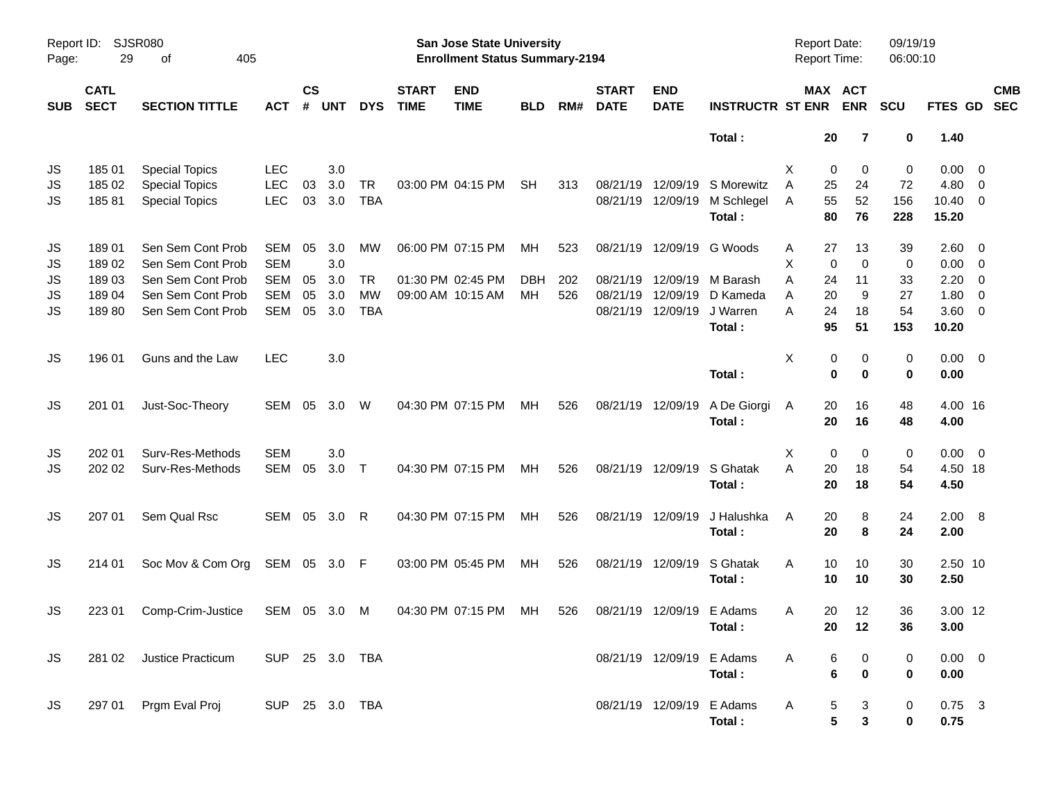| SUB | CATL SECT | SECTION TITTLE | ACT | CS # | UNT | DYS | START TIME | END TIME | BLD | RM# | START DATE | END DATE | INSTRUCTR | ST | MAX ENR | ACT ENR | SCU | FTES | GD | CMB SEC |
|---|---|---|---|---|---|---|---|---|---|---|---|---|---|---|---|---|---|---|---|---|
| | | | | | | | | | | | | | **Total :** | | **20** | **7** | **0** | **1.40** | | |
| JS | 185 01 | Special Topics | LEC | | 3.0 | | | | | | | | | X | 0 | 0 | 0 | 0.00 | 0 | |
| JS | 185 02 | Special Topics | LEC | 03 | 3.0 | TR | 03:00 PM | 04:15 PM | SH | 313 | 08/21/19 | 12/09/19 | S Morewitz | A | 25 | 24 | 72 | 4.80 | 0 | |
| JS | 185 81 | Special Topics | LEC | 03 | 3.0 | TBA | | | | | 08/21/19 | 12/09/19 | M Schlegel | A | 55 | 52 | 156 | 10.40 | 0 | |
| | | | | | | | | | | | | | **Total :** | | **80** | **76** | **228** | **15.20** | | |
| JS | 189 01 | Sen Sem Cont Prob | SEM | 05 | 3.0 | MW | 06:00 PM | 07:15 PM | MH | 523 | 08/21/19 | 12/09/19 | G Woods | A | 27 | 13 | 39 | 2.60 | 0 | |
| JS | 189 02 | Sen Sem Cont Prob | SEM | | 3.0 | | | | | | | | | X | 0 | 0 | 0 | 0.00 | 0 | |
| JS | 189 03 | Sen Sem Cont Prob | SEM | 05 | 3.0 | TR | 01:30 PM | 02:45 PM | DBH | 202 | 08/21/19 | 12/09/19 | M Barash | A | 24 | 11 | 33 | 2.20 | 0 | |
| JS | 189 04 | Sen Sem Cont Prob | SEM | 05 | 3.0 | MW | 09:00 AM | 10:15 AM | MH | 526 | 08/21/19 | 12/09/19 | D Kameda | A | 20 | 9 | 27 | 1.80 | 0 | |
| JS | 189 80 | Sen Sem Cont Prob | SEM | 05 | 3.0 | TBA | | | | | 08/21/19 | 12/09/19 | J Warren | A | 24 | 18 | 54 | 3.60 | 0 | |
| | | | | | | | | | | | | | **Total :** | | **95** | **51** | **153** | **10.20** | | |
| JS | 196 01 | Guns and the Law | LEC | | 3.0 | | | | | | | | | X | 0 | 0 | 0 | 0.00 | 0 | |
| | | | | | | | | | | | | | **Total :** | | **0** | **0** | **0** | **0.00** | | |
| JS | 201 01 | Just-Soc-Theory | SEM | 05 | 3.0 | W | 04:30 PM | 07:15 PM | MH | 526 | 08/21/19 | 12/09/19 | A De Giorgi | A | 20 | 16 | 48 | 4.00 | 16 | |
| | | | | | | | | | | | | | **Total :** | | **20** | **16** | **48** | **4.00** | | |
| JS | 202 01 | Surv-Res-Methods | SEM | | 3.0 | | | | | | | | | X | 0 | 0 | 0 | 0.00 | 0 | |
| JS | 202 02 | Surv-Res-Methods | SEM | 05 | 3.0 | T | 04:30 PM | 07:15 PM | MH | 526 | 08/21/19 | 12/09/19 | S Ghatak | A | 20 | 18 | 54 | 4.50 | 18 | |
| | | | | | | | | | | | | | **Total :** | | **20** | **18** | **54** | **4.50** | | |
| JS | 207 01 | Sem Qual Rsc | SEM | 05 | 3.0 | R | 04:30 PM | 07:15 PM | MH | 526 | 08/21/19 | 12/09/19 | J Halushka | A | 20 | 8 | 24 | 2.00 | 8 | |
| | | | | | | | | | | | | | **Total :** | | **20** | **8** | **24** | **2.00** | | |
| JS | 214 01 | Soc Mov & Com Org | SEM | 05 | 3.0 | F | 03:00 PM | 05:45 PM | MH | 526 | 08/21/19 | 12/09/19 | S Ghatak | A | 10 | 10 | 30 | 2.50 | 10 | |
| | | | | | | | | | | | | | **Total :** | | **10** | **10** | **30** | **2.50** | | |
| JS | 223 01 | Comp-Crim-Justice | SEM | 05 | 3.0 | M | 04:30 PM | 07:15 PM | MH | 526 | 08/21/19 | 12/09/19 | E Adams | A | 20 | 12 | 36 | 3.00 | 12 | |
| | | | | | | | | | | | | | **Total :** | | **20** | **12** | **36** | **3.00** | | |
| JS | 281 02 | Justice Practicum | SUP | 25 | 3.0 | TBA | | | | | 08/21/19 | 12/09/19 | E Adams | A | 6 | 0 | 0 | 0.00 | 0 | |
| | | | | | | | | | | | | | **Total :** | | **6** | **0** | **0** | **0.00** | | |
| JS | 297 01 | Prgm Eval Proj | SUP | 25 | 3.0 | TBA | | | | | 08/21/19 | 12/09/19 | E Adams | A | 5 | 3 | 0 | 0.75 | 3 | |
| | | | | | | | | | | | | | **Total :** | | **5** | **3** | **0** | **0.75** | | |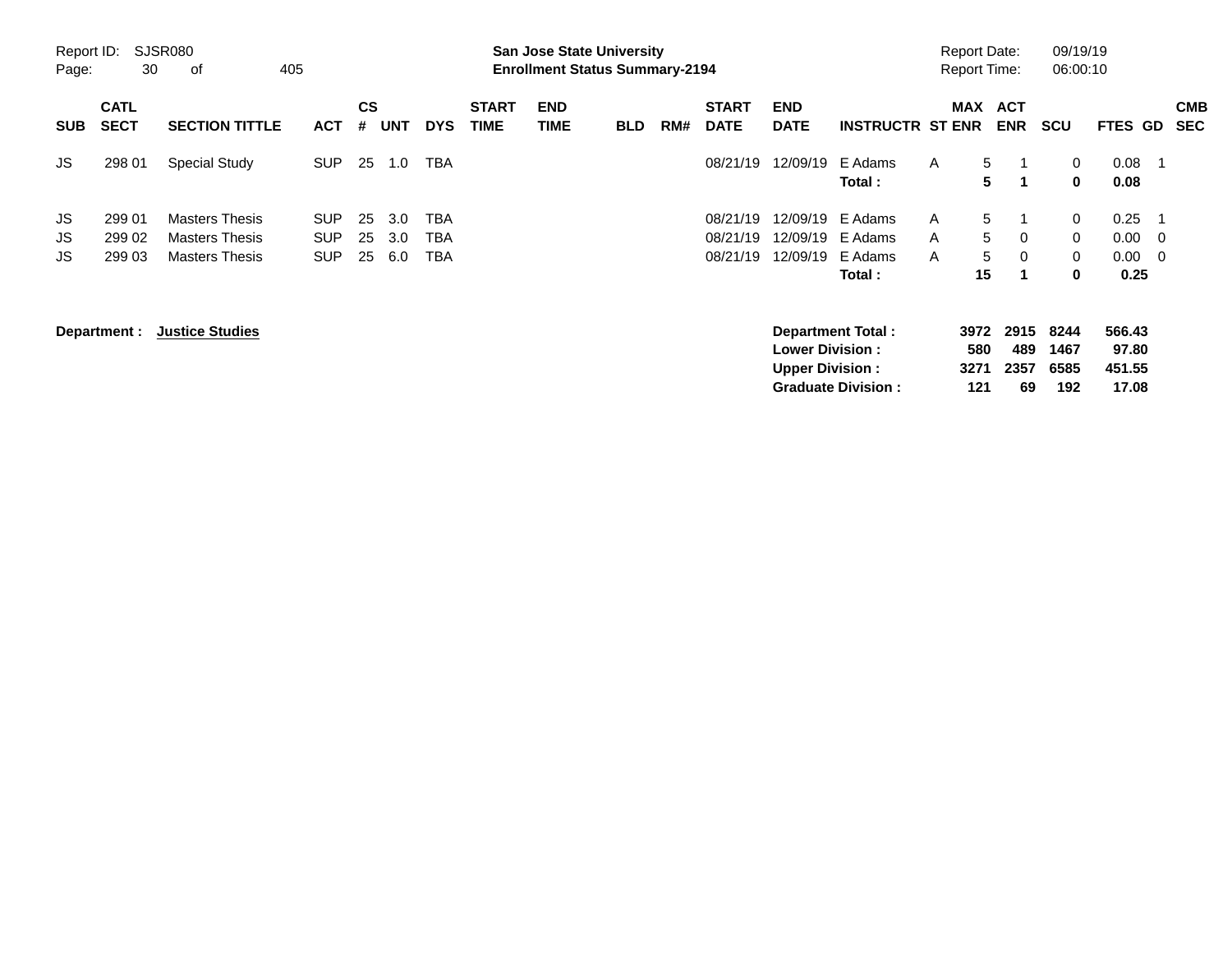**San Jose State University**
**Enrollment Status Summary-2194**

Report ID: SJSR080
Report Date: 09/19/19
Report Time: 06:00:10

| SUB | CATL SECT | SECTION TITTLE | ACT | CS # | UNT | DYS | START TIME | END TIME | BLD | RM# | START DATE | END DATE | INSTRUCTR | ST | MAX ENR | ACT ENR | SCU | FTES | GD | CMB SEC |
|---|---|---|---|---|---|---|---|---|---|---|---|---|---|---|---|---|---|---|---|---|
| JS | 298 01 | Special Study | SUP | 25 | 1.0 | TBA | | | | | 08/21/19 | 12/09/19 | E Adams | A | 5 | 1 | 0 | 0.08 | 1 | |
| | | | | | | | | | | | | | **Total :** | | **5** | **1** | **0** | **0.08** | | |
| JS | 299 01 | Masters Thesis | SUP | 25 | 3.0 | TBA | | | | | 08/21/19 | 12/09/19 | E Adams | A | 5 | 1 | 0 | 0.25 | 1 | |
| JS | 299 02 | Masters Thesis | SUP | 25 | 3.0 | TBA | | | | | 08/21/19 | 12/09/19 | E Adams | A | 5 | 0 | 0 | 0.00 | 0 | |
| JS | 299 03 | Masters Thesis | SUP | 25 | 6.0 | TBA | | | | | 08/21/19 | 12/09/19 | E Adams | A | 5 | 0 | 0 | 0.00 | 0 | |
| | | | | | | | | | | | | | **Total :** | | **15** | **1** | **0** | **0.25** | | |

**Department :** **Justice Studies**

| | MAX ENR | ACT ENR | SCU | FTES |
|---|---|---|---|---|
| **Department Total :** | **3972** | **2915** | **8244** | **566.43** |
| **Lower Division :** | **580** | **489** | **1467** | **97.80** |
| **Upper Division :** | **3271** | **2357** | **6585** | **451.55** |
| **Graduate Division :** | **121** | **69** | **192** | **17.08** |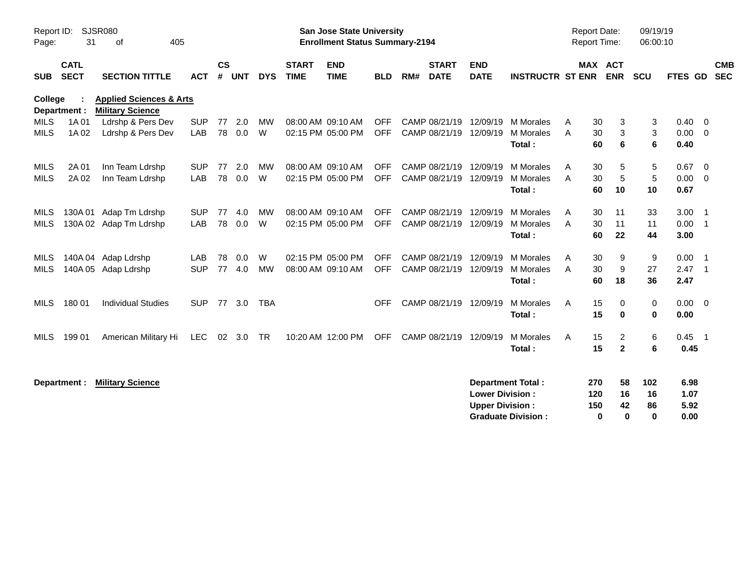Report ID: SJSR080

**San Jose State University**
**Enrollment Status Summary-2194**

Report Date: 09/19/19
Report Time: 06:00:10

| SUB | CATL SECT | SECTION TITTLE | ACT | CS # | UNT | DYS | START TIME | END TIME | BLD | RM# | START DATE | END DATE | INSTRUCTR | ST | MAX ENR | ACT ENR | SCU | FTES | GD | CMB SEC |
|---|---|---|---|---|---|---|---|---|---|---|---|---|---|---|---|---|---|---|---|---|
| **College :** | | **Applied Sciences & Arts** | | | | | | | | | | | | | | | | | | |
| **Department :** | | **Military Science** | | | | | | | | | | | | | | | | | | |
| MILS | 1A 01 | Ldrshp & Pers Dev | SUP | 77 | 2.0 | MW | 08:00 AM | 09:10 AM | OFF | CAMP | 08/21/19 | 12/09/19 | M Morales | A | 30 | 3 | 3 | 0.40 | 0 | |
| MILS | 1A 02 | Ldrshp & Pers Dev | LAB | 78 | 0.0 | W | 02:15 PM | 05:00 PM | OFF | CAMP | 08/21/19 | 12/09/19 | M Morales | A | 30 | 3 | 3 | 0.00 | 0 | |
| | | | | | | | | | | | | | **Total :** | | **60** | **6** | **6** | **0.40** | | |
| MILS | 2A 01 | Inn Team Ldrshp | SUP | 77 | 2.0 | MW | 08:00 AM | 09:10 AM | OFF | CAMP | 08/21/19 | 12/09/19 | M Morales | A | 30 | 5 | 5 | 0.67 | 0 | |
| MILS | 2A 02 | Inn Team Ldrshp | LAB | 78 | 0.0 | W | 02:15 PM | 05:00 PM | OFF | CAMP | 08/21/19 | 12/09/19 | M Morales | A | 30 | 5 | 5 | 0.00 | 0 | |
| | | | | | | | | | | | | | **Total :** | | **60** | **10** | **10** | **0.67** | | |
| MILS | 130A 01 | Adap Tm Ldrshp | SUP | 77 | 4.0 | MW | 08:00 AM | 09:10 AM | OFF | CAMP | 08/21/19 | 12/09/19 | M Morales | A | 30 | 11 | 33 | 3.00 | 1 | |
| MILS | 130A 02 | Adap Tm Ldrshp | LAB | 78 | 0.0 | W | 02:15 PM | 05:00 PM | OFF | CAMP | 08/21/19 | 12/09/19 | M Morales | A | 30 | 11 | 11 | 0.00 | 1 | |
| | | | | | | | | | | | | | **Total :** | | **60** | **22** | **44** | **3.00** | | |
| MILS | 140A 04 | Adap Ldrshp | LAB | 78 | 0.0 | W | 02:15 PM | 05:00 PM | OFF | CAMP | 08/21/19 | 12/09/19 | M Morales | A | 30 | 9 | 9 | 0.00 | 1 | |
| MILS | 140A 05 | Adap Ldrshp | SUP | 77 | 4.0 | MW | 08:00 AM | 09:10 AM | OFF | CAMP | 08/21/19 | 12/09/19 | M Morales | A | 30 | 9 | 27 | 2.47 | 1 | |
| | | | | | | | | | | | | | **Total :** | | **60** | **18** | **36** | **2.47** | | |
| MILS | 180 01 | Individual Studies | SUP | 77 | 3.0 | TBA | | | OFF | CAMP | 08/21/19 | 12/09/19 | M Morales | A | 15 | 0 | 0 | 0.00 | 0 | |
| | | | | | | | | | | | | | **Total :** | | **15** | **0** | **0** | **0.00** | | |
| MILS | 199 01 | American Military Hi | LEC | 02 | 3.0 | TR | 10:20 AM | 12:00 PM | OFF | CAMP | 08/21/19 | 12/09/19 | M Morales | A | 15 | 2 | 6 | 0.45 | 1 | |
| | | | | | | | | | | | | | **Total :** | | **15** | **2** | **6** | **0.45** | | |

**Department : Military Science**

| | MAX ENR | ACT ENR | SCU | FTES |
|---|---|---|---|---|
| **Department Total :** | **270** | **58** | **102** | **6.98** |
| **Lower Division :** | **120** | **16** | **16** | **1.07** |
| **Upper Division :** | **150** | **42** | **86** | **5.92** |
| **Graduate Division :** | **0** | **0** | **0** | **0.00** |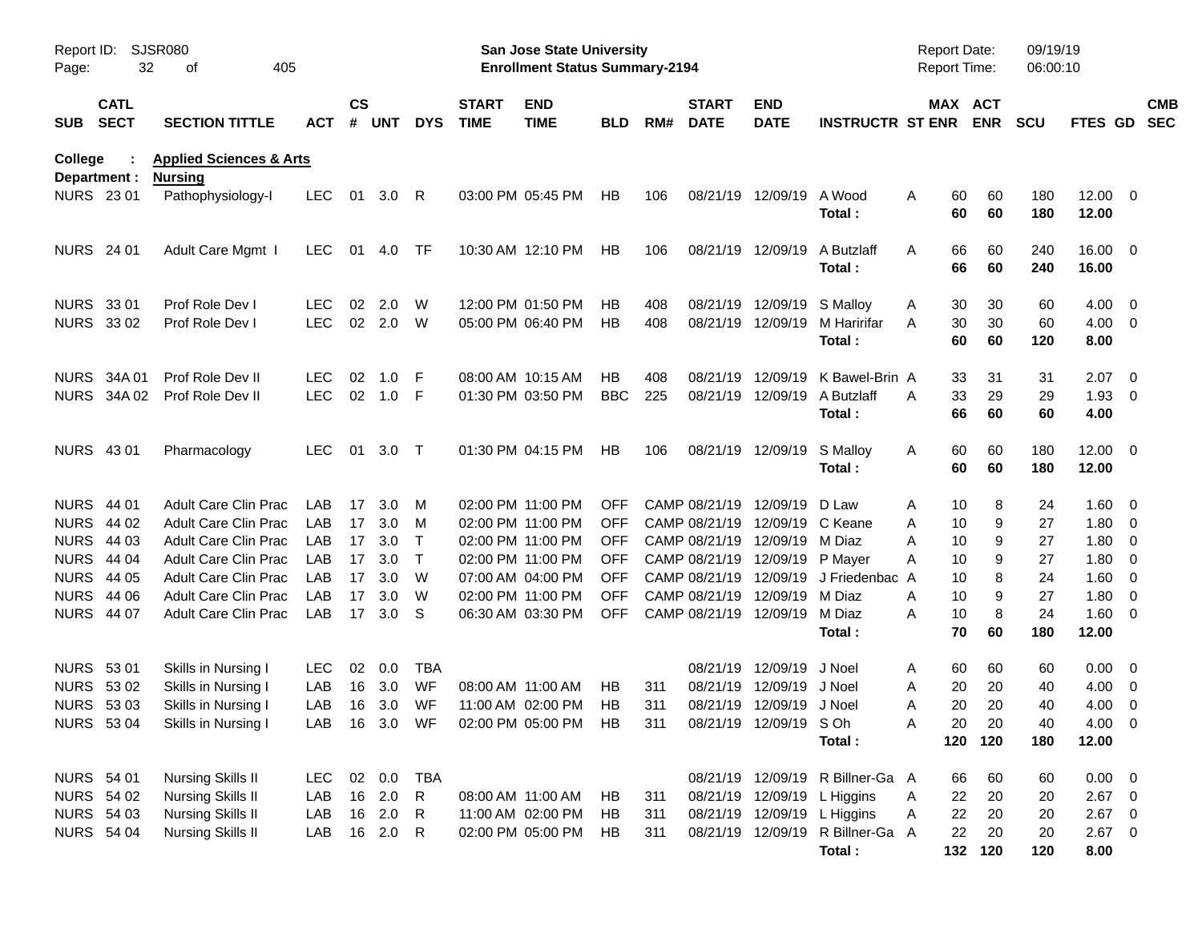Report ID: SJSR080

**San Jose State University**
**Enrollment Status Summary-2194**

Report Date: 09/19/19
Report Time: 06:00:10

**College : Applied Sciences & Arts**
**Department : Nursing**

| SUB | CATL SECT | SECTION TITTLE | ACT | CS # | UNT | DYS | START TIME | END TIME | BLD | RM# | START DATE | END DATE | INSTRUCTR | ST | MAX ENR | ACT ENR | SCU | FTES | GD | CMB SEC |
|---|---|---|---|---|---|---|---|---|---|---|---|---|---|---|---|---|---|---|---|---|
| NURS | 23 01 | Pathophysiology-I | LEC | 01 | 3.0 | R | 03:00 PM | 05:45 PM | HB | 106 | 08/21/19 | 12/09/19 | A Wood | A | 60 | 60 | 180 | 12.00 | 0 | |
| | | | | | | | | | | | | | **Total :** | | **60** | **60** | **180** | **12.00** | | |
| NURS | 24 01 | Adult Care Mgmt I | LEC | 01 | 4.0 | TF | 10:30 AM | 12:10 PM | HB | 106 | 08/21/19 | 12/09/19 | A Butzlaff | A | 66 | 60 | 240 | 16.00 | 0 | |
| | | | | | | | | | | | | | **Total :** | | **66** | **60** | **240** | **16.00** | | |
| NURS | 33 01 | Prof Role Dev I | LEC | 02 | 2.0 | W | 12:00 PM | 01:50 PM | HB | 408 | 08/21/19 | 12/09/19 | S Malloy | A | 30 | 30 | 60 | 4.00 | 0 | |
| NURS | 33 02 | Prof Role Dev I | LEC | 02 | 2.0 | W | 05:00 PM | 06:40 PM | HB | 408 | 08/21/19 | 12/09/19 | M Haririfar | A | 30 | 30 | 60 | 4.00 | 0 | |
| | | | | | | | | | | | | | **Total :** | | **60** | **60** | **120** | **8.00** | | |
| NURS | 34A 01 | Prof Role Dev II | LEC | 02 | 1.0 | F | 08:00 AM | 10:15 AM | HB | 408 | 08/21/19 | 12/09/19 | K Bawel-Brin | A | 33 | 31 | 31 | 2.07 | 0 | |
| NURS | 34A 02 | Prof Role Dev II | LEC | 02 | 1.0 | F | 01:30 PM | 03:50 PM | BBC | 225 | 08/21/19 | 12/09/19 | A Butzlaff | A | 33 | 29 | 29 | 1.93 | 0 | |
| | | | | | | | | | | | | | **Total :** | | **66** | **60** | **60** | **4.00** | | |
| NURS | 43 01 | Pharmacology | LEC | 01 | 3.0 | T | 01:30 PM | 04:15 PM | HB | 106 | 08/21/19 | 12/09/19 | S Malloy | A | 60 | 60 | 180 | 12.00 | 0 | |
| | | | | | | | | | | | | | **Total :** | | **60** | **60** | **180** | **12.00** | | |
| NURS | 44 01 | Adult Care Clin Prac | LAB | 17 | 3.0 | M | 02:00 PM | 11:00 PM | OFF | CAMP | 08/21/19 | 12/09/19 | D Law | A | 10 | 8 | 24 | 1.60 | 0 | |
| NURS | 44 02 | Adult Care Clin Prac | LAB | 17 | 3.0 | M | 02:00 PM | 11:00 PM | OFF | CAMP | 08/21/19 | 12/09/19 | C Keane | A | 10 | 9 | 27 | 1.80 | 0 | |
| NURS | 44 03 | Adult Care Clin Prac | LAB | 17 | 3.0 | T | 02:00 PM | 11:00 PM | OFF | CAMP | 08/21/19 | 12/09/19 | M Diaz | A | 10 | 9 | 27 | 1.80 | 0 | |
| NURS | 44 04 | Adult Care Clin Prac | LAB | 17 | 3.0 | T | 02:00 PM | 11:00 PM | OFF | CAMP | 08/21/19 | 12/09/19 | P Mayer | A | 10 | 9 | 27 | 1.80 | 0 | |
| NURS | 44 05 | Adult Care Clin Prac | LAB | 17 | 3.0 | W | 07:00 AM | 04:00 PM | OFF | CAMP | 08/21/19 | 12/09/19 | J Friedenbac | A | 10 | 8 | 24 | 1.60 | 0 | |
| NURS | 44 06 | Adult Care Clin Prac | LAB | 17 | 3.0 | W | 02:00 PM | 11:00 PM | OFF | CAMP | 08/21/19 | 12/09/19 | M Diaz | A | 10 | 9 | 27 | 1.80 | 0 | |
| NURS | 44 07 | Adult Care Clin Prac | LAB | 17 | 3.0 | S | 06:30 AM | 03:30 PM | OFF | CAMP | 08/21/19 | 12/09/19 | M Diaz | A | 10 | 8 | 24 | 1.60 | 0 | |
| | | | | | | | | | | | | | **Total :** | | **70** | **60** | **180** | **12.00** | | |
| NURS | 53 01 | Skills in Nursing I | LEC | 02 | 0.0 | TBA | | | | | 08/21/19 | 12/09/19 | J Noel | A | 60 | 60 | 60 | 0.00 | 0 | |
| NURS | 53 02 | Skills in Nursing I | LAB | 16 | 3.0 | WF | 08:00 AM | 11:00 AM | HB | 311 | 08/21/19 | 12/09/19 | J Noel | A | 20 | 20 | 40 | 4.00 | 0 | |
| NURS | 53 03 | Skills in Nursing I | LAB | 16 | 3.0 | WF | 11:00 AM | 02:00 PM | HB | 311 | 08/21/19 | 12/09/19 | J Noel | A | 20 | 20 | 40 | 4.00 | 0 | |
| NURS | 53 04 | Skills in Nursing I | LAB | 16 | 3.0 | WF | 02:00 PM | 05:00 PM | HB | 311 | 08/21/19 | 12/09/19 | S Oh | A | 20 | 20 | 40 | 4.00 | 0 | |
| | | | | | | | | | | | | | **Total :** | | **120** | **120** | **180** | **12.00** | | |
| NURS | 54 01 | Nursing Skills II | LEC | 02 | 0.0 | TBA | | | | | 08/21/19 | 12/09/19 | R Billner-Ga | A | 66 | 60 | 60 | 0.00 | 0 | |
| NURS | 54 02 | Nursing Skills II | LAB | 16 | 2.0 | R | 08:00 AM | 11:00 AM | HB | 311 | 08/21/19 | 12/09/19 | L Higgins | A | 22 | 20 | 20 | 2.67 | 0 | |
| NURS | 54 03 | Nursing Skills II | LAB | 16 | 2.0 | R | 11:00 AM | 02:00 PM | HB | 311 | 08/21/19 | 12/09/19 | L Higgins | A | 22 | 20 | 20 | 2.67 | 0 | |
| NURS | 54 04 | Nursing Skills II | LAB | 16 | 2.0 | R | 02:00 PM | 05:00 PM | HB | 311 | 08/21/19 | 12/09/19 | R Billner-Ga | A | 22 | 20 | 20 | 2.67 | 0 | |
| | | | | | | | | | | | | | **Total :** | | **132** | **120** | **120** | **8.00** | | |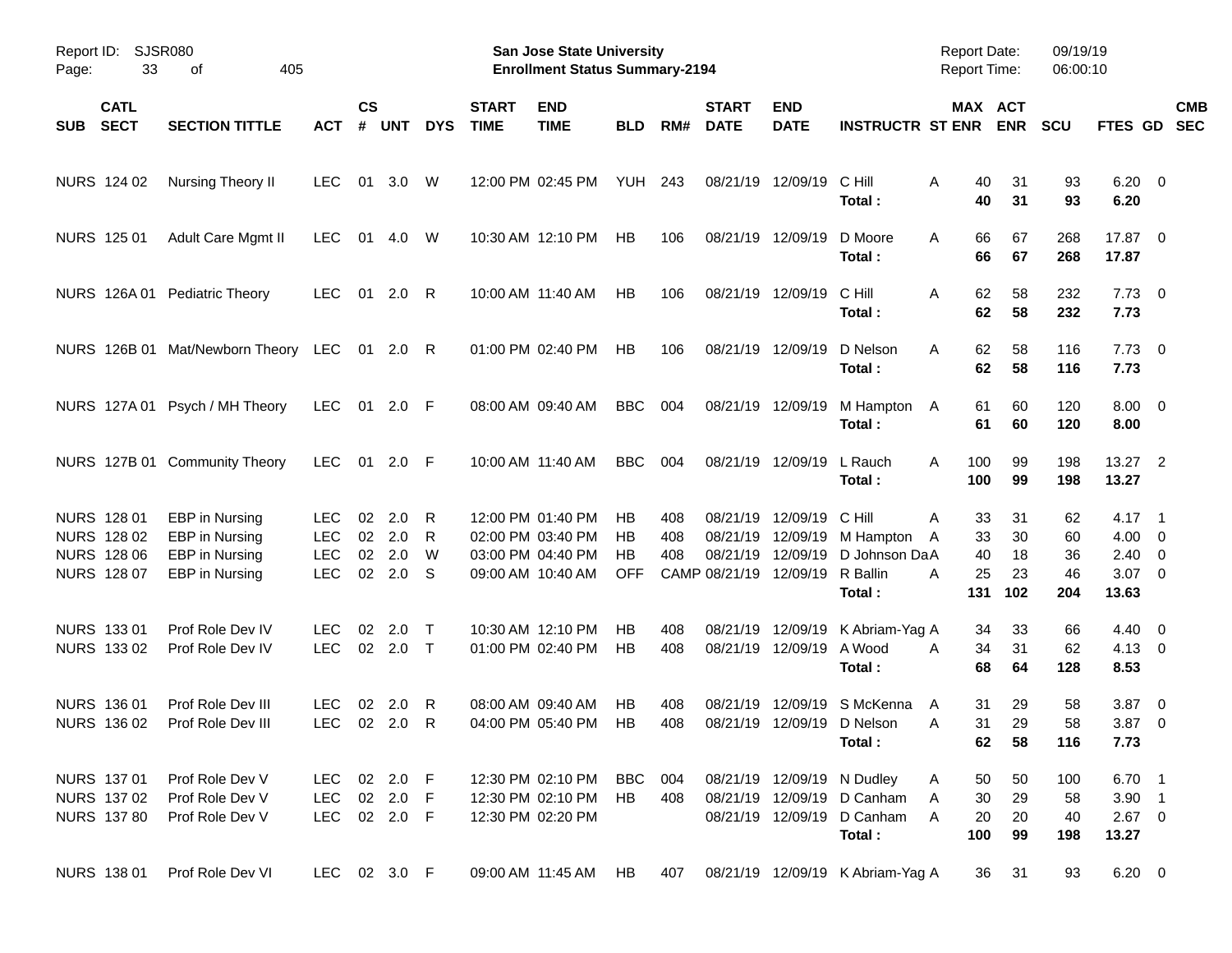Report ID: SJSR080 — San Jose State University — Report Date: 09/19/19

**Enrollment Status Summary-2194** — Report Time: 06:00:10

| SUB | CATL SECT | SECTION TITTLE | ACT | CS # | UNT | DYS | START TIME | END TIME | BLD | RM# | START DATE | END DATE | INSTRUCTR | ST | MAX ENR | ACT ENR | SCU | FTES | GD | CMB SEC |
|---|---|---|---|---|---|---|---|---|---|---|---|---|---|---|---|---|---|---|---|---|
| NURS | 124 02 | Nursing Theory II | LEC | 01 | 3.0 | W | 12:00 PM | 02:45 PM | YUH | 243 | 08/21/19 | 12/09/19 | C Hill | A | 40 | 31 | 93 | 6.20 | 0 | |
| | | | | | | | | | | | | | **Total :** | | **40** | **31** | **93** | **6.20** | | |
| NURS | 125 01 | Adult Care Mgmt II | LEC | 01 | 4.0 | W | 10:30 AM | 12:10 PM | HB | 106 | 08/21/19 | 12/09/19 | D Moore | A | 66 | 67 | 268 | 17.87 | 0 | |
| | | | | | | | | | | | | | **Total :** | | **66** | **67** | **268** | **17.87** | | |
| NURS | 126A 01 | Pediatric Theory | LEC | 01 | 2.0 | R | 10:00 AM | 11:40 AM | HB | 106 | 08/21/19 | 12/09/19 | C Hill | A | 62 | 58 | 232 | 7.73 | 0 | |
| | | | | | | | | | | | | | **Total :** | | **62** | **58** | **232** | **7.73** | | |
| NURS | 126B 01 | Mat/Newborn Theory | LEC | 01 | 2.0 | R | 01:00 PM | 02:40 PM | HB | 106 | 08/21/19 | 12/09/19 | D Nelson | A | 62 | 58 | 116 | 7.73 | 0 | |
| | | | | | | | | | | | | | **Total :** | | **62** | **58** | **116** | **7.73** | | |
| NURS | 127A 01 | Psych / MH Theory | LEC | 01 | 2.0 | F | 08:00 AM | 09:40 AM | BBC | 004 | 08/21/19 | 12/09/19 | M Hampton | A | 61 | 60 | 120 | 8.00 | 0 | |
| | | | | | | | | | | | | | **Total :** | | **61** | **60** | **120** | **8.00** | | |
| NURS | 127B 01 | Community Theory | LEC | 01 | 2.0 | F | 10:00 AM | 11:40 AM | BBC | 004 | 08/21/19 | 12/09/19 | L Rauch | A | 100 | 99 | 198 | 13.27 | 2 | |
| | | | | | | | | | | | | | **Total :** | | **100** | **99** | **198** | **13.27** | | |
| NURS | 128 01 | EBP in Nursing | LEC | 02 | 2.0 | R | 12:00 PM | 01:40 PM | HB | 408 | 08/21/19 | 12/09/19 | C Hill | A | 33 | 31 | 62 | 4.17 | 1 | |
| NURS | 128 02 | EBP in Nursing | LEC | 02 | 2.0 | R | 02:00 PM | 03:40 PM | HB | 408 | 08/21/19 | 12/09/19 | M Hampton | A | 33 | 30 | 60 | 4.00 | 0 | |
| NURS | 128 06 | EBP in Nursing | LEC | 02 | 2.0 | W | 03:00 PM | 04:40 PM | HB | 408 | 08/21/19 | 12/09/19 | D Johnson Da | A | 40 | 18 | 36 | 2.40 | 0 | |
| NURS | 128 07 | EBP in Nursing | LEC | 02 | 2.0 | S | 09:00 AM | 10:40 AM | OFF | CAMP | 08/21/19 | 12/09/19 | R Ballin | A | 25 | 23 | 46 | 3.07 | 0 | |
| | | | | | | | | | | | | | **Total :** | | **131** | **102** | **204** | **13.63** | | |
| NURS | 133 01 | Prof Role Dev IV | LEC | 02 | 2.0 | T | 10:30 AM | 12:10 PM | HB | 408 | 08/21/19 | 12/09/19 | K Abriam-Yag | A | 34 | 33 | 66 | 4.40 | 0 | |
| NURS | 133 02 | Prof Role Dev IV | LEC | 02 | 2.0 | T | 01:00 PM | 02:40 PM | HB | 408 | 08/21/19 | 12/09/19 | A Wood | A | 34 | 31 | 62 | 4.13 | 0 | |
| | | | | | | | | | | | | | **Total :** | | **68** | **64** | **128** | **8.53** | | |
| NURS | 136 01 | Prof Role Dev III | LEC | 02 | 2.0 | R | 08:00 AM | 09:40 AM | HB | 408 | 08/21/19 | 12/09/19 | S McKenna | A | 31 | 29 | 58 | 3.87 | 0 | |
| NURS | 136 02 | Prof Role Dev III | LEC | 02 | 2.0 | R | 04:00 PM | 05:40 PM | HB | 408 | 08/21/19 | 12/09/19 | D Nelson | A | 31 | 29 | 58 | 3.87 | 0 | |
| | | | | | | | | | | | | | **Total :** | | **62** | **58** | **116** | **7.73** | | |
| NURS | 137 01 | Prof Role Dev V | LEC | 02 | 2.0 | F | 12:30 PM | 02:10 PM | BBC | 004 | 08/21/19 | 12/09/19 | N Dudley | A | 50 | 50 | 100 | 6.70 | 1 | |
| NURS | 137 02 | Prof Role Dev V | LEC | 02 | 2.0 | F | 12:30 PM | 02:10 PM | HB | 408 | 08/21/19 | 12/09/19 | D Canham | A | 30 | 29 | 58 | 3.90 | 1 | |
| NURS | 137 80 | Prof Role Dev V | LEC | 02 | 2.0 | F | 12:30 PM | 02:20 PM | | | 08/21/19 | 12/09/19 | D Canham | A | 20 | 20 | 40 | 2.67 | 0 | |
| | | | | | | | | | | | | | **Total :** | | **100** | **99** | **198** | **13.27** | | |
| NURS | 138 01 | Prof Role Dev VI | LEC | 02 | 3.0 | F | 09:00 AM | 11:45 AM | HB | 407 | 08/21/19 | 12/09/19 | K Abriam-Yag | A | 36 | 31 | 93 | 6.20 | 0 | |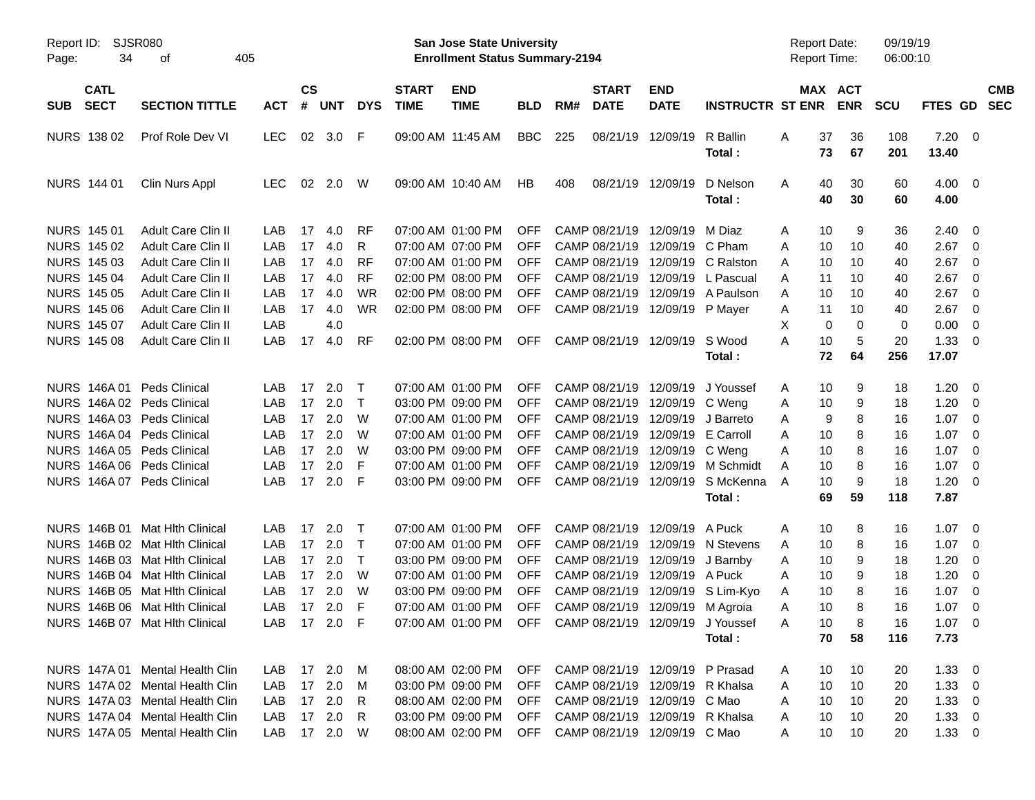Report ID: SJSR080

**San Jose State University**
**Enrollment Status Summary-2194**

Report Date: 09/19/19
Report Time: 06:00:10

| SUB | CATL SECT | SECTION TITTLE | ACT | CS # | UNT | DYS | START TIME | END TIME | BLD | RM# | START DATE | END DATE | INSTRUCTR | ST | MAX ENR | ACT ENR | SCU | FTES | GD | CMB SEC |
|---|---|---|---|---|---|---|---|---|---|---|---|---|---|---|---|---|---|---|---|---|
| NURS | 138 02 | Prof Role Dev VI | LEC | 02 | 3.0 | F | 09:00 AM | 11:45 AM | BBC | 225 | 08/21/19 | 12/09/19 | R Ballin | A | 37 | 36 | 108 | 7.20 | 0 | |
| | | | | | | | | | | | | | **Total :** | | **73** | **67** | **201** | **13.40** | | |
| NURS | 144 01 | Clin Nurs Appl | LEC | 02 | 2.0 | W | 09:00 AM | 10:40 AM | HB | 408 | 08/21/19 | 12/09/19 | D Nelson | A | 40 | 30 | 60 | 4.00 | 0 | |
| | | | | | | | | | | | | | **Total :** | | **40** | **30** | **60** | **4.00** | | |
| NURS | 145 01 | Adult Care Clin II | LAB | 17 | 4.0 | RF | 07:00 AM | 01:00 PM | OFF | CAMP | 08/21/19 | 12/09/19 | M Diaz | A | 10 | 9 | 36 | 2.40 | 0 | |
| NURS | 145 02 | Adult Care Clin II | LAB | 17 | 4.0 | R | 07:00 AM | 07:00 PM | OFF | CAMP | 08/21/19 | 12/09/19 | C Pham | A | 10 | 10 | 40 | 2.67 | 0 | |
| NURS | 145 03 | Adult Care Clin II | LAB | 17 | 4.0 | RF | 07:00 AM | 01:00 PM | OFF | CAMP | 08/21/19 | 12/09/19 | C Ralston | A | 10 | 10 | 40 | 2.67 | 0 | |
| NURS | 145 04 | Adult Care Clin II | LAB | 17 | 4.0 | RF | 02:00 PM | 08:00 PM | OFF | CAMP | 08/21/19 | 12/09/19 | L Pascual | A | 11 | 10 | 40 | 2.67 | 0 | |
| NURS | 145 05 | Adult Care Clin II | LAB | 17 | 4.0 | WR | 02:00 PM | 08:00 PM | OFF | CAMP | 08/21/19 | 12/09/19 | A Paulson | A | 10 | 10 | 40 | 2.67 | 0 | |
| NURS | 145 06 | Adult Care Clin II | LAB | 17 | 4.0 | WR | 02:00 PM | 08:00 PM | OFF | CAMP | 08/21/19 | 12/09/19 | P Mayer | A | 11 | 10 | 40 | 2.67 | 0 | |
| NURS | 145 07 | Adult Care Clin II | LAB | | 4.0 | | | | | | | | | X | 0 | 0 | 0 | 0.00 | 0 | |
| NURS | 145 08 | Adult Care Clin II | LAB | 17 | 4.0 | RF | 02:00 PM | 08:00 PM | OFF | CAMP | 08/21/19 | 12/09/19 | S Wood | A | 10 | 5 | 20 | 1.33 | 0 | |
| | | | | | | | | | | | | | **Total :** | | **72** | **64** | **256** | **17.07** | | |
| NURS | 146A 01 | Peds Clinical | LAB | 17 | 2.0 | T | 07:00 AM | 01:00 PM | OFF | CAMP | 08/21/19 | 12/09/19 | J Youssef | A | 10 | 9 | 18 | 1.20 | 0 | |
| NURS | 146A 02 | Peds Clinical | LAB | 17 | 2.0 | T | 03:00 PM | 09:00 PM | OFF | CAMP | 08/21/19 | 12/09/19 | C Weng | A | 10 | 9 | 18 | 1.20 | 0 | |
| NURS | 146A 03 | Peds Clinical | LAB | 17 | 2.0 | W | 07:00 AM | 01:00 PM | OFF | CAMP | 08/21/19 | 12/09/19 | J Barreto | A | 9 | 8 | 16 | 1.07 | 0 | |
| NURS | 146A 04 | Peds Clinical | LAB | 17 | 2.0 | W | 07:00 AM | 01:00 PM | OFF | CAMP | 08/21/19 | 12/09/19 | E Carroll | A | 10 | 8 | 16 | 1.07 | 0 | |
| NURS | 146A 05 | Peds Clinical | LAB | 17 | 2.0 | W | 03:00 PM | 09:00 PM | OFF | CAMP | 08/21/19 | 12/09/19 | C Weng | A | 10 | 8 | 16 | 1.07 | 0 | |
| NURS | 146A 06 | Peds Clinical | LAB | 17 | 2.0 | F | 07:00 AM | 01:00 PM | OFF | CAMP | 08/21/19 | 12/09/19 | M Schmidt | A | 10 | 8 | 16 | 1.07 | 0 | |
| NURS | 146A 07 | Peds Clinical | LAB | 17 | 2.0 | F | 03:00 PM | 09:00 PM | OFF | CAMP | 08/21/19 | 12/09/19 | S McKenna | A | 10 | 9 | 18 | 1.20 | 0 | |
| | | | | | | | | | | | | | **Total :** | | **69** | **59** | **118** | **7.87** | | |
| NURS | 146B 01 | Mat Hlth Clinical | LAB | 17 | 2.0 | T | 07:00 AM | 01:00 PM | OFF | CAMP | 08/21/19 | 12/09/19 | A Puck | A | 10 | 8 | 16 | 1.07 | 0 | |
| NURS | 146B 02 | Mat Hlth Clinical | LAB | 17 | 2.0 | T | 07:00 AM | 01:00 PM | OFF | CAMP | 08/21/19 | 12/09/19 | N Stevens | A | 10 | 8 | 16 | 1.07 | 0 | |
| NURS | 146B 03 | Mat Hlth Clinical | LAB | 17 | 2.0 | T | 03:00 PM | 09:00 PM | OFF | CAMP | 08/21/19 | 12/09/19 | J Barnby | A | 10 | 9 | 18 | 1.20 | 0 | |
| NURS | 146B 04 | Mat Hlth Clinical | LAB | 17 | 2.0 | W | 07:00 AM | 01:00 PM | OFF | CAMP | 08/21/19 | 12/09/19 | A Puck | A | 10 | 9 | 18 | 1.20 | 0 | |
| NURS | 146B 05 | Mat Hlth Clinical | LAB | 17 | 2.0 | W | 03:00 PM | 09:00 PM | OFF | CAMP | 08/21/19 | 12/09/19 | S Lim-Kyo | A | 10 | 8 | 16 | 1.07 | 0 | |
| NURS | 146B 06 | Mat Hlth Clinical | LAB | 17 | 2.0 | F | 07:00 AM | 01:00 PM | OFF | CAMP | 08/21/19 | 12/09/19 | M Agroia | A | 10 | 8 | 16 | 1.07 | 0 | |
| NURS | 146B 07 | Mat Hlth Clinical | LAB | 17 | 2.0 | F | 07:00 AM | 01:00 PM | OFF | CAMP | 08/21/19 | 12/09/19 | J Youssef | A | 10 | 8 | 16 | 1.07 | 0 | |
| | | | | | | | | | | | | | **Total :** | | **70** | **58** | **116** | **7.73** | | |
| NURS | 147A 01 | Mental Health Clin | LAB | 17 | 2.0 | M | 08:00 AM | 02:00 PM | OFF | CAMP | 08/21/19 | 12/09/19 | P Prasad | A | 10 | 10 | 20 | 1.33 | 0 | |
| NURS | 147A 02 | Mental Health Clin | LAB | 17 | 2.0 | M | 03:00 PM | 09:00 PM | OFF | CAMP | 08/21/19 | 12/09/19 | R Khalsa | A | 10 | 10 | 20 | 1.33 | 0 | |
| NURS | 147A 03 | Mental Health Clin | LAB | 17 | 2.0 | R | 08:00 AM | 02:00 PM | OFF | CAMP | 08/21/19 | 12/09/19 | C Mao | A | 10 | 10 | 20 | 1.33 | 0 | |
| NURS | 147A 04 | Mental Health Clin | LAB | 17 | 2.0 | R | 03:00 PM | 09:00 PM | OFF | CAMP | 08/21/19 | 12/09/19 | R Khalsa | A | 10 | 10 | 20 | 1.33 | 0 | |
| NURS | 147A 05 | Mental Health Clin | LAB | 17 | 2.0 | W | 08:00 AM | 02:00 PM | OFF | CAMP | 08/21/19 | 12/09/19 | C Mao | A | 10 | 10 | 20 | 1.33 | 0 | |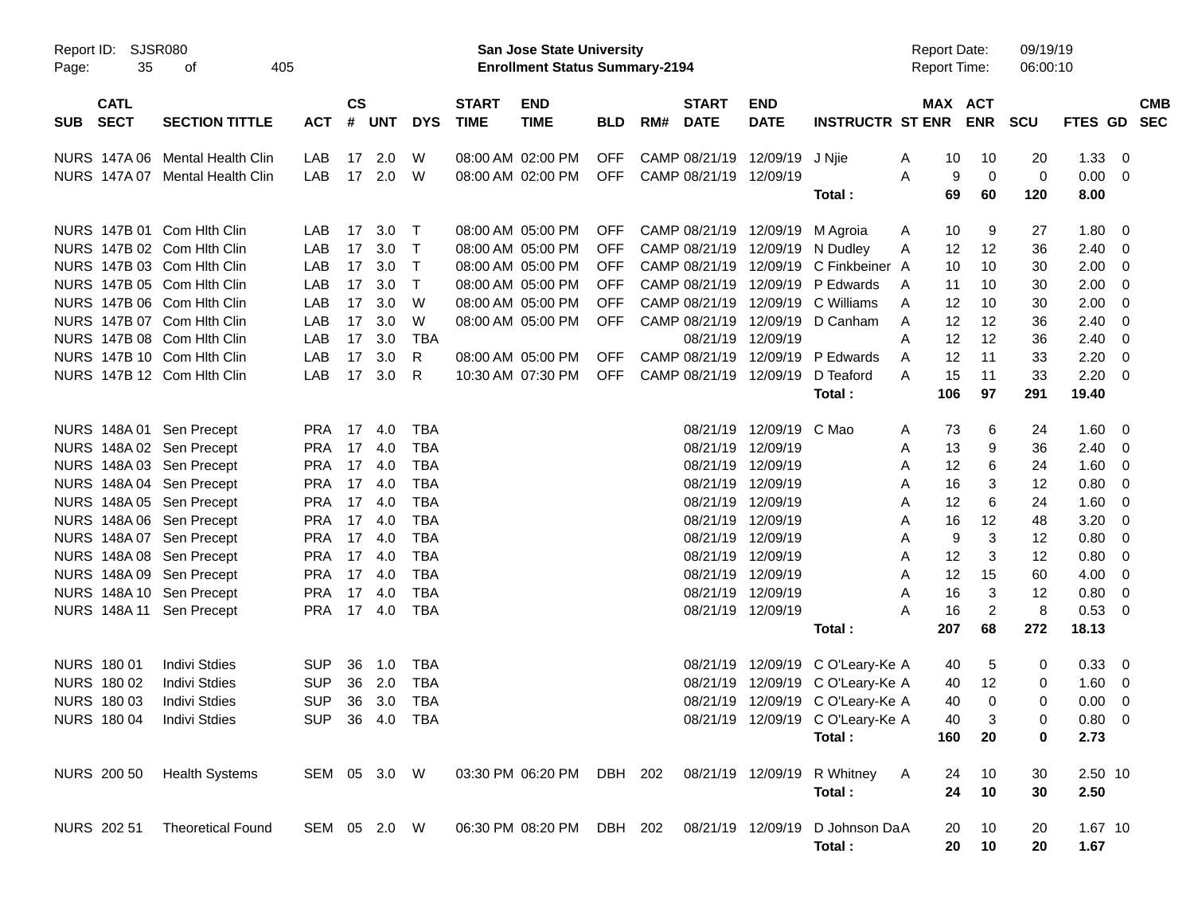| SUB | CATL SECT | SECTION TITTLE | ACT | CS # | UNT | DYS | START TIME | END TIME | BLD | RM# | START DATE | END DATE | INSTRUCTR | ST | MAX ENR | ACT ENR | SCU | FTES | GD | CMB SEC |
|---|---|---|---|---|---|---|---|---|---|---|---|---|---|---|---|---|---|---|---|---|
| NURS | 147A 06 | Mental Health Clin | LAB | 17 | 2.0 | W | 08:00 AM | 02:00 PM | OFF | CAMP | 08/21/19 | 12/09/19 | J Njie | A | 10 | 10 | 20 | 1.33 | 0 | |
| NURS | 147A 07 | Mental Health Clin | LAB | 17 | 2.0 | W | 08:00 AM | 02:00 PM | OFF | CAMP | 08/21/19 | 12/09/19 | | A | 9 | 0 | 0 | 0.00 | 0 | |
| | | | | | | | | | | | | | **Total :** | | **69** | **60** | **120** | **8.00** | | |
| NURS | 147B 01 | Com Hlth Clin | LAB | 17 | 3.0 | T | 08:00 AM | 05:00 PM | OFF | CAMP | 08/21/19 | 12/09/19 | M Agroia | A | 10 | 9 | 27 | 1.80 | 0 | |
| NURS | 147B 02 | Com Hlth Clin | LAB | 17 | 3.0 | T | 08:00 AM | 05:00 PM | OFF | CAMP | 08/21/19 | 12/09/19 | N Dudley | A | 12 | 12 | 36 | 2.40 | 0 | |
| NURS | 147B 03 | Com Hlth Clin | LAB | 17 | 3.0 | T | 08:00 AM | 05:00 PM | OFF | CAMP | 08/21/19 | 12/09/19 | C Finkbeiner | A | 10 | 10 | 30 | 2.00 | 0 | |
| NURS | 147B 05 | Com Hlth Clin | LAB | 17 | 3.0 | T | 08:00 AM | 05:00 PM | OFF | CAMP | 08/21/19 | 12/09/19 | P Edwards | A | 11 | 10 | 30 | 2.00 | 0 | |
| NURS | 147B 06 | Com Hlth Clin | LAB | 17 | 3.0 | W | 08:00 AM | 05:00 PM | OFF | CAMP | 08/21/19 | 12/09/19 | C Williams | A | 12 | 10 | 30 | 2.00 | 0 | |
| NURS | 147B 07 | Com Hlth Clin | LAB | 17 | 3.0 | W | 08:00 AM | 05:00 PM | OFF | CAMP | 08/21/19 | 12/09/19 | D Canham | A | 12 | 12 | 36 | 2.40 | 0 | |
| NURS | 147B 08 | Com Hlth Clin | LAB | 17 | 3.0 | TBA | | | | | 08/21/19 | 12/09/19 | | A | 12 | 12 | 36 | 2.40 | 0 | |
| NURS | 147B 10 | Com Hlth Clin | LAB | 17 | 3.0 | R | 08:00 AM | 05:00 PM | OFF | CAMP | 08/21/19 | 12/09/19 | P Edwards | A | 12 | 11 | 33 | 2.20 | 0 | |
| NURS | 147B 12 | Com Hlth Clin | LAB | 17 | 3.0 | R | 10:30 AM | 07:30 PM | OFF | CAMP | 08/21/19 | 12/09/19 | D Teaford | A | 15 | 11 | 33 | 2.20 | 0 | |
| | | | | | | | | | | | | | **Total :** | | **106** | **97** | **291** | **19.40** | | |
| NURS | 148A 01 | Sen Precept | PRA | 17 | 4.0 | TBA | | | | | 08/21/19 | 12/09/19 | C Mao | A | 73 | 6 | 24 | 1.60 | 0 | |
| NURS | 148A 02 | Sen Precept | PRA | 17 | 4.0 | TBA | | | | | 08/21/19 | 12/09/19 | | A | 13 | 9 | 36 | 2.40 | 0 | |
| NURS | 148A 03 | Sen Precept | PRA | 17 | 4.0 | TBA | | | | | 08/21/19 | 12/09/19 | | A | 12 | 6 | 24 | 1.60 | 0 | |
| NURS | 148A 04 | Sen Precept | PRA | 17 | 4.0 | TBA | | | | | 08/21/19 | 12/09/19 | | A | 16 | 3 | 12 | 0.80 | 0 | |
| NURS | 148A 05 | Sen Precept | PRA | 17 | 4.0 | TBA | | | | | 08/21/19 | 12/09/19 | | A | 12 | 6 | 24 | 1.60 | 0 | |
| NURS | 148A 06 | Sen Precept | PRA | 17 | 4.0 | TBA | | | | | 08/21/19 | 12/09/19 | | A | 16 | 12 | 48 | 3.20 | 0 | |
| NURS | 148A 07 | Sen Precept | PRA | 17 | 4.0 | TBA | | | | | 08/21/19 | 12/09/19 | | A | 9 | 3 | 12 | 0.80 | 0 | |
| NURS | 148A 08 | Sen Precept | PRA | 17 | 4.0 | TBA | | | | | 08/21/19 | 12/09/19 | | A | 12 | 3 | 12 | 0.80 | 0 | |
| NURS | 148A 09 | Sen Precept | PRA | 17 | 4.0 | TBA | | | | | 08/21/19 | 12/09/19 | | A | 12 | 15 | 60 | 4.00 | 0 | |
| NURS | 148A 10 | Sen Precept | PRA | 17 | 4.0 | TBA | | | | | 08/21/19 | 12/09/19 | | A | 16 | 3 | 12 | 0.80 | 0 | |
| NURS | 148A 11 | Sen Precept | PRA | 17 | 4.0 | TBA | | | | | 08/21/19 | 12/09/19 | | A | 16 | 2 | 8 | 0.53 | 0 | |
| | | | | | | | | | | | | | **Total :** | | **207** | **68** | **272** | **18.13** | | |
| NURS | 180 01 | Indivi Stdies | SUP | 36 | 1.0 | TBA | | | | | 08/21/19 | 12/09/19 | C O'Leary-Ke | A | 40 | 5 | 0 | 0.33 | 0 | |
| NURS | 180 02 | Indivi Stdies | SUP | 36 | 2.0 | TBA | | | | | 08/21/19 | 12/09/19 | C O'Leary-Ke | A | 40 | 12 | 0 | 1.60 | 0 | |
| NURS | 180 03 | Indivi Stdies | SUP | 36 | 3.0 | TBA | | | | | 08/21/19 | 12/09/19 | C O'Leary-Ke | A | 40 | 0 | 0 | 0.00 | 0 | |
| NURS | 180 04 | Indivi Stdies | SUP | 36 | 4.0 | TBA | | | | | 08/21/19 | 12/09/19 | C O'Leary-Ke | A | 40 | 3 | 0 | 0.80 | 0 | |
| | | | | | | | | | | | | | **Total :** | | **160** | **20** | **0** | **2.73** | | |
| NURS | 200 50 | Health Systems | SEM | 05 | 3.0 | W | 03:30 PM | 06:20 PM | DBH | 202 | 08/21/19 | 12/09/19 | R Whitney | A | 24 | 10 | 30 | 2.50 | 10 | |
| | | | | | | | | | | | | | **Total :** | | **24** | **10** | **30** | **2.50** | | |
| NURS | 202 51 | Theoretical Found | SEM | 05 | 2.0 | W | 06:30 PM | 08:20 PM | DBH | 202 | 08/21/19 | 12/09/19 | D Johnson Da | A | 20 | 10 | 20 | 1.67 | 10 | |
| | | | | | | | | | | | | | **Total :** | | **20** | **10** | **20** | **1.67** | | |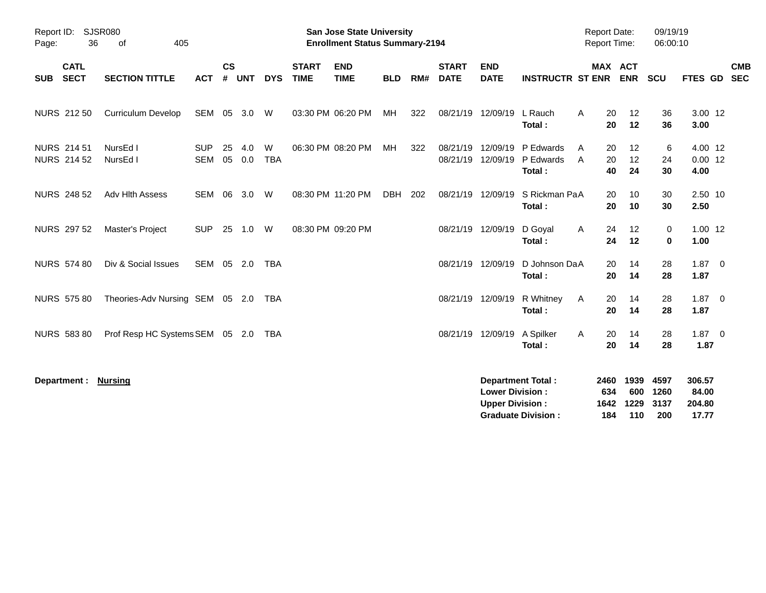Report ID: SJSR080

**San Jose State University**
**Enrollment Status Summary-2194**

Report Date: 09/19/19
Report Time: 06:00:10

| SUB | CATL SECT | SECTION TITTLE | ACT | CS # | UNT | DYS | START TIME | END TIME | BLD | RM# | START DATE | END DATE | INSTRUCTR | ST | MAX ENR | ACT ENR | SCU | FTES | GD | CMB SEC |
|---|---|---|---|---|---|---|---|---|---|---|---|---|---|---|---|---|---|---|---|---|
| NURS | 212 50 | Curriculum Develop | SEM | 05 | 3.0 | W | 03:30 PM | 06:20 PM | MH | 322 | 08/21/19 | 12/09/19 | L Rauch | A | 20 | 12 | 36 | 3.00 | 12 | |
| | | | | | | | | | | | | | **Total :** | | **20** | **12** | **36** | **3.00** | | |
| NURS | 214 51 | NursEd I | SUP | 25 | 4.0 | W | 06:30 PM | 08:20 PM | MH | 322 | 08/21/19 | 12/09/19 | P Edwards | A | 20 | 12 | 6 | 4.00 | 12 | |
| NURS | 214 52 | NursEd I | SEM | 05 | 0.0 | TBA | | | | | 08/21/19 | 12/09/19 | P Edwards | A | 20 | 12 | 24 | 0.00 | 12 | |
| | | | | | | | | | | | | | **Total :** | | **40** | **24** | **30** | **4.00** | | |
| NURS | 248 52 | Adv Hlth Assess | SEM | 06 | 3.0 | W | 08:30 PM | 11:20 PM | DBH | 202 | 08/21/19 | 12/09/19 | S Rickman Pa | A | 20 | 10 | 30 | 2.50 | 10 | |
| | | | | | | | | | | | | | **Total :** | | **20** | **10** | **30** | **2.50** | | |
| NURS | 297 52 | Master's Project | SUP | 25 | 1.0 | W | 08:30 PM | 09:20 PM | | | 08/21/19 | 12/09/19 | D Goyal | A | 24 | 12 | 0 | 1.00 | 12 | |
| | | | | | | | | | | | | | **Total :** | | **24** | **12** | **0** | **1.00** | | |
| NURS | 574 80 | Div & Social Issues | SEM | 05 | 2.0 | TBA | | | | | 08/21/19 | 12/09/19 | D Johnson Da | A | 20 | 14 | 28 | 1.87 | 0 | |
| | | | | | | | | | | | | | **Total :** | | **20** | **14** | **28** | **1.87** | | |
| NURS | 575 80 | Theories-Adv Nursing | SEM | 05 | 2.0 | TBA | | | | | 08/21/19 | 12/09/19 | R Whitney | A | 20 | 14 | 28 | 1.87 | 0 | |
| | | | | | | | | | | | | | **Total :** | | **20** | **14** | **28** | **1.87** | | |
| NURS | 583 80 | Prof Resp HC Systems | SEM | 05 | 2.0 | TBA | | | | | 08/21/19 | 12/09/19 | A Spilker | A | 20 | 14 | 28 | 1.87 | 0 | |
| | | | | | | | | | | | | | **Total :** | | **20** | **14** | **28** | **1.87** | | |

**Department : Nursing**

| | MAX ENR | ACT ENR | SCU | FTES |
|---|---|---|---|---|
| **Department Total :** | **2460** | **1939** | **4597** | **306.57** |
| **Lower Division :** | **634** | **600** | **1260** | **84.00** |
| **Upper Division :** | **1642** | **1229** | **3137** | **204.80** |
| **Graduate Division :** | **184** | **110** | **200** | **17.77** |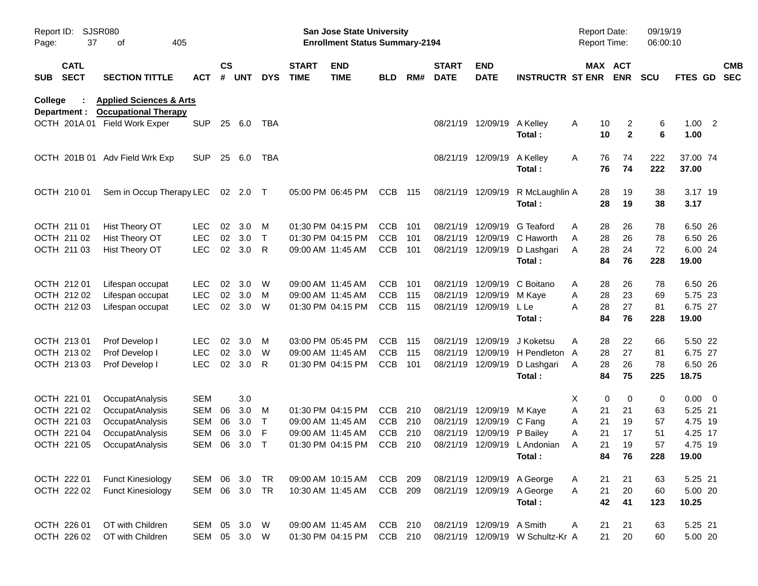Report ID: SJSR080 | San Jose State University | Report Date: 09/19/19
Page: 37 of 405 | Enrollment Status Summary-2194 | Report Time: 06:00:10

| SUB | CATL SECT | SECTION TITTLE | ACT | CS # | UNT | DYS | START TIME | END TIME | BLD | RM# | START DATE | END DATE | INSTRUCTR | ST | MAX ENR | ACT ENR | SCU | FTES | GD | CMB SEC |
|---|---|---|---|---|---|---|---|---|---|---|---|---|---|---|---|---|---|---|---|---|
| **College** | : | **Applied Sciences & Arts** | | | | | | | | | | | | | | | | | | |
| **Department :** | | **Occupational Therapy** | | | | | | | | | | | | | | | | | | |
| OCTH | 201A 01 | Field Work Exper | SUP | 25 | 6.0 | TBA | | | | | 08/21/19 | 12/09/19 | A Kelley | A | 10 | 2 | 6 | 1.00 | 2 | |
| | | | | | | | | | | | | | **Total :** | | **10** | **2** | **6** | **1.00** | | |
| OCTH | 201B 01 | Adv Field Wrk Exp | SUP | 25 | 6.0 | TBA | | | | | 08/21/19 | 12/09/19 | A Kelley | A | 76 | 74 | 222 | 37.00 | 74 | |
| | | | | | | | | | | | | | **Total :** | | **76** | **74** | **222** | **37.00** | | |
| OCTH | 210 01 | Sem in Occup Therapy | LEC | 02 | 2.0 | T | 05:00 PM | 06:45 PM | CCB | 115 | 08/21/19 | 12/09/19 | R McLaughlin | A | 28 | 19 | 38 | 3.17 | 19 | |
| | | | | | | | | | | | | | **Total :** | | **28** | **19** | **38** | **3.17** | | |
| OCTH | 211 01 | Hist Theory OT | LEC | 02 | 3.0 | M | 01:30 PM | 04:15 PM | CCB | 101 | 08/21/19 | 12/09/19 | G Teaford | A | 28 | 26 | 78 | 6.50 | 26 | |
| OCTH | 211 02 | Hist Theory OT | LEC | 02 | 3.0 | T | 01:30 PM | 04:15 PM | CCB | 101 | 08/21/19 | 12/09/19 | C Haworth | A | 28 | 26 | 78 | 6.50 | 26 | |
| OCTH | 211 03 | Hist Theory OT | LEC | 02 | 3.0 | R | 09:00 AM | 11:45 AM | CCB | 101 | 08/21/19 | 12/09/19 | D Lashgari | A | 28 | 24 | 72 | 6.00 | 24 | |
| | | | | | | | | | | | | | **Total :** | | **84** | **76** | **228** | **19.00** | | |
| OCTH | 212 01 | Lifespan occupat | LEC | 02 | 3.0 | W | 09:00 AM | 11:45 AM | CCB | 101 | 08/21/19 | 12/09/19 | C Boitano | A | 28 | 26 | 78 | 6.50 | 26 | |
| OCTH | 212 02 | Lifespan occupat | LEC | 02 | 3.0 | M | 09:00 AM | 11:45 AM | CCB | 115 | 08/21/19 | 12/09/19 | M Kaye | A | 28 | 23 | 69 | 5.75 | 23 | |
| OCTH | 212 03 | Lifespan occupat | LEC | 02 | 3.0 | W | 01:30 PM | 04:15 PM | CCB | 115 | 08/21/19 | 12/09/19 | L Le | A | 28 | 27 | 81 | 6.75 | 27 | |
| | | | | | | | | | | | | | **Total :** | | **84** | **76** | **228** | **19.00** | | |
| OCTH | 213 01 | Prof Develop I | LEC | 02 | 3.0 | M | 03:00 PM | 05:45 PM | CCB | 115 | 08/21/19 | 12/09/19 | J Koketsu | A | 28 | 22 | 66 | 5.50 | 22 | |
| OCTH | 213 02 | Prof Develop I | LEC | 02 | 3.0 | W | 09:00 AM | 11:45 AM | CCB | 115 | 08/21/19 | 12/09/19 | H Pendleton | A | 28 | 27 | 81 | 6.75 | 27 | |
| OCTH | 213 03 | Prof Develop I | LEC | 02 | 3.0 | R | 01:30 PM | 04:15 PM | CCB | 101 | 08/21/19 | 12/09/19 | D Lashgari | A | 28 | 26 | 78 | 6.50 | 26 | |
| | | | | | | | | | | | | | **Total :** | | **84** | **75** | **225** | **18.75** | | |
| OCTH | 221 01 | OccupatAnalysis | SEM | | 3.0 | | | | | | | | | X | 0 | 0 | 0 | 0.00 | 0 | |
| OCTH | 221 02 | OccupatAnalysis | SEM | 06 | 3.0 | M | 01:30 PM | 04:15 PM | CCB | 210 | 08/21/19 | 12/09/19 | M Kaye | A | 21 | 21 | 63 | 5.25 | 21 | |
| OCTH | 221 03 | OccupatAnalysis | SEM | 06 | 3.0 | T | 09:00 AM | 11:45 AM | CCB | 210 | 08/21/19 | 12/09/19 | C Fang | A | 21 | 19 | 57 | 4.75 | 19 | |
| OCTH | 221 04 | OccupatAnalysis | SEM | 06 | 3.0 | F | 09:00 AM | 11:45 AM | CCB | 210 | 08/21/19 | 12/09/19 | P Bailey | A | 21 | 17 | 51 | 4.25 | 17 | |
| OCTH | 221 05 | OccupatAnalysis | SEM | 06 | 3.0 | T | 01:30 PM | 04:15 PM | CCB | 210 | 08/21/19 | 12/09/19 | L Andonian | A | 21 | 19 | 57 | 4.75 | 19 | |
| | | | | | | | | | | | | | **Total :** | | **84** | **76** | **228** | **19.00** | | |
| OCTH | 222 01 | Funct Kinesiology | SEM | 06 | 3.0 | TR | 09:00 AM | 10:15 AM | CCB | 209 | 08/21/19 | 12/09/19 | A George | A | 21 | 21 | 63 | 5.25 | 21 | |
| OCTH | 222 02 | Funct Kinesiology | SEM | 06 | 3.0 | TR | 10:30 AM | 11:45 AM | CCB | 209 | 08/21/19 | 12/09/19 | A George | A | 21 | 20 | 60 | 5.00 | 20 | |
| | | | | | | | | | | | | | **Total :** | | **42** | **41** | **123** | **10.25** | | |
| OCTH | 226 01 | OT with Children | SEM | 05 | 3.0 | W | 09:00 AM | 11:45 AM | CCB | 210 | 08/21/19 | 12/09/19 | A Smith | A | 21 | 21 | 63 | 5.25 | 21 | |
| OCTH | 226 02 | OT with Children | SEM | 05 | 3.0 | W | 01:30 PM | 04:15 PM | CCB | 210 | 08/21/19 | 12/09/19 | W Schultz-Kr | A | 21 | 20 | 60 | 5.00 | 20 | |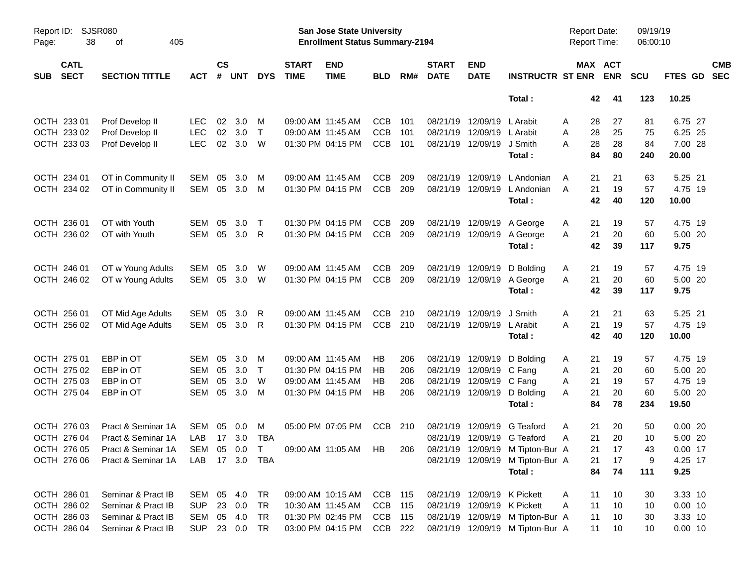Report ID: SJSR080

**San Jose State University**
**Enrollment Status Summary-2194**

Report Date: 09/19/19
Report Time: 06:00:10

| SUB | CATL SECT | SECTION TITTLE | ACT | CS # | UNT | DYS | START TIME | END TIME | BLD | RM# | START DATE | END DATE | INSTRUCTR | ST | MAX ENR | ACT ENR | SCU | FTES | GD | CMB SEC |
|---|---|---|---|---|---|---|---|---|---|---|---|---|---|---|---|---|---|---|---|---|
| | | | | | | | | | | | | | **Total :** | | **42** | **41** | **123** | **10.25** | | |
| OCTH | 233 01 | Prof Develop II | LEC | 02 | 3.0 | M | 09:00 AM | 11:45 AM | CCB | 101 | 08/21/19 | 12/09/19 | L Arabit | A | 28 | 27 | 81 | 6.75 | 27 | |
| OCTH | 233 02 | Prof Develop II | LEC | 02 | 3.0 | T | 09:00 AM | 11:45 AM | CCB | 101 | 08/21/19 | 12/09/19 | L Arabit | A | 28 | 25 | 75 | 6.25 | 25 | |
| OCTH | 233 03 | Prof Develop II | LEC | 02 | 3.0 | W | 01:30 PM | 04:15 PM | CCB | 101 | 08/21/19 | 12/09/19 | J Smith | A | 28 | 28 | 84 | 7.00 | 28 | |
| | | | | | | | | | | | | | **Total :** | | **84** | **80** | **240** | **20.00** | | |
| OCTH | 234 01 | OT in Community II | SEM | 05 | 3.0 | M | 09:00 AM | 11:45 AM | CCB | 209 | 08/21/19 | 12/09/19 | L Andonian | A | 21 | 21 | 63 | 5.25 | 21 | |
| OCTH | 234 02 | OT in Community II | SEM | 05 | 3.0 | M | 01:30 PM | 04:15 PM | CCB | 209 | 08/21/19 | 12/09/19 | L Andonian | A | 21 | 19 | 57 | 4.75 | 19 | |
| | | | | | | | | | | | | | **Total :** | | **42** | **40** | **120** | **10.00** | | |
| OCTH | 236 01 | OT with Youth | SEM | 05 | 3.0 | T | 01:30 PM | 04:15 PM | CCB | 209 | 08/21/19 | 12/09/19 | A George | A | 21 | 19 | 57 | 4.75 | 19 | |
| OCTH | 236 02 | OT with Youth | SEM | 05 | 3.0 | R | 01:30 PM | 04:15 PM | CCB | 209 | 08/21/19 | 12/09/19 | A George | A | 21 | 20 | 60 | 5.00 | 20 | |
| | | | | | | | | | | | | | **Total :** | | **42** | **39** | **117** | **9.75** | | |
| OCTH | 246 01 | OT w Young Adults | SEM | 05 | 3.0 | W | 09:00 AM | 11:45 AM | CCB | 209 | 08/21/19 | 12/09/19 | D Bolding | A | 21 | 19 | 57 | 4.75 | 19 | |
| OCTH | 246 02 | OT w Young Adults | SEM | 05 | 3.0 | W | 01:30 PM | 04:15 PM | CCB | 209 | 08/21/19 | 12/09/19 | A George | A | 21 | 20 | 60 | 5.00 | 20 | |
| | | | | | | | | | | | | | **Total :** | | **42** | **39** | **117** | **9.75** | | |
| OCTH | 256 01 | OT Mid Age Adults | SEM | 05 | 3.0 | R | 09:00 AM | 11:45 AM | CCB | 210 | 08/21/19 | 12/09/19 | J Smith | A | 21 | 21 | 63 | 5.25 | 21 | |
| OCTH | 256 02 | OT Mid Age Adults | SEM | 05 | 3.0 | R | 01:30 PM | 04:15 PM | CCB | 210 | 08/21/19 | 12/09/19 | L Arabit | A | 21 | 19 | 57 | 4.75 | 19 | |
| | | | | | | | | | | | | | **Total :** | | **42** | **40** | **120** | **10.00** | | |
| OCTH | 275 01 | EBP in OT | SEM | 05 | 3.0 | M | 09:00 AM | 11:45 AM | HB | 206 | 08/21/19 | 12/09/19 | D Bolding | A | 21 | 19 | 57 | 4.75 | 19 | |
| OCTH | 275 02 | EBP in OT | SEM | 05 | 3.0 | T | 01:30 PM | 04:15 PM | HB | 206 | 08/21/19 | 12/09/19 | C Fang | A | 21 | 20 | 60 | 5.00 | 20 | |
| OCTH | 275 03 | EBP in OT | SEM | 05 | 3.0 | W | 09:00 AM | 11:45 AM | HB | 206 | 08/21/19 | 12/09/19 | C Fang | A | 21 | 19 | 57 | 4.75 | 19 | |
| OCTH | 275 04 | EBP in OT | SEM | 05 | 3.0 | M | 01:30 PM | 04:15 PM | HB | 206 | 08/21/19 | 12/09/19 | D Bolding | A | 21 | 20 | 60 | 5.00 | 20 | |
| | | | | | | | | | | | | | **Total :** | | **84** | **78** | **234** | **19.50** | | |
| OCTH | 276 03 | Pract & Seminar 1A | SEM | 05 | 0.0 | M | 05:00 PM | 07:05 PM | CCB | 210 | 08/21/19 | 12/09/19 | G Teaford | A | 21 | 20 | 50 | 0.00 | 20 | |
| OCTH | 276 04 | Pract & Seminar 1A | LAB | 17 | 3.0 | TBA | | | | | 08/21/19 | 12/09/19 | G Teaford | A | 21 | 20 | 10 | 5.00 | 20 | |
| OCTH | 276 05 | Pract & Seminar 1A | SEM | 05 | 0.0 | T | 09:00 AM | 11:05 AM | HB | 206 | 08/21/19 | 12/09/19 | M Tipton-Bur | A | 21 | 17 | 43 | 0.00 | 17 | |
| OCTH | 276 06 | Pract & Seminar 1A | LAB | 17 | 3.0 | TBA | | | | | 08/21/19 | 12/09/19 | M Tipton-Bur | A | 21 | 17 | 9 | 4.25 | 17 | |
| | | | | | | | | | | | | | **Total :** | | **84** | **74** | **111** | **9.25** | | |
| OCTH | 286 01 | Seminar & Pract IB | SEM | 05 | 4.0 | TR | 09:00 AM | 10:15 AM | CCB | 115 | 08/21/19 | 12/09/19 | K Pickett | A | 11 | 10 | 30 | 3.33 | 10 | |
| OCTH | 286 02 | Seminar & Pract IB | SUP | 23 | 0.0 | TR | 10:30 AM | 11:45 AM | CCB | 115 | 08/21/19 | 12/09/19 | K Pickett | A | 11 | 10 | 10 | 0.00 | 10 | |
| OCTH | 286 03 | Seminar & Pract IB | SEM | 05 | 4.0 | TR | 01:30 PM | 02:45 PM | CCB | 115 | 08/21/19 | 12/09/19 | M Tipton-Bur | A | 11 | 10 | 30 | 3.33 | 10 | |
| OCTH | 286 04 | Seminar & Pract IB | SUP | 23 | 0.0 | TR | 03:00 PM | 04:15 PM | CCB | 222 | 08/21/19 | 12/09/19 | M Tipton-Bur | A | 11 | 10 | 10 | 0.00 | 10 | |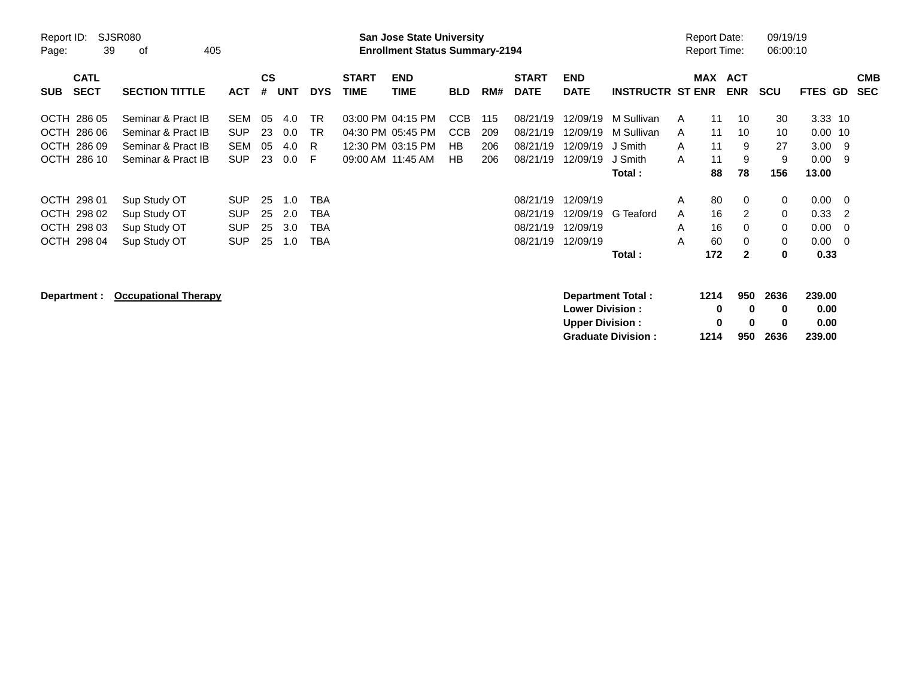| SUB | CATL SECT | SECTION TITTLE | ACT | CS # | UNT | DYS | START TIME | END TIME | BLD | RM# | START DATE | END DATE | INSTRUCTR | ST | MAX ENR | ACT ENR | SCU | FTES | GD | CMB SEC |
|---|---|---|---|---|---|---|---|---|---|---|---|---|---|---|---|---|---|---|---|---|
| OCTH | 286 05 | Seminar & Pract IB | SEM | 05 | 4.0 | TR | 03:00 PM | 04:15 PM | CCB | 115 | 08/21/19 | 12/09/19 | M Sullivan | A | 11 | 10 | 30 | 3.33 | 10 | |
| OCTH | 286 06 | Seminar & Pract IB | SUP | 23 | 0.0 | TR | 04:30 PM | 05:45 PM | CCB | 209 | 08/21/19 | 12/09/19 | M Sullivan | A | 11 | 10 | 10 | 0.00 | 10 | |
| OCTH | 286 09 | Seminar & Pract IB | SEM | 05 | 4.0 | R | 12:30 PM | 03:15 PM | HB | 206 | 08/21/19 | 12/09/19 | J Smith | A | 11 | 9 | 27 | 3.00 | 9 | |
| OCTH | 286 10 | Seminar & Pract IB | SUP | 23 | 0.0 | F | 09:00 AM | 11:45 AM | HB | 206 | 08/21/19 | 12/09/19 | J Smith | A | 11 | 9 | 9 | 0.00 | 9 | |
| | | | | | | | | | | | | | **Total :** | | **88** | **78** | **156** | **13.00** | | |
| OCTH | 298 01 | Sup Study OT | SUP | 25 | 1.0 | TBA | | | | | 08/21/19 | 12/09/19 | | A | 80 | 0 | 0 | 0.00 | 0 | |
| OCTH | 298 02 | Sup Study OT | SUP | 25 | 2.0 | TBA | | | | | 08/21/19 | 12/09/19 | G Teaford | A | 16 | 2 | 0 | 0.33 | 2 | |
| OCTH | 298 03 | Sup Study OT | SUP | 25 | 3.0 | TBA | | | | | 08/21/19 | 12/09/19 | | A | 16 | 0 | 0 | 0.00 | 0 | |
| OCTH | 298 04 | Sup Study OT | SUP | 25 | 1.0 | TBA | | | | | 08/21/19 | 12/09/19 | | A | 60 | 0 | 0 | 0.00 | 0 | |
| | | | | | | | | | | | | | **Total :** | | **172** | **2** | **0** | **0.33** | | |

**Department :** **Occupational Therapy**

| | MAX ENR | ACT ENR | SCU | FTES |
|---|---|---|---|---|
| **Department Total :** | **1214** | **950** | **2636** | **239.00** |
| **Lower Division :** | **0** | **0** | **0** | **0.00** |
| **Upper Division :** | **0** | **0** | **0** | **0.00** |
| **Graduate Division :** | **1214** | **950** | **2636** | **239.00** |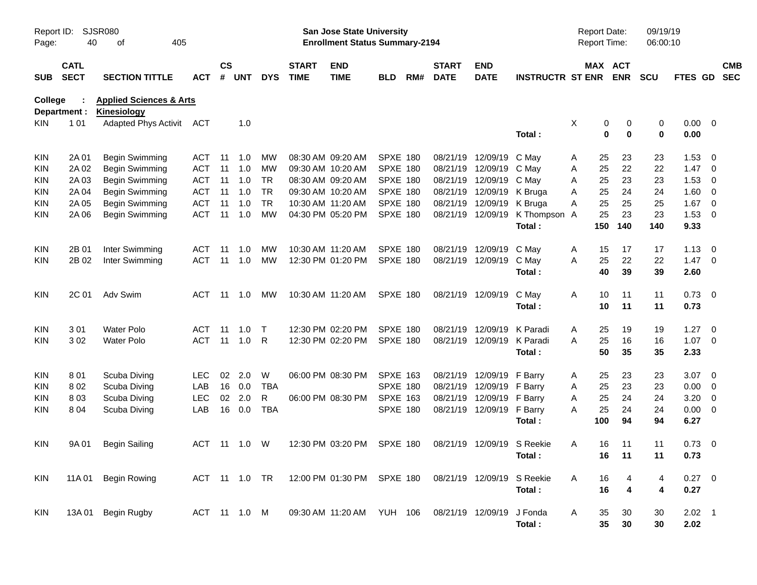**San Jose State University**
**Enrollment Status Summary-2194**

Report ID: SJSR080
Report Date: 09/19/19
Report Time: 06:00:10

| SUB | CATL SECT | SECTION TITTLE | ACT | CS # | UNT | DYS | START TIME | END TIME | BLD | RM# | START DATE | END DATE | INSTRUCTR | ST | MAX ENR | ACT ENR | SCU | FTES | GD | CMB SEC |
|---|---|---|---|---|---|---|---|---|---|---|---|---|---|---|---|---|---|---|---|---|
| **College :** | | **Applied Sciences & Arts** | | | | | | | | | | | | | | | | | | |
| **Department :** | | **Kinesiology** | | | | | | | | | | | | | | | | | | |
| KIN | 1 01 | Adapted Phys Activit | ACT | | 1.0 | | | | | | | | | X | 0 | 0 | 0 | 0.00 | 0 | |
| | | | | | | | | | | | | | **Total :** | | **0** | **0** | **0** | **0.00** | | |
| KIN | 2A 01 | Begin Swimming | ACT | 11 | 1.0 | MW | 08:30 AM | 09:20 AM | SPXE | 180 | 08/21/19 | 12/09/19 | C May | A | 25 | 23 | 23 | 1.53 | 0 | |
| KIN | 2A 02 | Begin Swimming | ACT | 11 | 1.0 | MW | 09:30 AM | 10:20 AM | SPXE | 180 | 08/21/19 | 12/09/19 | C May | A | 25 | 22 | 22 | 1.47 | 0 | |
| KIN | 2A 03 | Begin Swimming | ACT | 11 | 1.0 | TR | 08:30 AM | 09:20 AM | SPXE | 180 | 08/21/19 | 12/09/19 | C May | A | 25 | 23 | 23 | 1.53 | 0 | |
| KIN | 2A 04 | Begin Swimming | ACT | 11 | 1.0 | TR | 09:30 AM | 10:20 AM | SPXE | 180 | 08/21/19 | 12/09/19 | K Bruga | A | 25 | 24 | 24 | 1.60 | 0 | |
| KIN | 2A 05 | Begin Swimming | ACT | 11 | 1.0 | TR | 10:30 AM | 11:20 AM | SPXE | 180 | 08/21/19 | 12/09/19 | K Bruga | A | 25 | 25 | 25 | 1.67 | 0 | |
| KIN | 2A 06 | Begin Swimming | ACT | 11 | 1.0 | MW | 04:30 PM | 05:20 PM | SPXE | 180 | 08/21/19 | 12/09/19 | K Thompson | A | 25 | 23 | 23 | 1.53 | 0 | |
| | | | | | | | | | | | | | **Total :** | | **150** | **140** | **140** | **9.33** | | |
| KIN | 2B 01 | Inter Swimming | ACT | 11 | 1.0 | MW | 10:30 AM | 11:20 AM | SPXE | 180 | 08/21/19 | 12/09/19 | C May | A | 15 | 17 | 17 | 1.13 | 0 | |
| KIN | 2B 02 | Inter Swimming | ACT | 11 | 1.0 | MW | 12:30 PM | 01:20 PM | SPXE | 180 | 08/21/19 | 12/09/19 | C May | A | 25 | 22 | 22 | 1.47 | 0 | |
| | | | | | | | | | | | | | **Total :** | | **40** | **39** | **39** | **2.60** | | |
| KIN | 2C 01 | Adv Swim | ACT | 11 | 1.0 | MW | 10:30 AM | 11:20 AM | SPXE | 180 | 08/21/19 | 12/09/19 | C May | A | 10 | 11 | 11 | 0.73 | 0 | |
| | | | | | | | | | | | | | **Total :** | | **10** | **11** | **11** | **0.73** | | |
| KIN | 3 01 | Water Polo | ACT | 11 | 1.0 | T | 12:30 PM | 02:20 PM | SPXE | 180 | 08/21/19 | 12/09/19 | K Paradi | A | 25 | 19 | 19 | 1.27 | 0 | |
| KIN | 3 02 | Water Polo | ACT | 11 | 1.0 | R | 12:30 PM | 02:20 PM | SPXE | 180 | 08/21/19 | 12/09/19 | K Paradi | A | 25 | 16 | 16 | 1.07 | 0 | |
| | | | | | | | | | | | | | **Total :** | | **50** | **35** | **35** | **2.33** | | |
| KIN | 8 01 | Scuba Diving | LEC | 02 | 2.0 | W | 06:00 PM | 08:30 PM | SPXE | 163 | 08/21/19 | 12/09/19 | F Barry | A | 25 | 23 | 23 | 3.07 | 0 | |
| KIN | 8 02 | Scuba Diving | LAB | 16 | 0.0 | TBA | | | SPXE | 180 | 08/21/19 | 12/09/19 | F Barry | A | 25 | 23 | 23 | 0.00 | 0 | |
| KIN | 8 03 | Scuba Diving | LEC | 02 | 2.0 | R | 06:00 PM | 08:30 PM | SPXE | 163 | 08/21/19 | 12/09/19 | F Barry | A | 25 | 24 | 24 | 3.20 | 0 | |
| KIN | 8 04 | Scuba Diving | LAB | 16 | 0.0 | TBA | | | SPXE | 180 | 08/21/19 | 12/09/19 | F Barry | A | 25 | 24 | 24 | 0.00 | 0 | |
| | | | | | | | | | | | | | **Total :** | | **100** | **94** | **94** | **6.27** | | |
| KIN | 9A 01 | Begin Sailing | ACT | 11 | 1.0 | W | 12:30 PM | 03:20 PM | SPXE | 180 | 08/21/19 | 12/09/19 | S Reekie | A | 16 | 11 | 11 | 0.73 | 0 | |
| | | | | | | | | | | | | | **Total :** | | **16** | **11** | **11** | **0.73** | | |
| KIN | 11A 01 | Begin Rowing | ACT | 11 | 1.0 | TR | 12:00 PM | 01:30 PM | SPXE | 180 | 08/21/19 | 12/09/19 | S Reekie | A | 16 | 4 | 4 | 0.27 | 0 | |
| | | | | | | | | | | | | | **Total :** | | **16** | **4** | **4** | **0.27** | | |
| KIN | 13A 01 | Begin Rugby | ACT | 11 | 1.0 | M | 09:30 AM | 11:20 AM | YUH | 106 | 08/21/19 | 12/09/19 | J Fonda | A | 35 | 30 | 30 | 2.02 | 1 | |
| | | | | | | | | | | | | | **Total :** | | **35** | **30** | **30** | **2.02** | | |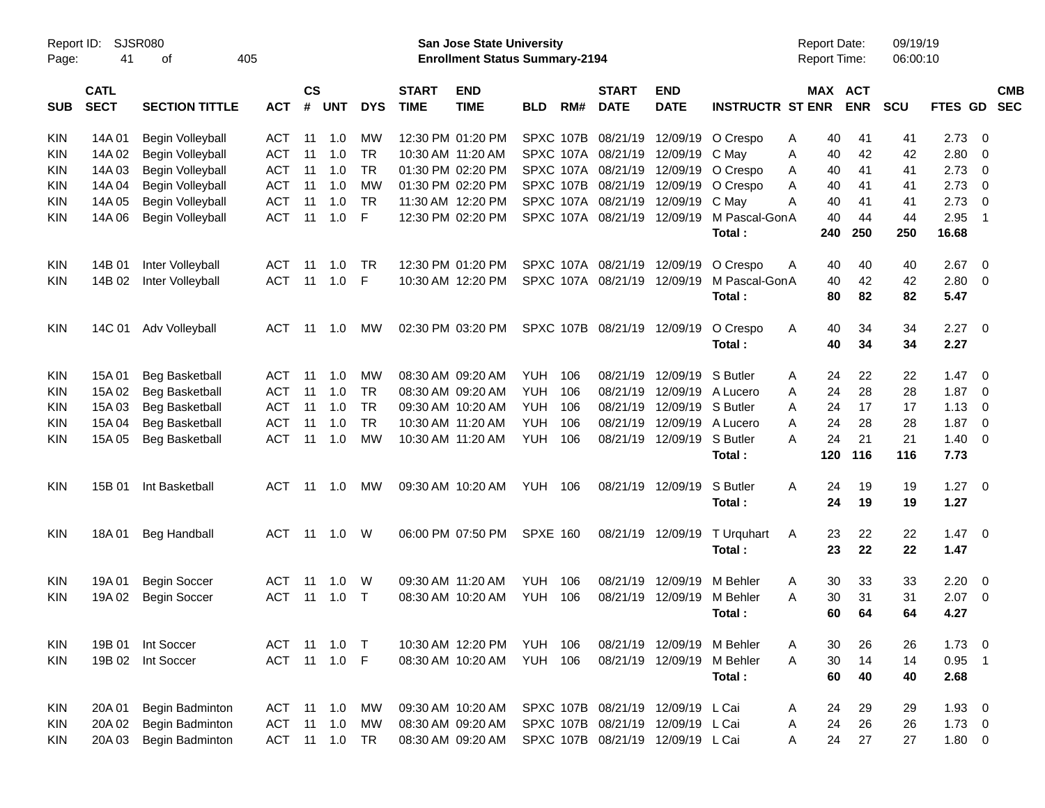Report ID: SJSR080
Page: 41 of 405

**San Jose State University**
**Enrollment Status Summary-2194**

Report Date: 09/19/19
Report Time: 06:00:10

| SUB | CATL SECT | SECTION TITTLE | ACT | CS # | UNT | DYS | START TIME | END TIME | BLD | RM# | START DATE | END DATE | INSTRUCTR | ST | MAX ENR | ACT ENR | SCU | FTES | GD | CMB SEC |
|---|---|---|---|---|---|---|---|---|---|---|---|---|---|---|---|---|---|---|---|---|
| KIN | 14A 01 | Begin Volleyball | ACT | 11 | 1.0 | MW | 12:30 PM | 01:20 PM | SPXC | 107B | 08/21/19 | 12/09/19 | O Crespo | A | 40 | 41 | 41 | 2.73 | 0 | |
| KIN | 14A 02 | Begin Volleyball | ACT | 11 | 1.0 | TR | 10:30 AM | 11:20 AM | SPXC | 107A | 08/21/19 | 12/09/19 | C May | A | 40 | 42 | 42 | 2.80 | 0 | |
| KIN | 14A 03 | Begin Volleyball | ACT | 11 | 1.0 | TR | 01:30 PM | 02:20 PM | SPXC | 107A | 08/21/19 | 12/09/19 | O Crespo | A | 40 | 41 | 41 | 2.73 | 0 | |
| KIN | 14A 04 | Begin Volleyball | ACT | 11 | 1.0 | MW | 01:30 PM | 02:20 PM | SPXC | 107B | 08/21/19 | 12/09/19 | O Crespo | A | 40 | 41 | 41 | 2.73 | 0 | |
| KIN | 14A 05 | Begin Volleyball | ACT | 11 | 1.0 | TR | 11:30 AM | 12:20 PM | SPXC | 107A | 08/21/19 | 12/09/19 | C May | A | 40 | 41 | 41 | 2.73 | 0 | |
| KIN | 14A 06 | Begin Volleyball | ACT | 11 | 1.0 | F | 12:30 PM | 02:20 PM | SPXC | 107A | 08/21/19 | 12/09/19 | M Pascal-Gon | A | 40 | 44 | 44 | 2.95 | 1 | |
| | | | | | | | | | | | | | **Total :** | | **240** | **250** | **250** | **16.68** | | |
| KIN | 14B 01 | Inter Volleyball | ACT | 11 | 1.0 | TR | 12:30 PM | 01:20 PM | SPXC | 107A | 08/21/19 | 12/09/19 | O Crespo | A | 40 | 40 | 40 | 2.67 | 0 | |
| KIN | 14B 02 | Inter Volleyball | ACT | 11 | 1.0 | F | 10:30 AM | 12:20 PM | SPXC | 107A | 08/21/19 | 12/09/19 | M Pascal-Gon | A | 40 | 42 | 42 | 2.80 | 0 | |
| | | | | | | | | | | | | | **Total :** | | **80** | **82** | **82** | **5.47** | | |
| KIN | 14C 01 | Adv Volleyball | ACT | 11 | 1.0 | MW | 02:30 PM | 03:20 PM | SPXC | 107B | 08/21/19 | 12/09/19 | O Crespo | A | 40 | 34 | 34 | 2.27 | 0 | |
| | | | | | | | | | | | | | **Total :** | | **40** | **34** | **34** | **2.27** | | |
| KIN | 15A 01 | Beg Basketball | ACT | 11 | 1.0 | MW | 08:30 AM | 09:20 AM | YUH | 106 | 08/21/19 | 12/09/19 | S Butler | A | 24 | 22 | 22 | 1.47 | 0 | |
| KIN | 15A 02 | Beg Basketball | ACT | 11 | 1.0 | TR | 08:30 AM | 09:20 AM | YUH | 106 | 08/21/19 | 12/09/19 | A Lucero | A | 24 | 28 | 28 | 1.87 | 0 | |
| KIN | 15A 03 | Beg Basketball | ACT | 11 | 1.0 | TR | 09:30 AM | 10:20 AM | YUH | 106 | 08/21/19 | 12/09/19 | S Butler | A | 24 | 17 | 17 | 1.13 | 0 | |
| KIN | 15A 04 | Beg Basketball | ACT | 11 | 1.0 | TR | 10:30 AM | 11:20 AM | YUH | 106 | 08/21/19 | 12/09/19 | A Lucero | A | 24 | 28 | 28 | 1.87 | 0 | |
| KIN | 15A 05 | Beg Basketball | ACT | 11 | 1.0 | MW | 10:30 AM | 11:20 AM | YUH | 106 | 08/21/19 | 12/09/19 | S Butler | A | 24 | 21 | 21 | 1.40 | 0 | |
| | | | | | | | | | | | | | **Total :** | | **120** | **116** | **116** | **7.73** | | |
| KIN | 15B 01 | Int Basketball | ACT | 11 | 1.0 | MW | 09:30 AM | 10:20 AM | YUH | 106 | 08/21/19 | 12/09/19 | S Butler | A | 24 | 19 | 19 | 1.27 | 0 | |
| | | | | | | | | | | | | | **Total :** | | **24** | **19** | **19** | **1.27** | | |
| KIN | 18A 01 | Beg Handball | ACT | 11 | 1.0 | W | 06:00 PM | 07:50 PM | SPXE | 160 | 08/21/19 | 12/09/19 | T Urquhart | A | 23 | 22 | 22 | 1.47 | 0 | |
| | | | | | | | | | | | | | **Total :** | | **23** | **22** | **22** | **1.47** | | |
| KIN | 19A 01 | Begin Soccer | ACT | 11 | 1.0 | W | 09:30 AM | 11:20 AM | YUH | 106 | 08/21/19 | 12/09/19 | M Behler | A | 30 | 33 | 33 | 2.20 | 0 | |
| KIN | 19A 02 | Begin Soccer | ACT | 11 | 1.0 | T | 08:30 AM | 10:20 AM | YUH | 106 | 08/21/19 | 12/09/19 | M Behler | A | 30 | 31 | 31 | 2.07 | 0 | |
| | | | | | | | | | | | | | **Total :** | | **60** | **64** | **64** | **4.27** | | |
| KIN | 19B 01 | Int Soccer | ACT | 11 | 1.0 | T | 10:30 AM | 12:20 PM | YUH | 106 | 08/21/19 | 12/09/19 | M Behler | A | 30 | 26 | 26 | 1.73 | 0 | |
| KIN | 19B 02 | Int Soccer | ACT | 11 | 1.0 | F | 08:30 AM | 10:20 AM | YUH | 106 | 08/21/19 | 12/09/19 | M Behler | A | 30 | 14 | 14 | 0.95 | 1 | |
| | | | | | | | | | | | | | **Total :** | | **60** | **40** | **40** | **2.68** | | |
| KIN | 20A 01 | Begin Badminton | ACT | 11 | 1.0 | MW | 09:30 AM | 10:20 AM | SPXC | 107B | 08/21/19 | 12/09/19 | L Cai | A | 24 | 29 | 29 | 1.93 | 0 | |
| KIN | 20A 02 | Begin Badminton | ACT | 11 | 1.0 | MW | 08:30 AM | 09:20 AM | SPXC | 107B | 08/21/19 | 12/09/19 | L Cai | A | 24 | 26 | 26 | 1.73 | 0 | |
| KIN | 20A 03 | Begin Badminton | ACT | 11 | 1.0 | TR | 08:30 AM | 09:20 AM | SPXC | 107B | 08/21/19 | 12/09/19 | L Cai | A | 24 | 27 | 27 | 1.80 | 0 | |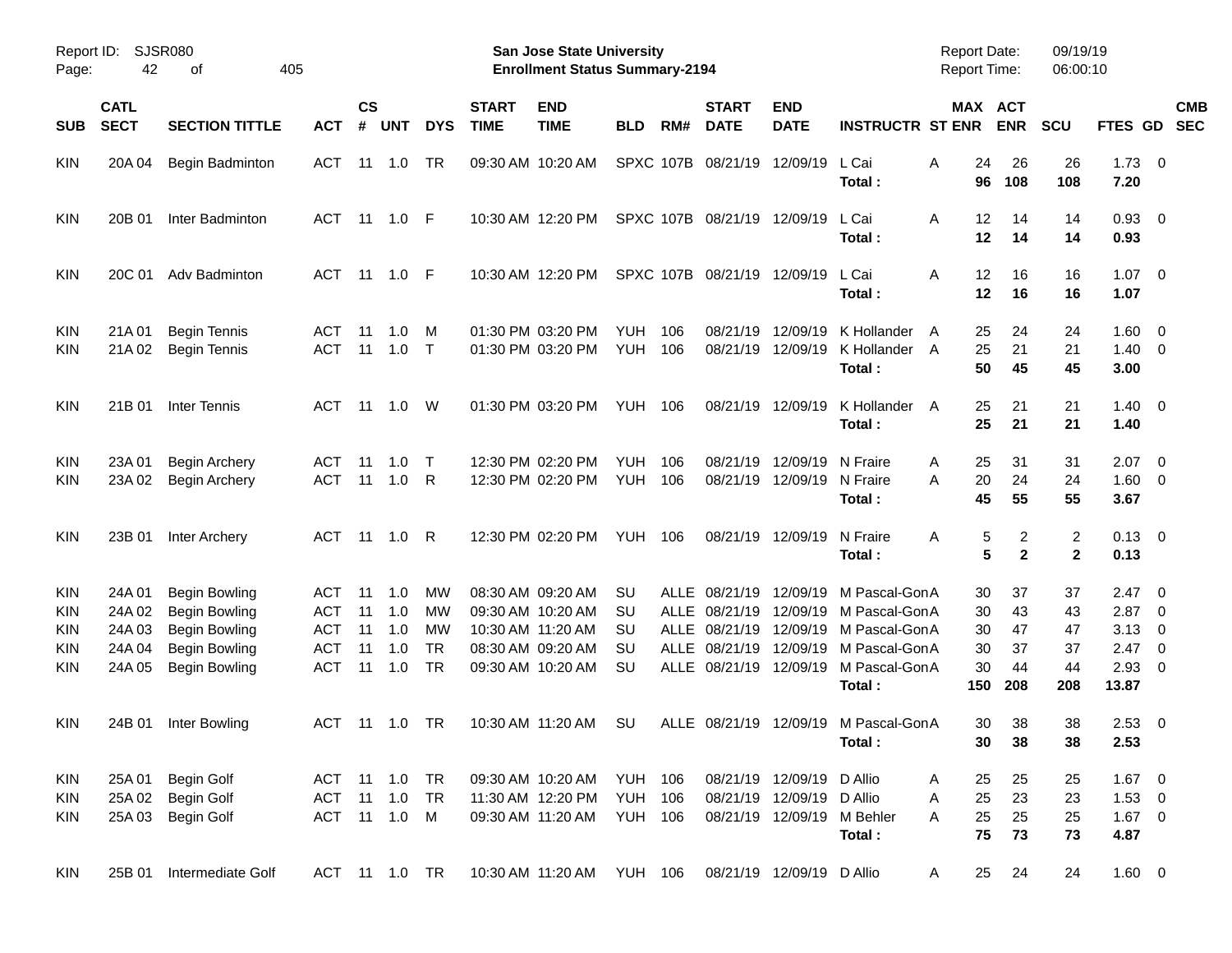Report ID: SJSR080
Page: 42 of 405

**San Jose State University**
**Enrollment Status Summary-2194**

Report Date: 09/19/19
Report Time: 06:00:10

| SUB | CATL SECT | SECTION TITTLE | ACT | CS # | UNT | DYS | START TIME | END TIME | BLD | RM# | START DATE | END DATE | INSTRUCTR | ST | MAX ENR | ACT ENR | SCU | FTES | GD | CMB SEC |
|---|---|---|---|---|---|---|---|---|---|---|---|---|---|---|---|---|---|---|---|---|
| KIN | 20A 04 | Begin Badminton | ACT | 11 | 1.0 | TR | 09:30 AM | 10:20 AM | SPXC | 107B | 08/21/19 | 12/09/19 | L Cai | A | 24 | 26 | 26 | 1.73 | 0 | |
| | | | | | | | | | | | | | **Total :** | | **96** | **108** | **108** | **7.20** | | |
| KIN | 20B 01 | Inter Badminton | ACT | 11 | 1.0 | F | 10:30 AM | 12:20 PM | SPXC | 107B | 08/21/19 | 12/09/19 | L Cai | A | 12 | 14 | 14 | 0.93 | 0 | |
| | | | | | | | | | | | | | **Total :** | | **12** | **14** | **14** | **0.93** | | |
| KIN | 20C 01 | Adv Badminton | ACT | 11 | 1.0 | F | 10:30 AM | 12:20 PM | SPXC | 107B | 08/21/19 | 12/09/19 | L Cai | A | 12 | 16 | 16 | 1.07 | 0 | |
| | | | | | | | | | | | | | **Total :** | | **12** | **16** | **16** | **1.07** | | |
| KIN | 21A 01 | Begin Tennis | ACT | 11 | 1.0 | M | 01:30 PM | 03:20 PM | YUH | 106 | 08/21/19 | 12/09/19 | K Hollander | A | 25 | 24 | 24 | 1.60 | 0 | |
| KIN | 21A 02 | Begin Tennis | ACT | 11 | 1.0 | T | 01:30 PM | 03:20 PM | YUH | 106 | 08/21/19 | 12/09/19 | K Hollander | A | 25 | 21 | 21 | 1.40 | 0 | |
| | | | | | | | | | | | | | **Total :** | | **50** | **45** | **45** | **3.00** | | |
| KIN | 21B 01 | Inter Tennis | ACT | 11 | 1.0 | W | 01:30 PM | 03:20 PM | YUH | 106 | 08/21/19 | 12/09/19 | K Hollander | A | 25 | 21 | 21 | 1.40 | 0 | |
| | | | | | | | | | | | | | **Total :** | | **25** | **21** | **21** | **1.40** | | |
| KIN | 23A 01 | Begin Archery | ACT | 11 | 1.0 | T | 12:30 PM | 02:20 PM | YUH | 106 | 08/21/19 | 12/09/19 | N Fraire | A | 25 | 31 | 31 | 2.07 | 0 | |
| KIN | 23A 02 | Begin Archery | ACT | 11 | 1.0 | R | 12:30 PM | 02:20 PM | YUH | 106 | 08/21/19 | 12/09/19 | N Fraire | A | 20 | 24 | 24 | 1.60 | 0 | |
| | | | | | | | | | | | | | **Total :** | | **45** | **55** | **55** | **3.67** | | |
| KIN | 23B 01 | Inter Archery | ACT | 11 | 1.0 | R | 12:30 PM | 02:20 PM | YUH | 106 | 08/21/19 | 12/09/19 | N Fraire | A | 5 | 2 | 2 | 0.13 | 0 | |
| | | | | | | | | | | | | | **Total :** | | **5** | **2** | **2** | **0.13** | | |
| KIN | 24A 01 | Begin Bowling | ACT | 11 | 1.0 | MW | 08:30 AM | 09:20 AM | SU | ALLE | 08/21/19 | 12/09/19 | M Pascal-Gon | A | 30 | 37 | 37 | 2.47 | 0 | |
| KIN | 24A 02 | Begin Bowling | ACT | 11 | 1.0 | MW | 09:30 AM | 10:20 AM | SU | ALLE | 08/21/19 | 12/09/19 | M Pascal-Gon | A | 30 | 43 | 43 | 2.87 | 0 | |
| KIN | 24A 03 | Begin Bowling | ACT | 11 | 1.0 | MW | 10:30 AM | 11:20 AM | SU | ALLE | 08/21/19 | 12/09/19 | M Pascal-Gon | A | 30 | 47 | 47 | 3.13 | 0 | |
| KIN | 24A 04 | Begin Bowling | ACT | 11 | 1.0 | TR | 08:30 AM | 09:20 AM | SU | ALLE | 08/21/19 | 12/09/19 | M Pascal-Gon | A | 30 | 37 | 37 | 2.47 | 0 | |
| KIN | 24A 05 | Begin Bowling | ACT | 11 | 1.0 | TR | 09:30 AM | 10:20 AM | SU | ALLE | 08/21/19 | 12/09/19 | M Pascal-Gon | A | 30 | 44 | 44 | 2.93 | 0 | |
| | | | | | | | | | | | | | **Total :** | | **150** | **208** | **208** | **13.87** | | |
| KIN | 24B 01 | Inter Bowling | ACT | 11 | 1.0 | TR | 10:30 AM | 11:20 AM | SU | ALLE | 08/21/19 | 12/09/19 | M Pascal-Gon | A | 30 | 38 | 38 | 2.53 | 0 | |
| | | | | | | | | | | | | | **Total :** | | **30** | **38** | **38** | **2.53** | | |
| KIN | 25A 01 | Begin Golf | ACT | 11 | 1.0 | TR | 09:30 AM | 10:20 AM | YUH | 106 | 08/21/19 | 12/09/19 | D Allio | A | 25 | 25 | 25 | 1.67 | 0 | |
| KIN | 25A 02 | Begin Golf | ACT | 11 | 1.0 | TR | 11:30 AM | 12:20 PM | YUH | 106 | 08/21/19 | 12/09/19 | D Allio | A | 25 | 23 | 23 | 1.53 | 0 | |
| KIN | 25A 03 | Begin Golf | ACT | 11 | 1.0 | M | 09:30 AM | 11:20 AM | YUH | 106 | 08/21/19 | 12/09/19 | M Behler | A | 25 | 25 | 25 | 1.67 | 0 | |
| | | | | | | | | | | | | | **Total :** | | **75** | **73** | **73** | **4.87** | | |
| KIN | 25B 01 | Intermediate Golf | ACT | 11 | 1.0 | TR | 10:30 AM | 11:20 AM | YUH | 106 | 08/21/19 | 12/09/19 | D Allio | A | 25 | 24 | 24 | 1.60 | 0 | |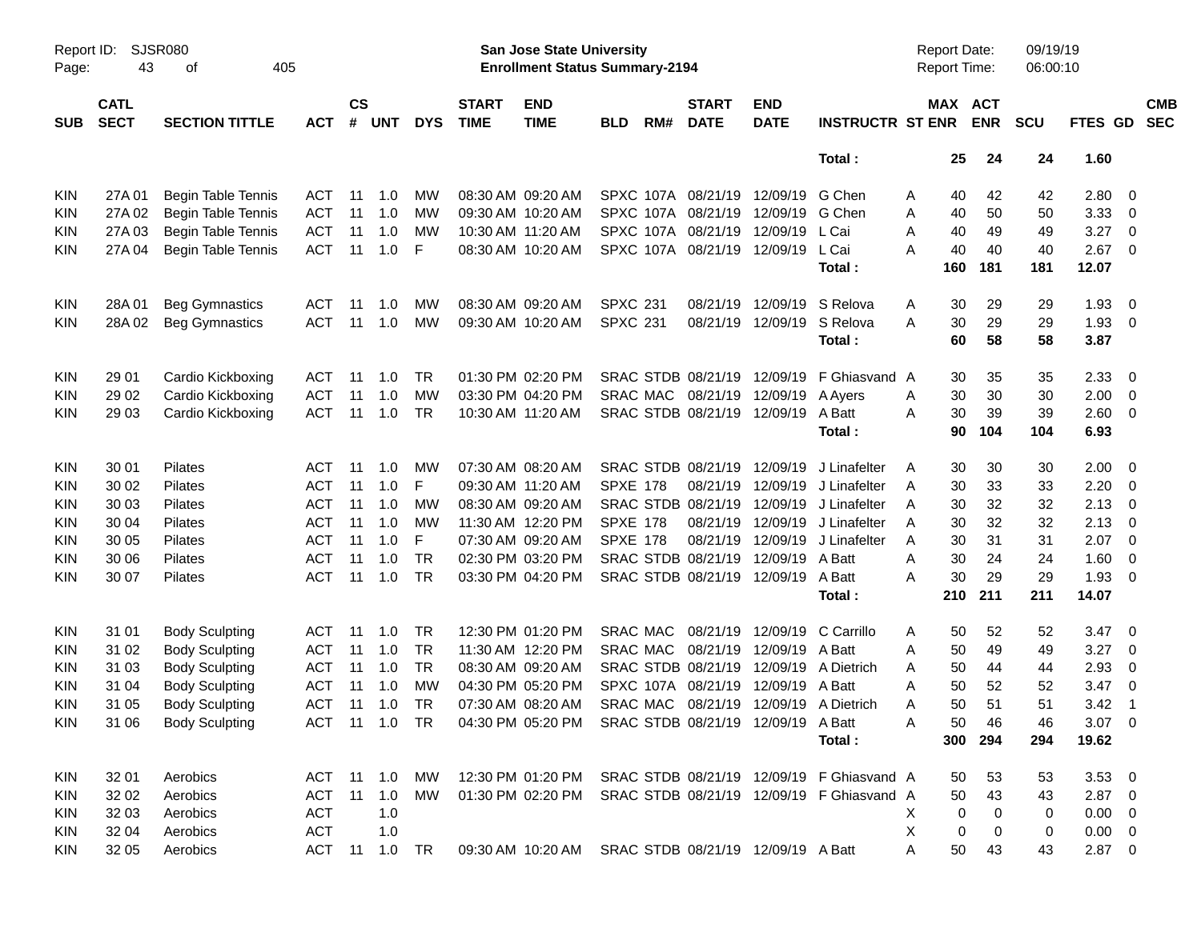Report ID: SJSR080

**San Jose State University**
**Enrollment Status Summary-2194**

Report Date: 09/19/19
Report Time: 06:00:10

| SUB | CATL SECT | SECTION TITTLE | ACT | CS # | UNT | DYS | START TIME | END TIME | BLD | RM# | START DATE | END DATE | INSTRUCTR | ST | MAX ENR | ACT ENR | SCU | FTES | GD | CMB SEC |
|---|---|---|---|---|---|---|---|---|---|---|---|---|---|---|---|---|---|---|---|---|
| | | | | | | | | | | | | | Total : | | 25 | 24 | 24 | 1.60 | | |
| KIN | 27A 01 | Begin Table Tennis | ACT | 11 | 1.0 | MW | 08:30 AM | 09:20 AM | SPXC | 107A | 08/21/19 | 12/09/19 | G Chen | A | 40 | 42 | 42 | 2.80 | 0 | |
| KIN | 27A 02 | Begin Table Tennis | ACT | 11 | 1.0 | MW | 09:30 AM | 10:20 AM | SPXC | 107A | 08/21/19 | 12/09/19 | G Chen | A | 40 | 50 | 50 | 3.33 | 0 | |
| KIN | 27A 03 | Begin Table Tennis | ACT | 11 | 1.0 | MW | 10:30 AM | 11:20 AM | SPXC | 107A | 08/21/19 | 12/09/19 | L Cai | A | 40 | 49 | 49 | 3.27 | 0 | |
| KIN | 27A 04 | Begin Table Tennis | ACT | 11 | 1.0 | F | 08:30 AM | 10:20 AM | SPXC | 107A | 08/21/19 | 12/09/19 | L Cai | A | 40 | 40 | 40 | 2.67 | 0 | |
| | | | | | | | | | | | | | Total : | | 160 | 181 | 181 | 12.07 | | |
| KIN | 28A 01 | Beg Gymnastics | ACT | 11 | 1.0 | MW | 08:30 AM | 09:20 AM | SPXC | 231 | 08/21/19 | 12/09/19 | S Relova | A | 30 | 29 | 29 | 1.93 | 0 | |
| KIN | 28A 02 | Beg Gymnastics | ACT | 11 | 1.0 | MW | 09:30 AM | 10:20 AM | SPXC | 231 | 08/21/19 | 12/09/19 | S Relova | A | 30 | 29 | 29 | 1.93 | 0 | |
| | | | | | | | | | | | | | Total : | | 60 | 58 | 58 | 3.87 | | |
| KIN | 29 01 | Cardio Kickboxing | ACT | 11 | 1.0 | TR | 01:30 PM | 02:20 PM | SRAC | STDB | 08/21/19 | 12/09/19 | F Ghiasvand | A | 30 | 35 | 35 | 2.33 | 0 | |
| KIN | 29 02 | Cardio Kickboxing | ACT | 11 | 1.0 | MW | 03:30 PM | 04:20 PM | SRAC | MAC | 08/21/19 | 12/09/19 | A Ayers | A | 30 | 30 | 30 | 2.00 | 0 | |
| KIN | 29 03 | Cardio Kickboxing | ACT | 11 | 1.0 | TR | 10:30 AM | 11:20 AM | SRAC | STDB | 08/21/19 | 12/09/19 | A Batt | A | 30 | 39 | 39 | 2.60 | 0 | |
| | | | | | | | | | | | | | Total : | | 90 | 104 | 104 | 6.93 | | |
| KIN | 30 01 | Pilates | ACT | 11 | 1.0 | MW | 07:30 AM | 08:20 AM | SRAC | STDB | 08/21/19 | 12/09/19 | J Linafelter | A | 30 | 30 | 30 | 2.00 | 0 | |
| KIN | 30 02 | Pilates | ACT | 11 | 1.0 | F | 09:30 AM | 11:20 AM | SPXE | 178 | 08/21/19 | 12/09/19 | J Linafelter | A | 30 | 33 | 33 | 2.20 | 0 | |
| KIN | 30 03 | Pilates | ACT | 11 | 1.0 | MW | 08:30 AM | 09:20 AM | SRAC | STDB | 08/21/19 | 12/09/19 | J Linafelter | A | 30 | 32 | 32 | 2.13 | 0 | |
| KIN | 30 04 | Pilates | ACT | 11 | 1.0 | MW | 11:30 AM | 12:20 PM | SPXE | 178 | 08/21/19 | 12/09/19 | J Linafelter | A | 30 | 32 | 32 | 2.13 | 0 | |
| KIN | 30 05 | Pilates | ACT | 11 | 1.0 | F | 07:30 AM | 09:20 AM | SPXE | 178 | 08/21/19 | 12/09/19 | J Linafelter | A | 30 | 31 | 31 | 2.07 | 0 | |
| KIN | 30 06 | Pilates | ACT | 11 | 1.0 | TR | 02:30 PM | 03:20 PM | SRAC | STDB | 08/21/19 | 12/09/19 | A Batt | A | 30 | 24 | 24 | 1.60 | 0 | |
| KIN | 30 07 | Pilates | ACT | 11 | 1.0 | TR | 03:30 PM | 04:20 PM | SRAC | STDB | 08/21/19 | 12/09/19 | A Batt | A | 30 | 29 | 29 | 1.93 | 0 | |
| | | | | | | | | | | | | | Total : | | 210 | 211 | 211 | 14.07 | | |
| KIN | 31 01 | Body Sculpting | ACT | 11 | 1.0 | TR | 12:30 PM | 01:20 PM | SRAC | MAC | 08/21/19 | 12/09/19 | C Carrillo | A | 50 | 52 | 52 | 3.47 | 0 | |
| KIN | 31 02 | Body Sculpting | ACT | 11 | 1.0 | TR | 11:30 AM | 12:20 PM | SRAC | MAC | 08/21/19 | 12/09/19 | A Batt | A | 50 | 49 | 49 | 3.27 | 0 | |
| KIN | 31 03 | Body Sculpting | ACT | 11 | 1.0 | TR | 08:30 AM | 09:20 AM | SRAC | STDB | 08/21/19 | 12/09/19 | A Dietrich | A | 50 | 44 | 44 | 2.93 | 0 | |
| KIN | 31 04 | Body Sculpting | ACT | 11 | 1.0 | MW | 04:30 PM | 05:20 PM | SPXC | 107A | 08/21/19 | 12/09/19 | A Batt | A | 50 | 52 | 52 | 3.47 | 0 | |
| KIN | 31 05 | Body Sculpting | ACT | 11 | 1.0 | TR | 07:30 AM | 08:20 AM | SRAC | MAC | 08/21/19 | 12/09/19 | A Dietrich | A | 50 | 51 | 51 | 3.42 | 1 | |
| KIN | 31 06 | Body Sculpting | ACT | 11 | 1.0 | TR | 04:30 PM | 05:20 PM | SRAC | STDB | 08/21/19 | 12/09/19 | A Batt | A | 50 | 46 | 46 | 3.07 | 0 | |
| | | | | | | | | | | | | | Total : | | 300 | 294 | 294 | 19.62 | | |
| KIN | 32 01 | Aerobics | ACT | 11 | 1.0 | MW | 12:30 PM | 01:20 PM | SRAC | STDB | 08/21/19 | 12/09/19 | F Ghiasvand | A | 50 | 53 | 53 | 3.53 | 0 | |
| KIN | 32 02 | Aerobics | ACT | 11 | 1.0 | MW | 01:30 PM | 02:20 PM | SRAC | STDB | 08/21/19 | 12/09/19 | F Ghiasvand | A | 50 | 43 | 43 | 2.87 | 0 | |
| KIN | 32 03 | Aerobics | ACT | | 1.0 | | | | | | | | | X | 0 | 0 | 0 | 0.00 | 0 | |
| KIN | 32 04 | Aerobics | ACT | | 1.0 | | | | | | | | | X | 0 | 0 | 0 | 0.00 | 0 | |
| KIN | 32 05 | Aerobics | ACT | 11 | 1.0 | TR | 09:30 AM | 10:20 AM | SRAC | STDB | 08/21/19 | 12/09/19 | A Batt | A | 50 | 43 | 43 | 2.87 | 0 | |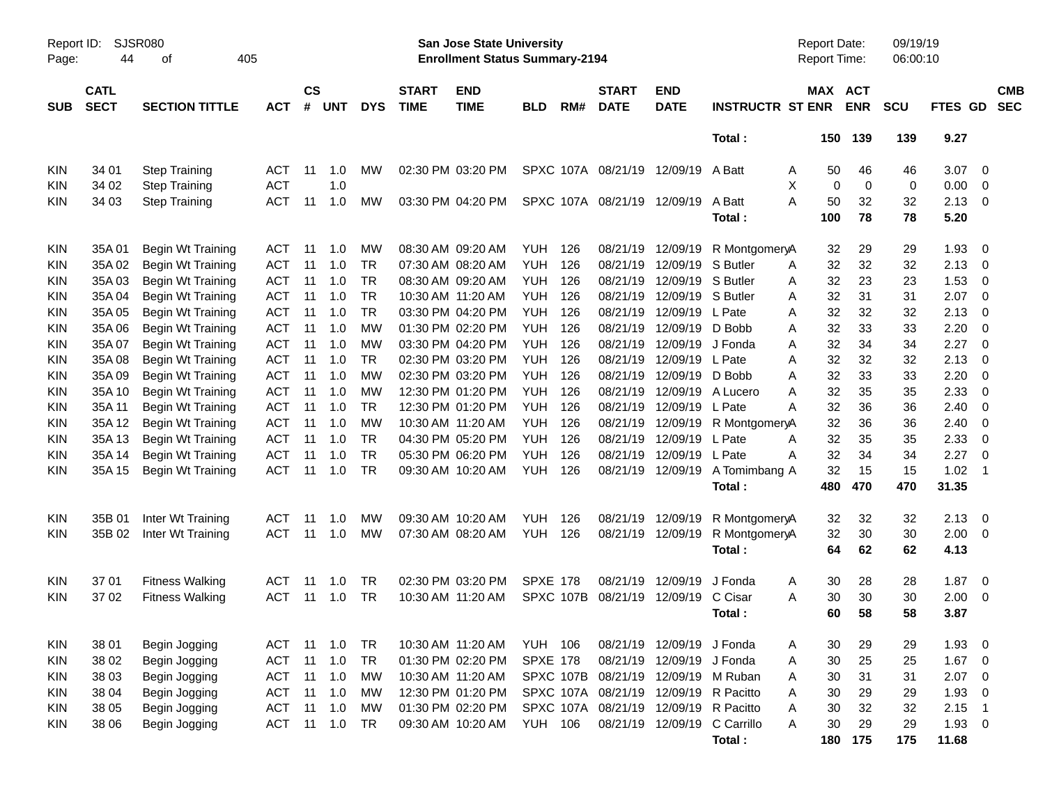Report ID: SJSR080

**San Jose State University**
**Enrollment Status Summary-2194**

Report Date: 09/19/19
Report Time: 06:00:10

| SUB | CATL SECT | SECTION TITTLE | ACT | CS # | UNT | DYS | START TIME | END TIME | BLD | RM# | START DATE | END DATE | INSTRUCTR | ST | MAX ENR | ACT ENR | SCU | FTES | GD | CMB SEC |
|---|---|---|---|---|---|---|---|---|---|---|---|---|---|---|---|---|---|---|---|---|
| | | | | | | | | | | | | | Total : | | 150 | 139 | 139 | 9.27 | | |
| KIN | 34 01 | Step Training | ACT | 11 | 1.0 | MW | 02:30 PM | 03:20 PM | SPXC | 107A | 08/21/19 | 12/09/19 | A Batt | A | 50 | 46 | 46 | 3.07 | 0 | |
| KIN | 34 02 | Step Training | ACT | | 1.0 | | | | | | | | | X | 0 | 0 | 0 | 0.00 | 0 | |
| KIN | 34 03 | Step Training | ACT | 11 | 1.0 | MW | 03:30 PM | 04:20 PM | SPXC | 107A | 08/21/19 | 12/09/19 | A Batt | A | 50 | 32 | 32 | 2.13 | 0 | |
| | | | | | | | | | | | | | Total : | | 100 | 78 | 78 | 5.20 | | |
| KIN | 35A 01 | Begin Wt Training | ACT | 11 | 1.0 | MW | 08:30 AM | 09:20 AM | YUH | 126 | 08/21/19 | 12/09/19 | R Montgomery | A | 32 | 29 | 29 | 1.93 | 0 | |
| KIN | 35A 02 | Begin Wt Training | ACT | 11 | 1.0 | TR | 07:30 AM | 08:20 AM | YUH | 126 | 08/21/19 | 12/09/19 | S Butler | A | 32 | 32 | 32 | 2.13 | 0 | |
| KIN | 35A 03 | Begin Wt Training | ACT | 11 | 1.0 | TR | 08:30 AM | 09:20 AM | YUH | 126 | 08/21/19 | 12/09/19 | S Butler | A | 32 | 23 | 23 | 1.53 | 0 | |
| KIN | 35A 04 | Begin Wt Training | ACT | 11 | 1.0 | TR | 10:30 AM | 11:20 AM | YUH | 126 | 08/21/19 | 12/09/19 | S Butler | A | 32 | 31 | 31 | 2.07 | 0 | |
| KIN | 35A 05 | Begin Wt Training | ACT | 11 | 1.0 | TR | 03:30 PM | 04:20 PM | YUH | 126 | 08/21/19 | 12/09/19 | L Pate | A | 32 | 32 | 32 | 2.13 | 0 | |
| KIN | 35A 06 | Begin Wt Training | ACT | 11 | 1.0 | MW | 01:30 PM | 02:20 PM | YUH | 126 | 08/21/19 | 12/09/19 | D Bobb | A | 32 | 33 | 33 | 2.20 | 0 | |
| KIN | 35A 07 | Begin Wt Training | ACT | 11 | 1.0 | MW | 03:30 PM | 04:20 PM | YUH | 126 | 08/21/19 | 12/09/19 | J Fonda | A | 32 | 34 | 34 | 2.27 | 0 | |
| KIN | 35A 08 | Begin Wt Training | ACT | 11 | 1.0 | TR | 02:30 PM | 03:20 PM | YUH | 126 | 08/21/19 | 12/09/19 | L Pate | A | 32 | 32 | 32 | 2.13 | 0 | |
| KIN | 35A 09 | Begin Wt Training | ACT | 11 | 1.0 | MW | 02:30 PM | 03:20 PM | YUH | 126 | 08/21/19 | 12/09/19 | D Bobb | A | 32 | 33 | 33 | 2.20 | 0 | |
| KIN | 35A 10 | Begin Wt Training | ACT | 11 | 1.0 | MW | 12:30 PM | 01:20 PM | YUH | 126 | 08/21/19 | 12/09/19 | A Lucero | A | 32 | 35 | 35 | 2.33 | 0 | |
| KIN | 35A 11 | Begin Wt Training | ACT | 11 | 1.0 | TR | 12:30 PM | 01:20 PM | YUH | 126 | 08/21/19 | 12/09/19 | L Pate | A | 32 | 36 | 36 | 2.40 | 0 | |
| KIN | 35A 12 | Begin Wt Training | ACT | 11 | 1.0 | MW | 10:30 AM | 11:20 AM | YUH | 126 | 08/21/19 | 12/09/19 | R Montgomery | A | 32 | 36 | 36 | 2.40 | 0 | |
| KIN | 35A 13 | Begin Wt Training | ACT | 11 | 1.0 | TR | 04:30 PM | 05:20 PM | YUH | 126 | 08/21/19 | 12/09/19 | L Pate | A | 32 | 35 | 35 | 2.33 | 0 | |
| KIN | 35A 14 | Begin Wt Training | ACT | 11 | 1.0 | TR | 05:30 PM | 06:20 PM | YUH | 126 | 08/21/19 | 12/09/19 | L Pate | A | 32 | 34 | 34 | 2.27 | 0 | |
| KIN | 35A 15 | Begin Wt Training | ACT | 11 | 1.0 | TR | 09:30 AM | 10:20 AM | YUH | 126 | 08/21/19 | 12/09/19 | A Tomimbang | A | 32 | 15 | 15 | 1.02 | 1 | |
| | | | | | | | | | | | | | Total : | | 480 | 470 | 470 | 31.35 | | |
| KIN | 35B 01 | Inter Wt Training | ACT | 11 | 1.0 | MW | 09:30 AM | 10:20 AM | YUH | 126 | 08/21/19 | 12/09/19 | R Montgomery | A | 32 | 32 | 32 | 2.13 | 0 | |
| KIN | 35B 02 | Inter Wt Training | ACT | 11 | 1.0 | MW | 07:30 AM | 08:20 AM | YUH | 126 | 08/21/19 | 12/09/19 | R Montgomery | A | 32 | 30 | 30 | 2.00 | 0 | |
| | | | | | | | | | | | | | Total : | | 64 | 62 | 62 | 4.13 | | |
| KIN | 37 01 | Fitness Walking | ACT | 11 | 1.0 | TR | 02:30 PM | 03:20 PM | SPXE | 178 | 08/21/19 | 12/09/19 | J Fonda | A | 30 | 28 | 28 | 1.87 | 0 | |
| KIN | 37 02 | Fitness Walking | ACT | 11 | 1.0 | TR | 10:30 AM | 11:20 AM | SPXC | 107B | 08/21/19 | 12/09/19 | C Cisar | A | 30 | 30 | 30 | 2.00 | 0 | |
| | | | | | | | | | | | | | Total : | | 60 | 58 | 58 | 3.87 | | |
| KIN | 38 01 | Begin Jogging | ACT | 11 | 1.0 | TR | 10:30 AM | 11:20 AM | YUH | 106 | 08/21/19 | 12/09/19 | J Fonda | A | 30 | 29 | 29 | 1.93 | 0 | |
| KIN | 38 02 | Begin Jogging | ACT | 11 | 1.0 | TR | 01:30 PM | 02:20 PM | SPXE | 178 | 08/21/19 | 12/09/19 | J Fonda | A | 30 | 25 | 25 | 1.67 | 0 | |
| KIN | 38 03 | Begin Jogging | ACT | 11 | 1.0 | MW | 10:30 AM | 11:20 AM | SPXC | 107B | 08/21/19 | 12/09/19 | M Ruban | A | 30 | 31 | 31 | 2.07 | 0 | |
| KIN | 38 04 | Begin Jogging | ACT | 11 | 1.0 | MW | 12:30 PM | 01:20 PM | SPXC | 107A | 08/21/19 | 12/09/19 | R Pacitto | A | 30 | 29 | 29 | 1.93 | 0 | |
| KIN | 38 05 | Begin Jogging | ACT | 11 | 1.0 | MW | 01:30 PM | 02:20 PM | SPXC | 107A | 08/21/19 | 12/09/19 | R Pacitto | A | 30 | 32 | 32 | 2.15 | 1 | |
| KIN | 38 06 | Begin Jogging | ACT | 11 | 1.0 | TR | 09:30 AM | 10:20 AM | YUH | 106 | 08/21/19 | 12/09/19 | C Carrillo | A | 30 | 29 | 29 | 1.93 | 0 | |
| | | | | | | | | | | | | | Total : | | 180 | 175 | 175 | 11.68 | | |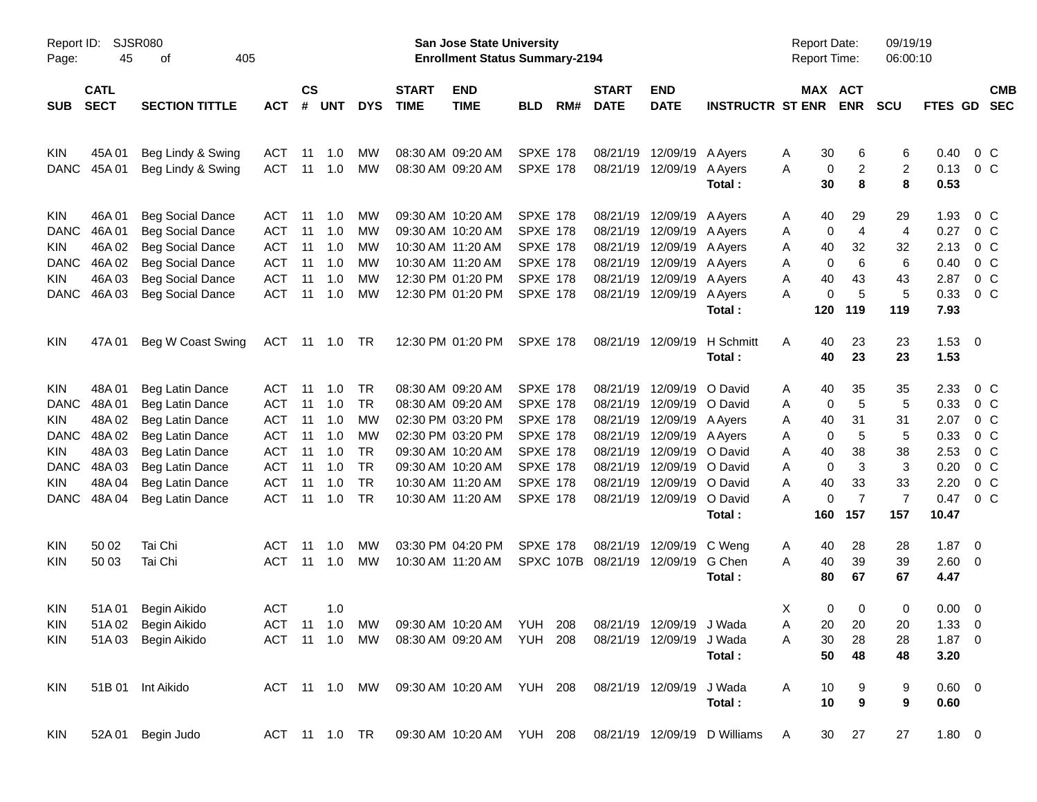Report ID: SJSR080

**San Jose State University**
**Enrollment Status Summary-2194**

Report Date: 09/19/19
Report Time: 06:00:10

| SUB | CATL SECT | SECTION TITTLE | ACT | CS # | UNT | DYS | START TIME | END TIME | BLD | RM# | START DATE | END DATE | INSTRUCTR | ST | MAX ENR | ACT ENR | SCU | FTES | GD | CMB SEC |
|---|---|---|---|---|---|---|---|---|---|---|---|---|---|---|---|---|---|---|---|---|
| KIN | 45A 01 | Beg Lindy & Swing | ACT | 11 | 1.0 | MW | 08:30 AM | 09:20 AM | SPXE | 178 | 08/21/19 | 12/09/19 | A Ayers | A | 30 | 6 | 6 | 0.40 | 0 | C |
| DANC | 45A 01 | Beg Lindy & Swing | ACT | 11 | 1.0 | MW | 08:30 AM | 09:20 AM | SPXE | 178 | 08/21/19 | 12/09/19 | A Ayers | A | 0 | 2 | 2 | 0.13 | 0 | C |
| | | | | | | | | | | | | | Total : | | 30 | 8 | 8 | 0.53 | | |
| KIN | 46A 01 | Beg Social Dance | ACT | 11 | 1.0 | MW | 09:30 AM | 10:20 AM | SPXE | 178 | 08/21/19 | 12/09/19 | A Ayers | A | 40 | 29 | 29 | 1.93 | 0 | C |
| DANC | 46A 01 | Beg Social Dance | ACT | 11 | 1.0 | MW | 09:30 AM | 10:20 AM | SPXE | 178 | 08/21/19 | 12/09/19 | A Ayers | A | 0 | 4 | 4 | 0.27 | 0 | C |
| KIN | 46A 02 | Beg Social Dance | ACT | 11 | 1.0 | MW | 10:30 AM | 11:20 AM | SPXE | 178 | 08/21/19 | 12/09/19 | A Ayers | A | 40 | 32 | 32 | 2.13 | 0 | C |
| DANC | 46A 02 | Beg Social Dance | ACT | 11 | 1.0 | MW | 10:30 AM | 11:20 AM | SPXE | 178 | 08/21/19 | 12/09/19 | A Ayers | A | 0 | 6 | 6 | 0.40 | 0 | C |
| KIN | 46A 03 | Beg Social Dance | ACT | 11 | 1.0 | MW | 12:30 PM | 01:20 PM | SPXE | 178 | 08/21/19 | 12/09/19 | A Ayers | A | 40 | 43 | 43 | 2.87 | 0 | C |
| DANC | 46A 03 | Beg Social Dance | ACT | 11 | 1.0 | MW | 12:30 PM | 01:20 PM | SPXE | 178 | 08/21/19 | 12/09/19 | A Ayers | A | 0 | 5 | 5 | 0.33 | 0 | C |
| | | | | | | | | | | | | | Total : | | 120 | 119 | 119 | 7.93 | | |
| KIN | 47A 01 | Beg W Coast Swing | ACT | 11 | 1.0 | TR | 12:30 PM | 01:20 PM | SPXE | 178 | 08/21/19 | 12/09/19 | H Schmitt | A | 40 | 23 | 23 | 1.53 | 0 | |
| | | | | | | | | | | | | | Total : | | 40 | 23 | 23 | 1.53 | | |
| KIN | 48A 01 | Beg Latin Dance | ACT | 11 | 1.0 | TR | 08:30 AM | 09:20 AM | SPXE | 178 | 08/21/19 | 12/09/19 | O David | A | 40 | 35 | 35 | 2.33 | 0 | C |
| DANC | 48A 01 | Beg Latin Dance | ACT | 11 | 1.0 | TR | 08:30 AM | 09:20 AM | SPXE | 178 | 08/21/19 | 12/09/19 | O David | A | 0 | 5 | 5 | 0.33 | 0 | C |
| KIN | 48A 02 | Beg Latin Dance | ACT | 11 | 1.0 | MW | 02:30 PM | 03:20 PM | SPXE | 178 | 08/21/19 | 12/09/19 | A Ayers | A | 40 | 31 | 31 | 2.07 | 0 | C |
| DANC | 48A 02 | Beg Latin Dance | ACT | 11 | 1.0 | MW | 02:30 PM | 03:20 PM | SPXE | 178 | 08/21/19 | 12/09/19 | A Ayers | A | 0 | 5 | 5 | 0.33 | 0 | C |
| KIN | 48A 03 | Beg Latin Dance | ACT | 11 | 1.0 | TR | 09:30 AM | 10:20 AM | SPXE | 178 | 08/21/19 | 12/09/19 | O David | A | 40 | 38 | 38 | 2.53 | 0 | C |
| DANC | 48A 03 | Beg Latin Dance | ACT | 11 | 1.0 | TR | 09:30 AM | 10:20 AM | SPXE | 178 | 08/21/19 | 12/09/19 | O David | A | 0 | 3 | 3 | 0.20 | 0 | C |
| KIN | 48A 04 | Beg Latin Dance | ACT | 11 | 1.0 | TR | 10:30 AM | 11:20 AM | SPXE | 178 | 08/21/19 | 12/09/19 | O David | A | 40 | 33 | 33 | 2.20 | 0 | C |
| DANC | 48A 04 | Beg Latin Dance | ACT | 11 | 1.0 | TR | 10:30 AM | 11:20 AM | SPXE | 178 | 08/21/19 | 12/09/19 | O David | A | 0 | 7 | 7 | 0.47 | 0 | C |
| | | | | | | | | | | | | | Total : | | 160 | 157 | 157 | 10.47 | | |
| KIN | 50 02 | Tai Chi | ACT | 11 | 1.0 | MW | 03:30 PM | 04:20 PM | SPXE | 178 | 08/21/19 | 12/09/19 | C Weng | A | 40 | 28 | 28 | 1.87 | 0 | |
| KIN | 50 03 | Tai Chi | ACT | 11 | 1.0 | MW | 10:30 AM | 11:20 AM | SPXC | 107B | 08/21/19 | 12/09/19 | G Chen | A | 40 | 39 | 39 | 2.60 | 0 | |
| | | | | | | | | | | | | | Total : | | 80 | 67 | 67 | 4.47 | | |
| KIN | 51A 01 | Begin Aikido | ACT | | 1.0 | | | | | | | | | X | 0 | 0 | 0 | 0.00 | 0 | |
| KIN | 51A 02 | Begin Aikido | ACT | 11 | 1.0 | MW | 09:30 AM | 10:20 AM | YUH | 208 | 08/21/19 | 12/09/19 | J Wada | A | 20 | 20 | 20 | 1.33 | 0 | |
| KIN | 51A 03 | Begin Aikido | ACT | 11 | 1.0 | MW | 08:30 AM | 09:20 AM | YUH | 208 | 08/21/19 | 12/09/19 | J Wada | A | 30 | 28 | 28 | 1.87 | 0 | |
| | | | | | | | | | | | | | Total : | | 50 | 48 | 48 | 3.20 | | |
| KIN | 51B 01 | Int Aikido | ACT | 11 | 1.0 | MW | 09:30 AM | 10:20 AM | YUH | 208 | 08/21/19 | 12/09/19 | J Wada | A | 10 | 9 | 9 | 0.60 | 0 | |
| | | | | | | | | | | | | | Total : | | 10 | 9 | 9 | 0.60 | | |
| KIN | 52A 01 | Begin Judo | ACT | 11 | 1.0 | TR | 09:30 AM | 10:20 AM | YUH | 208 | 08/21/19 | 12/09/19 | D Williams | A | 30 | 27 | 27 | 1.80 | 0 | |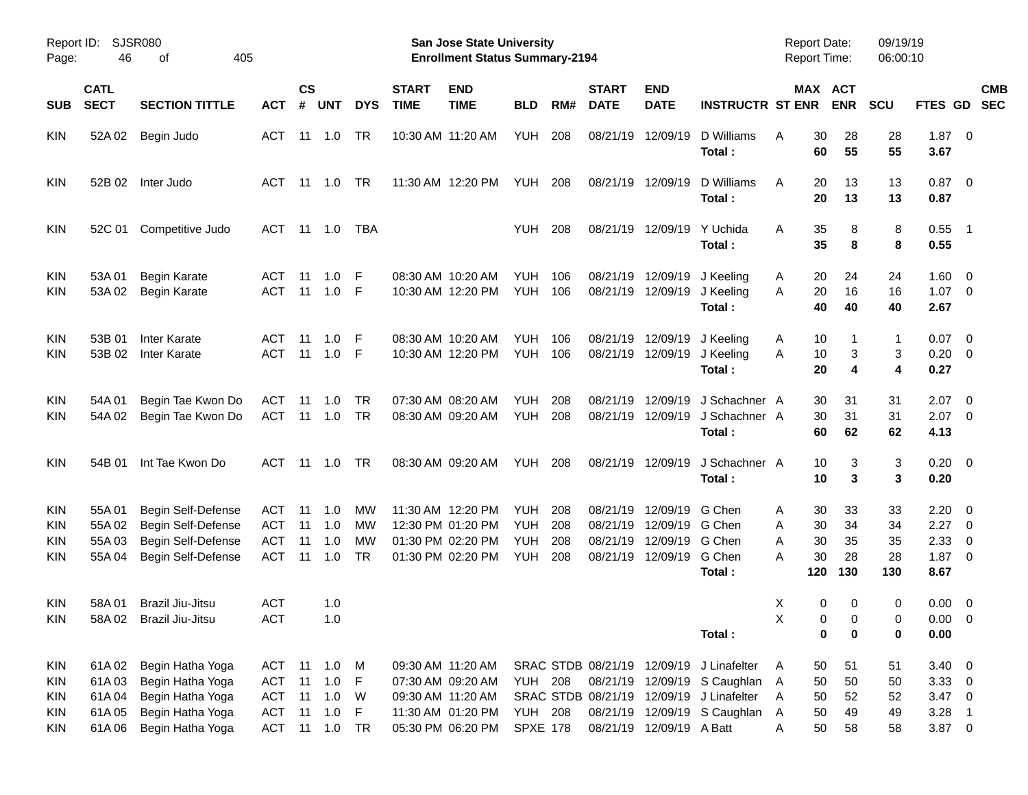Report ID: SJSR080

**San Jose State University**
**Enrollment Status Summary-2194**

Report Date: 09/19/19
Report Time: 06:00:10

| SUB | CATL SECT | SECTION TITTLE | ACT | CS # | UNT | DYS | START TIME | END TIME | BLD | RM# | START DATE | END DATE | INSTRUCTR | ST | MAX ENR | ACT ENR | SCU | FTES | GD | CMB SEC |
|---|---|---|---|---|---|---|---|---|---|---|---|---|---|---|---|---|---|---|---|---|
| KIN | 52A 02 | Begin Judo | ACT | 11 | 1.0 | TR | 10:30 AM | 11:20 AM | YUH | 208 | 08/21/19 | 12/09/19 | D Williams | A | 30 | 28 | 28 | 1.87 | 0 | |
| | | | | | | | | | | | | | **Total :** | | **60** | **55** | **55** | **3.67** | | |
| KIN | 52B 02 | Inter Judo | ACT | 11 | 1.0 | TR | 11:30 AM | 12:20 PM | YUH | 208 | 08/21/19 | 12/09/19 | D Williams | A | 20 | 13 | 13 | 0.87 | 0 | |
| | | | | | | | | | | | | | **Total :** | | **20** | **13** | **13** | **0.87** | | |
| KIN | 52C 01 | Competitive Judo | ACT | 11 | 1.0 | TBA | | | YUH | 208 | 08/21/19 | 12/09/19 | Y Uchida | A | 35 | 8 | 8 | 0.55 | 1 | |
| | | | | | | | | | | | | | **Total :** | | **35** | **8** | **8** | **0.55** | | |
| KIN | 53A 01 | Begin Karate | ACT | 11 | 1.0 | F | 08:30 AM | 10:20 AM | YUH | 106 | 08/21/19 | 12/09/19 | J Keeling | A | 20 | 24 | 24 | 1.60 | 0 | |
| KIN | 53A 02 | Begin Karate | ACT | 11 | 1.0 | F | 10:30 AM | 12:20 PM | YUH | 106 | 08/21/19 | 12/09/19 | J Keeling | A | 20 | 16 | 16 | 1.07 | 0 | |
| | | | | | | | | | | | | | **Total :** | | **40** | **40** | **40** | **2.67** | | |
| KIN | 53B 01 | Inter Karate | ACT | 11 | 1.0 | F | 08:30 AM | 10:20 AM | YUH | 106 | 08/21/19 | 12/09/19 | J Keeling | A | 10 | 1 | 1 | 0.07 | 0 | |
| KIN | 53B 02 | Inter Karate | ACT | 11 | 1.0 | F | 10:30 AM | 12:20 PM | YUH | 106 | 08/21/19 | 12/09/19 | J Keeling | A | 10 | 3 | 3 | 0.20 | 0 | |
| | | | | | | | | | | | | | **Total :** | | **20** | **4** | **4** | **0.27** | | |
| KIN | 54A 01 | Begin Tae Kwon Do | ACT | 11 | 1.0 | TR | 07:30 AM | 08:20 AM | YUH | 208 | 08/21/19 | 12/09/19 | J Schachner | A | 30 | 31 | 31 | 2.07 | 0 | |
| KIN | 54A 02 | Begin Tae Kwon Do | ACT | 11 | 1.0 | TR | 08:30 AM | 09:20 AM | YUH | 208 | 08/21/19 | 12/09/19 | J Schachner | A | 30 | 31 | 31 | 2.07 | 0 | |
| | | | | | | | | | | | | | **Total :** | | **60** | **62** | **62** | **4.13** | | |
| KIN | 54B 01 | Int Tae Kwon Do | ACT | 11 | 1.0 | TR | 08:30 AM | 09:20 AM | YUH | 208 | 08/21/19 | 12/09/19 | J Schachner | A | 10 | 3 | 3 | 0.20 | 0 | |
| | | | | | | | | | | | | | **Total :** | | **10** | **3** | **3** | **0.20** | | |
| KIN | 55A 01 | Begin Self-Defense | ACT | 11 | 1.0 | MW | 11:30 AM | 12:20 PM | YUH | 208 | 08/21/19 | 12/09/19 | G Chen | A | 30 | 33 | 33 | 2.20 | 0 | |
| KIN | 55A 02 | Begin Self-Defense | ACT | 11 | 1.0 | MW | 12:30 PM | 01:20 PM | YUH | 208 | 08/21/19 | 12/09/19 | G Chen | A | 30 | 34 | 34 | 2.27 | 0 | |
| KIN | 55A 03 | Begin Self-Defense | ACT | 11 | 1.0 | MW | 01:30 PM | 02:20 PM | YUH | 208 | 08/21/19 | 12/09/19 | G Chen | A | 30 | 35 | 35 | 2.33 | 0 | |
| KIN | 55A 04 | Begin Self-Defense | ACT | 11 | 1.0 | TR | 01:30 PM | 02:20 PM | YUH | 208 | 08/21/19 | 12/09/19 | G Chen | A | 30 | 28 | 28 | 1.87 | 0 | |
| | | | | | | | | | | | | | **Total :** | | **120** | **130** | **130** | **8.67** | | |
| KIN | 58A 01 | Brazil Jiu-Jitsu | ACT | | 1.0 | | | | | | | | | X | 0 | 0 | 0 | 0.00 | 0 | |
| KIN | 58A 02 | Brazil Jiu-Jitsu | ACT | | 1.0 | | | | | | | | | X | 0 | 0 | 0 | 0.00 | 0 | |
| | | | | | | | | | | | | | **Total :** | | **0** | **0** | **0** | **0.00** | | |
| KIN | 61A 02 | Begin Hatha Yoga | ACT | 11 | 1.0 | M | 09:30 AM | 11:20 AM | SRAC | STDB | 08/21/19 | 12/09/19 | J Linafelter | A | 50 | 51 | 51 | 3.40 | 0 | |
| KIN | 61A 03 | Begin Hatha Yoga | ACT | 11 | 1.0 | F | 07:30 AM | 09:20 AM | YUH | 208 | 08/21/19 | 12/09/19 | S Caughlan | A | 50 | 50 | 50 | 3.33 | 0 | |
| KIN | 61A 04 | Begin Hatha Yoga | ACT | 11 | 1.0 | W | 09:30 AM | 11:20 AM | SRAC | STDB | 08/21/19 | 12/09/19 | J Linafelter | A | 50 | 52 | 52 | 3.47 | 0 | |
| KIN | 61A 05 | Begin Hatha Yoga | ACT | 11 | 1.0 | F | 11:30 AM | 01:20 PM | YUH | 208 | 08/21/19 | 12/09/19 | S Caughlan | A | 50 | 49 | 49 | 3.28 | 1 | |
| KIN | 61A 06 | Begin Hatha Yoga | ACT | 11 | 1.0 | TR | 05:30 PM | 06:20 PM | SPXE | 178 | 08/21/19 | 12/09/19 | A Batt | A | 50 | 58 | 58 | 3.87 | 0 | |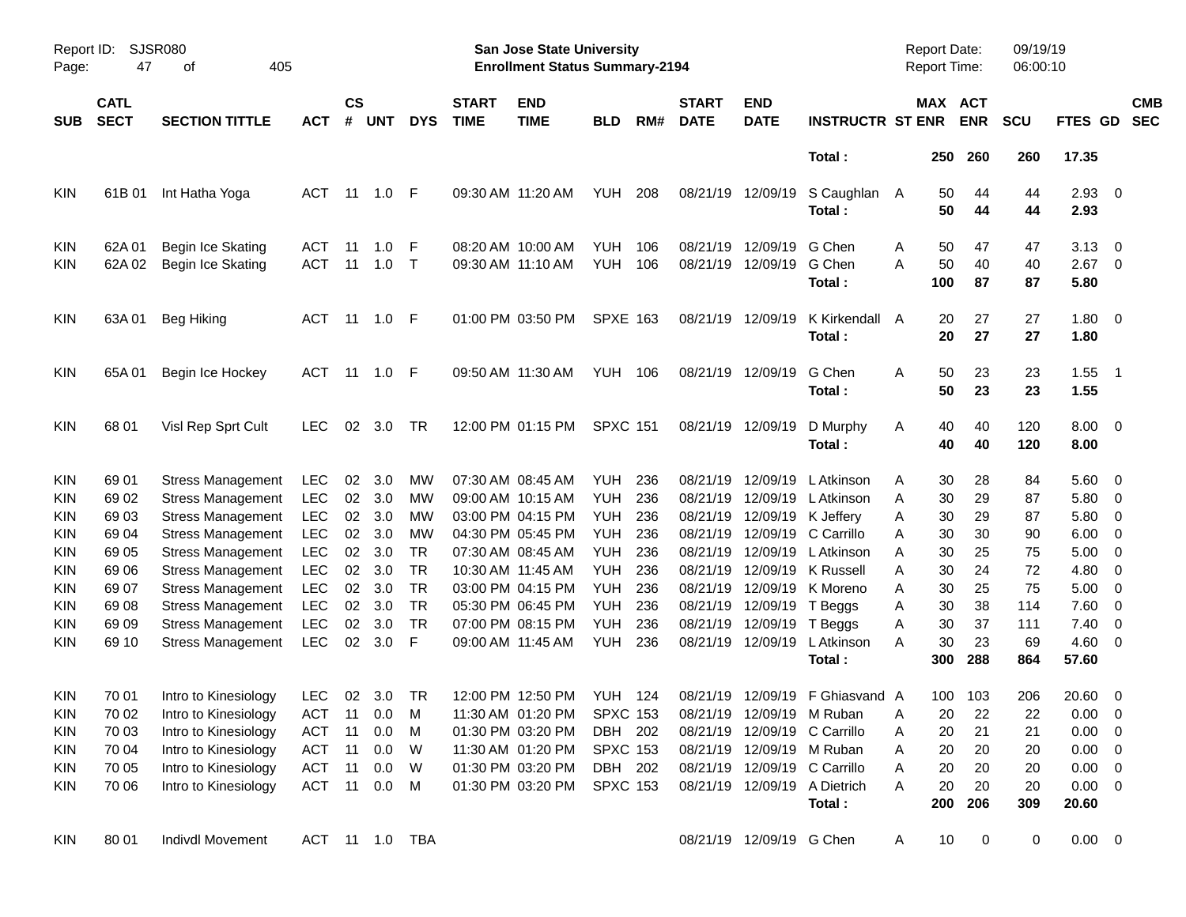| SUB | CATL SECT | SECTION TITTLE | ACT | CS # | UNT | DYS | START TIME | END TIME | BLD | RM# | START DATE | END DATE | INSTRUCTR | ST | MAX ENR | ACT ENR | SCU | FTES | GD | CMB SEC |
|---|---|---|---|---|---|---|---|---|---|---|---|---|---|---|---|---|---|---|---|---|
| | | | | | | | | | | | | | **Total :** | | **250** | **260** | **260** | **17.35** | | |
| KIN | 61B 01 | Int Hatha Yoga | ACT | 11 | 1.0 | F | 09:30 AM | 11:20 AM | YUH | 208 | 08/21/19 | 12/09/19 | S Caughlan | A | 50 | 44 | 44 | 2.93 | 0 | |
| | | | | | | | | | | | | | **Total :** | | **50** | **44** | **44** | **2.93** | | |
| KIN | 62A 01 | Begin Ice Skating | ACT | 11 | 1.0 | F | 08:20 AM | 10:00 AM | YUH | 106 | 08/21/19 | 12/09/19 | G Chen | A | 50 | 47 | 47 | 3.13 | 0 | |
| KIN | 62A 02 | Begin Ice Skating | ACT | 11 | 1.0 | T | 09:30 AM | 11:10 AM | YUH | 106 | 08/21/19 | 12/09/19 | G Chen | A | 50 | 40 | 40 | 2.67 | 0 | |
| | | | | | | | | | | | | | **Total :** | | **100** | **87** | **87** | **5.80** | | |
| KIN | 63A 01 | Beg Hiking | ACT | 11 | 1.0 | F | 01:00 PM | 03:50 PM | SPXE | 163 | 08/21/19 | 12/09/19 | K Kirkendall | A | 20 | 27 | 27 | 1.80 | 0 | |
| | | | | | | | | | | | | | **Total :** | | **20** | **27** | **27** | **1.80** | | |
| KIN | 65A 01 | Begin Ice Hockey | ACT | 11 | 1.0 | F | 09:50 AM | 11:30 AM | YUH | 106 | 08/21/19 | 12/09/19 | G Chen | A | 50 | 23 | 23 | 1.55 | 1 | |
| | | | | | | | | | | | | | **Total :** | | **50** | **23** | **23** | **1.55** | | |
| KIN | 68 01 | Visl Rep Sprt Cult | LEC | 02 | 3.0 | TR | 12:00 PM | 01:15 PM | SPXC | 151 | 08/21/19 | 12/09/19 | D Murphy | A | 40 | 40 | 120 | 8.00 | 0 | |
| | | | | | | | | | | | | | **Total :** | | **40** | **40** | **120** | **8.00** | | |
| KIN | 69 01 | Stress Management | LEC | 02 | 3.0 | MW | 07:30 AM | 08:45 AM | YUH | 236 | 08/21/19 | 12/09/19 | L Atkinson | A | 30 | 28 | 84 | 5.60 | 0 | |
| KIN | 69 02 | Stress Management | LEC | 02 | 3.0 | MW | 09:00 AM | 10:15 AM | YUH | 236 | 08/21/19 | 12/09/19 | L Atkinson | A | 30 | 29 | 87 | 5.80 | 0 | |
| KIN | 69 03 | Stress Management | LEC | 02 | 3.0 | MW | 03:00 PM | 04:15 PM | YUH | 236 | 08/21/19 | 12/09/19 | K Jeffery | A | 30 | 29 | 87 | 5.80 | 0 | |
| KIN | 69 04 | Stress Management | LEC | 02 | 3.0 | MW | 04:30 PM | 05:45 PM | YUH | 236 | 08/21/19 | 12/09/19 | C Carrillo | A | 30 | 30 | 90 | 6.00 | 0 | |
| KIN | 69 05 | Stress Management | LEC | 02 | 3.0 | TR | 07:30 AM | 08:45 AM | YUH | 236 | 08/21/19 | 12/09/19 | L Atkinson | A | 30 | 25 | 75 | 5.00 | 0 | |
| KIN | 69 06 | Stress Management | LEC | 02 | 3.0 | TR | 10:30 AM | 11:45 AM | YUH | 236 | 08/21/19 | 12/09/19 | K Russell | A | 30 | 24 | 72 | 4.80 | 0 | |
| KIN | 69 07 | Stress Management | LEC | 02 | 3.0 | TR | 03:00 PM | 04:15 PM | YUH | 236 | 08/21/19 | 12/09/19 | K Moreno | A | 30 | 25 | 75 | 5.00 | 0 | |
| KIN | 69 08 | Stress Management | LEC | 02 | 3.0 | TR | 05:30 PM | 06:45 PM | YUH | 236 | 08/21/19 | 12/09/19 | T Beggs | A | 30 | 38 | 114 | 7.60 | 0 | |
| KIN | 69 09 | Stress Management | LEC | 02 | 3.0 | TR | 07:00 PM | 08:15 PM | YUH | 236 | 08/21/19 | 12/09/19 | T Beggs | A | 30 | 37 | 111 | 7.40 | 0 | |
| KIN | 69 10 | Stress Management | LEC | 02 | 3.0 | F | 09:00 AM | 11:45 AM | YUH | 236 | 08/21/19 | 12/09/19 | L Atkinson | A | 30 | 23 | 69 | 4.60 | 0 | |
| | | | | | | | | | | | | | **Total :** | | **300** | **288** | **864** | **57.60** | | |
| KIN | 70 01 | Intro to Kinesiology | LEC | 02 | 3.0 | TR | 12:00 PM | 12:50 PM | YUH | 124 | 08/21/19 | 12/09/19 | F Ghiasvand | A | 100 | 103 | 206 | 20.60 | 0 | |
| KIN | 70 02 | Intro to Kinesiology | ACT | 11 | 0.0 | M | 11:30 AM | 01:20 PM | SPXC | 153 | 08/21/19 | 12/09/19 | M Ruban | A | 20 | 22 | 22 | 0.00 | 0 | |
| KIN | 70 03 | Intro to Kinesiology | ACT | 11 | 0.0 | M | 01:30 PM | 03:20 PM | DBH | 202 | 08/21/19 | 12/09/19 | C Carrillo | A | 20 | 21 | 21 | 0.00 | 0 | |
| KIN | 70 04 | Intro to Kinesiology | ACT | 11 | 0.0 | W | 11:30 AM | 01:20 PM | SPXC | 153 | 08/21/19 | 12/09/19 | M Ruban | A | 20 | 20 | 20 | 0.00 | 0 | |
| KIN | 70 05 | Intro to Kinesiology | ACT | 11 | 0.0 | W | 01:30 PM | 03:20 PM | DBH | 202 | 08/21/19 | 12/09/19 | C Carrillo | A | 20 | 20 | 20 | 0.00 | 0 | |
| KIN | 70 06 | Intro to Kinesiology | ACT | 11 | 0.0 | M | 01:30 PM | 03:20 PM | SPXC | 153 | 08/21/19 | 12/09/19 | A Dietrich | A | 20 | 20 | 20 | 0.00 | 0 | |
| | | | | | | | | | | | | | **Total :** | | **200** | **206** | **309** | **20.60** | | |
| KIN | 80 01 | Indivdl Movement | ACT | 11 | 1.0 | TBA | | | | | 08/21/19 | 12/09/19 | G Chen | A | 10 | 0 | 0 | 0.00 | 0 | |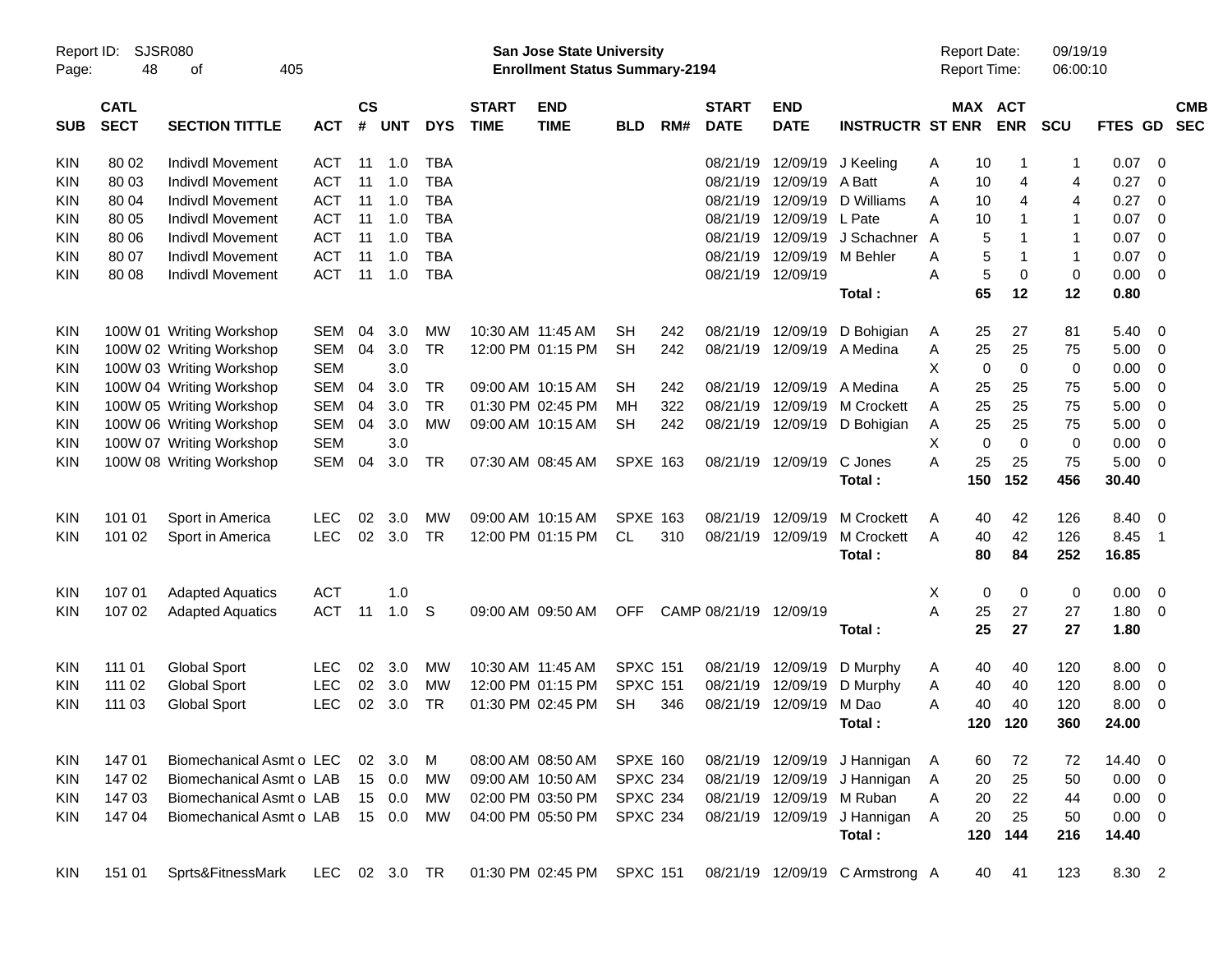Report ID: SJSR080 | San Jose State University | Report Date: 09/19/19
Enrollment Status Summary-2194 | Report Time: 06:00:10

| SUB | CATL SECT | SECTION TITTLE | ACT | CS # | UNT | DYS | START TIME | END TIME | BLD | RM# | START DATE | END DATE | INSTRUCTR | ST | MAX ENR | ACT ENR | SCU | FTES | GD | CMB SEC |
|---|---|---|---|---|---|---|---|---|---|---|---|---|---|---|---|---|---|---|---|---|
| KIN | 80 02 | Indivdl Movement | ACT | 11 | 1.0 | TBA | | | | | 08/21/19 | 12/09/19 | J Keeling | A | 10 | 1 | 1 | 0.07 | 0 | |
| KIN | 80 03 | Indivdl Movement | ACT | 11 | 1.0 | TBA | | | | | 08/21/19 | 12/09/19 | A Batt | A | 10 | 4 | 4 | 0.27 | 0 | |
| KIN | 80 04 | Indivdl Movement | ACT | 11 | 1.0 | TBA | | | | | 08/21/19 | 12/09/19 | D Williams | A | 10 | 4 | 4 | 0.27 | 0 | |
| KIN | 80 05 | Indivdl Movement | ACT | 11 | 1.0 | TBA | | | | | 08/21/19 | 12/09/19 | L Pate | A | 10 | 1 | 1 | 0.07 | 0 | |
| KIN | 80 06 | Indivdl Movement | ACT | 11 | 1.0 | TBA | | | | | 08/21/19 | 12/09/19 | J Schachner | A | 5 | 1 | 1 | 0.07 | 0 | |
| KIN | 80 07 | Indivdl Movement | ACT | 11 | 1.0 | TBA | | | | | 08/21/19 | 12/09/19 | M Behler | A | 5 | 1 | 1 | 0.07 | 0 | |
| KIN | 80 08 | Indivdl Movement | ACT | 11 | 1.0 | TBA | | | | | 08/21/19 | 12/09/19 | | A | 5 | 0 | 0 | 0.00 | 0 | |
| | | | | | | | | | | | | | **Total :** | | **65** | **12** | **12** | **0.80** | | |
| KIN | 100W 01 | Writing Workshop | SEM | 04 | 3.0 | MW | 10:30 AM | 11:45 AM | SH | 242 | 08/21/19 | 12/09/19 | D Bohigian | A | 25 | 27 | 81 | 5.40 | 0 | |
| KIN | 100W 02 | Writing Workshop | SEM | 04 | 3.0 | TR | 12:00 PM | 01:15 PM | SH | 242 | 08/21/19 | 12/09/19 | A Medina | A | 25 | 25 | 75 | 5.00 | 0 | |
| KIN | 100W 03 | Writing Workshop | SEM | | 3.0 | | | | | | | | | X | 0 | 0 | 0 | 0.00 | 0 | |
| KIN | 100W 04 | Writing Workshop | SEM | 04 | 3.0 | TR | 09:00 AM | 10:15 AM | SH | 242 | 08/21/19 | 12/09/19 | A Medina | A | 25 | 25 | 75 | 5.00 | 0 | |
| KIN | 100W 05 | Writing Workshop | SEM | 04 | 3.0 | TR | 01:30 PM | 02:45 PM | MH | 322 | 08/21/19 | 12/09/19 | M Crockett | A | 25 | 25 | 75 | 5.00 | 0 | |
| KIN | 100W 06 | Writing Workshop | SEM | 04 | 3.0 | MW | 09:00 AM | 10:15 AM | SH | 242 | 08/21/19 | 12/09/19 | D Bohigian | A | 25 | 25 | 75 | 5.00 | 0 | |
| KIN | 100W 07 | Writing Workshop | SEM | | 3.0 | | | | | | | | | X | 0 | 0 | 0 | 0.00 | 0 | |
| KIN | 100W 08 | Writing Workshop | SEM | 04 | 3.0 | TR | 07:30 AM | 08:45 AM | SPXE | 163 | 08/21/19 | 12/09/19 | C Jones | A | 25 | 25 | 75 | 5.00 | 0 | |
| | | | | | | | | | | | | | **Total :** | | **150** | **152** | **456** | **30.40** | | |
| KIN | 101 01 | Sport in America | LEC | 02 | 3.0 | MW | 09:00 AM | 10:15 AM | SPXE | 163 | 08/21/19 | 12/09/19 | M Crockett | A | 40 | 42 | 126 | 8.40 | 0 | |
| KIN | 101 02 | Sport in America | LEC | 02 | 3.0 | TR | 12:00 PM | 01:15 PM | CL | 310 | 08/21/19 | 12/09/19 | M Crockett | A | 40 | 42 | 126 | 8.45 | 1 | |
| | | | | | | | | | | | | | **Total :** | | **80** | **84** | **252** | **16.85** | | |
| KIN | 107 01 | Adapted Aquatics | ACT | | 1.0 | | | | | | | | | X | 0 | 0 | 0 | 0.00 | 0 | |
| KIN | 107 02 | Adapted Aquatics | ACT | 11 | 1.0 | S | 09:00 AM | 09:50 AM | OFF | CAMP | 08/21/19 | 12/09/19 | | A | 25 | 27 | 27 | 1.80 | 0 | |
| | | | | | | | | | | | | | **Total :** | | **25** | **27** | **27** | **1.80** | | |
| KIN | 111 01 | Global Sport | LEC | 02 | 3.0 | MW | 10:30 AM | 11:45 AM | SPXC | 151 | 08/21/19 | 12/09/19 | D Murphy | A | 40 | 40 | 120 | 8.00 | 0 | |
| KIN | 111 02 | Global Sport | LEC | 02 | 3.0 | MW | 12:00 PM | 01:15 PM | SPXC | 151 | 08/21/19 | 12/09/19 | D Murphy | A | 40 | 40 | 120 | 8.00 | 0 | |
| KIN | 111 03 | Global Sport | LEC | 02 | 3.0 | TR | 01:30 PM | 02:45 PM | SH | 346 | 08/21/19 | 12/09/19 | M Dao | A | 40 | 40 | 120 | 8.00 | 0 | |
| | | | | | | | | | | | | | **Total :** | | **120** | **120** | **360** | **24.00** | | |
| KIN | 147 01 | Biomechanical Asmt o | LEC | 02 | 3.0 | M | 08:00 AM | 08:50 AM | SPXE | 160 | 08/21/19 | 12/09/19 | J Hannigan | A | 60 | 72 | 72 | 14.40 | 0 | |
| KIN | 147 02 | Biomechanical Asmt o | LAB | 15 | 0.0 | MW | 09:00 AM | 10:50 AM | SPXC | 234 | 08/21/19 | 12/09/19 | J Hannigan | A | 20 | 25 | 50 | 0.00 | 0 | |
| KIN | 147 03 | Biomechanical Asmt o | LAB | 15 | 0.0 | MW | 02:00 PM | 03:50 PM | SPXC | 234 | 08/21/19 | 12/09/19 | M Ruban | A | 20 | 22 | 44 | 0.00 | 0 | |
| KIN | 147 04 | Biomechanical Asmt o | LAB | 15 | 0.0 | MW | 04:00 PM | 05:50 PM | SPXC | 234 | 08/21/19 | 12/09/19 | J Hannigan | A | 20 | 25 | 50 | 0.00 | 0 | |
| | | | | | | | | | | | | | **Total :** | | **120** | **144** | **216** | **14.40** | | |
| KIN | 151 01 | Sprts&FitnessMark | LEC | 02 | 3.0 | TR | 01:30 PM | 02:45 PM | SPXC | 151 | 08/21/19 | 12/09/19 | C Armstrong | A | 40 | 41 | 123 | 8.30 | 2 | |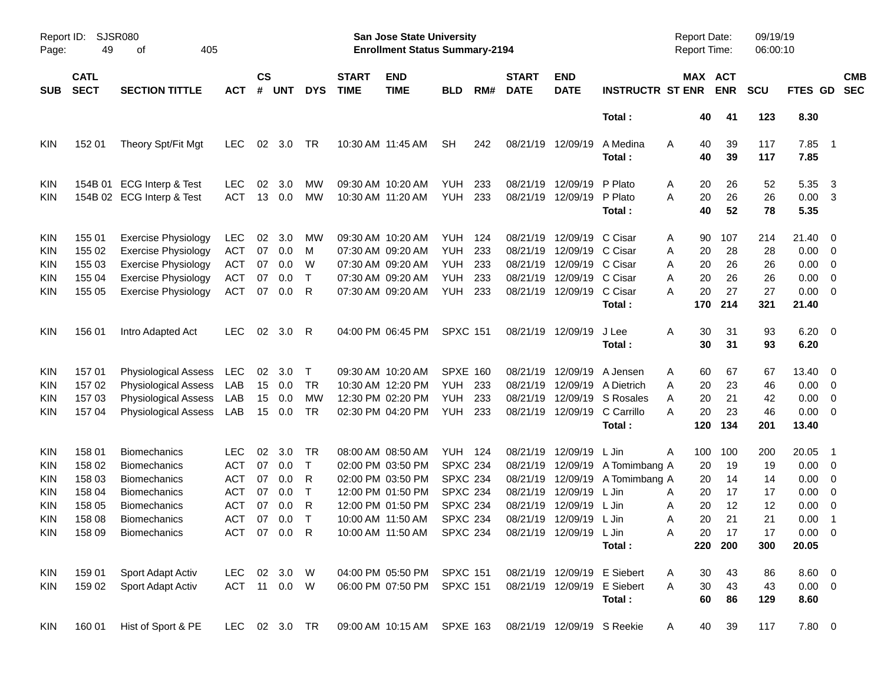Report ID: SJSR080
Page: 49 of 405

**San Jose State University**
**Enrollment Status Summary-2194**

Report Date: 09/19/19
Report Time: 06:00:10

| SUB | CATL SECT | SECTION TITTLE | ACT | CS # | UNT | DYS | START TIME | END TIME | BLD | RM# | START DATE | END DATE | INSTRUCTR | ST | MAX ENR | ACT ENR | SCU | FTES | GD | CMB SEC |
|---|---|---|---|---|---|---|---|---|---|---|---|---|---|---|---|---|---|---|---|---|
| | | | | | | | | | | | | | **Total :** | | **40** | **41** | **123** | **8.30** | | |
| KIN | 152 01 | Theory Spt/Fit Mgt | LEC | 02 | 3.0 | TR | 10:30 AM | 11:45 AM | SH | 242 | 08/21/19 | 12/09/19 | A Medina | A | 40 | 39 | 117 | 7.85 | 1 | |
| | | | | | | | | | | | | | **Total :** | | **40** | **39** | **117** | **7.85** | | |
| KIN | 154B 01 | ECG Interp & Test | LEC | 02 | 3.0 | MW | 09:30 AM | 10:20 AM | YUH | 233 | 08/21/19 | 12/09/19 | P Plato | A | 20 | 26 | 52 | 5.35 | 3 | |
| KIN | 154B 02 | ECG Interp & Test | ACT | 13 | 0.0 | MW | 10:30 AM | 11:20 AM | YUH | 233 | 08/21/19 | 12/09/19 | P Plato | A | 20 | 26 | 26 | 0.00 | 3 | |
| | | | | | | | | | | | | | **Total :** | | **40** | **52** | **78** | **5.35** | | |
| KIN | 155 01 | Exercise Physiology | LEC | 02 | 3.0 | MW | 09:30 AM | 10:20 AM | YUH | 124 | 08/21/19 | 12/09/19 | C Cisar | A | 90 | 107 | 214 | 21.40 | 0 | |
| KIN | 155 02 | Exercise Physiology | ACT | 07 | 0.0 | M | 07:30 AM | 09:20 AM | YUH | 233 | 08/21/19 | 12/09/19 | C Cisar | A | 20 | 28 | 28 | 0.00 | 0 | |
| KIN | 155 03 | Exercise Physiology | ACT | 07 | 0.0 | W | 07:30 AM | 09:20 AM | YUH | 233 | 08/21/19 | 12/09/19 | C Cisar | A | 20 | 26 | 26 | 0.00 | 0 | |
| KIN | 155 04 | Exercise Physiology | ACT | 07 | 0.0 | T | 07:30 AM | 09:20 AM | YUH | 233 | 08/21/19 | 12/09/19 | C Cisar | A | 20 | 26 | 26 | 0.00 | 0 | |
| KIN | 155 05 | Exercise Physiology | ACT | 07 | 0.0 | R | 07:30 AM | 09:20 AM | YUH | 233 | 08/21/19 | 12/09/19 | C Cisar | A | 20 | 27 | 27 | 0.00 | 0 | |
| | | | | | | | | | | | | | **Total :** | | **170** | **214** | **321** | **21.40** | | |
| KIN | 156 01 | Intro Adapted Act | LEC | 02 | 3.0 | R | 04:00 PM | 06:45 PM | SPXC | 151 | 08/21/19 | 12/09/19 | J Lee | A | 30 | 31 | 93 | 6.20 | 0 | |
| | | | | | | | | | | | | | **Total :** | | **30** | **31** | **93** | **6.20** | | |
| KIN | 157 01 | Physiological Assess | LEC | 02 | 3.0 | T | 09:30 AM | 10:20 AM | SPXE | 160 | 08/21/19 | 12/09/19 | A Jensen | A | 60 | 67 | 67 | 13.40 | 0 | |
| KIN | 157 02 | Physiological Assess | LAB | 15 | 0.0 | TR | 10:30 AM | 12:20 PM | YUH | 233 | 08/21/19 | 12/09/19 | A Dietrich | A | 20 | 23 | 46 | 0.00 | 0 | |
| KIN | 157 03 | Physiological Assess | LAB | 15 | 0.0 | MW | 12:30 PM | 02:20 PM | YUH | 233 | 08/21/19 | 12/09/19 | S Rosales | A | 20 | 21 | 42 | 0.00 | 0 | |
| KIN | 157 04 | Physiological Assess | LAB | 15 | 0.0 | TR | 02:30 PM | 04:20 PM | YUH | 233 | 08/21/19 | 12/09/19 | C Carrillo | A | 20 | 23 | 46 | 0.00 | 0 | |
| | | | | | | | | | | | | | **Total :** | | **120** | **134** | **201** | **13.40** | | |
| KIN | 158 01 | Biomechanics | LEC | 02 | 3.0 | TR | 08:00 AM | 08:50 AM | YUH | 124 | 08/21/19 | 12/09/19 | L Jin | A | 100 | 100 | 200 | 20.05 | 1 | |
| KIN | 158 02 | Biomechanics | ACT | 07 | 0.0 | T | 02:00 PM | 03:50 PM | SPXC | 234 | 08/21/19 | 12/09/19 | A Tomimbang | A | 20 | 19 | 19 | 0.00 | 0 | |
| KIN | 158 03 | Biomechanics | ACT | 07 | 0.0 | R | 02:00 PM | 03:50 PM | SPXC | 234 | 08/21/19 | 12/09/19 | A Tomimbang | A | 20 | 14 | 14 | 0.00 | 0 | |
| KIN | 158 04 | Biomechanics | ACT | 07 | 0.0 | T | 12:00 PM | 01:50 PM | SPXC | 234 | 08/21/19 | 12/09/19 | L Jin | A | 20 | 17 | 17 | 0.00 | 0 | |
| KIN | 158 05 | Biomechanics | ACT | 07 | 0.0 | R | 12:00 PM | 01:50 PM | SPXC | 234 | 08/21/19 | 12/09/19 | L Jin | A | 20 | 12 | 12 | 0.00 | 0 | |
| KIN | 158 08 | Biomechanics | ACT | 07 | 0.0 | T | 10:00 AM | 11:50 AM | SPXC | 234 | 08/21/19 | 12/09/19 | L Jin | A | 20 | 21 | 21 | 0.00 | 1 | |
| KIN | 158 09 | Biomechanics | ACT | 07 | 0.0 | R | 10:00 AM | 11:50 AM | SPXC | 234 | 08/21/19 | 12/09/19 | L Jin | A | 20 | 17 | 17 | 0.00 | 0 | |
| | | | | | | | | | | | | | **Total :** | | **220** | **200** | **300** | **20.05** | | |
| KIN | 159 01 | Sport Adapt Activ | LEC | 02 | 3.0 | W | 04:00 PM | 05:50 PM | SPXC | 151 | 08/21/19 | 12/09/19 | E Siebert | A | 30 | 43 | 86 | 8.60 | 0 | |
| KIN | 159 02 | Sport Adapt Activ | ACT | 11 | 0.0 | W | 06:00 PM | 07:50 PM | SPXC | 151 | 08/21/19 | 12/09/19 | E Siebert | A | 30 | 43 | 43 | 0.00 | 0 | |
| | | | | | | | | | | | | | **Total :** | | **60** | **86** | **129** | **8.60** | | |
| KIN | 160 01 | Hist of Sport & PE | LEC | 02 | 3.0 | TR | 09:00 AM | 10:15 AM | SPXE | 163 | 08/21/19 | 12/09/19 | S Reekie | A | 40 | 39 | 117 | 7.80 | 0 | |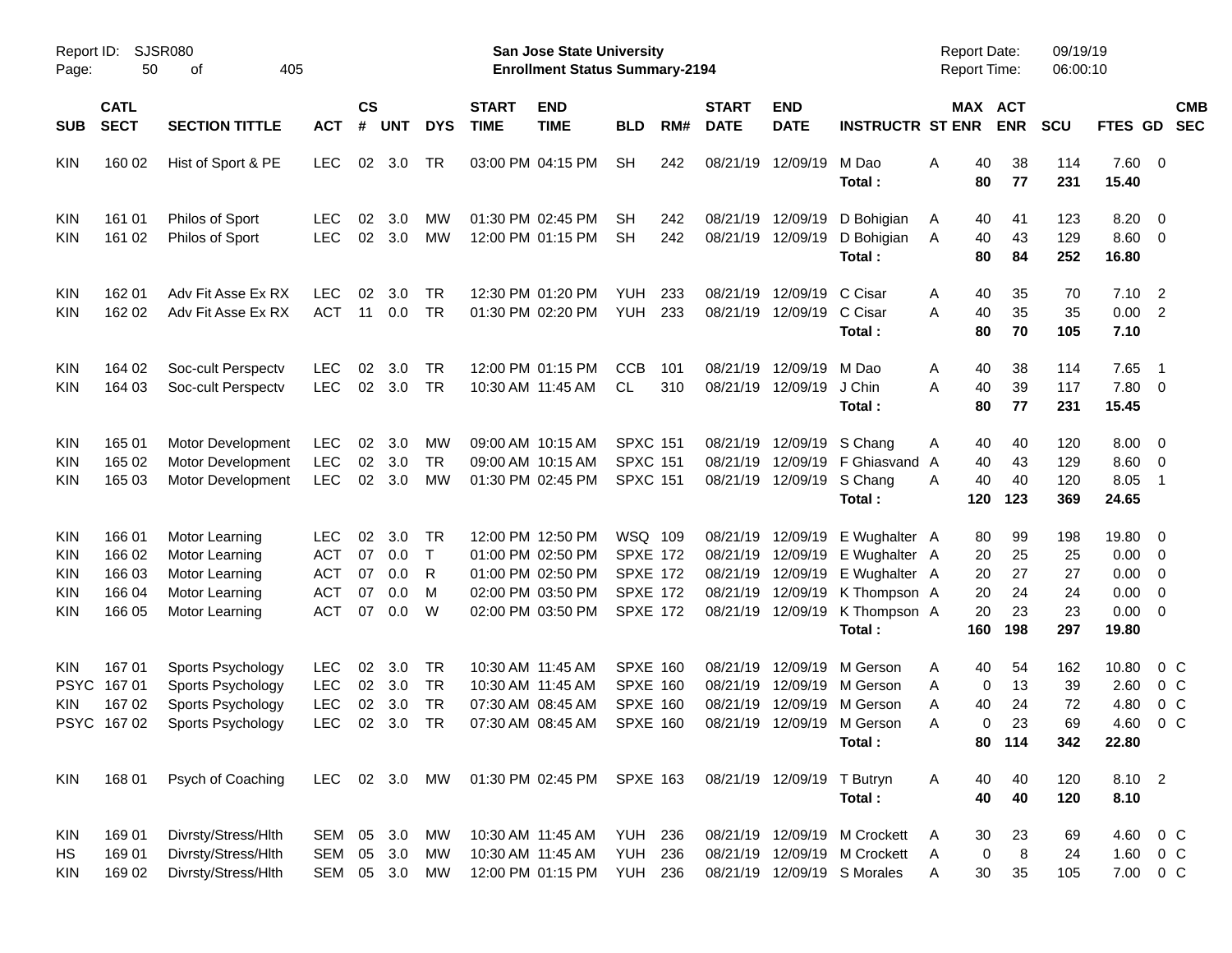Report ID: SJSR080

**San Jose State University**
**Enrollment Status Summary-2194**

Report Date: 09/19/19
Report Time: 06:00:10

| SUB | CATL SECT | SECTION TITTLE | ACT | CS # | UNT | DYS | START TIME | END TIME | BLD | RM# | START DATE | END DATE | INSTRUCTR | ST | MAX ENR | ACT ENR | SCU | FTES | GD | CMB SEC |
|---|---|---|---|---|---|---|---|---|---|---|---|---|---|---|---|---|---|---|---|---|
| KIN | 160 02 | Hist of Sport & PE | LEC | 02 | 3.0 | TR | 03:00 PM | 04:15 PM | SH | 242 | 08/21/19 | 12/09/19 | M Dao | A | 40 | 38 | 114 | 7.60 | 0 | |
| | | | | | | | | | | | | | **Total :** | | **80** | **77** | **231** | **15.40** | | |
| KIN | 161 01 | Philos of Sport | LEC | 02 | 3.0 | MW | 01:30 PM | 02:45 PM | SH | 242 | 08/21/19 | 12/09/19 | D Bohigian | A | 40 | 41 | 123 | 8.20 | 0 | |
| KIN | 161 02 | Philos of Sport | LEC | 02 | 3.0 | MW | 12:00 PM | 01:15 PM | SH | 242 | 08/21/19 | 12/09/19 | D Bohigian | A | 40 | 43 | 129 | 8.60 | 0 | |
| | | | | | | | | | | | | | **Total :** | | **80** | **84** | **252** | **16.80** | | |
| KIN | 162 01 | Adv Fit Asse Ex RX | LEC | 02 | 3.0 | TR | 12:30 PM | 01:20 PM | YUH | 233 | 08/21/19 | 12/09/19 | C Cisar | A | 40 | 35 | 70 | 7.10 | 2 | |
| KIN | 162 02 | Adv Fit Asse Ex RX | ACT | 11 | 0.0 | TR | 01:30 PM | 02:20 PM | YUH | 233 | 08/21/19 | 12/09/19 | C Cisar | A | 40 | 35 | 35 | 0.00 | 2 | |
| | | | | | | | | | | | | | **Total :** | | **80** | **70** | **105** | **7.10** | | |
| KIN | 164 02 | Soc-cult Perspectv | LEC | 02 | 3.0 | TR | 12:00 PM | 01:15 PM | CCB | 101 | 08/21/19 | 12/09/19 | M Dao | A | 40 | 38 | 114 | 7.65 | 1 | |
| KIN | 164 03 | Soc-cult Perspectv | LEC | 02 | 3.0 | TR | 10:30 AM | 11:45 AM | CL | 310 | 08/21/19 | 12/09/19 | J Chin | A | 40 | 39 | 117 | 7.80 | 0 | |
| | | | | | | | | | | | | | **Total :** | | **80** | **77** | **231** | **15.45** | | |
| KIN | 165 01 | Motor Development | LEC | 02 | 3.0 | MW | 09:00 AM | 10:15 AM | SPXC | 151 | 08/21/19 | 12/09/19 | S Chang | A | 40 | 40 | 120 | 8.00 | 0 | |
| KIN | 165 02 | Motor Development | LEC | 02 | 3.0 | TR | 09:00 AM | 10:15 AM | SPXC | 151 | 08/21/19 | 12/09/19 | F Ghiasvand | A | 40 | 43 | 129 | 8.60 | 0 | |
| KIN | 165 03 | Motor Development | LEC | 02 | 3.0 | MW | 01:30 PM | 02:45 PM | SPXC | 151 | 08/21/19 | 12/09/19 | S Chang | A | 40 | 40 | 120 | 8.05 | 1 | |
| | | | | | | | | | | | | | **Total :** | | **120** | **123** | **369** | **24.65** | | |
| KIN | 166 01 | Motor Learning | LEC | 02 | 3.0 | TR | 12:00 PM | 12:50 PM | WSQ | 109 | 08/21/19 | 12/09/19 | E Wughalter | A | 80 | 99 | 198 | 19.80 | 0 | |
| KIN | 166 02 | Motor Learning | ACT | 07 | 0.0 | T | 01:00 PM | 02:50 PM | SPXE | 172 | 08/21/19 | 12/09/19 | E Wughalter | A | 20 | 25 | 25 | 0.00 | 0 | |
| KIN | 166 03 | Motor Learning | ACT | 07 | 0.0 | R | 01:00 PM | 02:50 PM | SPXE | 172 | 08/21/19 | 12/09/19 | E Wughalter | A | 20 | 27 | 27 | 0.00 | 0 | |
| KIN | 166 04 | Motor Learning | ACT | 07 | 0.0 | M | 02:00 PM | 03:50 PM | SPXE | 172 | 08/21/19 | 12/09/19 | K Thompson | A | 20 | 24 | 24 | 0.00 | 0 | |
| KIN | 166 05 | Motor Learning | ACT | 07 | 0.0 | W | 02:00 PM | 03:50 PM | SPXE | 172 | 08/21/19 | 12/09/19 | K Thompson | A | 20 | 23 | 23 | 0.00 | 0 | |
| | | | | | | | | | | | | | **Total :** | | **160** | **198** | **297** | **19.80** | | |
| KIN | 167 01 | Sports Psychology | LEC | 02 | 3.0 | TR | 10:30 AM | 11:45 AM | SPXE | 160 | 08/21/19 | 12/09/19 | M Gerson | A | 40 | 54 | 162 | 10.80 | 0 | C |
| PSYC | 167 01 | Sports Psychology | LEC | 02 | 3.0 | TR | 10:30 AM | 11:45 AM | SPXE | 160 | 08/21/19 | 12/09/19 | M Gerson | A | 0 | 13 | 39 | 2.60 | 0 | C |
| KIN | 167 02 | Sports Psychology | LEC | 02 | 3.0 | TR | 07:30 AM | 08:45 AM | SPXE | 160 | 08/21/19 | 12/09/19 | M Gerson | A | 40 | 24 | 72 | 4.80 | 0 | C |
| PSYC | 167 02 | Sports Psychology | LEC | 02 | 3.0 | TR | 07:30 AM | 08:45 AM | SPXE | 160 | 08/21/19 | 12/09/19 | M Gerson | A | 0 | 23 | 69 | 4.60 | 0 | C |
| | | | | | | | | | | | | | **Total :** | | **80** | **114** | **342** | **22.80** | | |
| KIN | 168 01 | Psych of Coaching | LEC | 02 | 3.0 | MW | 01:30 PM | 02:45 PM | SPXE | 163 | 08/21/19 | 12/09/19 | T Butryn | A | 40 | 40 | 120 | 8.10 | 2 | |
| | | | | | | | | | | | | | **Total :** | | **40** | **40** | **120** | **8.10** | | |
| KIN | 169 01 | Divrsty/Stress/Hlth | SEM | 05 | 3.0 | MW | 10:30 AM | 11:45 AM | YUH | 236 | 08/21/19 | 12/09/19 | M Crockett | A | 30 | 23 | 69 | 4.60 | 0 | C |
| HS | 169 01 | Divrsty/Stress/Hlth | SEM | 05 | 3.0 | MW | 10:30 AM | 11:45 AM | YUH | 236 | 08/21/19 | 12/09/19 | M Crockett | A | 0 | 8 | 24 | 1.60 | 0 | C |
| KIN | 169 02 | Divrsty/Stress/Hlth | SEM | 05 | 3.0 | MW | 12:00 PM | 01:15 PM | YUH | 236 | 08/21/19 | 12/09/19 | S Morales | A | 30 | 35 | 105 | 7.00 | 0 | C |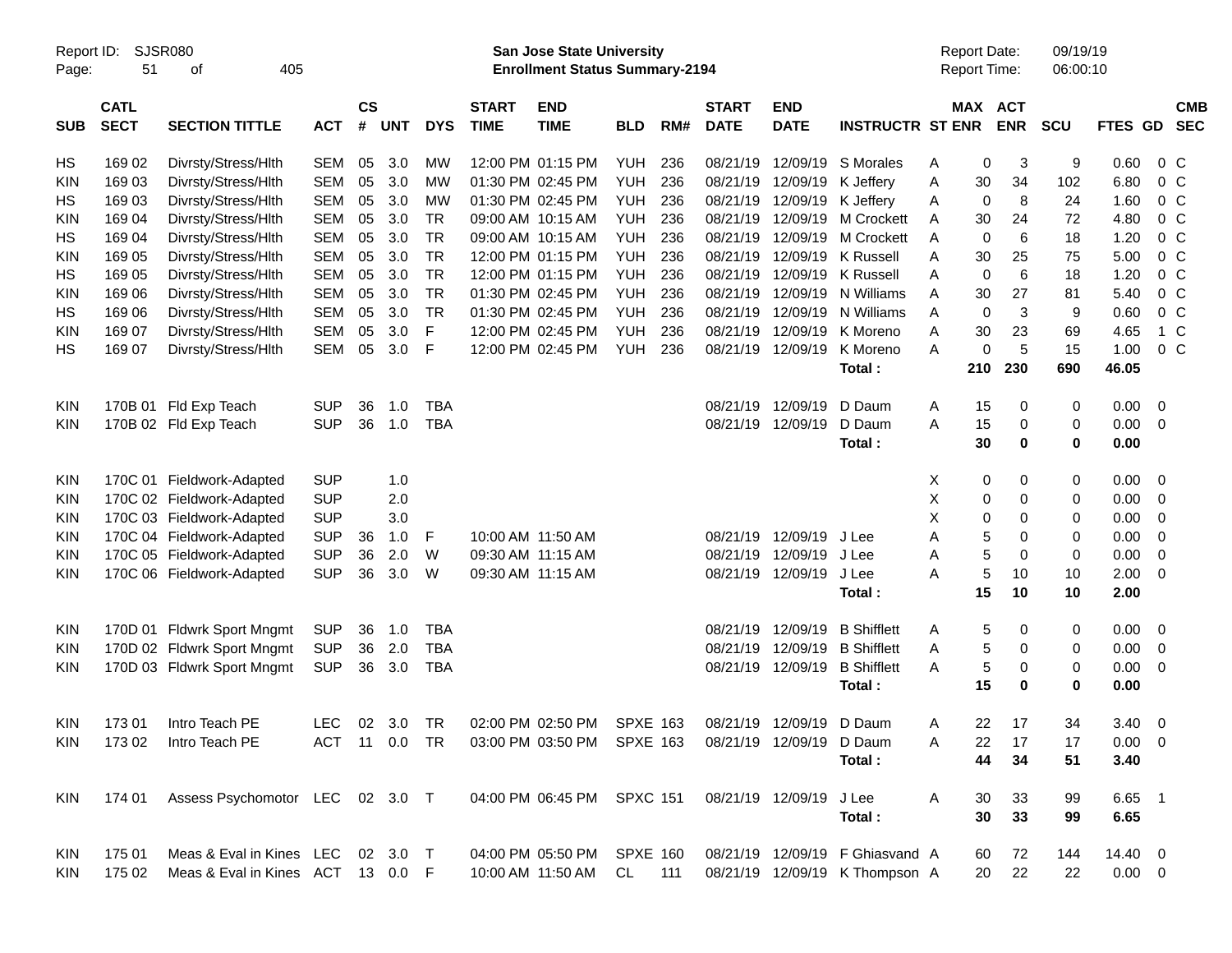Report ID: SJSR080
San Jose State University
Enrollment Status Summary-2194
Report Date: 09/19/19
Report Time: 06:00:10

| SUB | CATL SECT | SECTION TITTLE | ACT | CS # | UNT | DYS | START TIME | END TIME | BLD | RM# | START DATE | END DATE | INSTRUCTR | ST | MAX ENR | ACT ENR | SCU | FTES | GD | CMB SEC |
|---|---|---|---|---|---|---|---|---|---|---|---|---|---|---|---|---|---|---|---|---|
| HS | 169 02 | Divrsty/Stress/Hlth | SEM | 05 | 3.0 | MW | 12:00 PM | 01:15 PM | YUH | 236 | 08/21/19 | 12/09/19 | S Morales | A | 0 | 3 | 9 | 0.60 | 0 | C |
| KIN | 169 03 | Divrsty/Stress/Hlth | SEM | 05 | 3.0 | MW | 01:30 PM | 02:45 PM | YUH | 236 | 08/21/19 | 12/09/19 | K Jeffery | A | 30 | 34 | 102 | 6.80 | 0 | C |
| HS | 169 03 | Divrsty/Stress/Hlth | SEM | 05 | 3.0 | MW | 01:30 PM | 02:45 PM | YUH | 236 | 08/21/19 | 12/09/19 | K Jeffery | A | 0 | 8 | 24 | 1.60 | 0 | C |
| KIN | 169 04 | Divrsty/Stress/Hlth | SEM | 05 | 3.0 | TR | 09:00 AM | 10:15 AM | YUH | 236 | 08/21/19 | 12/09/19 | M Crockett | A | 30 | 24 | 72 | 4.80 | 0 | C |
| HS | 169 04 | Divrsty/Stress/Hlth | SEM | 05 | 3.0 | TR | 09:00 AM | 10:15 AM | YUH | 236 | 08/21/19 | 12/09/19 | M Crockett | A | 0 | 6 | 18 | 1.20 | 0 | C |
| KIN | 169 05 | Divrsty/Stress/Hlth | SEM | 05 | 3.0 | TR | 12:00 PM | 01:15 PM | YUH | 236 | 08/21/19 | 12/09/19 | K Russell | A | 30 | 25 | 75 | 5.00 | 0 | C |
| HS | 169 05 | Divrsty/Stress/Hlth | SEM | 05 | 3.0 | TR | 12:00 PM | 01:15 PM | YUH | 236 | 08/21/19 | 12/09/19 | K Russell | A | 0 | 6 | 18 | 1.20 | 0 | C |
| KIN | 169 06 | Divrsty/Stress/Hlth | SEM | 05 | 3.0 | TR | 01:30 PM | 02:45 PM | YUH | 236 | 08/21/19 | 12/09/19 | N Williams | A | 30 | 27 | 81 | 5.40 | 0 | C |
| HS | 169 06 | Divrsty/Stress/Hlth | SEM | 05 | 3.0 | TR | 01:30 PM | 02:45 PM | YUH | 236 | 08/21/19 | 12/09/19 | N Williams | A | 0 | 3 | 9 | 0.60 | 0 | C |
| KIN | 169 07 | Divrsty/Stress/Hlth | SEM | 05 | 3.0 | F | 12:00 PM | 02:45 PM | YUH | 236 | 08/21/19 | 12/09/19 | K Moreno | A | 30 | 23 | 69 | 4.65 | 1 | C |
| HS | 169 07 | Divrsty/Stress/Hlth | SEM | 05 | 3.0 | F | 12:00 PM | 02:45 PM | YUH | 236 | 08/21/19 | 12/09/19 | K Moreno | A | 0 | 5 | 15 | 1.00 | 0 | C |
| | | | | | | | | | | | | | **Total :** | | **210** | **230** | **690** | **46.05** | | |
| KIN | 170B 01 | Fld Exp Teach | SUP | 36 | 1.0 | TBA | | | | | 08/21/19 | 12/09/19 | D Daum | A | 15 | 0 | 0 | 0.00 | 0 | |
| KIN | 170B 02 | Fld Exp Teach | SUP | 36 | 1.0 | TBA | | | | | 08/21/19 | 12/09/19 | D Daum | A | 15 | 0 | 0 | 0.00 | 0 | |
| | | | | | | | | | | | | | **Total :** | | **30** | **0** | **0** | **0.00** | | |
| KIN | 170C 01 | Fieldwork-Adapted | SUP | | 1.0 | | | | | | | | | X | 0 | 0 | 0 | 0.00 | 0 | |
| KIN | 170C 02 | Fieldwork-Adapted | SUP | | 2.0 | | | | | | | | | X | 0 | 0 | 0 | 0.00 | 0 | |
| KIN | 170C 03 | Fieldwork-Adapted | SUP | | 3.0 | | | | | | | | | X | 0 | 0 | 0 | 0.00 | 0 | |
| KIN | 170C 04 | Fieldwork-Adapted | SUP | 36 | 1.0 | F | 10:00 AM | 11:50 AM | | | 08/21/19 | 12/09/19 | J Lee | A | 5 | 0 | 0 | 0.00 | 0 | |
| KIN | 170C 05 | Fieldwork-Adapted | SUP | 36 | 2.0 | W | 09:30 AM | 11:15 AM | | | 08/21/19 | 12/09/19 | J Lee | A | 5 | 0 | 0 | 0.00 | 0 | |
| KIN | 170C 06 | Fieldwork-Adapted | SUP | 36 | 3.0 | W | 09:30 AM | 11:15 AM | | | 08/21/19 | 12/09/19 | J Lee | A | 5 | 10 | 10 | 2.00 | 0 | |
| | | | | | | | | | | | | | **Total :** | | **15** | **10** | **10** | **2.00** | | |
| KIN | 170D 01 | Fldwrk Sport Mngmt | SUP | 36 | 1.0 | TBA | | | | | 08/21/19 | 12/09/19 | B Shifflett | A | 5 | 0 | 0 | 0.00 | 0 | |
| KIN | 170D 02 | Fldwrk Sport Mngmt | SUP | 36 | 2.0 | TBA | | | | | 08/21/19 | 12/09/19 | B Shifflett | A | 5 | 0 | 0 | 0.00 | 0 | |
| KIN | 170D 03 | Fldwrk Sport Mngmt | SUP | 36 | 3.0 | TBA | | | | | 08/21/19 | 12/09/19 | B Shifflett | A | 5 | 0 | 0 | 0.00 | 0 | |
| | | | | | | | | | | | | | **Total :** | | **15** | **0** | **0** | **0.00** | | |
| KIN | 173 01 | Intro Teach PE | LEC | 02 | 3.0 | TR | 02:00 PM | 02:50 PM | SPXE | 163 | 08/21/19 | 12/09/19 | D Daum | A | 22 | 17 | 34 | 3.40 | 0 | |
| KIN | 173 02 | Intro Teach PE | ACT | 11 | 0.0 | TR | 03:00 PM | 03:50 PM | SPXE | 163 | 08/21/19 | 12/09/19 | D Daum | A | 22 | 17 | 17 | 0.00 | 0 | |
| | | | | | | | | | | | | | **Total :** | | **44** | **34** | **51** | **3.40** | | |
| KIN | 174 01 | Assess Psychomotor | LEC | 02 | 3.0 | T | 04:00 PM | 06:45 PM | SPXC | 151 | 08/21/19 | 12/09/19 | J Lee | A | 30 | 33 | 99 | 6.65 | 1 | |
| | | | | | | | | | | | | | **Total :** | | **30** | **33** | **99** | **6.65** | | |
| KIN | 175 01 | Meas & Eval in Kines | LEC | 02 | 3.0 | T | 04:00 PM | 05:50 PM | SPXE | 160 | 08/21/19 | 12/09/19 | F Ghiasvand | A | 60 | 72 | 144 | 14.40 | 0 | |
| KIN | 175 02 | Meas & Eval in Kines | ACT | 13 | 0.0 | F | 10:00 AM | 11:50 AM | CL | 111 | 08/21/19 | 12/09/19 | K Thompson | A | 20 | 22 | 22 | 0.00 | 0 | |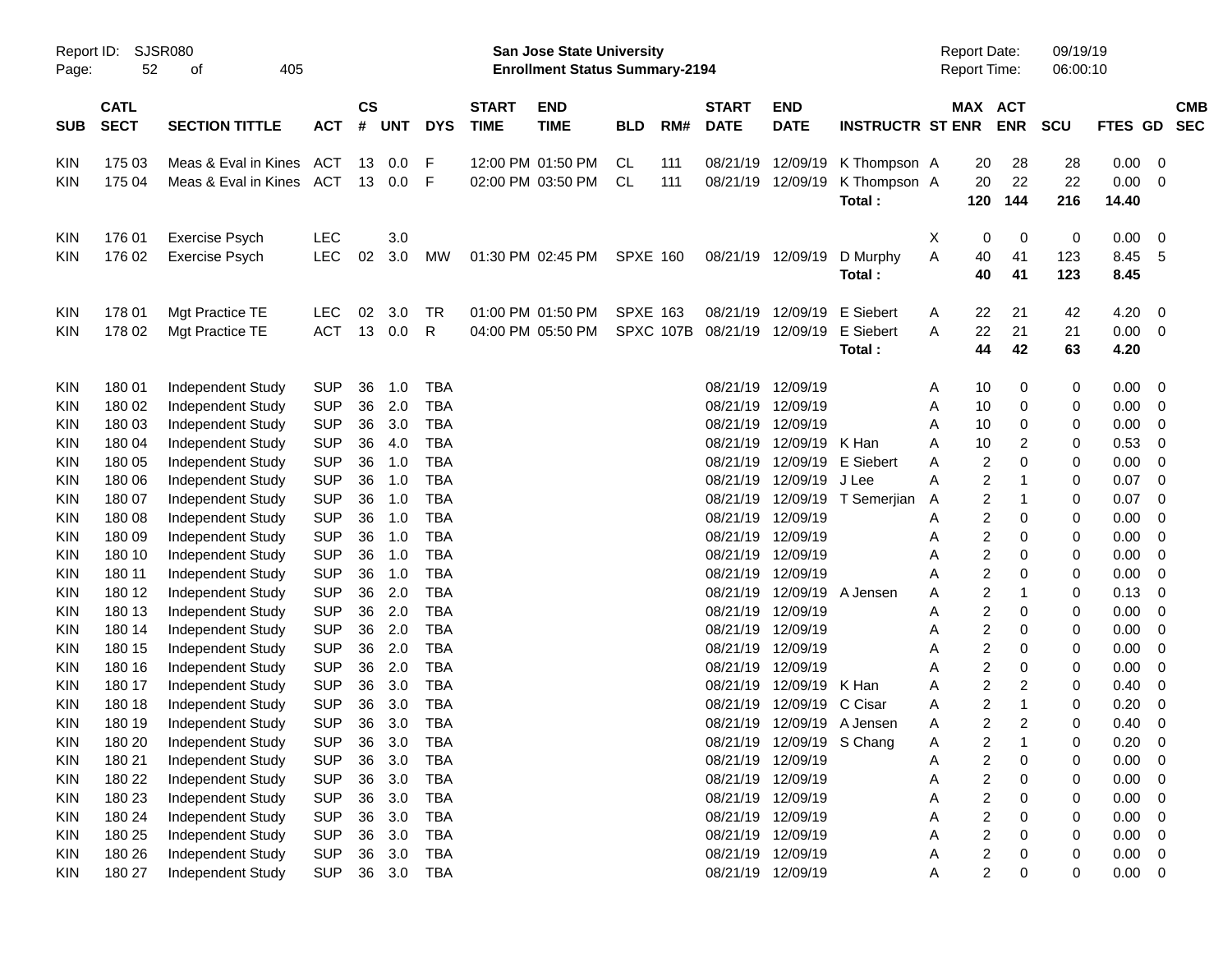Report ID: SJSR080
San Jose State University
Enrollment Status Summary-2194
Report Date: 09/19/19
Report Time: 06:00:10

| SUB | CATL SECT | SECTION TITTLE | ACT | CS # | UNT | DYS | START TIME | END TIME | BLD | RM# | START DATE | END DATE | INSTRUCTR | ST | MAX ENR | ACT ENR | SCU | FTES | GD | CMB SEC |
|---|---|---|---|---|---|---|---|---|---|---|---|---|---|---|---|---|---|---|---|---|
| KIN | 175 03 | Meas & Eval in Kines | ACT | 13 | 0.0 | F | 12:00 PM | 01:50 PM | CL | 111 | 08/21/19 | 12/09/19 | K Thompson | A | 20 | 28 | 28 | 0.00 | 0 | |
| KIN | 175 04 | Meas & Eval in Kines | ACT | 13 | 0.0 | F | 02:00 PM | 03:50 PM | CL | 111 | 08/21/19 | 12/09/19 | K Thompson | A | 20 | 22 | 22 | 0.00 | 0 | |
| | | | | | | | | | | | | | **Total :** | | **120** | **144** | **216** | **14.40** | | |
| KIN | 176 01 | Exercise Psych | LEC | | 3.0 | | | | | | | | | X | 0 | 0 | 0 | 0.00 | 0 | |
| KIN | 176 02 | Exercise Psych | LEC | 02 | 3.0 | MW | 01:30 PM | 02:45 PM | SPXE | 160 | 08/21/19 | 12/09/19 | D Murphy | A | 40 | 41 | 123 | 8.45 | 5 | |
| | | | | | | | | | | | | | **Total :** | | **40** | **41** | **123** | **8.45** | | |
| KIN | 178 01 | Mgt Practice TE | LEC | 02 | 3.0 | TR | 01:00 PM | 01:50 PM | SPXE | 163 | 08/21/19 | 12/09/19 | E Siebert | A | 22 | 21 | 42 | 4.20 | 0 | |
| KIN | 178 02 | Mgt Practice TE | ACT | 13 | 0.0 | R | 04:00 PM | 05:50 PM | SPXC | 107B | 08/21/19 | 12/09/19 | E Siebert | A | 22 | 21 | 21 | 0.00 | 0 | |
| | | | | | | | | | | | | | **Total :** | | **44** | **42** | **63** | **4.20** | | |
| KIN | 180 01 | Independent Study | SUP | 36 | 1.0 | TBA | | | | | 08/21/19 | 12/09/19 | | A | 10 | 0 | 0 | 0.00 | 0 | |
| KIN | 180 02 | Independent Study | SUP | 36 | 2.0 | TBA | | | | | 08/21/19 | 12/09/19 | | A | 10 | 0 | 0 | 0.00 | 0 | |
| KIN | 180 03 | Independent Study | SUP | 36 | 3.0 | TBA | | | | | 08/21/19 | 12/09/19 | | A | 10 | 0 | 0 | 0.00 | 0 | |
| KIN | 180 04 | Independent Study | SUP | 36 | 4.0 | TBA | | | | | 08/21/19 | 12/09/19 | K Han | A | 10 | 2 | 0 | 0.53 | 0 | |
| KIN | 180 05 | Independent Study | SUP | 36 | 1.0 | TBA | | | | | 08/21/19 | 12/09/19 | E Siebert | A | 2 | 0 | 0 | 0.00 | 0 | |
| KIN | 180 06 | Independent Study | SUP | 36 | 1.0 | TBA | | | | | 08/21/19 | 12/09/19 | J Lee | A | 2 | 1 | 0 | 0.07 | 0 | |
| KIN | 180 07 | Independent Study | SUP | 36 | 1.0 | TBA | | | | | 08/21/19 | 12/09/19 | T Semerjian | A | 2 | 1 | 0 | 0.07 | 0 | |
| KIN | 180 08 | Independent Study | SUP | 36 | 1.0 | TBA | | | | | 08/21/19 | 12/09/19 | | A | 2 | 0 | 0 | 0.00 | 0 | |
| KIN | 180 09 | Independent Study | SUP | 36 | 1.0 | TBA | | | | | 08/21/19 | 12/09/19 | | A | 2 | 0 | 0 | 0.00 | 0 | |
| KIN | 180 10 | Independent Study | SUP | 36 | 1.0 | TBA | | | | | 08/21/19 | 12/09/19 | | A | 2 | 0 | 0 | 0.00 | 0 | |
| KIN | 180 11 | Independent Study | SUP | 36 | 1.0 | TBA | | | | | 08/21/19 | 12/09/19 | | A | 2 | 0 | 0 | 0.00 | 0 | |
| KIN | 180 12 | Independent Study | SUP | 36 | 2.0 | TBA | | | | | 08/21/19 | 12/09/19 | A Jensen | A | 2 | 1 | 0 | 0.13 | 0 | |
| KIN | 180 13 | Independent Study | SUP | 36 | 2.0 | TBA | | | | | 08/21/19 | 12/09/19 | | A | 2 | 0 | 0 | 0.00 | 0 | |
| KIN | 180 14 | Independent Study | SUP | 36 | 2.0 | TBA | | | | | 08/21/19 | 12/09/19 | | A | 2 | 0 | 0 | 0.00 | 0 | |
| KIN | 180 15 | Independent Study | SUP | 36 | 2.0 | TBA | | | | | 08/21/19 | 12/09/19 | | A | 2 | 0 | 0 | 0.00 | 0 | |
| KIN | 180 16 | Independent Study | SUP | 36 | 2.0 | TBA | | | | | 08/21/19 | 12/09/19 | | A | 2 | 0 | 0 | 0.00 | 0 | |
| KIN | 180 17 | Independent Study | SUP | 36 | 3.0 | TBA | | | | | 08/21/19 | 12/09/19 | K Han | A | 2 | 2 | 0 | 0.40 | 0 | |
| KIN | 180 18 | Independent Study | SUP | 36 | 3.0 | TBA | | | | | 08/21/19 | 12/09/19 | C Cisar | A | 2 | 1 | 0 | 0.20 | 0 | |
| KIN | 180 19 | Independent Study | SUP | 36 | 3.0 | TBA | | | | | 08/21/19 | 12/09/19 | A Jensen | A | 2 | 2 | 0 | 0.40 | 0 | |
| KIN | 180 20 | Independent Study | SUP | 36 | 3.0 | TBA | | | | | 08/21/19 | 12/09/19 | S Chang | A | 2 | 1 | 0 | 0.20 | 0 | |
| KIN | 180 21 | Independent Study | SUP | 36 | 3.0 | TBA | | | | | 08/21/19 | 12/09/19 | | A | 2 | 0 | 0 | 0.00 | 0 | |
| KIN | 180 22 | Independent Study | SUP | 36 | 3.0 | TBA | | | | | 08/21/19 | 12/09/19 | | A | 2 | 0 | 0 | 0.00 | 0 | |
| KIN | 180 23 | Independent Study | SUP | 36 | 3.0 | TBA | | | | | 08/21/19 | 12/09/19 | | A | 2 | 0 | 0 | 0.00 | 0 | |
| KIN | 180 24 | Independent Study | SUP | 36 | 3.0 | TBA | | | | | 08/21/19 | 12/09/19 | | A | 2 | 0 | 0 | 0.00 | 0 | |
| KIN | 180 25 | Independent Study | SUP | 36 | 3.0 | TBA | | | | | 08/21/19 | 12/09/19 | | A | 2 | 0 | 0 | 0.00 | 0 | |
| KIN | 180 26 | Independent Study | SUP | 36 | 3.0 | TBA | | | | | 08/21/19 | 12/09/19 | | A | 2 | 0 | 0 | 0.00 | 0 | |
| KIN | 180 27 | Independent Study | SUP | 36 | 3.0 | TBA | | | | | 08/21/19 | 12/09/19 | | A | 2 | 0 | 0 | 0.00 | 0 | |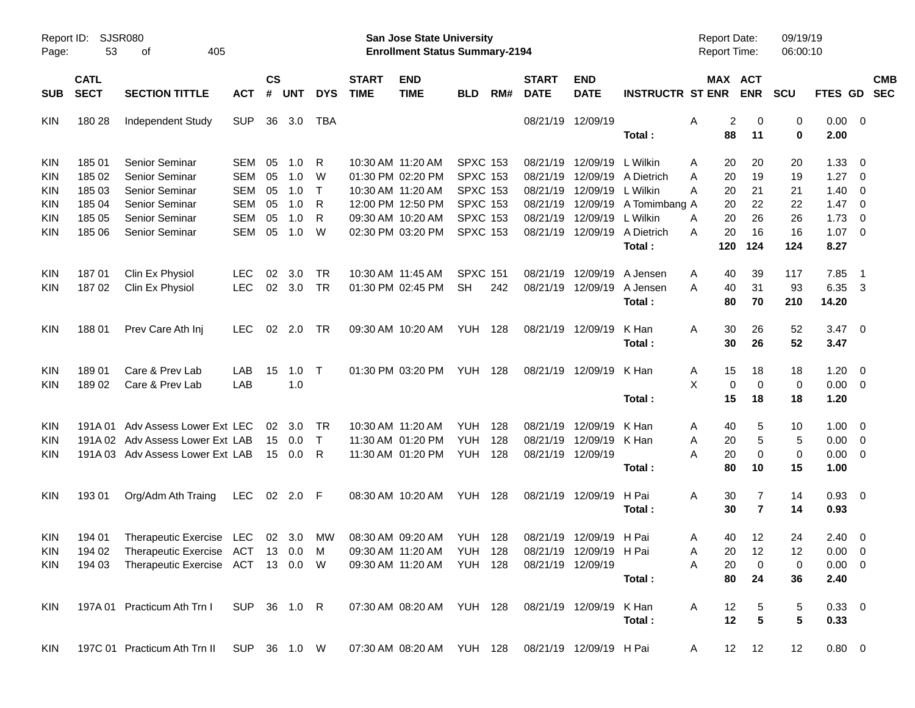| SUB | CATL SECT | SECTION TITTLE | ACT | CS # | UNT | DYS | START TIME | END TIME | BLD | RM# | START DATE | END DATE | INSTRUCTR | ST | MAX ENR | ACT ENR | SCU | FTES | GD | CMB SEC |
|---|---|---|---|---|---|---|---|---|---|---|---|---|---|---|---|---|---|---|---|---|
| KIN | 180 28 | Independent Study | SUP | 36 | 3.0 | TBA | | | | | 08/21/19 | 12/09/19 | | A | 2 | 0 | 0 | 0.00 | 0 | |
| | | | | | | | | | | | | | **Total :** | | **88** | **11** | **0** | **2.00** | | |
| KIN | 185 01 | Senior Seminar | SEM | 05 | 1.0 | R | 10:30 AM | 11:20 AM | SPXC | 153 | 08/21/19 | 12/09/19 | L Wilkin | A | 20 | 20 | 20 | 1.33 | 0 | |
| KIN | 185 02 | Senior Seminar | SEM | 05 | 1.0 | W | 01:30 PM | 02:20 PM | SPXC | 153 | 08/21/19 | 12/09/19 | A Dietrich | A | 20 | 19 | 19 | 1.27 | 0 | |
| KIN | 185 03 | Senior Seminar | SEM | 05 | 1.0 | T | 10:30 AM | 11:20 AM | SPXC | 153 | 08/21/19 | 12/09/19 | L Wilkin | A | 20 | 21 | 21 | 1.40 | 0 | |
| KIN | 185 04 | Senior Seminar | SEM | 05 | 1.0 | R | 12:00 PM | 12:50 PM | SPXC | 153 | 08/21/19 | 12/09/19 | A Tomimbang | A | 20 | 22 | 22 | 1.47 | 0 | |
| KIN | 185 05 | Senior Seminar | SEM | 05 | 1.0 | R | 09:30 AM | 10:20 AM | SPXC | 153 | 08/21/19 | 12/09/19 | L Wilkin | A | 20 | 26 | 26 | 1.73 | 0 | |
| KIN | 185 06 | Senior Seminar | SEM | 05 | 1.0 | W | 02:30 PM | 03:20 PM | SPXC | 153 | 08/21/19 | 12/09/19 | A Dietrich | A | 20 | 16 | 16 | 1.07 | 0 | |
| | | | | | | | | | | | | | **Total :** | | **120** | **124** | **124** | **8.27** | | |
| KIN | 187 01 | Clin Ex Physiol | LEC | 02 | 3.0 | TR | 10:30 AM | 11:45 AM | SPXC | 151 | 08/21/19 | 12/09/19 | A Jensen | A | 40 | 39 | 117 | 7.85 | 1 | |
| KIN | 187 02 | Clin Ex Physiol | LEC | 02 | 3.0 | TR | 01:30 PM | 02:45 PM | SH | 242 | 08/21/19 | 12/09/19 | A Jensen | A | 40 | 31 | 93 | 6.35 | 3 | |
| | | | | | | | | | | | | | **Total :** | | **80** | **70** | **210** | **14.20** | | |
| KIN | 188 01 | Prev Care Ath Inj | LEC | 02 | 2.0 | TR | 09:30 AM | 10:20 AM | YUH | 128 | 08/21/19 | 12/09/19 | K Han | A | 30 | 26 | 52 | 3.47 | 0 | |
| | | | | | | | | | | | | | **Total :** | | **30** | **26** | **52** | **3.47** | | |
| KIN | 189 01 | Care & Prev Lab | LAB | 15 | 1.0 | T | 01:30 PM | 03:20 PM | YUH | 128 | 08/21/19 | 12/09/19 | K Han | A | 15 | 18 | 18 | 1.20 | 0 | |
| KIN | 189 02 | Care & Prev Lab | LAB | | 1.0 | | | | | | | | | X | 0 | 0 | 0 | 0.00 | 0 | |
| | | | | | | | | | | | | | **Total :** | | **15** | **18** | **18** | **1.20** | | |
| KIN | 191A 01 | Adv Assess Lower Ext | LEC | 02 | 3.0 | TR | 10:30 AM | 11:20 AM | YUH | 128 | 08/21/19 | 12/09/19 | K Han | A | 40 | 5 | 10 | 1.00 | 0 | |
| KIN | 191A 02 | Adv Assess Lower Ext | LAB | 15 | 0.0 | T | 11:30 AM | 01:20 PM | YUH | 128 | 08/21/19 | 12/09/19 | K Han | A | 20 | 5 | 5 | 0.00 | 0 | |
| KIN | 191A 03 | Adv Assess Lower Ext | LAB | 15 | 0.0 | R | 11:30 AM | 01:20 PM | YUH | 128 | 08/21/19 | 12/09/19 | | A | 20 | 0 | 0 | 0.00 | 0 | |
| | | | | | | | | | | | | | **Total :** | | **80** | **10** | **15** | **1.00** | | |
| KIN | 193 01 | Org/Adm Ath Traing | LEC | 02 | 2.0 | F | 08:30 AM | 10:20 AM | YUH | 128 | 08/21/19 | 12/09/19 | H Pai | A | 30 | 7 | 14 | 0.93 | 0 | |
| | | | | | | | | | | | | | **Total :** | | **30** | **7** | **14** | **0.93** | | |
| KIN | 194 01 | Therapeutic Exercise | LEC | 02 | 3.0 | MW | 08:30 AM | 09:20 AM | YUH | 128 | 08/21/19 | 12/09/19 | H Pai | A | 40 | 12 | 24 | 2.40 | 0 | |
| KIN | 194 02 | Therapeutic Exercise | ACT | 13 | 0.0 | M | 09:30 AM | 11:20 AM | YUH | 128 | 08/21/19 | 12/09/19 | H Pai | A | 20 | 12 | 12 | 0.00 | 0 | |
| KIN | 194 03 | Therapeutic Exercise | ACT | 13 | 0.0 | W | 09:30 AM | 11:20 AM | YUH | 128 | 08/21/19 | 12/09/19 | | A | 20 | 0 | 0 | 0.00 | 0 | |
| | | | | | | | | | | | | | **Total :** | | **80** | **24** | **36** | **2.40** | | |
| KIN | 197A 01 | Practicum Ath Trn I | SUP | 36 | 1.0 | R | 07:30 AM | 08:20 AM | YUH | 128 | 08/21/19 | 12/09/19 | K Han | A | 12 | 5 | 5 | 0.33 | 0 | |
| | | | | | | | | | | | | | **Total :** | | **12** | **5** | **5** | **0.33** | | |
| KIN | 197C 01 | Practicum Ath Trn II | SUP | 36 | 1.0 | W | 07:30 AM | 08:20 AM | YUH | 128 | 08/21/19 | 12/09/19 | H Pai | A | 12 | 12 | 12 | 0.80 | 0 | |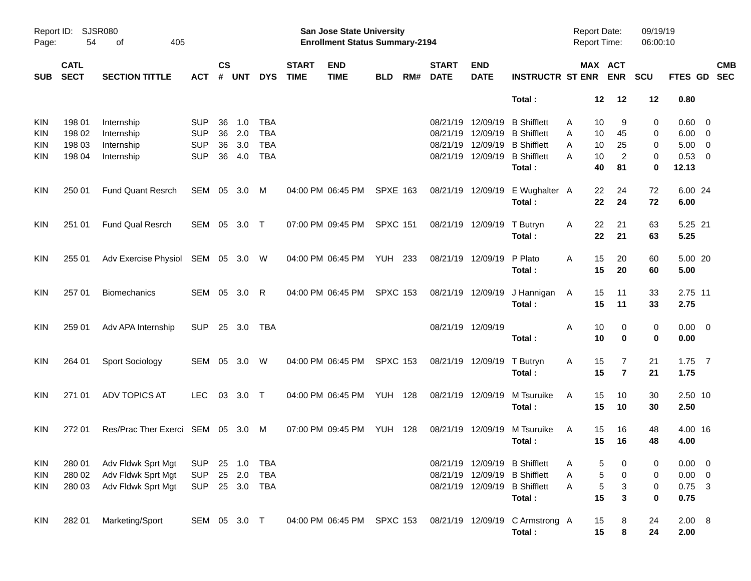Report ID: SJSR080

**San Jose State University**
**Enrollment Status Summary-2194**

Report Date: 09/19/19
Report Time: 06:00:10

| SUB | CATL SECT | SECTION TITTLE | ACT | CS # | UNT | DYS | START TIME | END TIME | BLD | RM# | START DATE | END DATE | INSTRUCTR | ST | MAX ENR | ACT ENR | SCU | FTES | GD | CMB SEC |
|---|---|---|---|---|---|---|---|---|---|---|---|---|---|---|---|---|---|---|---|---|
| | | | | | | | | | | | | | **Total :** | | **12** | **12** | **12** | **0.80** | | |
| KIN | 198 01 | Internship | SUP | 36 | 1.0 | TBA | | | | | 08/21/19 | 12/09/19 | B Shifflett | A | 10 | 9 | 0 | 0.60 | 0 | |
| KIN | 198 02 | Internship | SUP | 36 | 2.0 | TBA | | | | | 08/21/19 | 12/09/19 | B Shifflett | A | 10 | 45 | 0 | 6.00 | 0 | |
| KIN | 198 03 | Internship | SUP | 36 | 3.0 | TBA | | | | | 08/21/19 | 12/09/19 | B Shifflett | A | 10 | 25 | 0 | 5.00 | 0 | |
| KIN | 198 04 | Internship | SUP | 36 | 4.0 | TBA | | | | | 08/21/19 | 12/09/19 | B Shifflett | A | 10 | 2 | 0 | 0.53 | 0 | |
| | | | | | | | | | | | | | **Total :** | | **40** | **81** | **0** | **12.13** | | |
| KIN | 250 01 | Fund Quant Resrch | SEM | 05 | 3.0 | M | 04:00 PM | 06:45 PM | SPXE | 163 | 08/21/19 | 12/09/19 | E Wughalter | A | 22 | 24 | 72 | 6.00 | 24 | |
| | | | | | | | | | | | | | **Total :** | | **22** | **24** | **72** | **6.00** | | |
| KIN | 251 01 | Fund Qual Resrch | SEM | 05 | 3.0 | T | 07:00 PM | 09:45 PM | SPXC | 151 | 08/21/19 | 12/09/19 | T Butryn | A | 22 | 21 | 63 | 5.25 | 21 | |
| | | | | | | | | | | | | | **Total :** | | **22** | **21** | **63** | **5.25** | | |
| KIN | 255 01 | Adv Exercise Physiol | SEM | 05 | 3.0 | W | 04:00 PM | 06:45 PM | YUH | 233 | 08/21/19 | 12/09/19 | P Plato | A | 15 | 20 | 60 | 5.00 | 20 | |
| | | | | | | | | | | | | | **Total :** | | **15** | **20** | **60** | **5.00** | | |
| KIN | 257 01 | Biomechanics | SEM | 05 | 3.0 | R | 04:00 PM | 06:45 PM | SPXC | 153 | 08/21/19 | 12/09/19 | J Hannigan | A | 15 | 11 | 33 | 2.75 | 11 | |
| | | | | | | | | | | | | | **Total :** | | **15** | **11** | **33** | **2.75** | | |
| KIN | 259 01 | Adv APA Internship | SUP | 25 | 3.0 | TBA | | | | | 08/21/19 | 12/09/19 | | A | 10 | 0 | 0 | 0.00 | 0 | |
| | | | | | | | | | | | | | **Total :** | | **10** | **0** | **0** | **0.00** | | |
| KIN | 264 01 | Sport Sociology | SEM | 05 | 3.0 | W | 04:00 PM | 06:45 PM | SPXC | 153 | 08/21/19 | 12/09/19 | T Butryn | A | 15 | 7 | 21 | 1.75 | 7 | |
| | | | | | | | | | | | | | **Total :** | | **15** | **7** | **21** | **1.75** | | |
| KIN | 271 01 | ADV TOPICS AT | LEC | 03 | 3.0 | T | 04:00 PM | 06:45 PM | YUH | 128 | 08/21/19 | 12/09/19 | M Tsuruike | A | 15 | 10 | 30 | 2.50 | 10 | |
| | | | | | | | | | | | | | **Total :** | | **15** | **10** | **30** | **2.50** | | |
| KIN | 272 01 | Res/Prac Ther Exerci | SEM | 05 | 3.0 | M | 07:00 PM | 09:45 PM | YUH | 128 | 08/21/19 | 12/09/19 | M Tsuruike | A | 15 | 16 | 48 | 4.00 | 16 | |
| | | | | | | | | | | | | | **Total :** | | **15** | **16** | **48** | **4.00** | | |
| KIN | 280 01 | Adv Fldwk Sprt Mgt | SUP | 25 | 1.0 | TBA | | | | | 08/21/19 | 12/09/19 | B Shifflett | A | 5 | 0 | 0 | 0.00 | 0 | |
| KIN | 280 02 | Adv Fldwk Sprt Mgt | SUP | 25 | 2.0 | TBA | | | | | 08/21/19 | 12/09/19 | B Shifflett | A | 5 | 0 | 0 | 0.00 | 0 | |
| KIN | 280 03 | Adv Fldwk Sprt Mgt | SUP | 25 | 3.0 | TBA | | | | | 08/21/19 | 12/09/19 | B Shifflett | A | 5 | 3 | 0 | 0.75 | 3 | |
| | | | | | | | | | | | | | **Total :** | | **15** | **3** | **0** | **0.75** | | |
| KIN | 282 01 | Marketing/Sport | SEM | 05 | 3.0 | T | 04:00 PM | 06:45 PM | SPXC | 153 | 08/21/19 | 12/09/19 | C Armstrong | A | 15 | 8 | 24 | 2.00 | 8 | |
| | | | | | | | | | | | | | **Total :** | | **15** | **8** | **24** | **2.00** | | |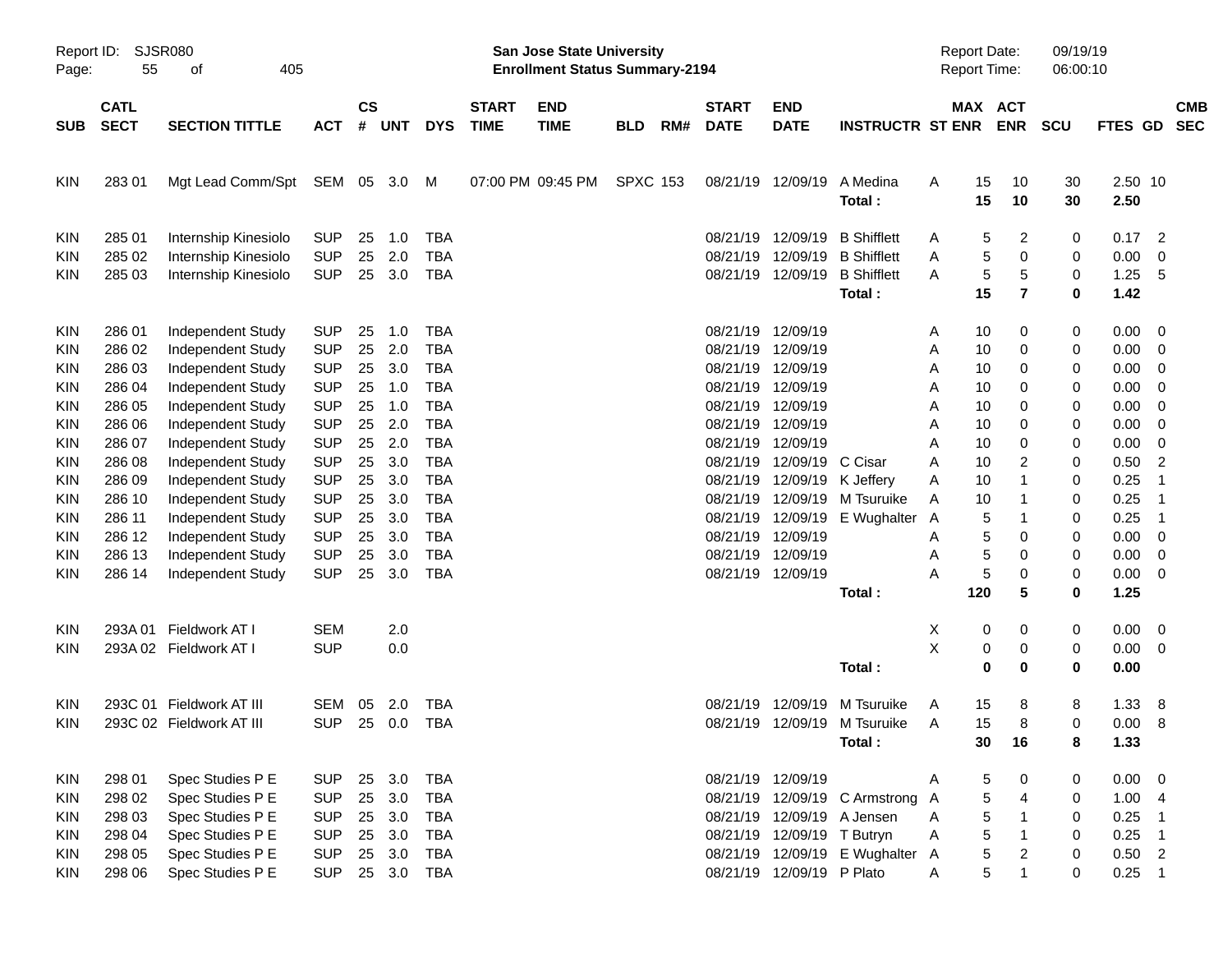Report ID: SJSR080
San Jose State University
Enrollment Status Summary-2194
Report Date: 09/19/19
Report Time: 06:00:10

| SUB | CATL SECT | SECTION TITTLE | ACT | CS # | UNT | DYS | START TIME | END TIME | BLD | RM# | START DATE | END DATE | INSTRUCTR | ST | MAX ENR | ACT ENR | SCU | FTES | GD | CMB SEC |
|---|---|---|---|---|---|---|---|---|---|---|---|---|---|---|---|---|---|---|---|---|
| KIN | 283 01 | Mgt Lead Comm/Spt | SEM | 05 | 3.0 | M | 07:00 PM | 09:45 PM | SPXC | 153 | 08/21/19 | 12/09/19 | A Medina | A | 15 | 10 | 30 | 2.50 | 10 | |
| | | | | | | | | | | | | | Total : | | 15 | 10 | 30 | 2.50 | | |
| KIN | 285 01 | Internship Kinesiolo | SUP | 25 | 1.0 | TBA | | | | | 08/21/19 | 12/09/19 | B Shifflett | A | 5 | 2 | 0 | 0.17 | 2 | |
| KIN | 285 02 | Internship Kinesiolo | SUP | 25 | 2.0 | TBA | | | | | 08/21/19 | 12/09/19 | B Shifflett | A | 5 | 0 | 0 | 0.00 | 0 | |
| KIN | 285 03 | Internship Kinesiolo | SUP | 25 | 3.0 | TBA | | | | | 08/21/19 | 12/09/19 | B Shifflett | A | 5 | 5 | 0 | 1.25 | 5 | |
| | | | | | | | | | | | | | Total : | | 15 | 7 | 0 | 1.42 | | |
| KIN | 286 01 | Independent Study | SUP | 25 | 1.0 | TBA | | | | | 08/21/19 | 12/09/19 | | A | 10 | 0 | 0 | 0.00 | 0 | |
| KIN | 286 02 | Independent Study | SUP | 25 | 2.0 | TBA | | | | | 08/21/19 | 12/09/19 | | A | 10 | 0 | 0 | 0.00 | 0 | |
| KIN | 286 03 | Independent Study | SUP | 25 | 3.0 | TBA | | | | | 08/21/19 | 12/09/19 | | A | 10 | 0 | 0 | 0.00 | 0 | |
| KIN | 286 04 | Independent Study | SUP | 25 | 1.0 | TBA | | | | | 08/21/19 | 12/09/19 | | A | 10 | 0 | 0 | 0.00 | 0 | |
| KIN | 286 05 | Independent Study | SUP | 25 | 1.0 | TBA | | | | | 08/21/19 | 12/09/19 | | A | 10 | 0 | 0 | 0.00 | 0 | |
| KIN | 286 06 | Independent Study | SUP | 25 | 2.0 | TBA | | | | | 08/21/19 | 12/09/19 | | A | 10 | 0 | 0 | 0.00 | 0 | |
| KIN | 286 07 | Independent Study | SUP | 25 | 2.0 | TBA | | | | | 08/21/19 | 12/09/19 | | A | 10 | 0 | 0 | 0.00 | 0 | |
| KIN | 286 08 | Independent Study | SUP | 25 | 3.0 | TBA | | | | | 08/21/19 | 12/09/19 | C Cisar | A | 10 | 2 | 0 | 0.50 | 2 | |
| KIN | 286 09 | Independent Study | SUP | 25 | 3.0 | TBA | | | | | 08/21/19 | 12/09/19 | K Jeffery | A | 10 | 1 | 0 | 0.25 | 1 | |
| KIN | 286 10 | Independent Study | SUP | 25 | 3.0 | TBA | | | | | 08/21/19 | 12/09/19 | M Tsuruike | A | 10 | 1 | 0 | 0.25 | 1 | |
| KIN | 286 11 | Independent Study | SUP | 25 | 3.0 | TBA | | | | | 08/21/19 | 12/09/19 | E Wughalter | A | 5 | 1 | 0 | 0.25 | 1 | |
| KIN | 286 12 | Independent Study | SUP | 25 | 3.0 | TBA | | | | | 08/21/19 | 12/09/19 | | A | 5 | 0 | 0 | 0.00 | 0 | |
| KIN | 286 13 | Independent Study | SUP | 25 | 3.0 | TBA | | | | | 08/21/19 | 12/09/19 | | A | 5 | 0 | 0 | 0.00 | 0 | |
| KIN | 286 14 | Independent Study | SUP | 25 | 3.0 | TBA | | | | | 08/21/19 | 12/09/19 | | A | 5 | 0 | 0 | 0.00 | 0 | |
| | | | | | | | | | | | | | Total : | | 120 | 5 | 0 | 1.25 | | |
| KIN | 293A 01 | Fieldwork AT I | SEM | | 2.0 | | | | | | | | | X | 0 | 0 | 0 | 0.00 | 0 | |
| KIN | 293A 02 | Fieldwork AT I | SUP | | 0.0 | | | | | | | | | X | 0 | 0 | 0 | 0.00 | 0 | |
| | | | | | | | | | | | | | Total : | | 0 | 0 | 0 | 0.00 | | |
| KIN | 293C 01 | Fieldwork AT III | SEM | 05 | 2.0 | TBA | | | | | 08/21/19 | 12/09/19 | M Tsuruike | A | 15 | 8 | 8 | 1.33 | 8 | |
| KIN | 293C 02 | Fieldwork AT III | SUP | 25 | 0.0 | TBA | | | | | 08/21/19 | 12/09/19 | M Tsuruike | A | 15 | 8 | 0 | 0.00 | 8 | |
| | | | | | | | | | | | | | Total : | | 30 | 16 | 8 | 1.33 | | |
| KIN | 298 01 | Spec Studies P E | SUP | 25 | 3.0 | TBA | | | | | 08/21/19 | 12/09/19 | | A | 5 | 0 | 0 | 0.00 | 0 | |
| KIN | 298 02 | Spec Studies P E | SUP | 25 | 3.0 | TBA | | | | | 08/21/19 | 12/09/19 | C Armstrong | A | 5 | 4 | 0 | 1.00 | 4 | |
| KIN | 298 03 | Spec Studies P E | SUP | 25 | 3.0 | TBA | | | | | 08/21/19 | 12/09/19 | A Jensen | A | 5 | 1 | 0 | 0.25 | 1 | |
| KIN | 298 04 | Spec Studies P E | SUP | 25 | 3.0 | TBA | | | | | 08/21/19 | 12/09/19 | T Butryn | A | 5 | 1 | 0 | 0.25 | 1 | |
| KIN | 298 05 | Spec Studies P E | SUP | 25 | 3.0 | TBA | | | | | 08/21/19 | 12/09/19 | E Wughalter | A | 5 | 2 | 0 | 0.50 | 2 | |
| KIN | 298 06 | Spec Studies P E | SUP | 25 | 3.0 | TBA | | | | | 08/21/19 | 12/09/19 | P Plato | A | 5 | 1 | 0 | 0.25 | 1 | |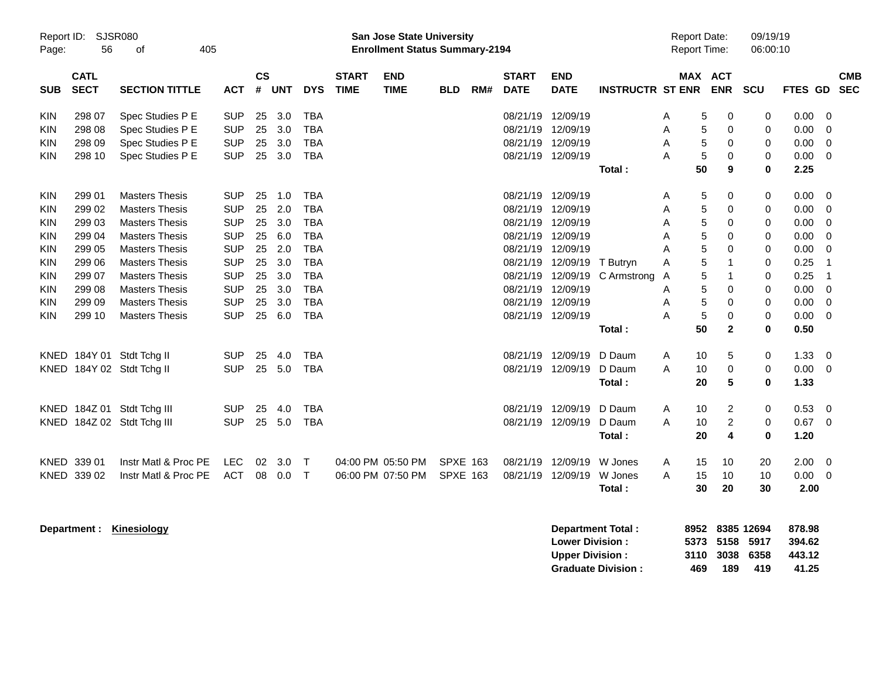Report ID: SJSR080

**San Jose State University**
**Enrollment Status Summary-2194**

Report Date: 09/19/19
Report Time: 06:00:10

| SUB | CATL SECT | SECTION TITTLE | ACT | CS # | UNT | DYS | START TIME | END TIME | BLD | RM# | START DATE | END DATE | INSTRUCTR | ST | MAX ENR | ACT ENR | SCU | FTES | GD | CMB SEC |
|---|---|---|---|---|---|---|---|---|---|---|---|---|---|---|---|---|---|---|---|---|
| KIN | 298 07 | Spec Studies P E | SUP | 25 | 3.0 | TBA | | | | | 08/21/19 | 12/09/19 | | A | 5 | 0 | 0 | 0.00 | 0 | |
| KIN | 298 08 | Spec Studies P E | SUP | 25 | 3.0 | TBA | | | | | 08/21/19 | 12/09/19 | | A | 5 | 0 | 0 | 0.00 | 0 | |
| KIN | 298 09 | Spec Studies P E | SUP | 25 | 3.0 | TBA | | | | | 08/21/19 | 12/09/19 | | A | 5 | 0 | 0 | 0.00 | 0 | |
| KIN | 298 10 | Spec Studies P E | SUP | 25 | 3.0 | TBA | | | | | 08/21/19 | 12/09/19 | | A | 5 | 0 | 0 | 0.00 | 0 | |
| | | | | | | | | | | | | | **Total :** | | **50** | **9** | **0** | **2.25** | | |
| KIN | 299 01 | Masters Thesis | SUP | 25 | 1.0 | TBA | | | | | 08/21/19 | 12/09/19 | | A | 5 | 0 | 0 | 0.00 | 0 | |
| KIN | 299 02 | Masters Thesis | SUP | 25 | 2.0 | TBA | | | | | 08/21/19 | 12/09/19 | | A | 5 | 0 | 0 | 0.00 | 0 | |
| KIN | 299 03 | Masters Thesis | SUP | 25 | 3.0 | TBA | | | | | 08/21/19 | 12/09/19 | | A | 5 | 0 | 0 | 0.00 | 0 | |
| KIN | 299 04 | Masters Thesis | SUP | 25 | 6.0 | TBA | | | | | 08/21/19 | 12/09/19 | | A | 5 | 0 | 0 | 0.00 | 0 | |
| KIN | 299 05 | Masters Thesis | SUP | 25 | 2.0 | TBA | | | | | 08/21/19 | 12/09/19 | | A | 5 | 0 | 0 | 0.00 | 0 | |
| KIN | 299 06 | Masters Thesis | SUP | 25 | 3.0 | TBA | | | | | 08/21/19 | 12/09/19 | T Butryn | A | 5 | 1 | 0 | 0.25 | 1 | |
| KIN | 299 07 | Masters Thesis | SUP | 25 | 3.0 | TBA | | | | | 08/21/19 | 12/09/19 | C Armstrong | A | 5 | 1 | 0 | 0.25 | 1 | |
| KIN | 299 08 | Masters Thesis | SUP | 25 | 3.0 | TBA | | | | | 08/21/19 | 12/09/19 | | A | 5 | 0 | 0 | 0.00 | 0 | |
| KIN | 299 09 | Masters Thesis | SUP | 25 | 3.0 | TBA | | | | | 08/21/19 | 12/09/19 | | A | 5 | 0 | 0 | 0.00 | 0 | |
| KIN | 299 10 | Masters Thesis | SUP | 25 | 6.0 | TBA | | | | | 08/21/19 | 12/09/19 | | A | 5 | 0 | 0 | 0.00 | 0 | |
| | | | | | | | | | | | | | **Total :** | | **50** | **2** | **0** | **0.50** | | |
| KNED | 184Y 01 | Stdt Tchg II | SUP | 25 | 4.0 | TBA | | | | | 08/21/19 | 12/09/19 | D Daum | A | 10 | 5 | 0 | 1.33 | 0 | |
| KNED | 184Y 02 | Stdt Tchg II | SUP | 25 | 5.0 | TBA | | | | | 08/21/19 | 12/09/19 | D Daum | A | 10 | 0 | 0 | 0.00 | 0 | |
| | | | | | | | | | | | | | **Total :** | | **20** | **5** | **0** | **1.33** | | |
| KNED | 184Z 01 | Stdt Tchg III | SUP | 25 | 4.0 | TBA | | | | | 08/21/19 | 12/09/19 | D Daum | A | 10 | 2 | 0 | 0.53 | 0 | |
| KNED | 184Z 02 | Stdt Tchg III | SUP | 25 | 5.0 | TBA | | | | | 08/21/19 | 12/09/19 | D Daum | A | 10 | 2 | 0 | 0.67 | 0 | |
| | | | | | | | | | | | | | **Total :** | | **20** | **4** | **0** | **1.20** | | |
| KNED | 339 01 | Instr Matl & Proc PE | LEC | 02 | 3.0 | T | 04:00 PM | 05:50 PM | SPXE | 163 | 08/21/19 | 12/09/19 | W Jones | A | 15 | 10 | 20 | 2.00 | 0 | |
| KNED | 339 02 | Instr Matl & Proc PE | ACT | 08 | 0.0 | T | 06:00 PM | 07:50 PM | SPXE | 163 | 08/21/19 | 12/09/19 | W Jones | A | 15 | 10 | 10 | 0.00 | 0 | |
| | | | | | | | | | | | | | **Total :** | | **30** | **20** | **30** | **2.00** | | |

**Department : Kinesiology**

| | MAX ENR | ACT ENR | SCU | FTES |
|---|---|---|---|---|
| **Department Total :** | **8952** | **8385** | **12694** | **878.98** |
| **Lower Division :** | **5373** | **5158** | **5917** | **394.62** |
| **Upper Division :** | **3110** | **3038** | **6358** | **443.12** |
| **Graduate Division :** | **469** | **189** | **419** | **41.25** |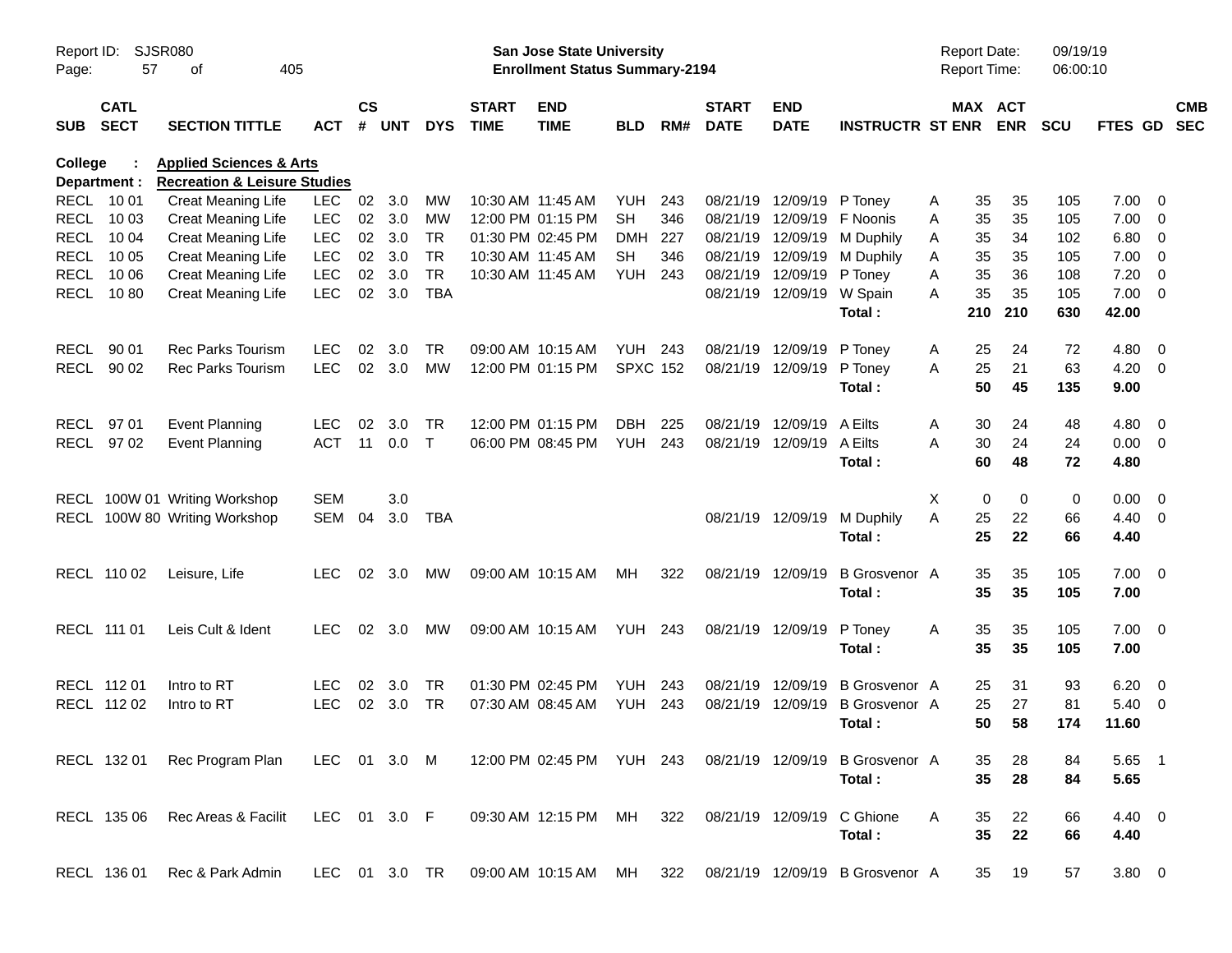San Jose State University
Enrollment Status Summary-2194

Report ID: SJSR080
Report Date: 09/19/19
Report Time: 06:00:10

College : **Applied Sciences & Arts**
Department : **Recreation & Leisure Studies**

| SUB | CATL SECT | SECTION TITTLE | ACT | CS # | UNT | DYS | START TIME | END TIME | BLD | RM# | START DATE | END DATE | INSTRUCTR | ST | MAX ENR | ACT ENR | SCU | FTES | GD | CMB SEC |
|---|---|---|---|---|---|---|---|---|---|---|---|---|---|---|---|---|---|---|---|---|
| RECL | 10 01 | Creat Meaning Life | LEC | 02 | 3.0 | MW | 10:30 AM | 11:45 AM | YUH | 243 | 08/21/19 | 12/09/19 | P Toney | A | 35 | 35 | 105 | 7.00 | 0 | |
| RECL | 10 03 | Creat Meaning Life | LEC | 02 | 3.0 | MW | 12:00 PM | 01:15 PM | SH | 346 | 08/21/19 | 12/09/19 | F Noonis | A | 35 | 35 | 105 | 7.00 | 0 | |
| RECL | 10 04 | Creat Meaning Life | LEC | 02 | 3.0 | TR | 01:30 PM | 02:45 PM | DMH | 227 | 08/21/19 | 12/09/19 | M Duphily | A | 35 | 34 | 102 | 6.80 | 0 | |
| RECL | 10 05 | Creat Meaning Life | LEC | 02 | 3.0 | TR | 10:30 AM | 11:45 AM | SH | 346 | 08/21/19 | 12/09/19 | M Duphily | A | 35 | 35 | 105 | 7.00 | 0 | |
| RECL | 10 06 | Creat Meaning Life | LEC | 02 | 3.0 | TR | 10:30 AM | 11:45 AM | YUH | 243 | 08/21/19 | 12/09/19 | P Toney | A | 35 | 36 | 108 | 7.20 | 0 | |
| RECL | 10 80 | Creat Meaning Life | LEC | 02 | 3.0 | TBA | | | | | 08/21/19 | 12/09/19 | W Spain | A | 35 | 35 | 105 | 7.00 | 0 | |
| | | | | | | | | | | | | | **Total :** | | **210** | **210** | **630** | **42.00** | | |
| RECL | 90 01 | Rec Parks Tourism | LEC | 02 | 3.0 | TR | 09:00 AM | 10:15 AM | YUH | 243 | 08/21/19 | 12/09/19 | P Toney | A | 25 | 24 | 72 | 4.80 | 0 | |
| RECL | 90 02 | Rec Parks Tourism | LEC | 02 | 3.0 | MW | 12:00 PM | 01:15 PM | SPXC | 152 | 08/21/19 | 12/09/19 | P Toney | A | 25 | 21 | 63 | 4.20 | 0 | |
| | | | | | | | | | | | | | **Total :** | | **50** | **45** | **135** | **9.00** | | |
| RECL | 97 01 | Event Planning | LEC | 02 | 3.0 | TR | 12:00 PM | 01:15 PM | DBH | 225 | 08/21/19 | 12/09/19 | A Eilts | A | 30 | 24 | 48 | 4.80 | 0 | |
| RECL | 97 02 | Event Planning | ACT | 11 | 0.0 | T | 06:00 PM | 08:45 PM | YUH | 243 | 08/21/19 | 12/09/19 | A Eilts | A | 30 | 24 | 24 | 0.00 | 0 | |
| | | | | | | | | | | | | | **Total :** | | **60** | **48** | **72** | **4.80** | | |
| RECL | 100W 01 | Writing Workshop | SEM | | 3.0 | | | | | | | | | X | 0 | 0 | 0 | 0.00 | 0 | |
| RECL | 100W 80 | Writing Workshop | SEM | 04 | 3.0 | TBA | | | | | 08/21/19 | 12/09/19 | M Duphily | A | 25 | 22 | 66 | 4.40 | 0 | |
| | | | | | | | | | | | | | **Total :** | | **25** | **22** | **66** | **4.40** | | |
| RECL | 110 02 | Leisure, Life | LEC | 02 | 3.0 | MW | 09:00 AM | 10:15 AM | MH | 322 | 08/21/19 | 12/09/19 | B Grosvenor | A | 35 | 35 | 105 | 7.00 | 0 | |
| | | | | | | | | | | | | | **Total :** | | **35** | **35** | **105** | **7.00** | | |
| RECL | 111 01 | Leis Cult & Ident | LEC | 02 | 3.0 | MW | 09:00 AM | 10:15 AM | YUH | 243 | 08/21/19 | 12/09/19 | P Toney | A | 35 | 35 | 105 | 7.00 | 0 | |
| | | | | | | | | | | | | | **Total :** | | **35** | **35** | **105** | **7.00** | | |
| RECL | 112 01 | Intro to RT | LEC | 02 | 3.0 | TR | 01:30 PM | 02:45 PM | YUH | 243 | 08/21/19 | 12/09/19 | B Grosvenor | A | 25 | 31 | 93 | 6.20 | 0 | |
| RECL | 112 02 | Intro to RT | LEC | 02 | 3.0 | TR | 07:30 AM | 08:45 AM | YUH | 243 | 08/21/19 | 12/09/19 | B Grosvenor | A | 25 | 27 | 81 | 5.40 | 0 | |
| | | | | | | | | | | | | | **Total :** | | **50** | **58** | **174** | **11.60** | | |
| RECL | 132 01 | Rec Program Plan | LEC | 01 | 3.0 | M | 12:00 PM | 02:45 PM | YUH | 243 | 08/21/19 | 12/09/19 | B Grosvenor | A | 35 | 28 | 84 | 5.65 | 1 | |
| | | | | | | | | | | | | | **Total :** | | **35** | **28** | **84** | **5.65** | | |
| RECL | 135 06 | Rec Areas & Facilit | LEC | 01 | 3.0 | F | 09:30 AM | 12:15 PM | MH | 322 | 08/21/19 | 12/09/19 | C Ghione | A | 35 | 22 | 66 | 4.40 | 0 | |
| | | | | | | | | | | | | | **Total :** | | **35** | **22** | **66** | **4.40** | | |
| RECL | 136 01 | Rec & Park Admin | LEC | 01 | 3.0 | TR | 09:00 AM | 10:15 AM | MH | 322 | 08/21/19 | 12/09/19 | B Grosvenor | A | 35 | 19 | 57 | 3.80 | 0 | |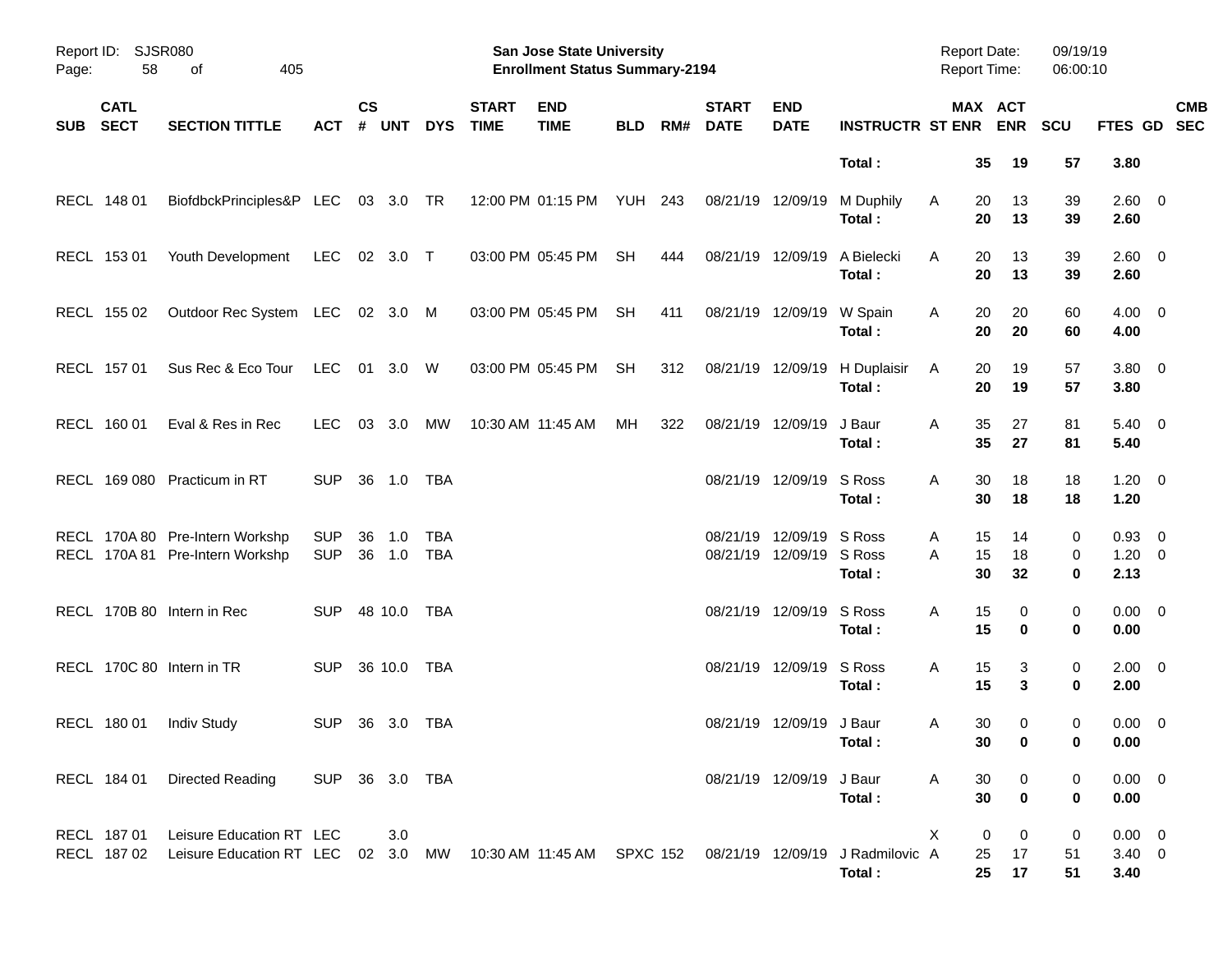| SUB | CATL SECT | SECTION TITTLE | ACT | CS # | UNT | DYS | START TIME | END TIME | BLD | RM# | START DATE | END DATE | INSTRUCTR | ST | MAX ENR | ACT ENR | SCU | FTES | GD | CMB SEC |
|---|---|---|---|---|---|---|---|---|---|---|---|---|---|---|---|---|---|---|---|---|
| | | | | | | | | | | | | | **Total :** | | **35** | **19** | **57** | **3.80** | | |
| RECL | 148 01 | BiofdbckPrinciples&P | LEC | 03 | 3.0 | TR | 12:00 PM | 01:15 PM | YUH | 243 | 08/21/19 | 12/09/19 | M Duphily | A | 20 | 13 | 39 | 2.60 | 0 | |
| | | | | | | | | | | | | | **Total :** | | **20** | **13** | **39** | **2.60** | | |
| RECL | 153 01 | Youth Development | LEC | 02 | 3.0 | T | 03:00 PM | 05:45 PM | SH | 444 | 08/21/19 | 12/09/19 | A Bielecki | A | 20 | 13 | 39 | 2.60 | 0 | |
| | | | | | | | | | | | | | **Total :** | | **20** | **13** | **39** | **2.60** | | |
| RECL | 155 02 | Outdoor Rec System | LEC | 02 | 3.0 | M | 03:00 PM | 05:45 PM | SH | 411 | 08/21/19 | 12/09/19 | W Spain | A | 20 | 20 | 60 | 4.00 | 0 | |
| | | | | | | | | | | | | | **Total :** | | **20** | **20** | **60** | **4.00** | | |
| RECL | 157 01 | Sus Rec & Eco Tour | LEC | 01 | 3.0 | W | 03:00 PM | 05:45 PM | SH | 312 | 08/21/19 | 12/09/19 | H Duplaisir | A | 20 | 19 | 57 | 3.80 | 0 | |
| | | | | | | | | | | | | | **Total :** | | **20** | **19** | **57** | **3.80** | | |
| RECL | 160 01 | Eval & Res in Rec | LEC | 03 | 3.0 | MW | 10:30 AM | 11:45 AM | MH | 322 | 08/21/19 | 12/09/19 | J Baur | A | 35 | 27 | 81 | 5.40 | 0 | |
| | | | | | | | | | | | | | **Total :** | | **35** | **27** | **81** | **5.40** | | |
| RECL | 169 080 | Practicum in RT | SUP | 36 | 1.0 | TBA | | | | | 08/21/19 | 12/09/19 | S Ross | A | 30 | 18 | 18 | 1.20 | 0 | |
| | | | | | | | | | | | | | **Total :** | | **30** | **18** | **18** | **1.20** | | |
| RECL | 170A 80 | Pre-Intern Workshp | SUP | 36 | 1.0 | TBA | | | | | 08/21/19 | 12/09/19 | S Ross | A | 15 | 14 | 0 | 0.93 | 0 | |
| RECL | 170A 81 | Pre-Intern Workshp | SUP | 36 | 1.0 | TBA | | | | | 08/21/19 | 12/09/19 | S Ross | A | 15 | 18 | 0 | 1.20 | 0 | |
| | | | | | | | | | | | | | **Total :** | | **30** | **32** | **0** | **2.13** | | |
| RECL | 170B 80 | Intern in Rec | SUP | 48 | 10.0 | TBA | | | | | 08/21/19 | 12/09/19 | S Ross | A | 15 | 0 | 0 | 0.00 | 0 | |
| | | | | | | | | | | | | | **Total :** | | **15** | **0** | **0** | **0.00** | | |
| RECL | 170C 80 | Intern in TR | SUP | 36 | 10.0 | TBA | | | | | 08/21/19 | 12/09/19 | S Ross | A | 15 | 3 | 0 | 2.00 | 0 | |
| | | | | | | | | | | | | | **Total :** | | **15** | **3** | **0** | **2.00** | | |
| RECL | 180 01 | Indiv Study | SUP | 36 | 3.0 | TBA | | | | | 08/21/19 | 12/09/19 | J Baur | A | 30 | 0 | 0 | 0.00 | 0 | |
| | | | | | | | | | | | | | **Total :** | | **30** | **0** | **0** | **0.00** | | |
| RECL | 184 01 | Directed Reading | SUP | 36 | 3.0 | TBA | | | | | 08/21/19 | 12/09/19 | J Baur | A | 30 | 0 | 0 | 0.00 | 0 | |
| | | | | | | | | | | | | | **Total :** | | **30** | **0** | **0** | **0.00** | | |
| RECL | 187 01 | Leisure Education RT | LEC | | 3.0 | | | | | | | | | X | 0 | 0 | 0 | 0.00 | 0 | |
| RECL | 187 02 | Leisure Education RT | LEC | 02 | 3.0 | MW | 10:30 AM | 11:45 AM | SPXC | 152 | 08/21/19 | 12/09/19 | J Radmilovic | A | 25 | 17 | 51 | 3.40 | 0 | |
| | | | | | | | | | | | | | **Total :** | | **25** | **17** | **51** | **3.40** | | |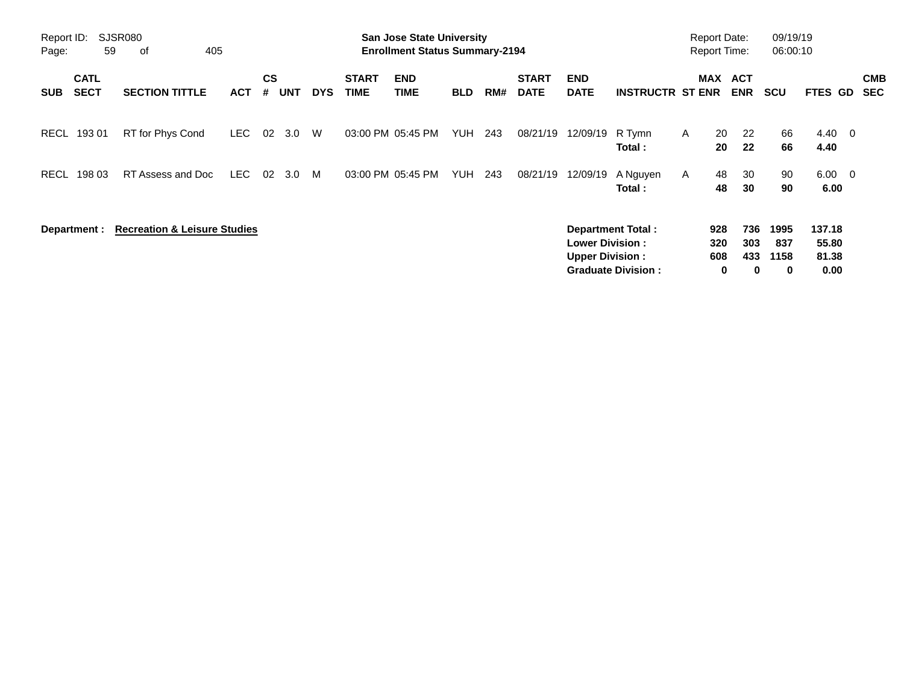| SUB | CATL SECT | SECTION TITTLE | ACT | CS # | UNT | DYS | START TIME | END TIME | BLD | RM# | START DATE | END DATE | INSTRUCTR | ST | MAX ENR | ACT ENR | SCU | FTES | GD | CMB SEC |
|---|---|---|---|---|---|---|---|---|---|---|---|---|---|---|---|---|---|---|---|---|
| RECL | 193 01 | RT for Phys Cond | LEC | 02 | 3.0 | W | 03:00 PM | 05:45 PM | YUH | 243 | 08/21/19 | 12/09/19 | R Tymn | A | 20 | 22 | 66 | 4.40 | 0 | |
| | | | | | | | | | | | | | **Total :** | | **20** | **22** | **66** | **4.40** | | |
| RECL | 198 03 | RT Assess and Doc | LEC | 02 | 3.0 | M | 03:00 PM | 05:45 PM | YUH | 243 | 08/21/19 | 12/09/19 | A Nguyen | A | 48 | 30 | 90 | 6.00 | 0 | |
| | | | | | | | | | | | | | **Total :** | | **48** | **30** | **90** | **6.00** | | |

**Department : Recreation & Leisure Studies**

| | MAX ENR | ACT ENR | SCU | FTES |
|---|---|---|---|---|
| **Department Total :** | **928** | **736** | **1995** | **137.18** |
| **Lower Division :** | **320** | **303** | **837** | **55.80** |
| **Upper Division :** | **608** | **433** | **1158** | **81.38** |
| **Graduate Division :** | **0** | **0** | **0** | **0.00** |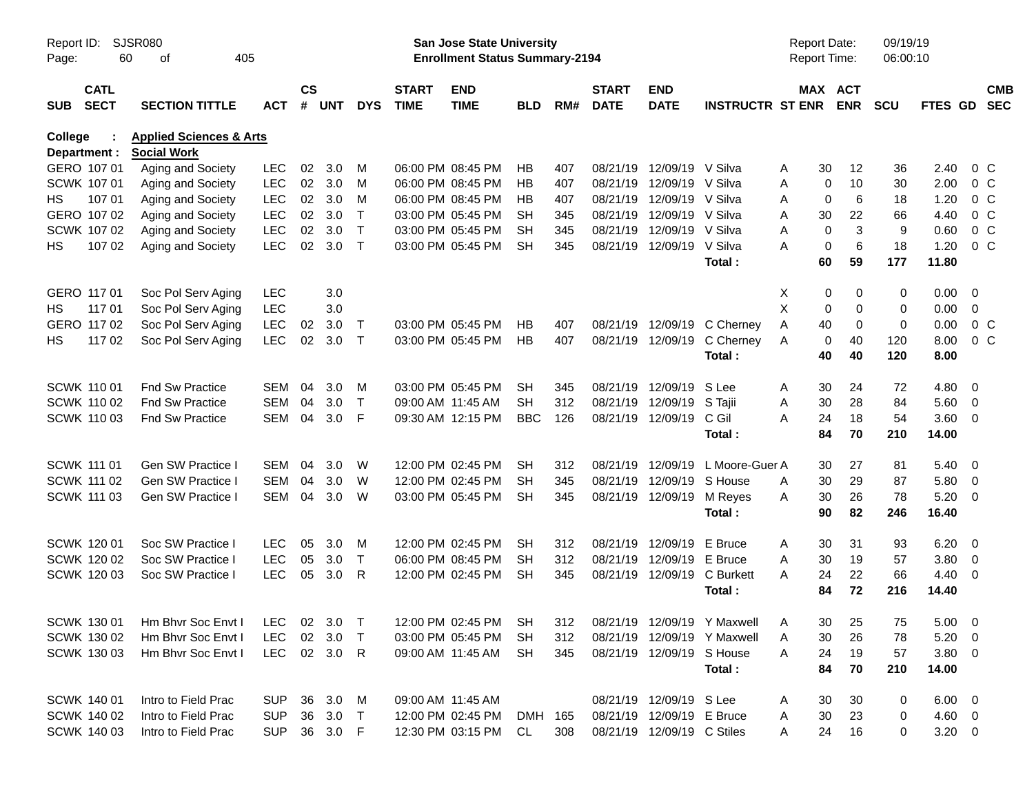Report ID: SJSR080 | San Jose State University | Report Date: 09/19/19
Enrollment Status Summary-2194 | Report Time: 06:00:10

**College : Applied Sciences & Arts**
**Department : Social Work**

| SUB | CATL SECT | SECTION TITTLE | ACT | CS # | UNT | DYS | START TIME | END TIME | BLD | RM# | START DATE | END DATE | INSTRUCTR | ST | MAX ENR | ACT ENR | SCU | FTES | GD | CMB SEC |
|---|---|---|---|---|---|---|---|---|---|---|---|---|---|---|---|---|---|---|---|---|
| GERO | 107 01 | Aging and Society | LEC | 02 | 3.0 | M | 06:00 PM | 08:45 PM | HB | 407 | 08/21/19 | 12/09/19 | V Silva | A | 30 | 12 | 36 | 2.40 | 0 | C |
| SCWK | 107 01 | Aging and Society | LEC | 02 | 3.0 | M | 06:00 PM | 08:45 PM | HB | 407 | 08/21/19 | 12/09/19 | V Silva | A | 0 | 10 | 30 | 2.00 | 0 | C |
| HS | 107 01 | Aging and Society | LEC | 02 | 3.0 | M | 06:00 PM | 08:45 PM | HB | 407 | 08/21/19 | 12/09/19 | V Silva | A | 0 | 6 | 18 | 1.20 | 0 | C |
| GERO | 107 02 | Aging and Society | LEC | 02 | 3.0 | T | 03:00 PM | 05:45 PM | SH | 345 | 08/21/19 | 12/09/19 | V Silva | A | 30 | 22 | 66 | 4.40 | 0 | C |
| SCWK | 107 02 | Aging and Society | LEC | 02 | 3.0 | T | 03:00 PM | 05:45 PM | SH | 345 | 08/21/19 | 12/09/19 | V Silva | A | 0 | 3 | 9 | 0.60 | 0 | C |
| HS | 107 02 | Aging and Society | LEC | 02 | 3.0 | T | 03:00 PM | 05:45 PM | SH | 345 | 08/21/19 | 12/09/19 | V Silva | A | 0 | 6 | 18 | 1.20 | 0 | C |
| | | | | | | | | | | | | | **Total :** | | **60** | **59** | **177** | **11.80** | | |
| GERO | 117 01 | Soc Pol Serv Aging | LEC | | 3.0 | | | | | | | | | X | 0 | 0 | 0 | 0.00 | 0 | |
| HS | 117 01 | Soc Pol Serv Aging | LEC | | 3.0 | | | | | | | | | X | 0 | 0 | 0 | 0.00 | 0 | |
| GERO | 117 02 | Soc Pol Serv Aging | LEC | 02 | 3.0 | T | 03:00 PM | 05:45 PM | HB | 407 | 08/21/19 | 12/09/19 | C Cherney | A | 40 | 0 | 0 | 0.00 | 0 | C |
| HS | 117 02 | Soc Pol Serv Aging | LEC | 02 | 3.0 | T | 03:00 PM | 05:45 PM | HB | 407 | 08/21/19 | 12/09/19 | C Cherney | A | 0 | 40 | 120 | 8.00 | 0 | C |
| | | | | | | | | | | | | | **Total :** | | **40** | **40** | **120** | **8.00** | | |
| SCWK | 110 01 | Fnd Sw Practice | SEM | 04 | 3.0 | M | 03:00 PM | 05:45 PM | SH | 345 | 08/21/19 | 12/09/19 | S Lee | A | 30 | 24 | 72 | 4.80 | 0 | |
| SCWK | 110 02 | Fnd Sw Practice | SEM | 04 | 3.0 | T | 09:00 AM | 11:45 AM | SH | 312 | 08/21/19 | 12/09/19 | S Tajii | A | 30 | 28 | 84 | 5.60 | 0 | |
| SCWK | 110 03 | Fnd Sw Practice | SEM | 04 | 3.0 | F | 09:30 AM | 12:15 PM | BBC | 126 | 08/21/19 | 12/09/19 | C Gil | A | 24 | 18 | 54 | 3.60 | 0 | |
| | | | | | | | | | | | | | **Total :** | | **84** | **70** | **210** | **14.00** | | |
| SCWK | 111 01 | Gen SW Practice I | SEM | 04 | 3.0 | W | 12:00 PM | 02:45 PM | SH | 312 | 08/21/19 | 12/09/19 | L Moore-Guer | A | 30 | 27 | 81 | 5.40 | 0 | |
| SCWK | 111 02 | Gen SW Practice I | SEM | 04 | 3.0 | W | 12:00 PM | 02:45 PM | SH | 345 | 08/21/19 | 12/09/19 | S House | A | 30 | 29 | 87 | 5.80 | 0 | |
| SCWK | 111 03 | Gen SW Practice I | SEM | 04 | 3.0 | W | 03:00 PM | 05:45 PM | SH | 345 | 08/21/19 | 12/09/19 | M Reyes | A | 30 | 26 | 78 | 5.20 | 0 | |
| | | | | | | | | | | | | | **Total :** | | **90** | **82** | **246** | **16.40** | | |
| SCWK | 120 01 | Soc SW Practice I | LEC | 05 | 3.0 | M | 12:00 PM | 02:45 PM | SH | 312 | 08/21/19 | 12/09/19 | E Bruce | A | 30 | 31 | 93 | 6.20 | 0 | |
| SCWK | 120 02 | Soc SW Practice I | LEC | 05 | 3.0 | T | 06:00 PM | 08:45 PM | SH | 312 | 08/21/19 | 12/09/19 | E Bruce | A | 30 | 19 | 57 | 3.80 | 0 | |
| SCWK | 120 03 | Soc SW Practice I | LEC | 05 | 3.0 | R | 12:00 PM | 02:45 PM | SH | 345 | 08/21/19 | 12/09/19 | C Burkett | A | 24 | 22 | 66 | 4.40 | 0 | |
| | | | | | | | | | | | | | **Total :** | | **84** | **72** | **216** | **14.40** | | |
| SCWK | 130 01 | Hm Bhvr Soc Envt I | LEC | 02 | 3.0 | T | 12:00 PM | 02:45 PM | SH | 312 | 08/21/19 | 12/09/19 | Y Maxwell | A | 30 | 25 | 75 | 5.00 | 0 | |
| SCWK | 130 02 | Hm Bhvr Soc Envt I | LEC | 02 | 3.0 | T | 03:00 PM | 05:45 PM | SH | 312 | 08/21/19 | 12/09/19 | Y Maxwell | A | 30 | 26 | 78 | 5.20 | 0 | |
| SCWK | 130 03 | Hm Bhvr Soc Envt I | LEC | 02 | 3.0 | R | 09:00 AM | 11:45 AM | SH | 345 | 08/21/19 | 12/09/19 | S House | A | 24 | 19 | 57 | 3.80 | 0 | |
| | | | | | | | | | | | | | **Total :** | | **84** | **70** | **210** | **14.00** | | |
| SCWK | 140 01 | Intro to Field Prac | SUP | 36 | 3.0 | M | 09:00 AM | 11:45 AM | | | 08/21/19 | 12/09/19 | S Lee | A | 30 | 30 | 0 | 6.00 | 0 | |
| SCWK | 140 02 | Intro to Field Prac | SUP | 36 | 3.0 | T | 12:00 PM | 02:45 PM | DMH | 165 | 08/21/19 | 12/09/19 | E Bruce | A | 30 | 23 | 0 | 4.60 | 0 | |
| SCWK | 140 03 | Intro to Field Prac | SUP | 36 | 3.0 | F | 12:30 PM | 03:15 PM | CL | 308 | 08/21/19 | 12/09/19 | C Stiles | A | 24 | 16 | 0 | 3.20 | 0 | |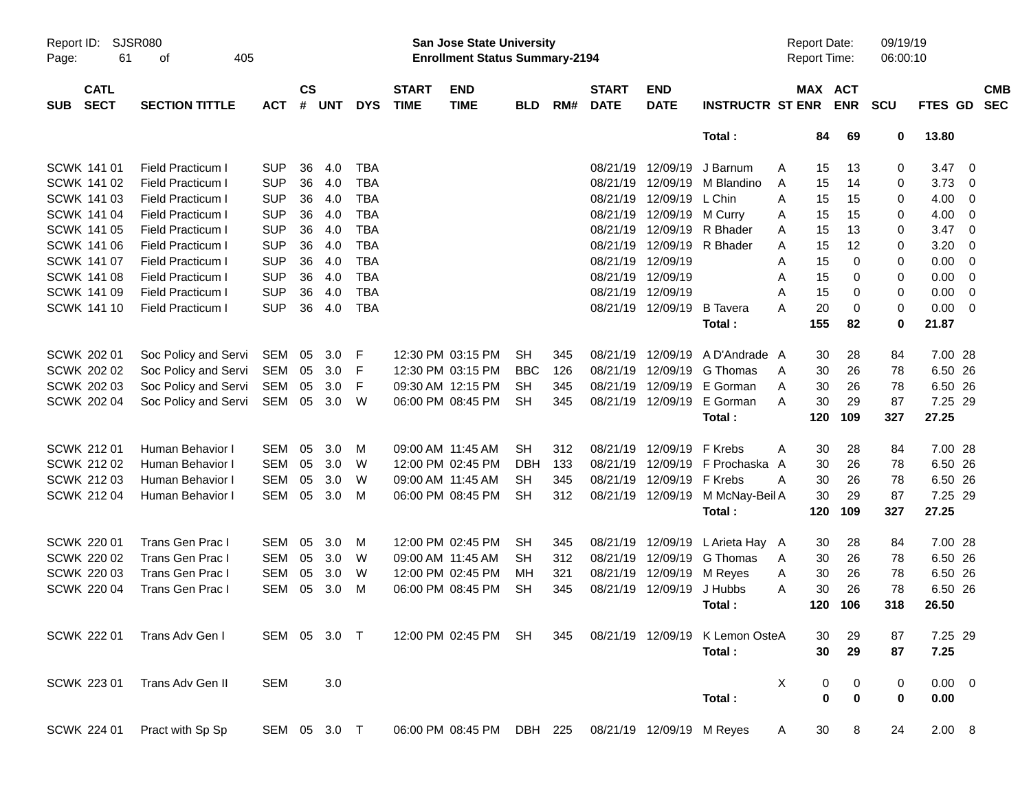| SUB | CATL SECT | SECTION TITTLE | ACT | CS # | UNT | DYS | START TIME | END TIME | BLD | RM# | START DATE | END DATE | INSTRUCTR | ST | MAX ENR | ACT ENR | SCU | FTES | GD | CMB SEC |
|---|---|---|---|---|---|---|---|---|---|---|---|---|---|---|---|---|---|---|---|---|
| | | | | | | | | | | | | | Total : | | 84 | 69 | 0 | 13.80 | | |
| SCWK | 141 01 | Field Practicum I | SUP | 36 | 4.0 | TBA | | | | | 08/21/19 | 12/09/19 | J Barnum | A | 15 | 13 | 0 | 3.47 | 0 | |
| SCWK | 141 02 | Field Practicum I | SUP | 36 | 4.0 | TBA | | | | | 08/21/19 | 12/09/19 | M Blandino | A | 15 | 14 | 0 | 3.73 | 0 | |
| SCWK | 141 03 | Field Practicum I | SUP | 36 | 4.0 | TBA | | | | | 08/21/19 | 12/09/19 | L Chin | A | 15 | 15 | 0 | 4.00 | 0 | |
| SCWK | 141 04 | Field Practicum I | SUP | 36 | 4.0 | TBA | | | | | 08/21/19 | 12/09/19 | M Curry | A | 15 | 15 | 0 | 4.00 | 0 | |
| SCWK | 141 05 | Field Practicum I | SUP | 36 | 4.0 | TBA | | | | | 08/21/19 | 12/09/19 | R Bhader | A | 15 | 13 | 0 | 3.47 | 0 | |
| SCWK | 141 06 | Field Practicum I | SUP | 36 | 4.0 | TBA | | | | | 08/21/19 | 12/09/19 | R Bhader | A | 15 | 12 | 0 | 3.20 | 0 | |
| SCWK | 141 07 | Field Practicum I | SUP | 36 | 4.0 | TBA | | | | | 08/21/19 | 12/09/19 | | A | 15 | 0 | 0 | 0.00 | 0 | |
| SCWK | 141 08 | Field Practicum I | SUP | 36 | 4.0 | TBA | | | | | 08/21/19 | 12/09/19 | | A | 15 | 0 | 0 | 0.00 | 0 | |
| SCWK | 141 09 | Field Practicum I | SUP | 36 | 4.0 | TBA | | | | | 08/21/19 | 12/09/19 | | A | 15 | 0 | 0 | 0.00 | 0 | |
| SCWK | 141 10 | Field Practicum I | SUP | 36 | 4.0 | TBA | | | | | 08/21/19 | 12/09/19 | B Tavera | A | 20 | 0 | 0 | 0.00 | 0 | |
| | | | | | | | | | | | | | Total : | | 155 | 82 | 0 | 21.87 | | |
| SCWK | 202 01 | Soc Policy and Servi | SEM | 05 | 3.0 | F | 12:30 PM | 03:15 PM | SH | 345 | 08/21/19 | 12/09/19 | A D'Andrade | A | 30 | 28 | 84 | 7.00 | 28 | |
| SCWK | 202 02 | Soc Policy and Servi | SEM | 05 | 3.0 | F | 12:30 PM | 03:15 PM | BBC | 126 | 08/21/19 | 12/09/19 | G Thomas | A | 30 | 26 | 78 | 6.50 | 26 | |
| SCWK | 202 03 | Soc Policy and Servi | SEM | 05 | 3.0 | F | 09:30 AM | 12:15 PM | SH | 345 | 08/21/19 | 12/09/19 | E Gorman | A | 30 | 26 | 78 | 6.50 | 26 | |
| SCWK | 202 04 | Soc Policy and Servi | SEM | 05 | 3.0 | W | 06:00 PM | 08:45 PM | SH | 345 | 08/21/19 | 12/09/19 | E Gorman | A | 30 | 29 | 87 | 7.25 | 29 | |
| | | | | | | | | | | | | | Total : | | 120 | 109 | 327 | 27.25 | | |
| SCWK | 212 01 | Human Behavior I | SEM | 05 | 3.0 | M | 09:00 AM | 11:45 AM | SH | 312 | 08/21/19 | 12/09/19 | F Krebs | A | 30 | 28 | 84 | 7.00 | 28 | |
| SCWK | 212 02 | Human Behavior I | SEM | 05 | 3.0 | W | 12:00 PM | 02:45 PM | DBH | 133 | 08/21/19 | 12/09/19 | F Prochaska | A | 30 | 26 | 78 | 6.50 | 26 | |
| SCWK | 212 03 | Human Behavior I | SEM | 05 | 3.0 | W | 09:00 AM | 11:45 AM | SH | 345 | 08/21/19 | 12/09/19 | F Krebs | A | 30 | 26 | 78 | 6.50 | 26 | |
| SCWK | 212 04 | Human Behavior I | SEM | 05 | 3.0 | M | 06:00 PM | 08:45 PM | SH | 312 | 08/21/19 | 12/09/19 | M McNay-Beil | A | 30 | 29 | 87 | 7.25 | 29 | |
| | | | | | | | | | | | | | Total : | | 120 | 109 | 327 | 27.25 | | |
| SCWK | 220 01 | Trans Gen Prac I | SEM | 05 | 3.0 | M | 12:00 PM | 02:45 PM | SH | 345 | 08/21/19 | 12/09/19 | L Arieta Hay | A | 30 | 28 | 84 | 7.00 | 28 | |
| SCWK | 220 02 | Trans Gen Prac I | SEM | 05 | 3.0 | W | 09:00 AM | 11:45 AM | SH | 312 | 08/21/19 | 12/09/19 | G Thomas | A | 30 | 26 | 78 | 6.50 | 26 | |
| SCWK | 220 03 | Trans Gen Prac I | SEM | 05 | 3.0 | W | 12:00 PM | 02:45 PM | MH | 321 | 08/21/19 | 12/09/19 | M Reyes | A | 30 | 26 | 78 | 6.50 | 26 | |
| SCWK | 220 04 | Trans Gen Prac I | SEM | 05 | 3.0 | M | 06:00 PM | 08:45 PM | SH | 345 | 08/21/19 | 12/09/19 | J Hubbs | A | 30 | 26 | 78 | 6.50 | 26 | |
| | | | | | | | | | | | | | Total : | | 120 | 106 | 318 | 26.50 | | |
| SCWK | 222 01 | Trans Adv Gen I | SEM | 05 | 3.0 | T | 12:00 PM | 02:45 PM | SH | 345 | 08/21/19 | 12/09/19 | K Lemon Oste | A | 30 | 29 | 87 | 7.25 | 29 | |
| | | | | | | | | | | | | | Total : | | 30 | 29 | 87 | 7.25 | | |
| SCWK | 223 01 | Trans Adv Gen II | SEM | | 3.0 | | | | | | | | | X | 0 | 0 | 0 | 0.00 | 0 | |
| | | | | | | | | | | | | | Total : | | 0 | 0 | 0 | 0.00 | | |
| SCWK | 224 01 | Pract with Sp Sp | SEM | 05 | 3.0 | T | 06:00 PM | 08:45 PM | DBH | 225 | 08/21/19 | 12/09/19 | M Reyes | A | 30 | 8 | 24 | 2.00 | 8 | |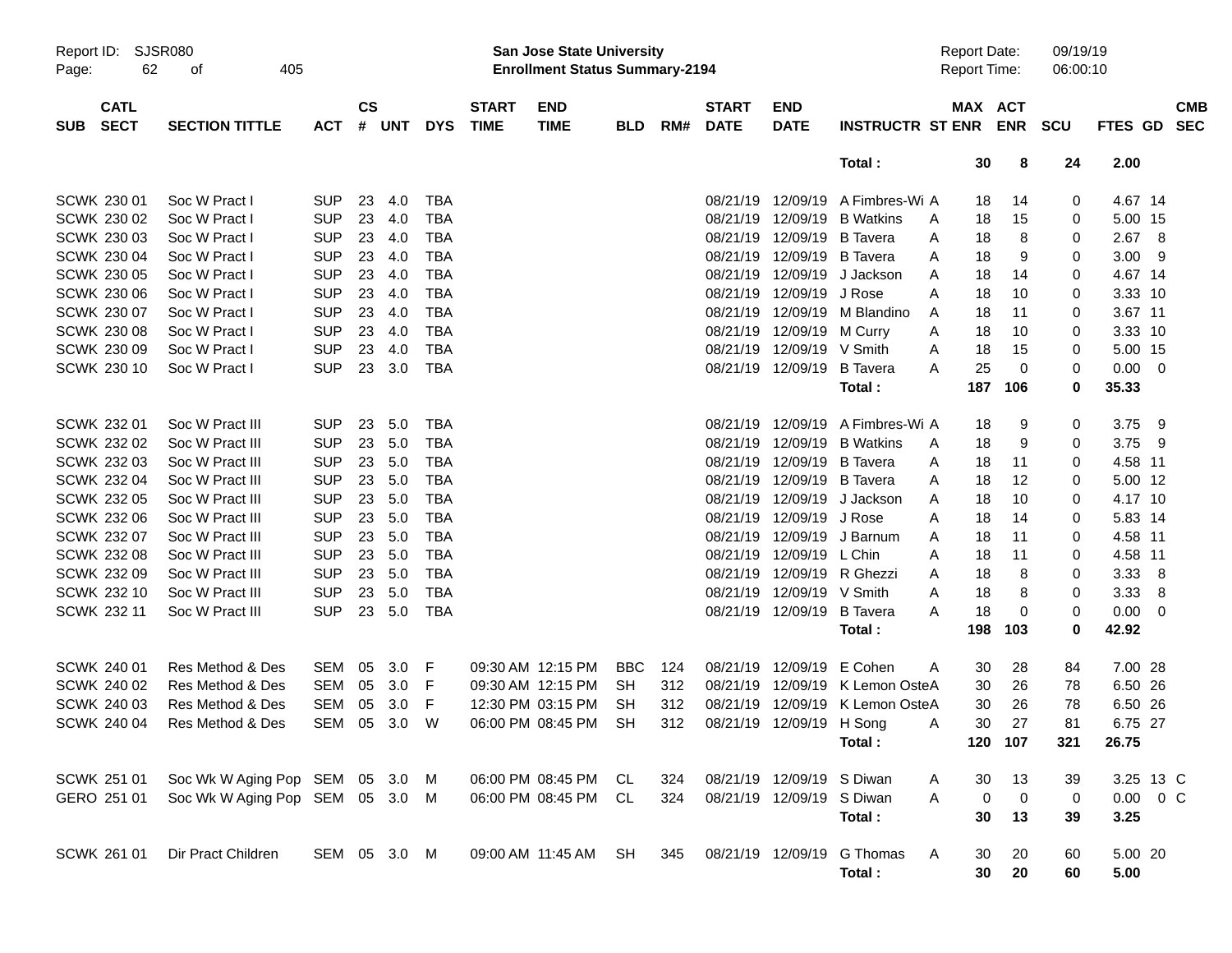Report ID: SJSR080
Page: 62 of 405

**San Jose State University**
**Enrollment Status Summary-2194**

Report Date: 09/19/19
Report Time: 06:00:10

| SUB | CATL SECT | SECTION TITTLE | ACT | CS # | UNT | DYS | START TIME | END TIME | BLD | RM# | START DATE | END DATE | INSTRUCTR | ST | MAX ENR | ACT ENR | SCU | FTES | GD | CMB SEC |
|---|---|---|---|---|---|---|---|---|---|---|---|---|---|---|---|---|---|---|---|---|
| | | | | | | | | | | | | | Total : | | 30 | 8 | 24 | 2.00 | | |
| SCWK | 230 01 | Soc W Pract I | SUP | 23 | 4.0 | TBA | | | | | 08/21/19 | 12/09/19 | A Fimbres-Wi | A | 18 | 14 | 0 | 4.67 | 14 | |
| SCWK | 230 02 | Soc W Pract I | SUP | 23 | 4.0 | TBA | | | | | 08/21/19 | 12/09/19 | B Watkins | A | 18 | 15 | 0 | 5.00 | 15 | |
| SCWK | 230 03 | Soc W Pract I | SUP | 23 | 4.0 | TBA | | | | | 08/21/19 | 12/09/19 | B Tavera | A | 18 | 8 | 0 | 2.67 | 8 | |
| SCWK | 230 04 | Soc W Pract I | SUP | 23 | 4.0 | TBA | | | | | 08/21/19 | 12/09/19 | B Tavera | A | 18 | 9 | 0 | 3.00 | 9 | |
| SCWK | 230 05 | Soc W Pract I | SUP | 23 | 4.0 | TBA | | | | | 08/21/19 | 12/09/19 | J Jackson | A | 18 | 14 | 0 | 4.67 | 14 | |
| SCWK | 230 06 | Soc W Pract I | SUP | 23 | 4.0 | TBA | | | | | 08/21/19 | 12/09/19 | J Rose | A | 18 | 10 | 0 | 3.33 | 10 | |
| SCWK | 230 07 | Soc W Pract I | SUP | 23 | 4.0 | TBA | | | | | 08/21/19 | 12/09/19 | M Blandino | A | 18 | 11 | 0 | 3.67 | 11 | |
| SCWK | 230 08 | Soc W Pract I | SUP | 23 | 4.0 | TBA | | | | | 08/21/19 | 12/09/19 | M Curry | A | 18 | 10 | 0 | 3.33 | 10 | |
| SCWK | 230 09 | Soc W Pract I | SUP | 23 | 4.0 | TBA | | | | | 08/21/19 | 12/09/19 | V Smith | A | 18 | 15 | 0 | 5.00 | 15 | |
| SCWK | 230 10 | Soc W Pract I | SUP | 23 | 3.0 | TBA | | | | | 08/21/19 | 12/09/19 | B Tavera | A | 25 | 0 | 0 | 0.00 | 0 | |
| | | | | | | | | | | | | | Total : | | 187 | 106 | 0 | 35.33 | | |
| SCWK | 232 01 | Soc W Pract III | SUP | 23 | 5.0 | TBA | | | | | 08/21/19 | 12/09/19 | A Fimbres-Wi | A | 18 | 9 | 0 | 3.75 | 9 | |
| SCWK | 232 02 | Soc W Pract III | SUP | 23 | 5.0 | TBA | | | | | 08/21/19 | 12/09/19 | B Watkins | A | 18 | 9 | 0 | 3.75 | 9 | |
| SCWK | 232 03 | Soc W Pract III | SUP | 23 | 5.0 | TBA | | | | | 08/21/19 | 12/09/19 | B Tavera | A | 18 | 11 | 0 | 4.58 | 11 | |
| SCWK | 232 04 | Soc W Pract III | SUP | 23 | 5.0 | TBA | | | | | 08/21/19 | 12/09/19 | B Tavera | A | 18 | 12 | 0 | 5.00 | 12 | |
| SCWK | 232 05 | Soc W Pract III | SUP | 23 | 5.0 | TBA | | | | | 08/21/19 | 12/09/19 | J Jackson | A | 18 | 10 | 0 | 4.17 | 10 | |
| SCWK | 232 06 | Soc W Pract III | SUP | 23 | 5.0 | TBA | | | | | 08/21/19 | 12/09/19 | J Rose | A | 18 | 14 | 0 | 5.83 | 14 | |
| SCWK | 232 07 | Soc W Pract III | SUP | 23 | 5.0 | TBA | | | | | 08/21/19 | 12/09/19 | J Barnum | A | 18 | 11 | 0 | 4.58 | 11 | |
| SCWK | 232 08 | Soc W Pract III | SUP | 23 | 5.0 | TBA | | | | | 08/21/19 | 12/09/19 | L Chin | A | 18 | 11 | 0 | 4.58 | 11 | |
| SCWK | 232 09 | Soc W Pract III | SUP | 23 | 5.0 | TBA | | | | | 08/21/19 | 12/09/19 | R Ghezzi | A | 18 | 8 | 0 | 3.33 | 8 | |
| SCWK | 232 10 | Soc W Pract III | SUP | 23 | 5.0 | TBA | | | | | 08/21/19 | 12/09/19 | V Smith | A | 18 | 8 | 0 | 3.33 | 8 | |
| SCWK | 232 11 | Soc W Pract III | SUP | 23 | 5.0 | TBA | | | | | 08/21/19 | 12/09/19 | B Tavera | A | 18 | 0 | 0 | 0.00 | 0 | |
| | | | | | | | | | | | | | Total : | | 198 | 103 | 0 | 42.92 | | |
| SCWK | 240 01 | Res Method & Des | SEM | 05 | 3.0 | F | 09:30 AM | 12:15 PM | BBC | 124 | 08/21/19 | 12/09/19 | E Cohen | A | 30 | 28 | 84 | 7.00 | 28 | |
| SCWK | 240 02 | Res Method & Des | SEM | 05 | 3.0 | F | 09:30 AM | 12:15 PM | SH | 312 | 08/21/19 | 12/09/19 | K Lemon Oste | A | 30 | 26 | 78 | 6.50 | 26 | |
| SCWK | 240 03 | Res Method & Des | SEM | 05 | 3.0 | F | 12:30 PM | 03:15 PM | SH | 312 | 08/21/19 | 12/09/19 | K Lemon Oste | A | 30 | 26 | 78 | 6.50 | 26 | |
| SCWK | 240 04 | Res Method & Des | SEM | 05 | 3.0 | W | 06:00 PM | 08:45 PM | SH | 312 | 08/21/19 | 12/09/19 | H Song | A | 30 | 27 | 81 | 6.75 | 27 | |
| | | | | | | | | | | | | | Total : | | 120 | 107 | 321 | 26.75 | | |
| SCWK | 251 01 | Soc Wk W Aging Pop | SEM | 05 | 3.0 | M | 06:00 PM | 08:45 PM | CL | 324 | 08/21/19 | 12/09/19 | S Diwan | A | 30 | 13 | 39 | 3.25 | 13 | C |
| GERO | 251 01 | Soc Wk W Aging Pop | SEM | 05 | 3.0 | M | 06:00 PM | 08:45 PM | CL | 324 | 08/21/19 | 12/09/19 | S Diwan | A | 0 | 0 | 0 | 0.00 | 0 | C |
| | | | | | | | | | | | | | Total : | | 30 | 13 | 39 | 3.25 | | |
| SCWK | 261 01 | Dir Pract Children | SEM | 05 | 3.0 | M | 09:00 AM | 11:45 AM | SH | 345 | 08/21/19 | 12/09/19 | G Thomas | A | 30 | 20 | 60 | 5.00 | 20 | |
| | | | | | | | | | | | | | Total : | | 30 | 20 | 60 | 5.00 | | |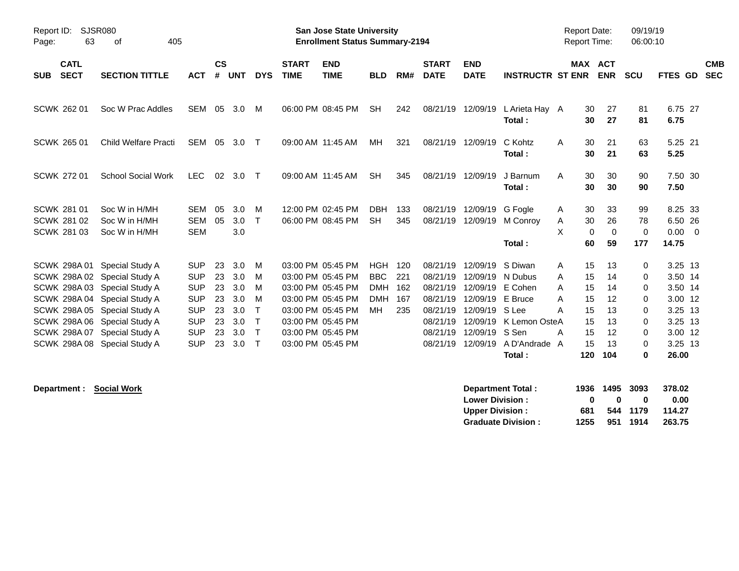Report ID: SJSR080
Page: 63 of 405

**San Jose State University**
**Enrollment Status Summary-2194**

Report Date: 09/19/19
Report Time: 06:00:10

| SUB | CATL SECT | SECTION TITTLE | ACT | CS # | UNT | DYS | START TIME | END TIME | BLD | RM# | START DATE | END DATE | INSTRUCTR | ST | MAX ENR | ACT ENR | SCU | FTES | GD | CMB SEC |
|---|---|---|---|---|---|---|---|---|---|---|---|---|---|---|---|---|---|---|---|---|
| SCWK | 262 01 | Soc W Prac Addles | SEM | 05 | 3.0 | M | 06:00 PM | 08:45 PM | SH | 242 | 08/21/19 | 12/09/19 | L Arieta Hay | A | 30 | 27 | 81 | 6.75 | 27 | |
| | | | | | | | | | | | | | **Total :** | | **30** | **27** | **81** | **6.75** | | |
| SCWK | 265 01 | Child Welfare Practi | SEM | 05 | 3.0 | T | 09:00 AM | 11:45 AM | MH | 321 | 08/21/19 | 12/09/19 | C Kohtz | A | 30 | 21 | 63 | 5.25 | 21 | |
| | | | | | | | | | | | | | **Total :** | | **30** | **21** | **63** | **5.25** | | |
| SCWK | 272 01 | School Social Work | LEC | 02 | 3.0 | T | 09:00 AM | 11:45 AM | SH | 345 | 08/21/19 | 12/09/19 | J Barnum | A | 30 | 30 | 90 | 7.50 | 30 | |
| | | | | | | | | | | | | | **Total :** | | **30** | **30** | **90** | **7.50** | | |
| SCWK | 281 01 | Soc W in H/MH | SEM | 05 | 3.0 | M | 12:00 PM | 02:45 PM | DBH | 133 | 08/21/19 | 12/09/19 | G Fogle | A | 30 | 33 | 99 | 8.25 | 33 | |
| SCWK | 281 02 | Soc W in H/MH | SEM | 05 | 3.0 | T | 06:00 PM | 08:45 PM | SH | 345 | 08/21/19 | 12/09/19 | M Conroy | A | 30 | 26 | 78 | 6.50 | 26 | |
| SCWK | 281 03 | Soc W in H/MH | SEM | | 3.0 | | | | | | | | | X | 0 | 0 | 0 | 0.00 | 0 | |
| | | | | | | | | | | | | | **Total :** | | **60** | **59** | **177** | **14.75** | | |
| SCWK | 298A 01 | Special Study A | SUP | 23 | 3.0 | M | 03:00 PM | 05:45 PM | HGH | 120 | 08/21/19 | 12/09/19 | S Diwan | A | 15 | 13 | 0 | 3.25 | 13 | |
| SCWK | 298A 02 | Special Study A | SUP | 23 | 3.0 | M | 03:00 PM | 05:45 PM | BBC | 221 | 08/21/19 | 12/09/19 | N Dubus | A | 15 | 14 | 0 | 3.50 | 14 | |
| SCWK | 298A 03 | Special Study A | SUP | 23 | 3.0 | M | 03:00 PM | 05:45 PM | DMH | 162 | 08/21/19 | 12/09/19 | E Cohen | A | 15 | 14 | 0 | 3.50 | 14 | |
| SCWK | 298A 04 | Special Study A | SUP | 23 | 3.0 | M | 03:00 PM | 05:45 PM | DMH | 167 | 08/21/19 | 12/09/19 | E Bruce | A | 15 | 12 | 0 | 3.00 | 12 | |
| SCWK | 298A 05 | Special Study A | SUP | 23 | 3.0 | T | 03:00 PM | 05:45 PM | MH | 235 | 08/21/19 | 12/09/19 | S Lee | A | 15 | 13 | 0 | 3.25 | 13 | |
| SCWK | 298A 06 | Special Study A | SUP | 23 | 3.0 | T | 03:00 PM | 05:45 PM | | | 08/21/19 | 12/09/19 | K Lemon Oste | A | 15 | 13 | 0 | 3.25 | 13 | |
| SCWK | 298A 07 | Special Study A | SUP | 23 | 3.0 | T | 03:00 PM | 05:45 PM | | | 08/21/19 | 12/09/19 | S Sen | A | 15 | 12 | 0 | 3.00 | 12 | |
| SCWK | 298A 08 | Special Study A | SUP | 23 | 3.0 | T | 03:00 PM | 05:45 PM | | | 08/21/19 | 12/09/19 | A D'Andrade | A | 15 | 13 | 0 | 3.25 | 13 | |
| | | | | | | | | | | | | | **Total :** | | **120** | **104** | **0** | **26.00** | | |

**Department : Social Work**

| | MAX ENR | ACT ENR | SCU | FTES |
|---|---|---|---|---|
| **Department Total :** | **1936** | **1495** | **3093** | **378.02** |
| **Lower Division :** | **0** | **0** | **0** | **0.00** |
| **Upper Division :** | **681** | **544** | **1179** | **114.27** |
| **Graduate Division :** | **1255** | **951** | **1914** | **263.75** |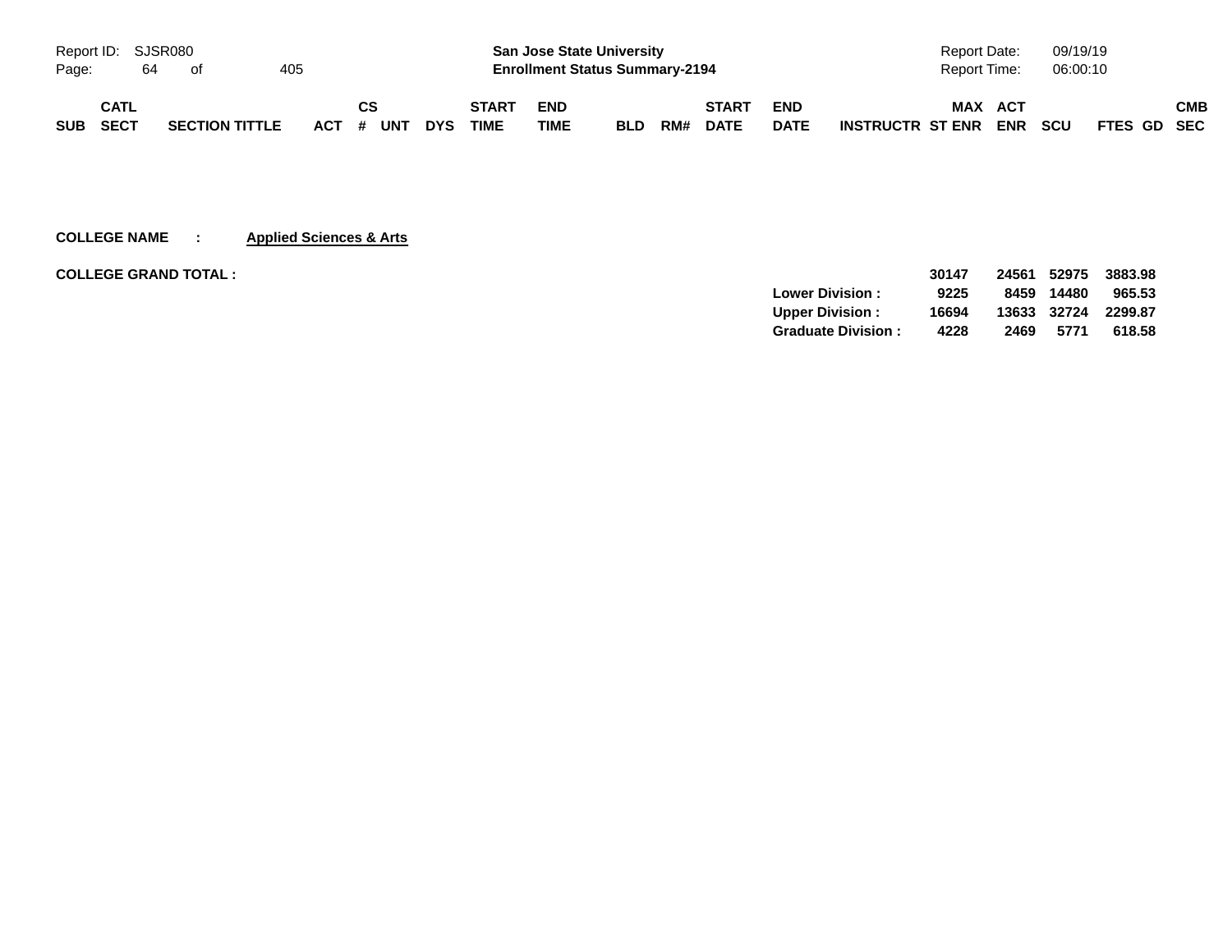| SUB | CATL SECT | SECTION TITTLE | ACT | CS # | UNT | DYS | START TIME | END TIME | BLD | RM# | START DATE | END DATE | INSTRUCTR | MAX ST ENR | ACT ENR | SCU | FTES | GD | CMB SEC |
|---|---|---|---|---|---|---|---|---|---|---|---|---|---|---|---|---|---|---|---|

**COLLEGE NAME : Applied Sciences & Arts**

| | | MAX ST ENR | ACT ENR | SCU | FTES |
|---|---|---|---|---|---|
| **COLLEGE GRAND TOTAL :** | | 30147 | 24561 | 52975 | 3883.98 |
| | Lower Division : | 9225 | 8459 | 14480 | 965.53 |
| | Upper Division : | 16694 | 13633 | 32724 | 2299.87 |
| | Graduate Division : | 4228 | 2469 | 5771 | 618.58 |